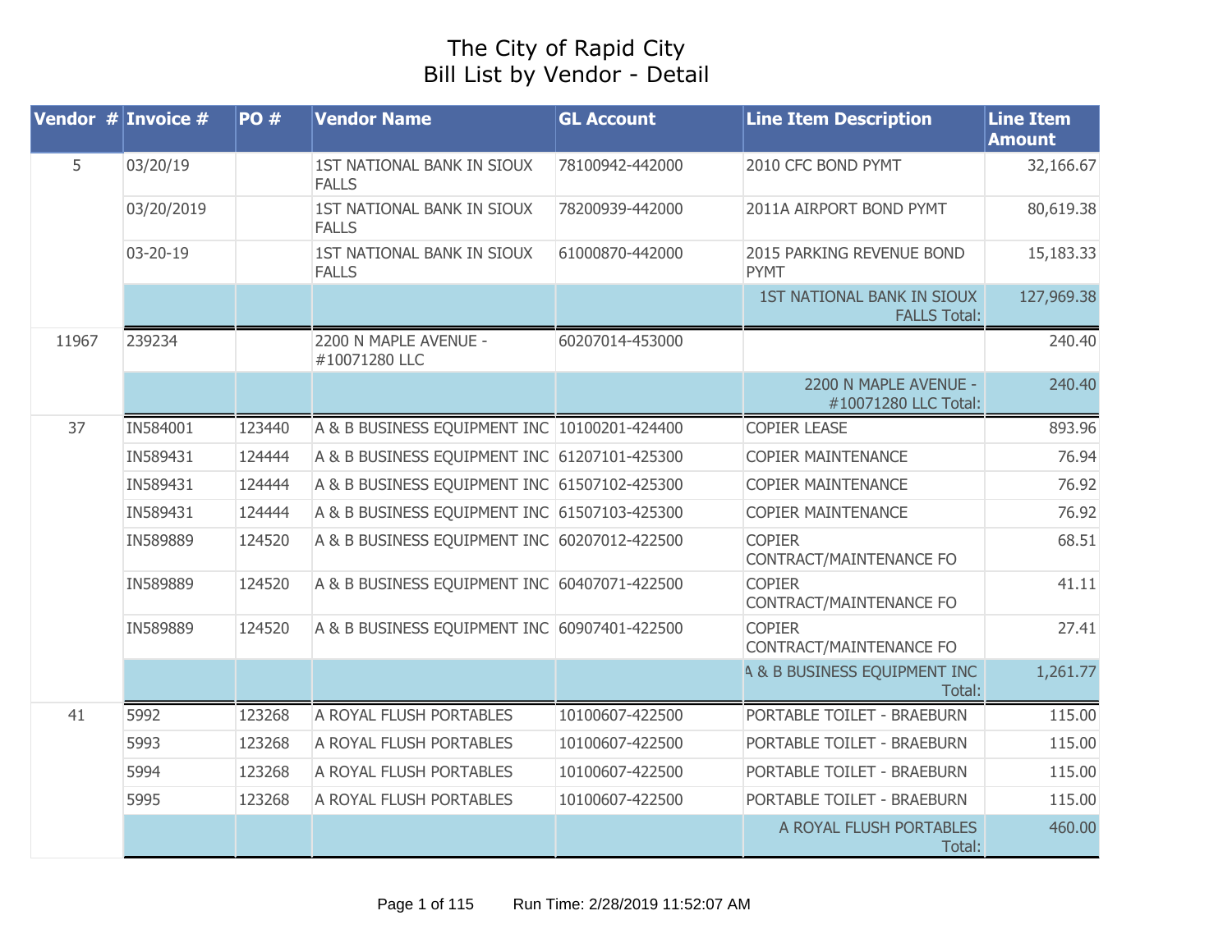# The City of Rapid City
## Bill List by Vendor - Detail

| Vendor # | Invoice # | PO # | Vendor Name | GL Account | Line Item Description | Line Item Amount |
|---|---|---|---|---|---|---|
| 5 | 03/20/19 | | 1ST NATIONAL BANK IN SIOUX FALLS | 78100942-442000 | 2010 CFC BOND PYMT | 32,166.67 |
| | 03/20/2019 | | 1ST NATIONAL BANK IN SIOUX FALLS | 78200939-442000 | 2011A AIRPORT BOND PYMT | 80,619.38 |
| | 03-20-19 | | 1ST NATIONAL BANK IN SIOUX FALLS | 61000870-442000 | 2015 PARKING REVENUE BOND PYMT | 15,183.33 |
| | | | | | 1ST NATIONAL BANK IN SIOUX FALLS Total: | 127,969.38 |
| 11967 | 239234 | | 2200 N MAPLE AVENUE - #10071280 LLC | 60207014-453000 | | 240.40 |
| | | | | | 2200 N MAPLE AVENUE - #10071280 LLC Total: | 240.40 |
| 37 | IN584001 | 123440 | A & B BUSINESS EQUIPMENT INC | 10100201-424400 | COPIER LEASE | 893.96 |
| | IN589431 | 124444 | A & B BUSINESS EQUIPMENT INC | 61207101-425300 | COPIER MAINTENANCE | 76.94 |
| | IN589431 | 124444 | A & B BUSINESS EQUIPMENT INC | 61507102-425300 | COPIER MAINTENANCE | 76.92 |
| | IN589431 | 124444 | A & B BUSINESS EQUIPMENT INC | 61507103-425300 | COPIER MAINTENANCE | 76.92 |
| | IN589889 | 124520 | A & B BUSINESS EQUIPMENT INC | 60207012-422500 | COPIER CONTRACT/MAINTENANCE FO | 68.51 |
| | IN589889 | 124520 | A & B BUSINESS EQUIPMENT INC | 60407071-422500 | COPIER CONTRACT/MAINTENANCE FO | 41.11 |
| | IN589889 | 124520 | A & B BUSINESS EQUIPMENT INC | 60907401-422500 | COPIER CONTRACT/MAINTENANCE FO | 27.41 |
| | | | | | A & B BUSINESS EQUIPMENT INC Total: | 1,261.77 |
| 41 | 5992 | 123268 | A ROYAL FLUSH PORTABLES | 10100607-422500 | PORTABLE TOILET - BRAEBURN | 115.00 |
| | 5993 | 123268 | A ROYAL FLUSH PORTABLES | 10100607-422500 | PORTABLE TOILET - BRAEBURN | 115.00 |
| | 5994 | 123268 | A ROYAL FLUSH PORTABLES | 10100607-422500 | PORTABLE TOILET - BRAEBURN | 115.00 |
| | 5995 | 123268 | A ROYAL FLUSH PORTABLES | 10100607-422500 | PORTABLE TOILET - BRAEBURN | 115.00 |
| | | | | | A ROYAL FLUSH PORTABLES Total: | 460.00 |

Run Time: 2/28/2019 11:52:07 AM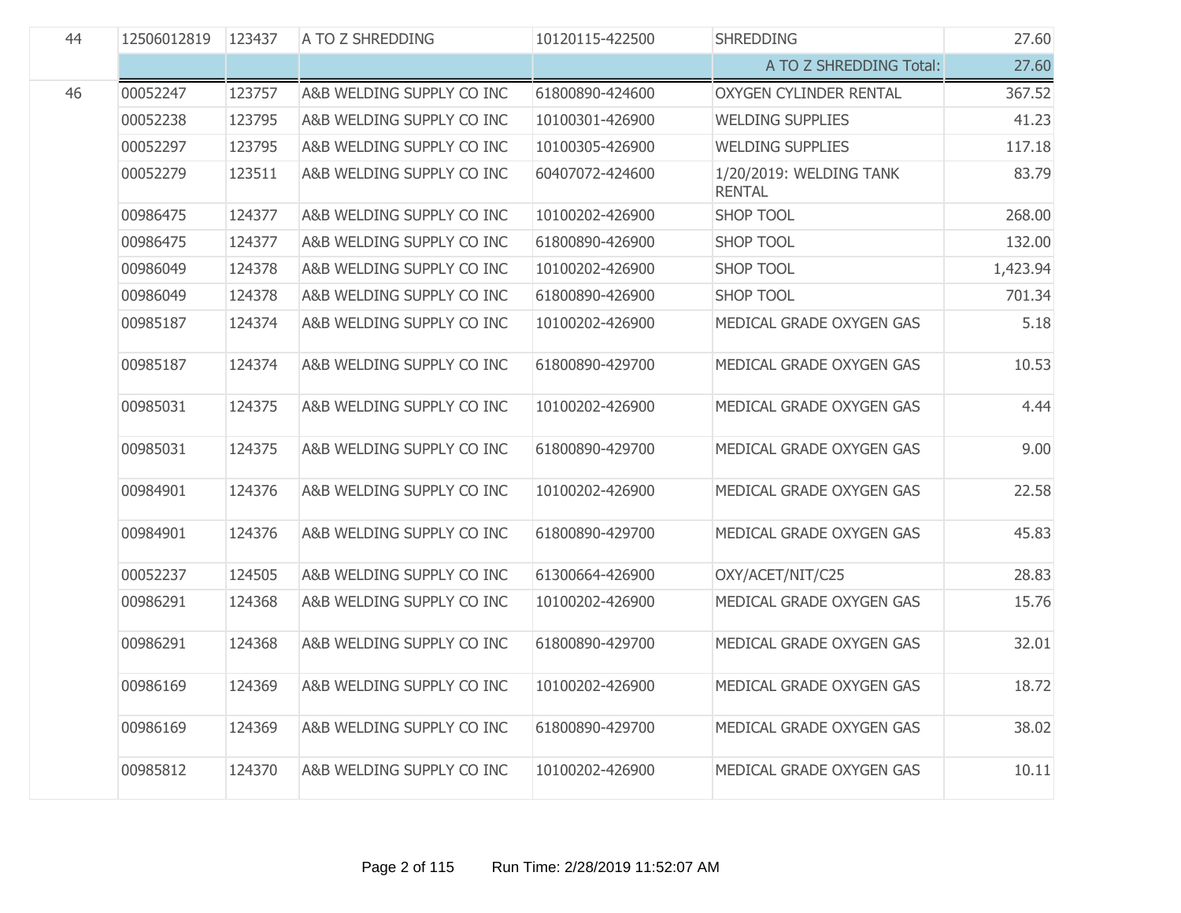| | | | | | | |
|---|---|---|---|---|---|---|
| 44 | 12506012819 | 123437 | A TO Z SHREDDING | 10120115-422500 | SHREDDING | 27.60 |
| | | | | | A TO Z SHREDDING Total: | 27.60 |
| 46 | 00052247 | 123757 | A&B WELDING SUPPLY CO INC | 61800890-424600 | OXYGEN CYLINDER RENTAL | 367.52 |
| | 00052238 | 123795 | A&B WELDING SUPPLY CO INC | 10100301-426900 | WELDING SUPPLIES | 41.23 |
| | 00052297 | 123795 | A&B WELDING SUPPLY CO INC | 10100305-426900 | WELDING SUPPLIES | 117.18 |
| | 00052279 | 123511 | A&B WELDING SUPPLY CO INC | 60407072-424600 | 1/20/2019: WELDING TANK RENTAL | 83.79 |
| | 00986475 | 124377 | A&B WELDING SUPPLY CO INC | 10100202-426900 | SHOP TOOL | 268.00 |
| | 00986475 | 124377 | A&B WELDING SUPPLY CO INC | 61800890-426900 | SHOP TOOL | 132.00 |
| | 00986049 | 124378 | A&B WELDING SUPPLY CO INC | 10100202-426900 | SHOP TOOL | 1,423.94 |
| | 00986049 | 124378 | A&B WELDING SUPPLY CO INC | 61800890-426900 | SHOP TOOL | 701.34 |
| | 00985187 | 124374 | A&B WELDING SUPPLY CO INC | 10100202-426900 | MEDICAL GRADE OXYGEN GAS | 5.18 |
| | 00985187 | 124374 | A&B WELDING SUPPLY CO INC | 61800890-429700 | MEDICAL GRADE OXYGEN GAS | 10.53 |
| | 00985031 | 124375 | A&B WELDING SUPPLY CO INC | 10100202-426900 | MEDICAL GRADE OXYGEN GAS | 4.44 |
| | 00985031 | 124375 | A&B WELDING SUPPLY CO INC | 61800890-429700 | MEDICAL GRADE OXYGEN GAS | 9.00 |
| | 00984901 | 124376 | A&B WELDING SUPPLY CO INC | 10100202-426900 | MEDICAL GRADE OXYGEN GAS | 22.58 |
| | 00984901 | 124376 | A&B WELDING SUPPLY CO INC | 61800890-429700 | MEDICAL GRADE OXYGEN GAS | 45.83 |
| | 00052237 | 124505 | A&B WELDING SUPPLY CO INC | 61300664-426900 | OXY/ACET/NIT/C25 | 28.83 |
| | 00986291 | 124368 | A&B WELDING SUPPLY CO INC | 10100202-426900 | MEDICAL GRADE OXYGEN GAS | 15.76 |
| | 00986291 | 124368 | A&B WELDING SUPPLY CO INC | 61800890-429700 | MEDICAL GRADE OXYGEN GAS | 32.01 |
| | 00986169 | 124369 | A&B WELDING SUPPLY CO INC | 10100202-426900 | MEDICAL GRADE OXYGEN GAS | 18.72 |
| | 00986169 | 124369 | A&B WELDING SUPPLY CO INC | 61800890-429700 | MEDICAL GRADE OXYGEN GAS | 38.02 |
| | 00985812 | 124370 | A&B WELDING SUPPLY CO INC | 10100202-426900 | MEDICAL GRADE OXYGEN GAS | 10.11 |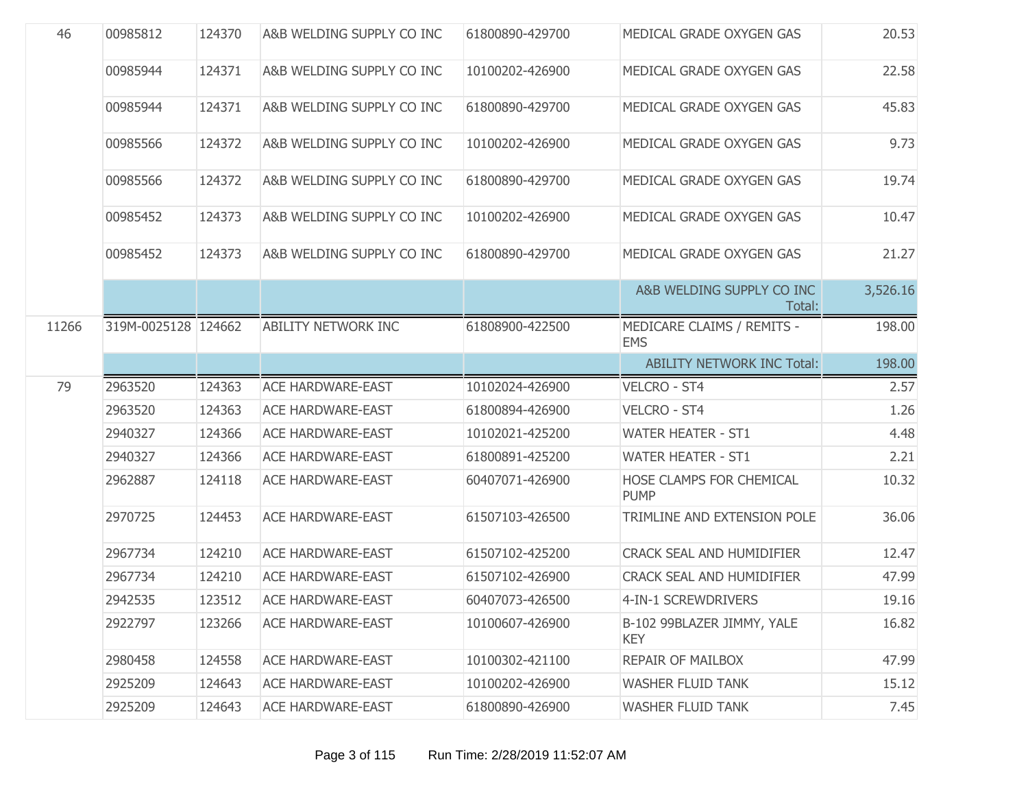| | | | | | | |
|---|---|---|---|---|---|---|
| 46 | 00985812 | 124370 | A&B WELDING SUPPLY CO INC | 61800890-429700 | MEDICAL GRADE OXYGEN GAS | 20.53 |
| | 00985944 | 124371 | A&B WELDING SUPPLY CO INC | 10100202-426900 | MEDICAL GRADE OXYGEN GAS | 22.58 |
| | 00985944 | 124371 | A&B WELDING SUPPLY CO INC | 61800890-429700 | MEDICAL GRADE OXYGEN GAS | 45.83 |
| | 00985566 | 124372 | A&B WELDING SUPPLY CO INC | 10100202-426900 | MEDICAL GRADE OXYGEN GAS | 9.73 |
| | 00985566 | 124372 | A&B WELDING SUPPLY CO INC | 61800890-429700 | MEDICAL GRADE OXYGEN GAS | 19.74 |
| | 00985452 | 124373 | A&B WELDING SUPPLY CO INC | 10100202-426900 | MEDICAL GRADE OXYGEN GAS | 10.47 |
| | 00985452 | 124373 | A&B WELDING SUPPLY CO INC | 61800890-429700 | MEDICAL GRADE OXYGEN GAS | 21.27 |
| | | | | | A&B WELDING SUPPLY CO INC Total: | 3,526.16 |
| 11266 | 319M-0025128 | 124662 | ABILITY NETWORK INC | 61808900-422500 | MEDICARE CLAIMS / REMITS - EMS | 198.00 |
| | | | | | ABILITY NETWORK INC Total: | 198.00 |
| 79 | 2963520 | 124363 | ACE HARDWARE-EAST | 10102024-426900 | VELCRO - ST4 | 2.57 |
| | 2963520 | 124363 | ACE HARDWARE-EAST | 61800894-426900 | VELCRO - ST4 | 1.26 |
| | 2940327 | 124366 | ACE HARDWARE-EAST | 10102021-425200 | WATER HEATER - ST1 | 4.48 |
| | 2940327 | 124366 | ACE HARDWARE-EAST | 61800891-425200 | WATER HEATER - ST1 | 2.21 |
| | 2962887 | 124118 | ACE HARDWARE-EAST | 60407071-426900 | HOSE CLAMPS FOR CHEMICAL PUMP | 10.32 |
| | 2970725 | 124453 | ACE HARDWARE-EAST | 61507103-426500 | TRIMLINE AND EXTENSION POLE | 36.06 |
| | 2967734 | 124210 | ACE HARDWARE-EAST | 61507102-425200 | CRACK SEAL AND HUMIDIFIER | 12.47 |
| | 2967734 | 124210 | ACE HARDWARE-EAST | 61507102-426900 | CRACK SEAL AND HUMIDIFIER | 47.99 |
| | 2942535 | 123512 | ACE HARDWARE-EAST | 60407073-426500 | 4-IN-1 SCREWDRIVERS | 19.16 |
| | 2922797 | 123266 | ACE HARDWARE-EAST | 10100607-426900 | B-102 99BLAZER JIMMY, YALE KEY | 16.82 |
| | 2980458 | 124558 | ACE HARDWARE-EAST | 10100302-421100 | REPAIR OF MAILBOX | 47.99 |
| | 2925209 | 124643 | ACE HARDWARE-EAST | 10100202-426900 | WASHER FLUID TANK | 15.12 |
| | 2925209 | 124643 | ACE HARDWARE-EAST | 61800890-426900 | WASHER FLUID TANK | 7.45 |

Run Time: 2/28/2019 11:52:07 AM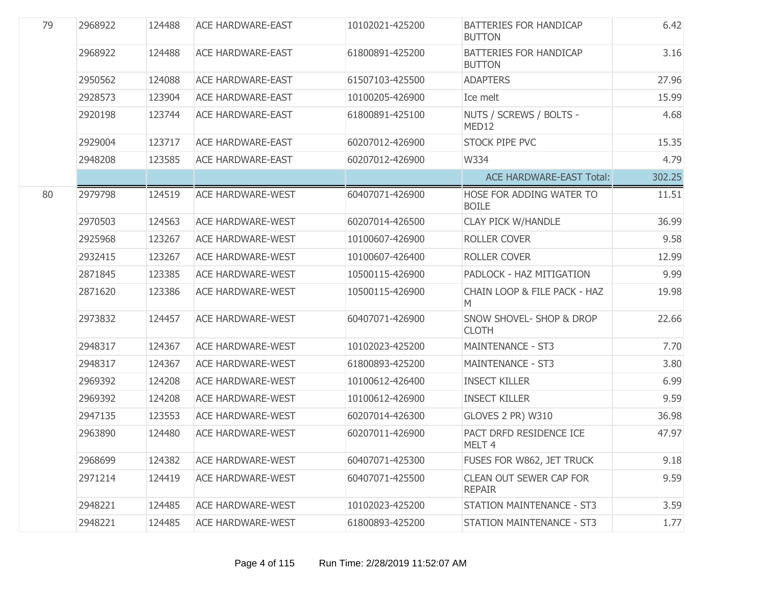| | | | | | | |
|---|---|---|---|---|---|---|
| 79 | 2968922 | 124488 | ACE HARDWARE-EAST | 10102021-425200 | BATTERIES FOR HANDICAP BUTTON | 6.42 |
| | 2968922 | 124488 | ACE HARDWARE-EAST | 61800891-425200 | BATTERIES FOR HANDICAP BUTTON | 3.16 |
| | 2950562 | 124088 | ACE HARDWARE-EAST | 61507103-425500 | ADAPTERS | 27.96 |
| | 2928573 | 123904 | ACE HARDWARE-EAST | 10100205-426900 | Ice melt | 15.99 |
| | 2920198 | 123744 | ACE HARDWARE-EAST | 61800891-425100 | NUTS / SCREWS / BOLTS - MED12 | 4.68 |
| | 2929004 | 123717 | ACE HARDWARE-EAST | 60207012-426900 | STOCK PIPE PVC | 15.35 |
| | 2948208 | 123585 | ACE HARDWARE-EAST | 60207012-426900 | W334 | 4.79 |
| | | | | | ACE HARDWARE-EAST Total: | 302.25 |
| 80 | 2979798 | 124519 | ACE HARDWARE-WEST | 60407071-426900 | HOSE FOR ADDING WATER TO BOILE | 11.51 |
| | 2970503 | 124563 | ACE HARDWARE-WEST | 60207014-426500 | CLAY PICK W/HANDLE | 36.99 |
| | 2925968 | 123267 | ACE HARDWARE-WEST | 10100607-426900 | ROLLER COVER | 9.58 |
| | 2932415 | 123267 | ACE HARDWARE-WEST | 10100607-426400 | ROLLER COVER | 12.99 |
| | 2871845 | 123385 | ACE HARDWARE-WEST | 10500115-426900 | PADLOCK - HAZ MITIGATION | 9.99 |
| | 2871620 | 123386 | ACE HARDWARE-WEST | 10500115-426900 | CHAIN LOOP & FILE PACK - HAZ M | 19.98 |
| | 2973832 | 124457 | ACE HARDWARE-WEST | 60407071-426900 | SNOW SHOVEL- SHOP & DROP CLOTH | 22.66 |
| | 2948317 | 124367 | ACE HARDWARE-WEST | 10102023-425200 | MAINTENANCE - ST3 | 7.70 |
| | 2948317 | 124367 | ACE HARDWARE-WEST | 61800893-425200 | MAINTENANCE - ST3 | 3.80 |
| | 2969392 | 124208 | ACE HARDWARE-WEST | 10100612-426400 | INSECT KILLER | 6.99 |
| | 2969392 | 124208 | ACE HARDWARE-WEST | 10100612-426900 | INSECT KILLER | 9.59 |
| | 2947135 | 123553 | ACE HARDWARE-WEST | 60207014-426300 | GLOVES 2 PR) W310 | 36.98 |
| | 2963890 | 124480 | ACE HARDWARE-WEST | 60207011-426900 | PACT DRFD RESIDENCE ICE MELT 4 | 47.97 |
| | 2968699 | 124382 | ACE HARDWARE-WEST | 60407071-425300 | FUSES FOR W862, JET TRUCK | 9.18 |
| | 2971214 | 124419 | ACE HARDWARE-WEST | 60407071-425500 | CLEAN OUT SEWER CAP FOR REPAIR | 9.59 |
| | 2948221 | 124485 | ACE HARDWARE-WEST | 10102023-425200 | STATION MAINTENANCE - ST3 | 3.59 |
| | 2948221 | 124485 | ACE HARDWARE-WEST | 61800893-425200 | STATION MAINTENANCE - ST3 | 1.77 |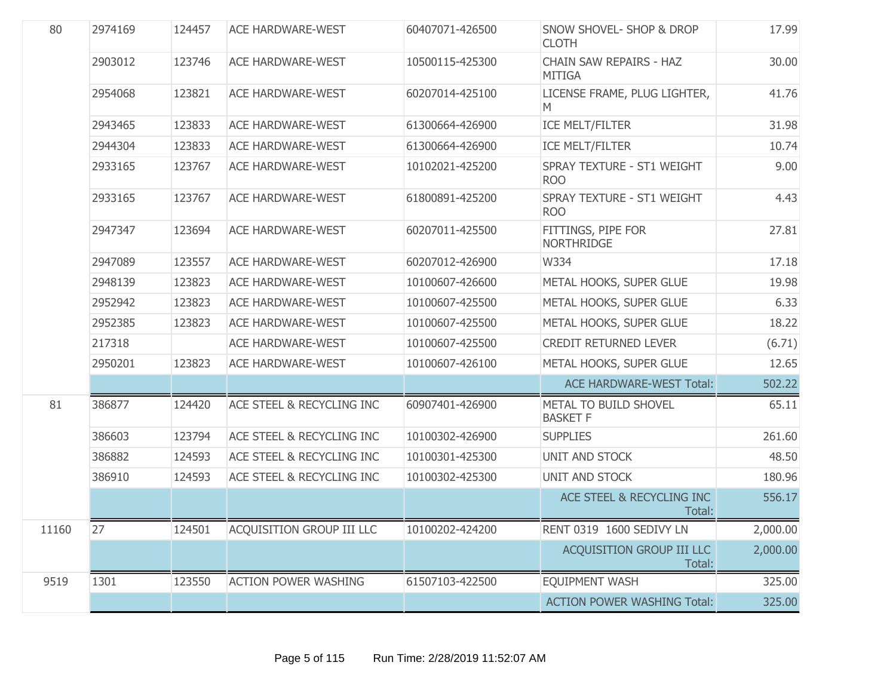| | | | | | | |
|---|---|---|---|---|---|---|
| 80 | 2974169 | 124457 | ACE HARDWARE-WEST | 60407071-426500 | SNOW SHOVEL- SHOP & DROP CLOTH | 17.99 |
| | 2903012 | 123746 | ACE HARDWARE-WEST | 10500115-425300 | CHAIN SAW REPAIRS - HAZ MITIGA | 30.00 |
| | 2954068 | 123821 | ACE HARDWARE-WEST | 60207014-425100 | LICENSE FRAME, PLUG LIGHTER, M | 41.76 |
| | 2943465 | 123833 | ACE HARDWARE-WEST | 61300664-426900 | ICE MELT/FILTER | 31.98 |
| | 2944304 | 123833 | ACE HARDWARE-WEST | 61300664-426900 | ICE MELT/FILTER | 10.74 |
| | 2933165 | 123767 | ACE HARDWARE-WEST | 10102021-425200 | SPRAY TEXTURE - ST1 WEIGHT ROO | 9.00 |
| | 2933165 | 123767 | ACE HARDWARE-WEST | 61800891-425200 | SPRAY TEXTURE - ST1 WEIGHT ROO | 4.43 |
| | 2947347 | 123694 | ACE HARDWARE-WEST | 60207011-425500 | FITTINGS, PIPE FOR NORTHRIDGE | 27.81 |
| | 2947089 | 123557 | ACE HARDWARE-WEST | 60207012-426900 | W334 | 17.18 |
| | 2948139 | 123823 | ACE HARDWARE-WEST | 10100607-426600 | METAL HOOKS, SUPER GLUE | 19.98 |
| | 2952942 | 123823 | ACE HARDWARE-WEST | 10100607-425500 | METAL HOOKS, SUPER GLUE | 6.33 |
| | 2952385 | 123823 | ACE HARDWARE-WEST | 10100607-425500 | METAL HOOKS, SUPER GLUE | 18.22 |
| | 217318 | | ACE HARDWARE-WEST | 10100607-425500 | CREDIT RETURNED LEVER | (6.71) |
| | 2950201 | 123823 | ACE HARDWARE-WEST | 10100607-426100 | METAL HOOKS, SUPER GLUE | 12.65 |
| | | | | | ACE HARDWARE-WEST Total: | 502.22 |
| 81 | 386877 | 124420 | ACE STEEL & RECYCLING INC | 60907401-426900 | METAL TO BUILD SHOVEL BASKET F | 65.11 |
| | 386603 | 123794 | ACE STEEL & RECYCLING INC | 10100302-426900 | SUPPLIES | 261.60 |
| | 386882 | 124593 | ACE STEEL & RECYCLING INC | 10100301-425300 | UNIT AND STOCK | 48.50 |
| | 386910 | 124593 | ACE STEEL & RECYCLING INC | 10100302-425300 | UNIT AND STOCK | 180.96 |
| | | | | | ACE STEEL & RECYCLING INC Total: | 556.17 |
| 11160 | 27 | 124501 | ACQUISITION GROUP III LLC | 10100202-424200 | RENT 0319 1600 SEDIVY LN | 2,000.00 |
| | | | | | ACQUISITION GROUP III LLC Total: | 2,000.00 |
| 9519 | 1301 | 123550 | ACTION POWER WASHING | 61507103-422500 | EQUIPMENT WASH | 325.00 |
| | | | | | ACTION POWER WASHING Total: | 325.00 |

Run Time: 2/28/2019 11:52:07 AM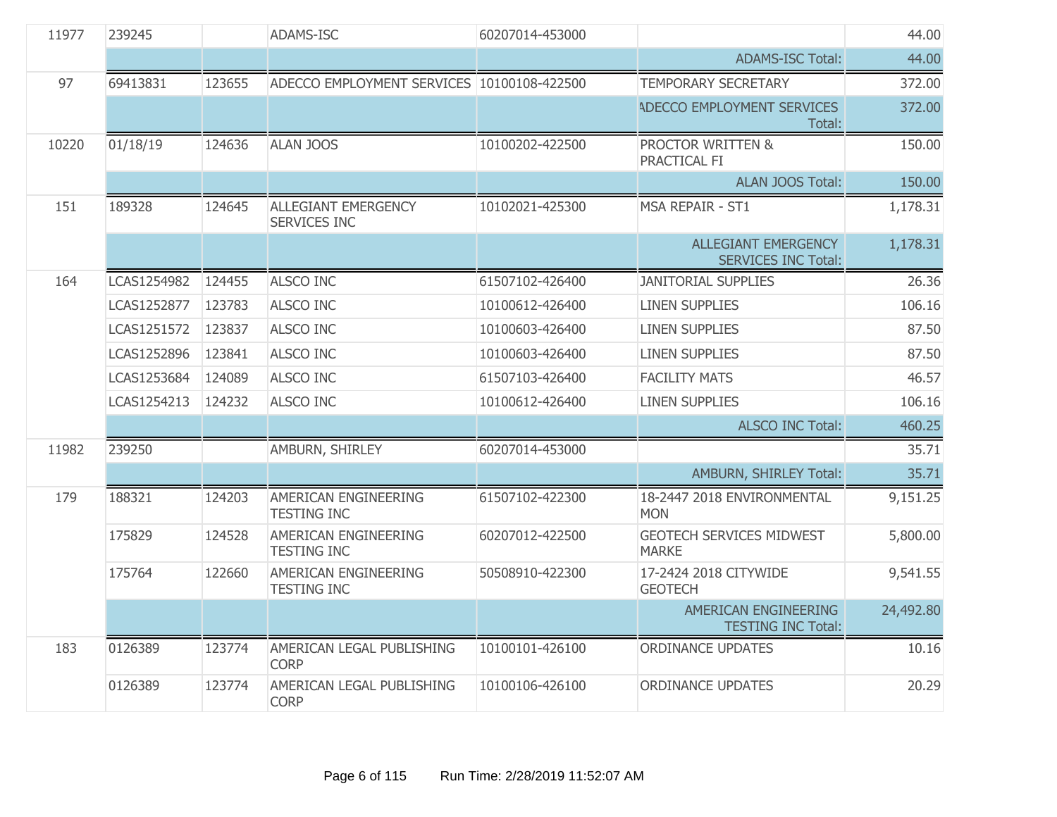| | | | | | | |
|---|---|---|---|---|---|---|
| 11977 | 239245 | | ADAMS-ISC | 60207014-453000 | | 44.00 |
| | | | | | ADAMS-ISC Total: | 44.00 |
| 97 | 69413831 | 123655 | ADECCO EMPLOYMENT SERVICES | 10100108-422500 | TEMPORARY SECRETARY | 372.00 |
| | | | | | ADECCO EMPLOYMENT SERVICES Total: | 372.00 |
| 10220 | 01/18/19 | 124636 | ALAN JOOS | 10100202-422500 | PROCTOR WRITTEN & PRACTICAL FI | 150.00 |
| | | | | | ALAN JOOS Total: | 150.00 |
| 151 | 189328 | 124645 | ALLEGIANT EMERGENCY SERVICES INC | 10102021-425300 | MSA REPAIR - ST1 | 1,178.31 |
| | | | | | ALLEGIANT EMERGENCY SERVICES INC Total: | 1,178.31 |
| 164 | LCAS1254982 | 124455 | ALSCO INC | 61507102-426400 | JANITORIAL SUPPLIES | 26.36 |
| | LCAS1252877 | 123783 | ALSCO INC | 10100612-426400 | LINEN SUPPLIES | 106.16 |
| | LCAS1251572 | 123837 | ALSCO INC | 10100603-426400 | LINEN SUPPLIES | 87.50 |
| | LCAS1252896 | 123841 | ALSCO INC | 10100603-426400 | LINEN SUPPLIES | 87.50 |
| | LCAS1253684 | 124089 | ALSCO INC | 61507103-426400 | FACILITY MATS | 46.57 |
| | LCAS1254213 | 124232 | ALSCO INC | 10100612-426400 | LINEN SUPPLIES | 106.16 |
| | | | | | ALSCO INC Total: | 460.25 |
| 11982 | 239250 | | AMBURN, SHIRLEY | 60207014-453000 | | 35.71 |
| | | | | | AMBURN, SHIRLEY Total: | 35.71 |
| 179 | 188321 | 124203 | AMERICAN ENGINEERING TESTING INC | 61507102-422300 | 18-2447 2018 ENVIRONMENTAL MON | 9,151.25 |
| | 175829 | 124528 | AMERICAN ENGINEERING TESTING INC | 60207012-422500 | GEOTECH SERVICES MIDWEST MARKE | 5,800.00 |
| | 175764 | 122660 | AMERICAN ENGINEERING TESTING INC | 50508910-422300 | 17-2424 2018 CITYWIDE GEOTECH | 9,541.55 |
| | | | | | AMERICAN ENGINEERING TESTING INC Total: | 24,492.80 |
| 183 | 0126389 | 123774 | AMERICAN LEGAL PUBLISHING CORP | 10100101-426100 | ORDINANCE UPDATES | 10.16 |
| | 0126389 | 123774 | AMERICAN LEGAL PUBLISHING CORP | 10100106-426100 | ORDINANCE UPDATES | 20.29 |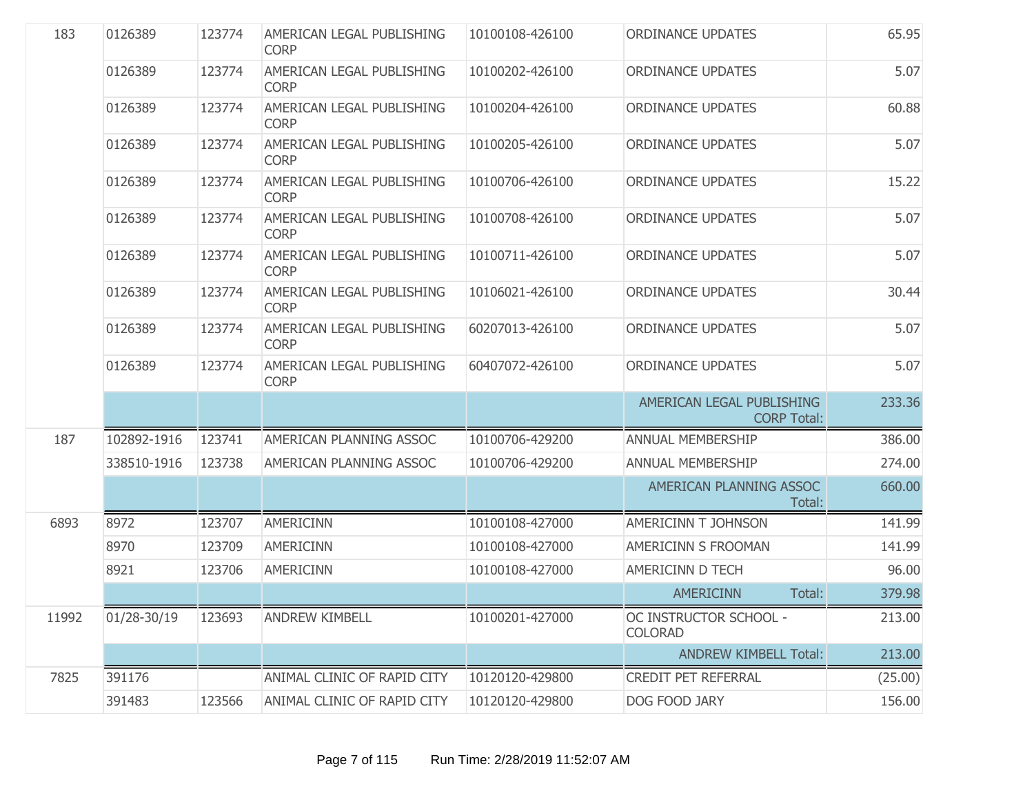| | | | | | | |
|---|---|---|---|---|---|---|
| 183 | 0126389 | 123774 | AMERICAN LEGAL PUBLISHING CORP | 10100108-426100 | ORDINANCE UPDATES | 65.95 |
| | 0126389 | 123774 | AMERICAN LEGAL PUBLISHING CORP | 10100202-426100 | ORDINANCE UPDATES | 5.07 |
| | 0126389 | 123774 | AMERICAN LEGAL PUBLISHING CORP | 10100204-426100 | ORDINANCE UPDATES | 60.88 |
| | 0126389 | 123774 | AMERICAN LEGAL PUBLISHING CORP | 10100205-426100 | ORDINANCE UPDATES | 5.07 |
| | 0126389 | 123774 | AMERICAN LEGAL PUBLISHING CORP | 10100706-426100 | ORDINANCE UPDATES | 15.22 |
| | 0126389 | 123774 | AMERICAN LEGAL PUBLISHING CORP | 10100708-426100 | ORDINANCE UPDATES | 5.07 |
| | 0126389 | 123774 | AMERICAN LEGAL PUBLISHING CORP | 10100711-426100 | ORDINANCE UPDATES | 5.07 |
| | 0126389 | 123774 | AMERICAN LEGAL PUBLISHING CORP | 10106021-426100 | ORDINANCE UPDATES | 30.44 |
| | 0126389 | 123774 | AMERICAN LEGAL PUBLISHING CORP | 60207013-426100 | ORDINANCE UPDATES | 5.07 |
| | 0126389 | 123774 | AMERICAN LEGAL PUBLISHING CORP | 60407072-426100 | ORDINANCE UPDATES | 5.07 |
| | | | | | AMERICAN LEGAL PUBLISHING CORP Total: | 233.36 |
| 187 | 102892-1916 | 123741 | AMERICAN PLANNING ASSOC | 10100706-429200 | ANNUAL MEMBERSHIP | 386.00 |
| | 338510-1916 | 123738 | AMERICAN PLANNING ASSOC | 10100706-429200 | ANNUAL MEMBERSHIP | 274.00 |
| | | | | | AMERICAN PLANNING ASSOC Total: | 660.00 |
| 6893 | 8972 | 123707 | AMERICINN | 10100108-427000 | AMERICINN T JOHNSON | 141.99 |
| | 8970 | 123709 | AMERICINN | 10100108-427000 | AMERICINN S FROOMAN | 141.99 |
| | 8921 | 123706 | AMERICINN | 10100108-427000 | AMERICINN D TECH | 96.00 |
| | | | | | AMERICINN Total: | 379.98 |
| 11992 | 01/28-30/19 | 123693 | ANDREW KIMBELL | 10100201-427000 | OC INSTRUCTOR SCHOOL - COLORAD | 213.00 |
| | | | | | ANDREW KIMBELL Total: | 213.00 |
| 7825 | 391176 | | ANIMAL CLINIC OF RAPID CITY | 10120120-429800 | CREDIT PET REFERRAL | (25.00) |
| | 391483 | 123566 | ANIMAL CLINIC OF RAPID CITY | 10120120-429800 | DOG FOOD JARY | 156.00 |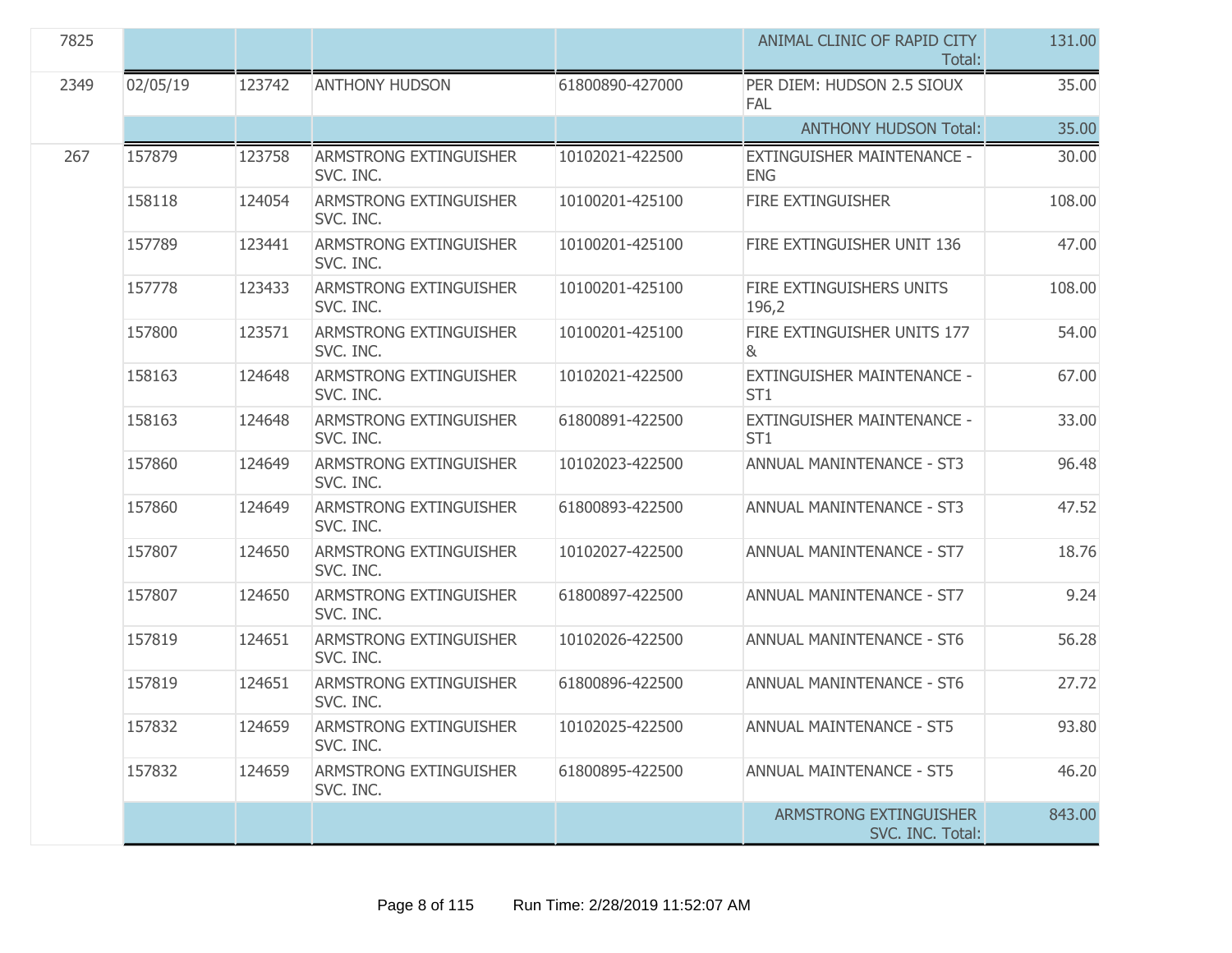| | | | | | |
|---|---|---|---|---|---|
| 7825 | | | | ANIMAL CLINIC OF RAPID CITY Total: | 131.00 |
| 2349 | 02/05/19 | 123742 | ANTHONY HUDSON | 61800890-427000 | PER DIEM: HUDSON 2.5 SIOUX FAL | 35.00 |
| | | | | | ANTHONY HUDSON Total: | 35.00 |
| 267 | 157879 | 123758 | ARMSTRONG EXTINGUISHER SVC. INC. | 10102021-422500 | EXTINGUISHER MAINTENANCE - ENG | 30.00 |
| | 158118 | 124054 | ARMSTRONG EXTINGUISHER SVC. INC. | 10100201-425100 | FIRE EXTINGUISHER | 108.00 |
| | 157789 | 123441 | ARMSTRONG EXTINGUISHER SVC. INC. | 10100201-425100 | FIRE EXTINGUISHER UNIT 136 | 47.00 |
| | 157778 | 123433 | ARMSTRONG EXTINGUISHER SVC. INC. | 10100201-425100 | FIRE EXTINGUISHERS UNITS 196,2 | 108.00 |
| | 157800 | 123571 | ARMSTRONG EXTINGUISHER SVC. INC. | 10100201-425100 | FIRE EXTINGUISHER UNITS 177 & | 54.00 |
| | 158163 | 124648 | ARMSTRONG EXTINGUISHER SVC. INC. | 10102021-422500 | EXTINGUISHER MAINTENANCE - ST1 | 67.00 |
| | 158163 | 124648 | ARMSTRONG EXTINGUISHER SVC. INC. | 61800891-422500 | EXTINGUISHER MAINTENANCE - ST1 | 33.00 |
| | 157860 | 124649 | ARMSTRONG EXTINGUISHER SVC. INC. | 10102023-422500 | ANNUAL MANINTENANCE - ST3 | 96.48 |
| | 157860 | 124649 | ARMSTRONG EXTINGUISHER SVC. INC. | 61800893-422500 | ANNUAL MANINTENANCE - ST3 | 47.52 |
| | 157807 | 124650 | ARMSTRONG EXTINGUISHER SVC. INC. | 10102027-422500 | ANNUAL MANINTENANCE - ST7 | 18.76 |
| | 157807 | 124650 | ARMSTRONG EXTINGUISHER SVC. INC. | 61800897-422500 | ANNUAL MANINTENANCE - ST7 | 9.24 |
| | 157819 | 124651 | ARMSTRONG EXTINGUISHER SVC. INC. | 10102026-422500 | ANNUAL MANINTENANCE - ST6 | 56.28 |
| | 157819 | 124651 | ARMSTRONG EXTINGUISHER SVC. INC. | 61800896-422500 | ANNUAL MANINTENANCE - ST6 | 27.72 |
| | 157832 | 124659 | ARMSTRONG EXTINGUISHER SVC. INC. | 10102025-422500 | ANNUAL MAINTENANCE - ST5 | 93.80 |
| | 157832 | 124659 | ARMSTRONG EXTINGUISHER SVC. INC. | 61800895-422500 | ANNUAL MAINTENANCE - ST5 | 46.20 |
| | | | | | ARMSTRONG EXTINGUISHER SVC. INC. Total: | 843.00 |

Run Time: 2/28/2019 11:52:07 AM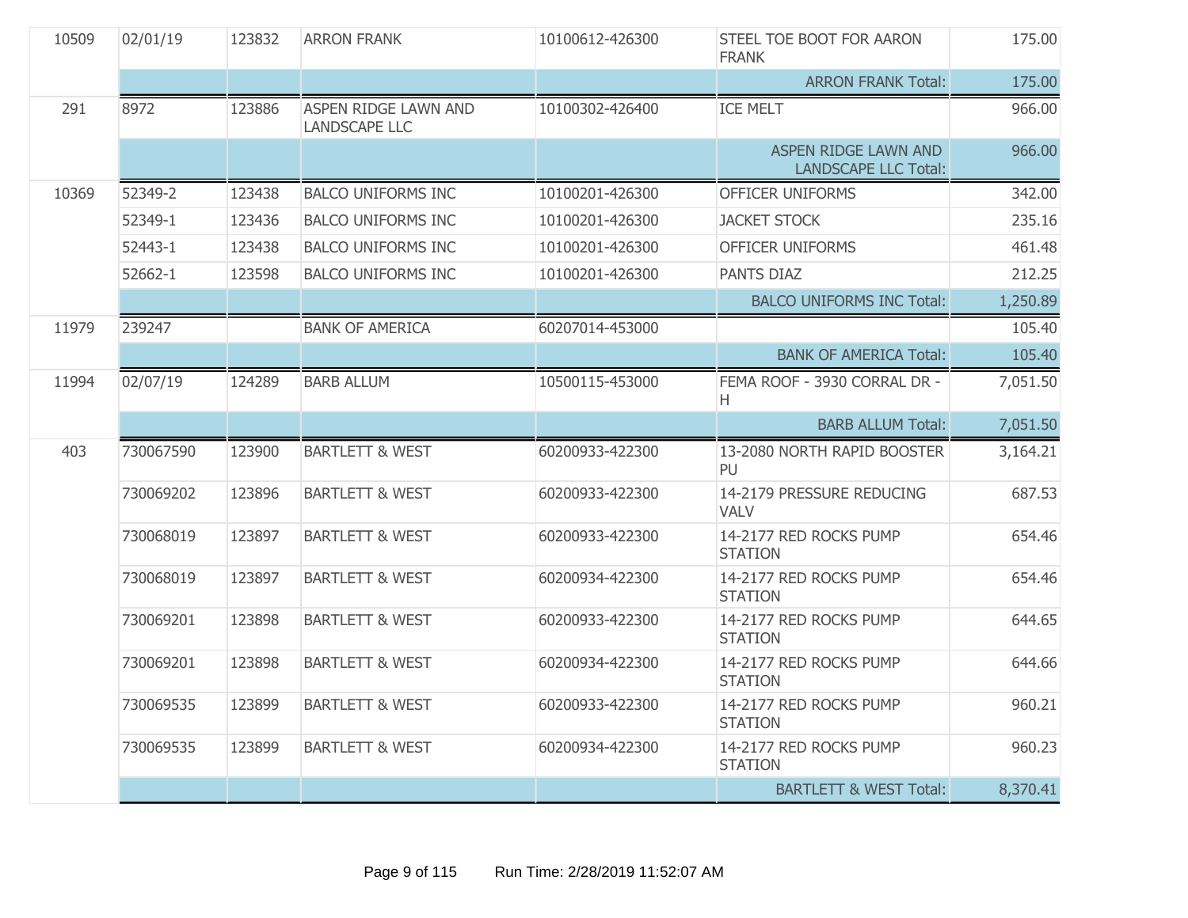| | | | | | | |
|---|---|---|---|---|---|---|
| 10509 | 02/01/19 | 123832 | ARRON FRANK | 10100612-426300 | STEEL TOE BOOT FOR AARON FRANK | 175.00 |
| | | | | | ARRON FRANK Total: | 175.00 |
| 291 | 8972 | 123886 | ASPEN RIDGE LAWN AND LANDSCAPE LLC | 10100302-426400 | ICE MELT | 966.00 |
| | | | | | ASPEN RIDGE LAWN AND LANDSCAPE LLC Total: | 966.00 |
| 10369 | 52349-2 | 123438 | BALCO UNIFORMS INC | 10100201-426300 | OFFICER UNIFORMS | 342.00 |
| | 52349-1 | 123436 | BALCO UNIFORMS INC | 10100201-426300 | JACKET STOCK | 235.16 |
| | 52443-1 | 123438 | BALCO UNIFORMS INC | 10100201-426300 | OFFICER UNIFORMS | 461.48 |
| | 52662-1 | 123598 | BALCO UNIFORMS INC | 10100201-426300 | PANTS DIAZ | 212.25 |
| | | | | | BALCO UNIFORMS INC Total: | 1,250.89 |
| 11979 | 239247 | | BANK OF AMERICA | 60207014-453000 | | 105.40 |
| | | | | | BANK OF AMERICA Total: | 105.40 |
| 11994 | 02/07/19 | 124289 | BARB ALLUM | 10500115-453000 | FEMA ROOF - 3930 CORRAL DR - H | 7,051.50 |
| | | | | | BARB ALLUM Total: | 7,051.50 |
| 403 | 730067590 | 123900 | BARTLETT & WEST | 60200933-422300 | 13-2080 NORTH RAPID BOOSTER PU | 3,164.21 |
| | 730069202 | 123896 | BARTLETT & WEST | 60200933-422300 | 14-2179 PRESSURE REDUCING VALV | 687.53 |
| | 730068019 | 123897 | BARTLETT & WEST | 60200933-422300 | 14-2177 RED ROCKS PUMP STATION | 654.46 |
| | 730068019 | 123897 | BARTLETT & WEST | 60200934-422300 | 14-2177 RED ROCKS PUMP STATION | 654.46 |
| | 730069201 | 123898 | BARTLETT & WEST | 60200933-422300 | 14-2177 RED ROCKS PUMP STATION | 644.65 |
| | 730069201 | 123898 | BARTLETT & WEST | 60200934-422300 | 14-2177 RED ROCKS PUMP STATION | 644.66 |
| | 730069535 | 123899 | BARTLETT & WEST | 60200933-422300 | 14-2177 RED ROCKS PUMP STATION | 960.21 |
| | 730069535 | 123899 | BARTLETT & WEST | 60200934-422300 | 14-2177 RED ROCKS PUMP STATION | 960.23 |
| | | | | | BARTLETT & WEST Total: | 8,370.41 |

Run Time: 2/28/2019 11:52:07 AM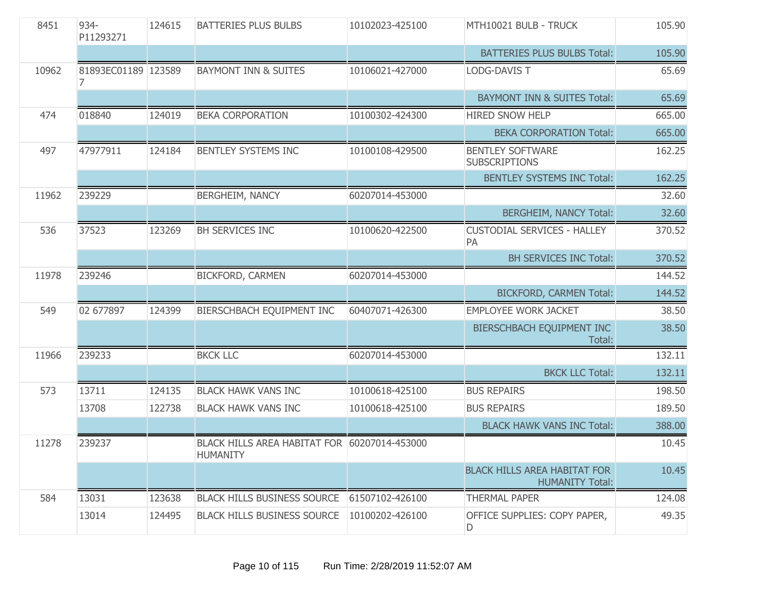| | | | | | | |
|---|---|---|---|---|---|---|
| 8451 | 934-P11293271 | 124615 | BATTERIES PLUS BULBS | 10102023-425100 | MTH10021 BULB - TRUCK | 105.90 |
| | | | | | BATTERIES PLUS BULBS Total: | 105.90 |
| 10962 | 81893EC011897 | 123589 | BAYMONT INN & SUITES | 10106021-427000 | LODG-DAVIS T | 65.69 |
| | | | | | BAYMONT INN & SUITES Total: | 65.69 |
| 474 | 018840 | 124019 | BEKA CORPORATION | 10100302-424300 | HIRED SNOW HELP | 665.00 |
| | | | | | BEKA CORPORATION Total: | 665.00 |
| 497 | 47977911 | 124184 | BENTLEY SYSTEMS INC | 10100108-429500 | BENTLEY SOFTWARE SUBSCRIPTIONS | 162.25 |
| | | | | | BENTLEY SYSTEMS INC Total: | 162.25 |
| 11962 | 239229 | | BERGHEIM, NANCY | 60207014-453000 | | 32.60 |
| | | | | | BERGHEIM, NANCY Total: | 32.60 |
| 536 | 37523 | 123269 | BH SERVICES INC | 10100620-422500 | CUSTODIAL SERVICES - HALLEY PA | 370.52 |
| | | | | | BH SERVICES INC Total: | 370.52 |
| 11978 | 239246 | | BICKFORD, CARMEN | 60207014-453000 | | 144.52 |
| | | | | | BICKFORD, CARMEN Total: | 144.52 |
| 549 | 02 677897 | 124399 | BIERSCHBACH EQUIPMENT INC | 60407071-426300 | EMPLOYEE WORK JACKET | 38.50 |
| | | | | | BIERSCHBACH EQUIPMENT INC Total: | 38.50 |
| 11966 | 239233 | | BKCK LLC | 60207014-453000 | | 132.11 |
| | | | | | BKCK LLC Total: | 132.11 |
| 573 | 13711 | 124135 | BLACK HAWK VANS INC | 10100618-425100 | BUS REPAIRS | 198.50 |
| | 13708 | 122738 | BLACK HAWK VANS INC | 10100618-425100 | BUS REPAIRS | 189.50 |
| | | | | | BLACK HAWK VANS INC Total: | 388.00 |
| 11278 | 239237 | | BLACK HILLS AREA HABITAT FOR HUMANITY | 60207014-453000 | | 10.45 |
| | | | | | BLACK HILLS AREA HABITAT FOR HUMANITY Total: | 10.45 |
| 584 | 13031 | 123638 | BLACK HILLS BUSINESS SOURCE | 61507102-426100 | THERMAL PAPER | 124.08 |
| | 13014 | 124495 | BLACK HILLS BUSINESS SOURCE | 10100202-426100 | OFFICE SUPPLIES: COPY PAPER, D | 49.35 |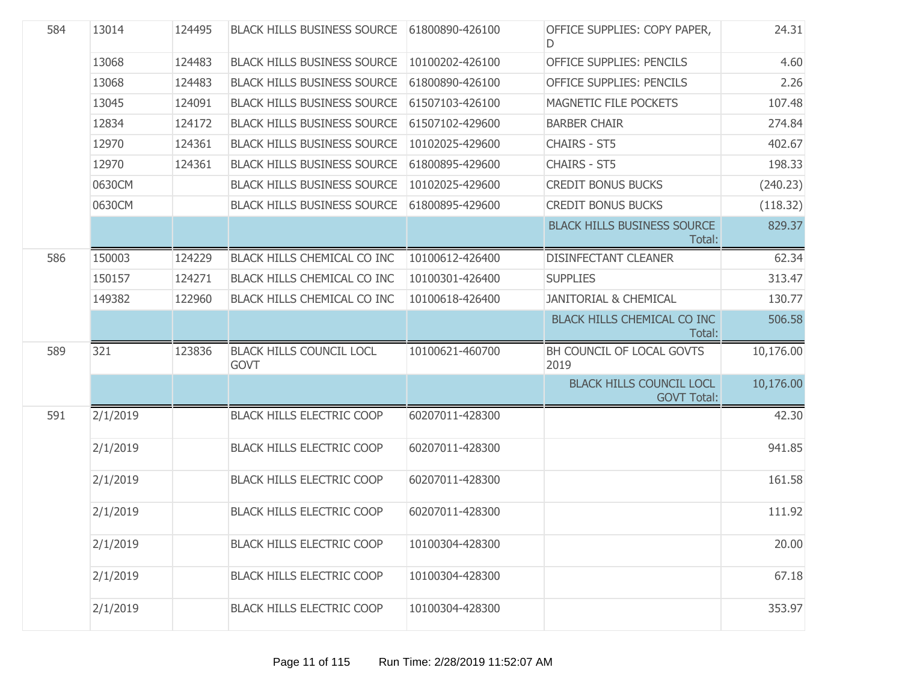| | | | | | | |
|---|---|---|---|---|---|---|
| 584 | 13014 | 124495 | BLACK HILLS BUSINESS SOURCE | 61800890-426100 | OFFICE SUPPLIES: COPY PAPER, D | 24.31 |
| | 13068 | 124483 | BLACK HILLS BUSINESS SOURCE | 10100202-426100 | OFFICE SUPPLIES: PENCILS | 4.60 |
| | 13068 | 124483 | BLACK HILLS BUSINESS SOURCE | 61800890-426100 | OFFICE SUPPLIES: PENCILS | 2.26 |
| | 13045 | 124091 | BLACK HILLS BUSINESS SOURCE | 61507103-426100 | MAGNETIC FILE POCKETS | 107.48 |
| | 12834 | 124172 | BLACK HILLS BUSINESS SOURCE | 61507102-429600 | BARBER CHAIR | 274.84 |
| | 12970 | 124361 | BLACK HILLS BUSINESS SOURCE | 10102025-429600 | CHAIRS - ST5 | 402.67 |
| | 12970 | 124361 | BLACK HILLS BUSINESS SOURCE | 61800895-429600 | CHAIRS - ST5 | 198.33 |
| | 0630CM | | BLACK HILLS BUSINESS SOURCE | 10102025-429600 | CREDIT BONUS BUCKS | (240.23) |
| | 0630CM | | BLACK HILLS BUSINESS SOURCE | 61800895-429600 | CREDIT BONUS BUCKS | (118.32) |
| | | | | | BLACK HILLS BUSINESS SOURCE Total: | 829.37 |
| 586 | 150003 | 124229 | BLACK HILLS CHEMICAL CO INC | 10100612-426400 | DISINFECTANT CLEANER | 62.34 |
| | 150157 | 124271 | BLACK HILLS CHEMICAL CO INC | 10100301-426400 | SUPPLIES | 313.47 |
| | 149382 | 122960 | BLACK HILLS CHEMICAL CO INC | 10100618-426400 | JANITORIAL & CHEMICAL | 130.77 |
| | | | | | BLACK HILLS CHEMICAL CO INC Total: | 506.58 |
| 589 | 321 | 123836 | BLACK HILLS COUNCIL LOCL GOVT | 10100621-460700 | BH COUNCIL OF LOCAL GOVTS 2019 | 10,176.00 |
| | | | | | BLACK HILLS COUNCIL LOCL GOVT Total: | 10,176.00 |
| 591 | 2/1/2019 | | BLACK HILLS ELECTRIC COOP | 60207011-428300 | | 42.30 |
| | 2/1/2019 | | BLACK HILLS ELECTRIC COOP | 60207011-428300 | | 941.85 |
| | 2/1/2019 | | BLACK HILLS ELECTRIC COOP | 60207011-428300 | | 161.58 |
| | 2/1/2019 | | BLACK HILLS ELECTRIC COOP | 60207011-428300 | | 111.92 |
| | 2/1/2019 | | BLACK HILLS ELECTRIC COOP | 10100304-428300 | | 20.00 |
| | 2/1/2019 | | BLACK HILLS ELECTRIC COOP | 10100304-428300 | | 67.18 |
| | 2/1/2019 | | BLACK HILLS ELECTRIC COOP | 10100304-428300 | | 353.97 |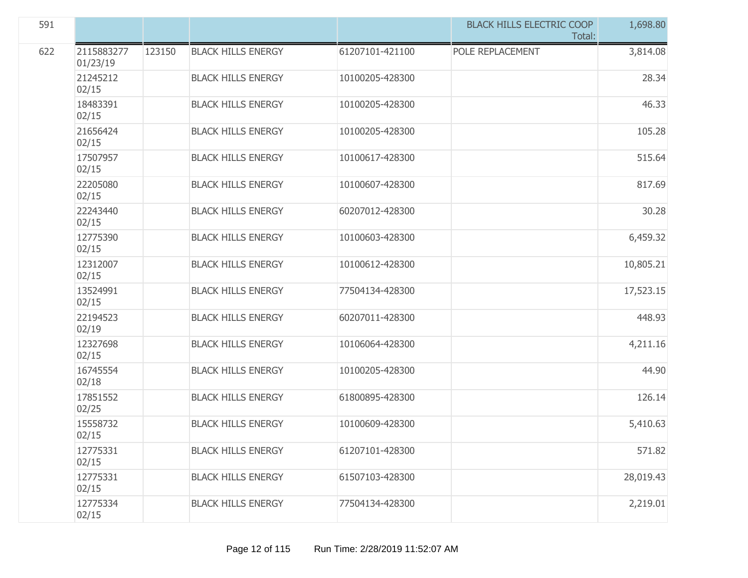| | | | | | | |
|---|---|---|---|---|---|---|
| 591 | | | | | BLACK HILLS ELECTRIC COOP Total: | 1,698.80 |
| 622 | 2115883277 01/23/19 | 123150 | BLACK HILLS ENERGY | 61207101-421100 | POLE REPLACEMENT | 3,814.08 |
| | 21245212 02/15 | | BLACK HILLS ENERGY | 10100205-428300 | | 28.34 |
| | 18483391 02/15 | | BLACK HILLS ENERGY | 10100205-428300 | | 46.33 |
| | 21656424 02/15 | | BLACK HILLS ENERGY | 10100205-428300 | | 105.28 |
| | 17507957 02/15 | | BLACK HILLS ENERGY | 10100617-428300 | | 515.64 |
| | 22205080 02/15 | | BLACK HILLS ENERGY | 10100607-428300 | | 817.69 |
| | 22243440 02/15 | | BLACK HILLS ENERGY | 60207012-428300 | | 30.28 |
| | 12775390 02/15 | | BLACK HILLS ENERGY | 10100603-428300 | | 6,459.32 |
| | 12312007 02/15 | | BLACK HILLS ENERGY | 10100612-428300 | | 10,805.21 |
| | 13524991 02/15 | | BLACK HILLS ENERGY | 77504134-428300 | | 17,523.15 |
| | 22194523 02/19 | | BLACK HILLS ENERGY | 60207011-428300 | | 448.93 |
| | 12327698 02/15 | | BLACK HILLS ENERGY | 10106064-428300 | | 4,211.16 |
| | 16745554 02/18 | | BLACK HILLS ENERGY | 10100205-428300 | | 44.90 |
| | 17851552 02/25 | | BLACK HILLS ENERGY | 61800895-428300 | | 126.14 |
| | 15558732 02/15 | | BLACK HILLS ENERGY | 10100609-428300 | | 5,410.63 |
| | 12775331 02/15 | | BLACK HILLS ENERGY | 61207101-428300 | | 571.82 |
| | 12775331 02/15 | | BLACK HILLS ENERGY | 61507103-428300 | | 28,019.43 |
| | 12775334 02/15 | | BLACK HILLS ENERGY | 77504134-428300 | | 2,219.01 |

Run Time: 2/28/2019 11:52:07 AM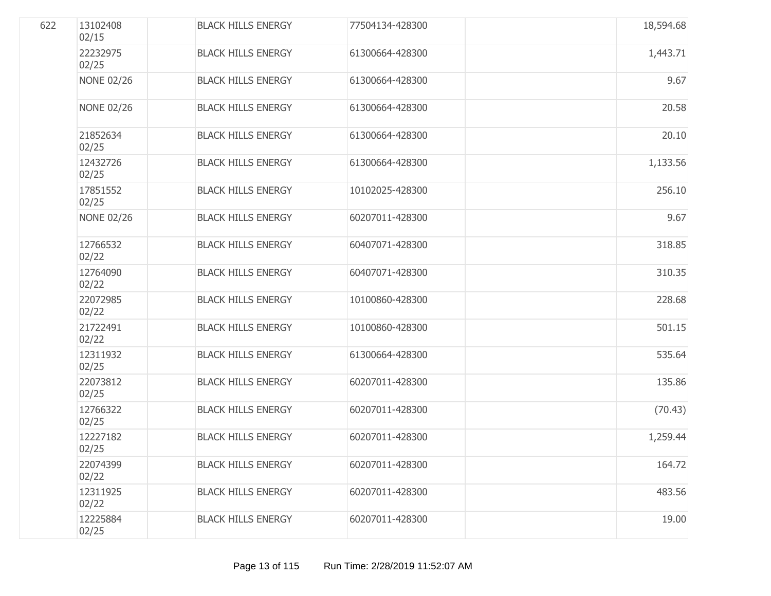| | | | | | | |
|---|---|---|---|---|---|---|
| 622 | 13102408 02/15 | | BLACK HILLS ENERGY | 77504134-428300 | | 18,594.68 |
| | 22232975 02/25 | | BLACK HILLS ENERGY | 61300664-428300 | | 1,443.71 |
| | NONE 02/26 | | BLACK HILLS ENERGY | 61300664-428300 | | 9.67 |
| | NONE 02/26 | | BLACK HILLS ENERGY | 61300664-428300 | | 20.58 |
| | 21852634 02/25 | | BLACK HILLS ENERGY | 61300664-428300 | | 20.10 |
| | 12432726 02/25 | | BLACK HILLS ENERGY | 61300664-428300 | | 1,133.56 |
| | 17851552 02/25 | | BLACK HILLS ENERGY | 10102025-428300 | | 256.10 |
| | NONE 02/26 | | BLACK HILLS ENERGY | 60207011-428300 | | 9.67 |
| | 12766532 02/22 | | BLACK HILLS ENERGY | 60407071-428300 | | 318.85 |
| | 12764090 02/22 | | BLACK HILLS ENERGY | 60407071-428300 | | 310.35 |
| | 22072985 02/22 | | BLACK HILLS ENERGY | 10100860-428300 | | 228.68 |
| | 21722491 02/22 | | BLACK HILLS ENERGY | 10100860-428300 | | 501.15 |
| | 12311932 02/25 | | BLACK HILLS ENERGY | 61300664-428300 | | 535.64 |
| | 22073812 02/25 | | BLACK HILLS ENERGY | 60207011-428300 | | 135.86 |
| | 12766322 02/25 | | BLACK HILLS ENERGY | 60207011-428300 | | (70.43) |
| | 12227182 02/25 | | BLACK HILLS ENERGY | 60207011-428300 | | 1,259.44 |
| | 22074399 02/22 | | BLACK HILLS ENERGY | 60207011-428300 | | 164.72 |
| | 12311925 02/22 | | BLACK HILLS ENERGY | 60207011-428300 | | 483.56 |
| | 12225884 02/25 | | BLACK HILLS ENERGY | 60207011-428300 | | 19.00 |

Run Time: 2/28/2019 11:52:07 AM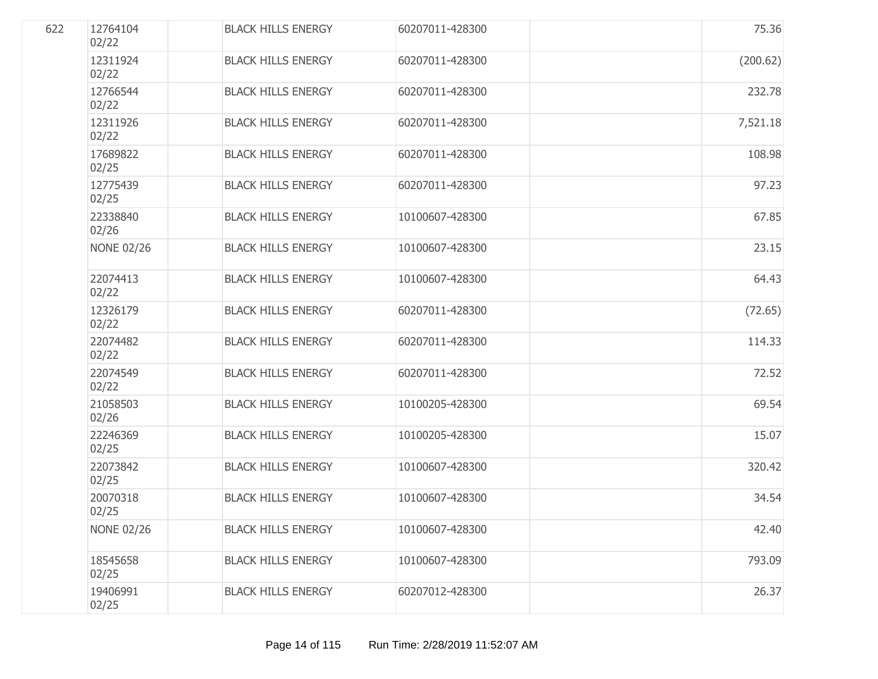| | | | | | | |
|---|---|---|---|---|---|---|
| 622 | 12764104 02/22 | | BLACK HILLS ENERGY | 60207011-428300 | | 75.36 |
| | 12311924 02/22 | | BLACK HILLS ENERGY | 60207011-428300 | | (200.62) |
| | 12766544 02/22 | | BLACK HILLS ENERGY | 60207011-428300 | | 232.78 |
| | 12311926 02/22 | | BLACK HILLS ENERGY | 60207011-428300 | | 7,521.18 |
| | 17689822 02/25 | | BLACK HILLS ENERGY | 60207011-428300 | | 108.98 |
| | 12775439 02/25 | | BLACK HILLS ENERGY | 60207011-428300 | | 97.23 |
| | 22338840 02/26 | | BLACK HILLS ENERGY | 10100607-428300 | | 67.85 |
| | NONE 02/26 | | BLACK HILLS ENERGY | 10100607-428300 | | 23.15 |
| | 22074413 02/22 | | BLACK HILLS ENERGY | 10100607-428300 | | 64.43 |
| | 12326179 02/22 | | BLACK HILLS ENERGY | 60207011-428300 | | (72.65) |
| | 22074482 02/22 | | BLACK HILLS ENERGY | 60207011-428300 | | 114.33 |
| | 22074549 02/22 | | BLACK HILLS ENERGY | 60207011-428300 | | 72.52 |
| | 21058503 02/26 | | BLACK HILLS ENERGY | 10100205-428300 | | 69.54 |
| | 22246369 02/25 | | BLACK HILLS ENERGY | 10100205-428300 | | 15.07 |
| | 22073842 02/25 | | BLACK HILLS ENERGY | 10100607-428300 | | 320.42 |
| | 20070318 02/25 | | BLACK HILLS ENERGY | 10100607-428300 | | 34.54 |
| | NONE 02/26 | | BLACK HILLS ENERGY | 10100607-428300 | | 42.40 |
| | 18545658 02/25 | | BLACK HILLS ENERGY | 10100607-428300 | | 793.09 |
| | 19406991 02/25 | | BLACK HILLS ENERGY | 60207012-428300 | | 26.37 |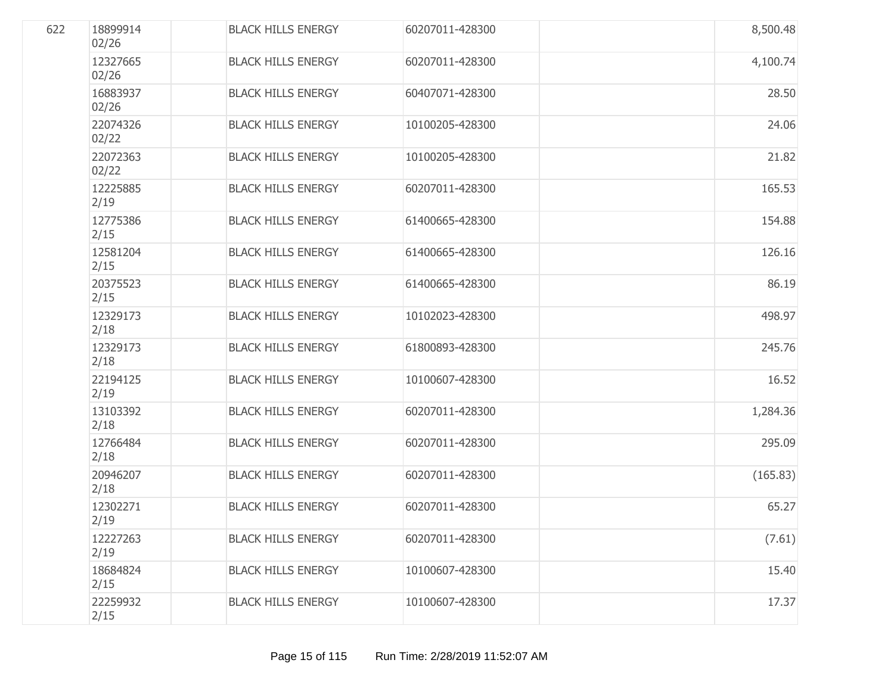| | | | | | | |
|---|---|---|---|---|---|---|
| 622 | 18899914 02/26 | | BLACK HILLS ENERGY | 60207011-428300 | | 8,500.48 |
| | 12327665 02/26 | | BLACK HILLS ENERGY | 60207011-428300 | | 4,100.74 |
| | 16883937 02/26 | | BLACK HILLS ENERGY | 60407071-428300 | | 28.50 |
| | 22074326 02/22 | | BLACK HILLS ENERGY | 10100205-428300 | | 24.06 |
| | 22072363 02/22 | | BLACK HILLS ENERGY | 10100205-428300 | | 21.82 |
| | 12225885 2/19 | | BLACK HILLS ENERGY | 60207011-428300 | | 165.53 |
| | 12775386 2/15 | | BLACK HILLS ENERGY | 61400665-428300 | | 154.88 |
| | 12581204 2/15 | | BLACK HILLS ENERGY | 61400665-428300 | | 126.16 |
| | 20375523 2/15 | | BLACK HILLS ENERGY | 61400665-428300 | | 86.19 |
| | 12329173 2/18 | | BLACK HILLS ENERGY | 10102023-428300 | | 498.97 |
| | 12329173 2/18 | | BLACK HILLS ENERGY | 61800893-428300 | | 245.76 |
| | 22194125 2/19 | | BLACK HILLS ENERGY | 10100607-428300 | | 16.52 |
| | 13103392 2/18 | | BLACK HILLS ENERGY | 60207011-428300 | | 1,284.36 |
| | 12766484 2/18 | | BLACK HILLS ENERGY | 60207011-428300 | | 295.09 |
| | 20946207 2/18 | | BLACK HILLS ENERGY | 60207011-428300 | | (165.83) |
| | 12302271 2/19 | | BLACK HILLS ENERGY | 60207011-428300 | | 65.27 |
| | 12227263 2/19 | | BLACK HILLS ENERGY | 60207011-428300 | | (7.61) |
| | 18684824 2/15 | | BLACK HILLS ENERGY | 10100607-428300 | | 15.40 |
| | 22259932 2/15 | | BLACK HILLS ENERGY | 10100607-428300 | | 17.37 |

Run Time: 2/28/2019 11:52:07 AM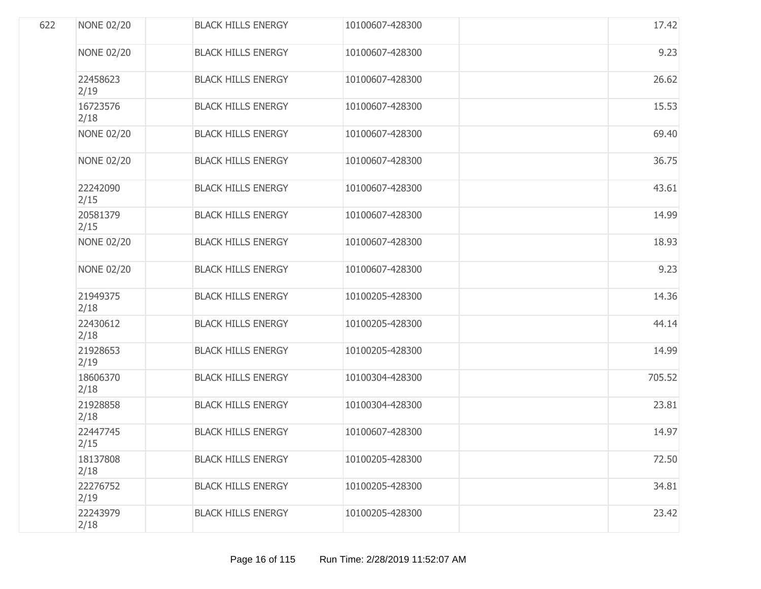| | | | | | | |
|---|---|---|---|---|---|---|
| 622 | NONE 02/20 | | BLACK HILLS ENERGY | 10100607-428300 | | 17.42 |
| | NONE 02/20 | | BLACK HILLS ENERGY | 10100607-428300 | | 9.23 |
| | 22458623 2/19 | | BLACK HILLS ENERGY | 10100607-428300 | | 26.62 |
| | 16723576 2/18 | | BLACK HILLS ENERGY | 10100607-428300 | | 15.53 |
| | NONE 02/20 | | BLACK HILLS ENERGY | 10100607-428300 | | 69.40 |
| | NONE 02/20 | | BLACK HILLS ENERGY | 10100607-428300 | | 36.75 |
| | 22242090 2/15 | | BLACK HILLS ENERGY | 10100607-428300 | | 43.61 |
| | 20581379 2/15 | | BLACK HILLS ENERGY | 10100607-428300 | | 14.99 |
| | NONE 02/20 | | BLACK HILLS ENERGY | 10100607-428300 | | 18.93 |
| | NONE 02/20 | | BLACK HILLS ENERGY | 10100607-428300 | | 9.23 |
| | 21949375 2/18 | | BLACK HILLS ENERGY | 10100205-428300 | | 14.36 |
| | 22430612 2/18 | | BLACK HILLS ENERGY | 10100205-428300 | | 44.14 |
| | 21928653 2/19 | | BLACK HILLS ENERGY | 10100205-428300 | | 14.99 |
| | 18606370 2/18 | | BLACK HILLS ENERGY | 10100304-428300 | | 705.52 |
| | 21928858 2/18 | | BLACK HILLS ENERGY | 10100304-428300 | | 23.81 |
| | 22447745 2/15 | | BLACK HILLS ENERGY | 10100607-428300 | | 14.97 |
| | 18137808 2/18 | | BLACK HILLS ENERGY | 10100205-428300 | | 72.50 |
| | 22276752 2/19 | | BLACK HILLS ENERGY | 10100205-428300 | | 34.81 |
| | 22243979 2/18 | | BLACK HILLS ENERGY | 10100205-428300 | | 23.42 |

Run Time: 2/28/2019 11:52:07 AM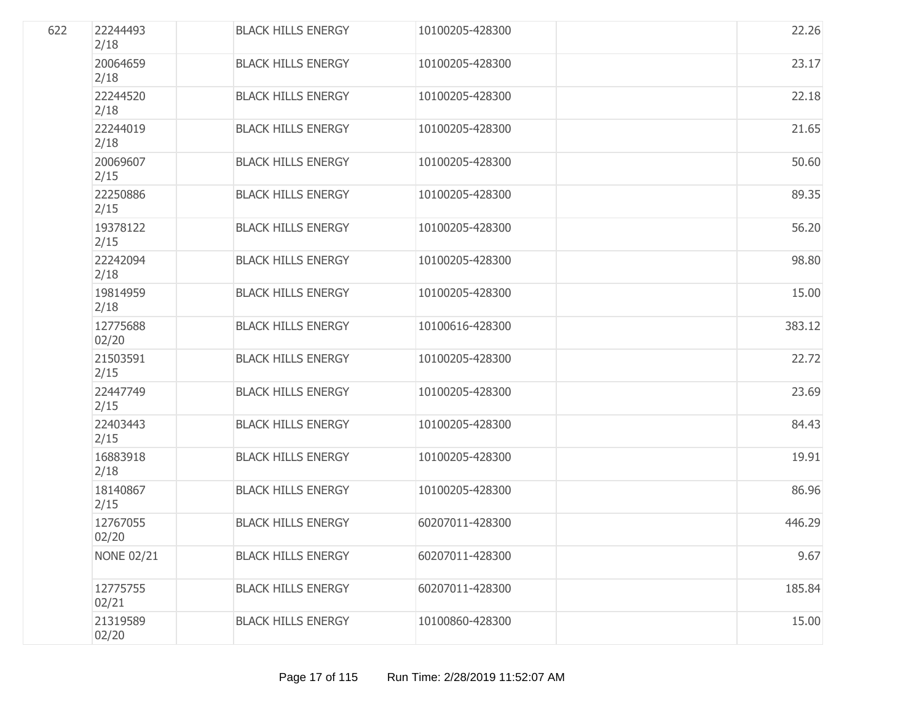| | | | | | | |
|---|---|---|---|---|---|---|
| 622 | 22244493 2/18 | | BLACK HILLS ENERGY | 10100205-428300 | | 22.26 |
| | 20064659 2/18 | | BLACK HILLS ENERGY | 10100205-428300 | | 23.17 |
| | 22244520 2/18 | | BLACK HILLS ENERGY | 10100205-428300 | | 22.18 |
| | 22244019 2/18 | | BLACK HILLS ENERGY | 10100205-428300 | | 21.65 |
| | 20069607 2/15 | | BLACK HILLS ENERGY | 10100205-428300 | | 50.60 |
| | 22250886 2/15 | | BLACK HILLS ENERGY | 10100205-428300 | | 89.35 |
| | 19378122 2/15 | | BLACK HILLS ENERGY | 10100205-428300 | | 56.20 |
| | 22242094 2/18 | | BLACK HILLS ENERGY | 10100205-428300 | | 98.80 |
| | 19814959 2/18 | | BLACK HILLS ENERGY | 10100205-428300 | | 15.00 |
| | 12775688 02/20 | | BLACK HILLS ENERGY | 10100616-428300 | | 383.12 |
| | 21503591 2/15 | | BLACK HILLS ENERGY | 10100205-428300 | | 22.72 |
| | 22447749 2/15 | | BLACK HILLS ENERGY | 10100205-428300 | | 23.69 |
| | 22403443 2/15 | | BLACK HILLS ENERGY | 10100205-428300 | | 84.43 |
| | 16883918 2/18 | | BLACK HILLS ENERGY | 10100205-428300 | | 19.91 |
| | 18140867 2/15 | | BLACK HILLS ENERGY | 10100205-428300 | | 86.96 |
| | 12767055 02/20 | | BLACK HILLS ENERGY | 60207011-428300 | | 446.29 |
| | NONE 02/21 | | BLACK HILLS ENERGY | 60207011-428300 | | 9.67 |
| | 12775755 02/21 | | BLACK HILLS ENERGY | 60207011-428300 | | 185.84 |
| | 21319589 02/20 | | BLACK HILLS ENERGY | 10100860-428300 | | 15.00 |

Run Time: 2/28/2019 11:52:07 AM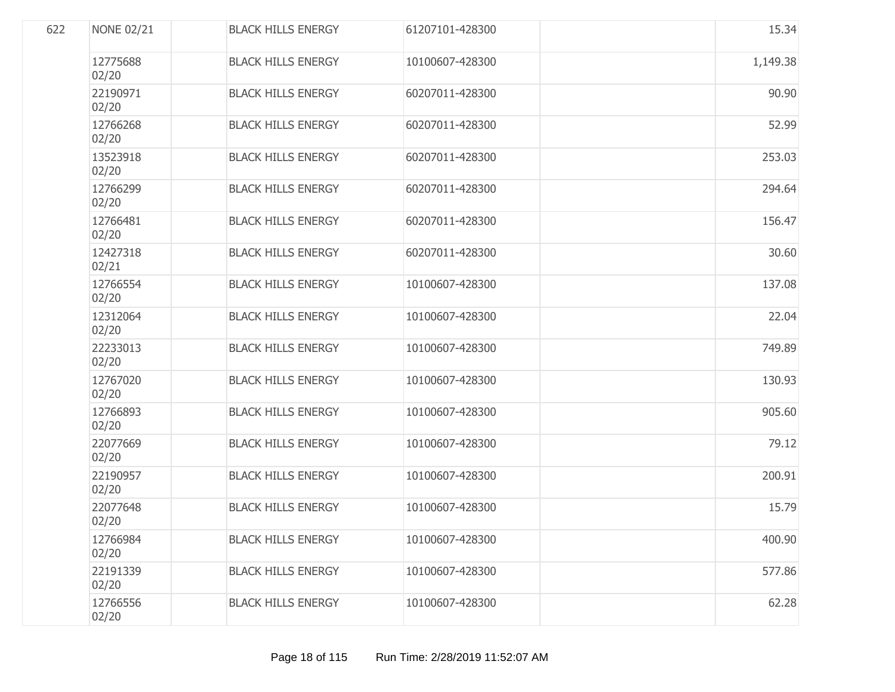| | | | | | | |
|---|---|---|---|---|---|---|
| 622 | NONE 02/21 | | BLACK HILLS ENERGY | 61207101-428300 | | 15.34 |
| | 12775688 02/20 | | BLACK HILLS ENERGY | 10100607-428300 | | 1,149.38 |
| | 22190971 02/20 | | BLACK HILLS ENERGY | 60207011-428300 | | 90.90 |
| | 12766268 02/20 | | BLACK HILLS ENERGY | 60207011-428300 | | 52.99 |
| | 13523918 02/20 | | BLACK HILLS ENERGY | 60207011-428300 | | 253.03 |
| | 12766299 02/20 | | BLACK HILLS ENERGY | 60207011-428300 | | 294.64 |
| | 12766481 02/20 | | BLACK HILLS ENERGY | 60207011-428300 | | 156.47 |
| | 12427318 02/21 | | BLACK HILLS ENERGY | 60207011-428300 | | 30.60 |
| | 12766554 02/20 | | BLACK HILLS ENERGY | 10100607-428300 | | 137.08 |
| | 12312064 02/20 | | BLACK HILLS ENERGY | 10100607-428300 | | 22.04 |
| | 22233013 02/20 | | BLACK HILLS ENERGY | 10100607-428300 | | 749.89 |
| | 12767020 02/20 | | BLACK HILLS ENERGY | 10100607-428300 | | 130.93 |
| | 12766893 02/20 | | BLACK HILLS ENERGY | 10100607-428300 | | 905.60 |
| | 22077669 02/20 | | BLACK HILLS ENERGY | 10100607-428300 | | 79.12 |
| | 22190957 02/20 | | BLACK HILLS ENERGY | 10100607-428300 | | 200.91 |
| | 22077648 02/20 | | BLACK HILLS ENERGY | 10100607-428300 | | 15.79 |
| | 12766984 02/20 | | BLACK HILLS ENERGY | 10100607-428300 | | 400.90 |
| | 22191339 02/20 | | BLACK HILLS ENERGY | 10100607-428300 | | 577.86 |
| | 12766556 02/20 | | BLACK HILLS ENERGY | 10100607-428300 | | 62.28 |

Run Time: 2/28/2019 11:52:07 AM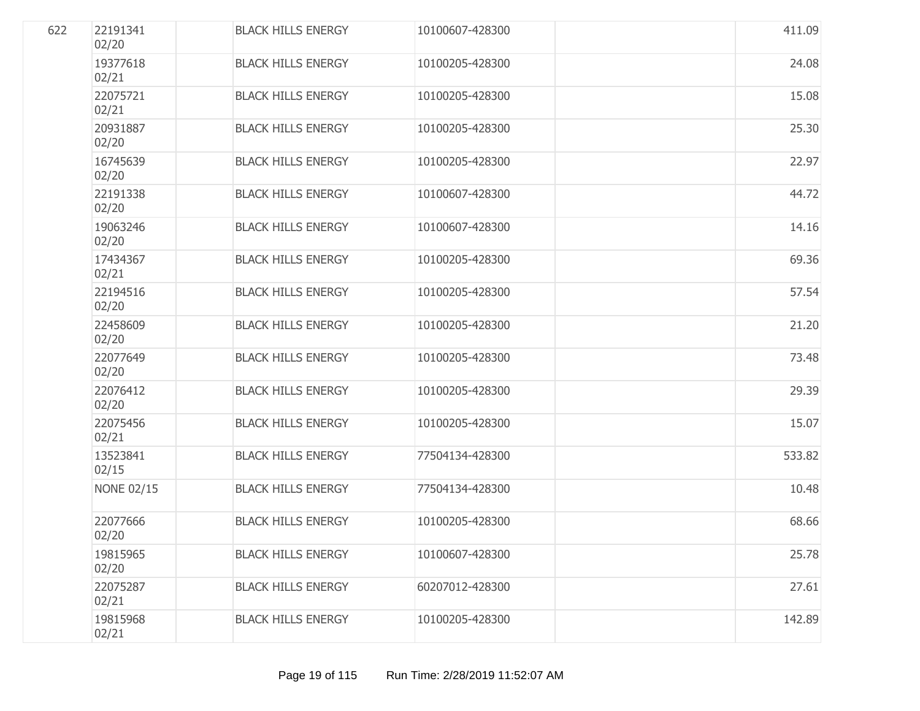| | | | | | | |
|---|---|---|---|---|---|---|
| 622 | 22191341 02/20 | | BLACK HILLS ENERGY | 10100607-428300 | | 411.09 |
| | 19377618 02/21 | | BLACK HILLS ENERGY | 10100205-428300 | | 24.08 |
| | 22075721 02/21 | | BLACK HILLS ENERGY | 10100205-428300 | | 15.08 |
| | 20931887 02/20 | | BLACK HILLS ENERGY | 10100205-428300 | | 25.30 |
| | 16745639 02/20 | | BLACK HILLS ENERGY | 10100205-428300 | | 22.97 |
| | 22191338 02/20 | | BLACK HILLS ENERGY | 10100607-428300 | | 44.72 |
| | 19063246 02/20 | | BLACK HILLS ENERGY | 10100607-428300 | | 14.16 |
| | 17434367 02/21 | | BLACK HILLS ENERGY | 10100205-428300 | | 69.36 |
| | 22194516 02/20 | | BLACK HILLS ENERGY | 10100205-428300 | | 57.54 |
| | 22458609 02/20 | | BLACK HILLS ENERGY | 10100205-428300 | | 21.20 |
| | 22077649 02/20 | | BLACK HILLS ENERGY | 10100205-428300 | | 73.48 |
| | 22076412 02/20 | | BLACK HILLS ENERGY | 10100205-428300 | | 29.39 |
| | 22075456 02/21 | | BLACK HILLS ENERGY | 10100205-428300 | | 15.07 |
| | 13523841 02/15 | | BLACK HILLS ENERGY | 77504134-428300 | | 533.82 |
| | NONE 02/15 | | BLACK HILLS ENERGY | 77504134-428300 | | 10.48 |
| | 22077666 02/20 | | BLACK HILLS ENERGY | 10100205-428300 | | 68.66 |
| | 19815965 02/20 | | BLACK HILLS ENERGY | 10100607-428300 | | 25.78 |
| | 22075287 02/21 | | BLACK HILLS ENERGY | 60207012-428300 | | 27.61 |
| | 19815968 02/21 | | BLACK HILLS ENERGY | 10100205-428300 | | 142.89 |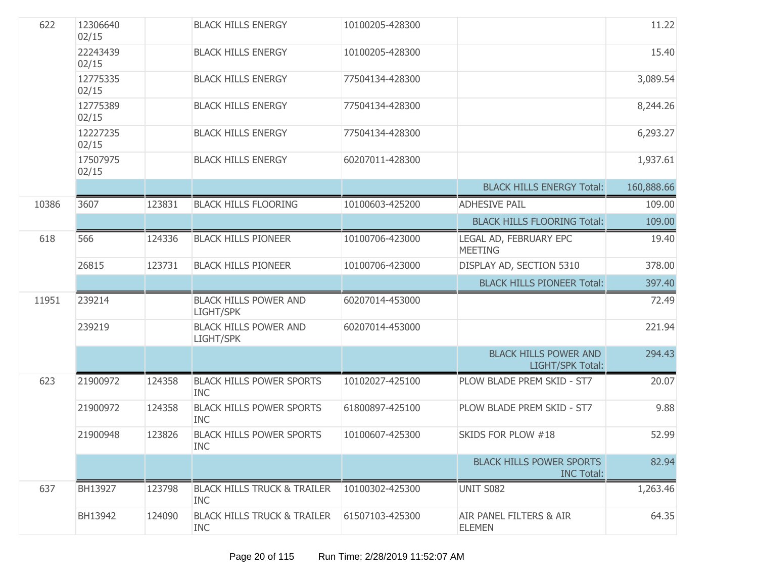| | | | | | | |
|---|---|---|---|---|---|---|
| 622 | 12306640 02/15 | | BLACK HILLS ENERGY | 10100205-428300 | | 11.22 |
| | 22243439 02/15 | | BLACK HILLS ENERGY | 10100205-428300 | | 15.40 |
| | 12775335 02/15 | | BLACK HILLS ENERGY | 77504134-428300 | | 3,089.54 |
| | 12775389 02/15 | | BLACK HILLS ENERGY | 77504134-428300 | | 8,244.26 |
| | 12227235 02/15 | | BLACK HILLS ENERGY | 77504134-428300 | | 6,293.27 |
| | 17507975 02/15 | | BLACK HILLS ENERGY | 60207011-428300 | | 1,937.61 |
| | | | | | BLACK HILLS ENERGY Total: | 160,888.66 |
| 10386 | 3607 | 123831 | BLACK HILLS FLOORING | 10100603-425200 | ADHESIVE PAIL | 109.00 |
| | | | | | BLACK HILLS FLOORING Total: | 109.00 |
| 618 | 566 | 124336 | BLACK HILLS PIONEER | 10100706-423000 | LEGAL AD, FEBRUARY EPC MEETING | 19.40 |
| | 26815 | 123731 | BLACK HILLS PIONEER | 10100706-423000 | DISPLAY AD, SECTION 5310 | 378.00 |
| | | | | | BLACK HILLS PIONEER Total: | 397.40 |
| 11951 | 239214 | | BLACK HILLS POWER AND LIGHT/SPK | 60207014-453000 | | 72.49 |
| | 239219 | | BLACK HILLS POWER AND LIGHT/SPK | 60207014-453000 | | 221.94 |
| | | | | | BLACK HILLS POWER AND LIGHT/SPK Total: | 294.43 |
| 623 | 21900972 | 124358 | BLACK HILLS POWER SPORTS INC | 10102027-425100 | PLOW BLADE PREM SKID - ST7 | 20.07 |
| | 21900972 | 124358 | BLACK HILLS POWER SPORTS INC | 61800897-425100 | PLOW BLADE PREM SKID - ST7 | 9.88 |
| | 21900948 | 123826 | BLACK HILLS POWER SPORTS INC | 10100607-425300 | SKIDS FOR PLOW #18 | 52.99 |
| | | | | | BLACK HILLS POWER SPORTS INC Total: | 82.94 |
| 637 | BH13927 | 123798 | BLACK HILLS TRUCK & TRAILER INC | 10100302-425300 | UNIT S082 | 1,263.46 |
| | BH13942 | 124090 | BLACK HILLS TRUCK & TRAILER INC | 61507103-425300 | AIR PANEL FILTERS & AIR ELEMEN | 64.35 |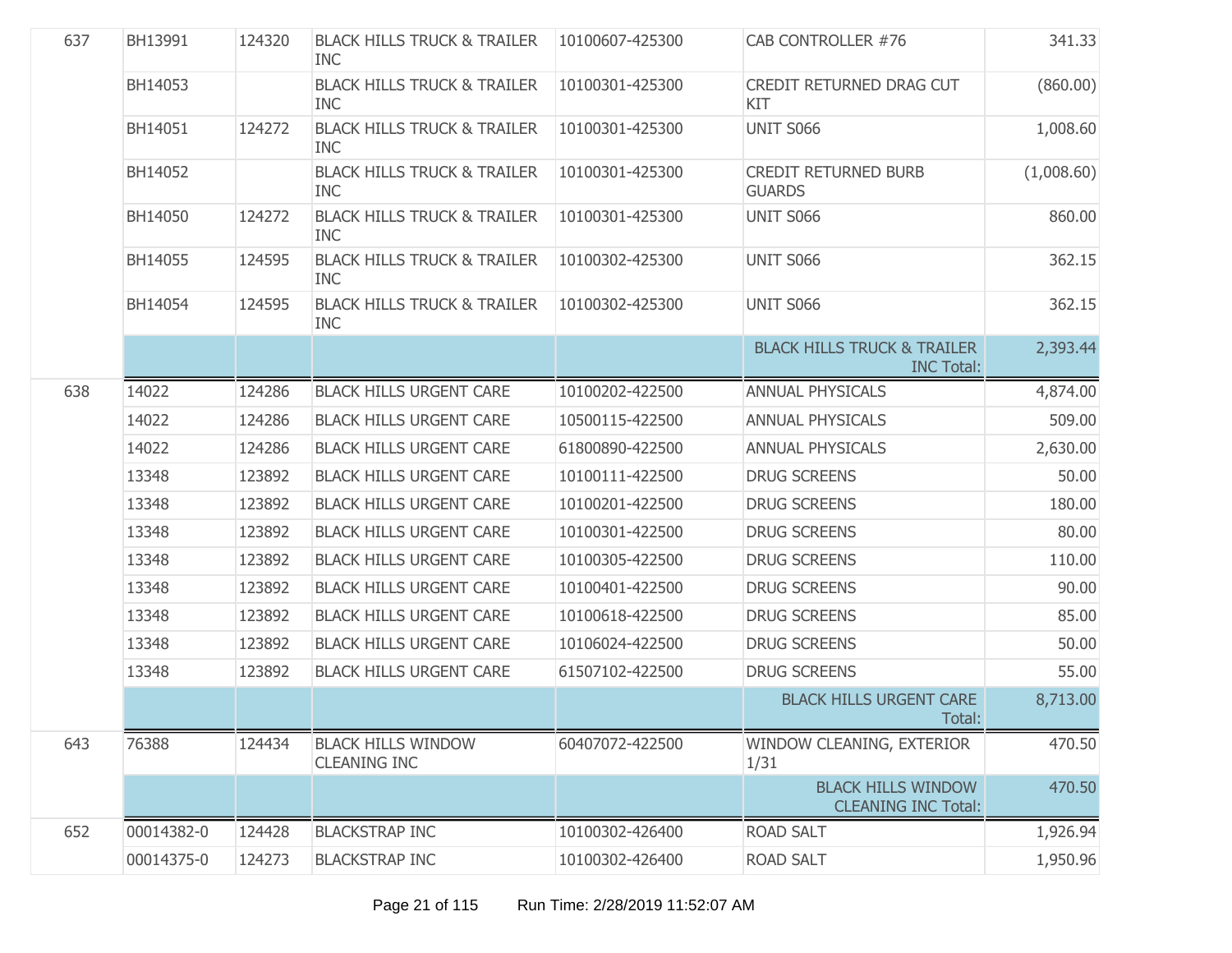| | | | | | | |
|---|---|---|---|---|---|---|
| 637 | BH13991 | 124320 | BLACK HILLS TRUCK & TRAILER INC | 10100607-425300 | CAB CONTROLLER #76 | 341.33 |
| | BH14053 | | BLACK HILLS TRUCK & TRAILER INC | 10100301-425300 | CREDIT RETURNED DRAG CUT KIT | (860.00) |
| | BH14051 | 124272 | BLACK HILLS TRUCK & TRAILER INC | 10100301-425300 | UNIT S066 | 1,008.60 |
| | BH14052 | | BLACK HILLS TRUCK & TRAILER INC | 10100301-425300 | CREDIT RETURNED BURB GUARDS | (1,008.60) |
| | BH14050 | 124272 | BLACK HILLS TRUCK & TRAILER INC | 10100301-425300 | UNIT S066 | 860.00 |
| | BH14055 | 124595 | BLACK HILLS TRUCK & TRAILER INC | 10100302-425300 | UNIT S066 | 362.15 |
| | BH14054 | 124595 | BLACK HILLS TRUCK & TRAILER INC | 10100302-425300 | UNIT S066 | 362.15 |
| | | | | | BLACK HILLS TRUCK & TRAILER INC Total: | 2,393.44 |
| 638 | 14022 | 124286 | BLACK HILLS URGENT CARE | 10100202-422500 | ANNUAL PHYSICALS | 4,874.00 |
| | 14022 | 124286 | BLACK HILLS URGENT CARE | 10500115-422500 | ANNUAL PHYSICALS | 509.00 |
| | 14022 | 124286 | BLACK HILLS URGENT CARE | 61800890-422500 | ANNUAL PHYSICALS | 2,630.00 |
| | 13348 | 123892 | BLACK HILLS URGENT CARE | 10100111-422500 | DRUG SCREENS | 50.00 |
| | 13348 | 123892 | BLACK HILLS URGENT CARE | 10100201-422500 | DRUG SCREENS | 180.00 |
| | 13348 | 123892 | BLACK HILLS URGENT CARE | 10100301-422500 | DRUG SCREENS | 80.00 |
| | 13348 | 123892 | BLACK HILLS URGENT CARE | 10100305-422500 | DRUG SCREENS | 110.00 |
| | 13348 | 123892 | BLACK HILLS URGENT CARE | 10100401-422500 | DRUG SCREENS | 90.00 |
| | 13348 | 123892 | BLACK HILLS URGENT CARE | 10100618-422500 | DRUG SCREENS | 85.00 |
| | 13348 | 123892 | BLACK HILLS URGENT CARE | 10106024-422500 | DRUG SCREENS | 50.00 |
| | 13348 | 123892 | BLACK HILLS URGENT CARE | 61507102-422500 | DRUG SCREENS | 55.00 |
| | | | | | BLACK HILLS URGENT CARE Total: | 8,713.00 |
| 643 | 76388 | 124434 | BLACK HILLS WINDOW CLEANING INC | 60407072-422500 | WINDOW CLEANING, EXTERIOR 1/31 | 470.50 |
| | | | | | BLACK HILLS WINDOW CLEANING INC Total: | 470.50 |
| 652 | 00014382-0 | 124428 | BLACKSTRAP INC | 10100302-426400 | ROAD SALT | 1,926.94 |
| | 00014375-0 | 124273 | BLACKSTRAP INC | 10100302-426400 | ROAD SALT | 1,950.96 |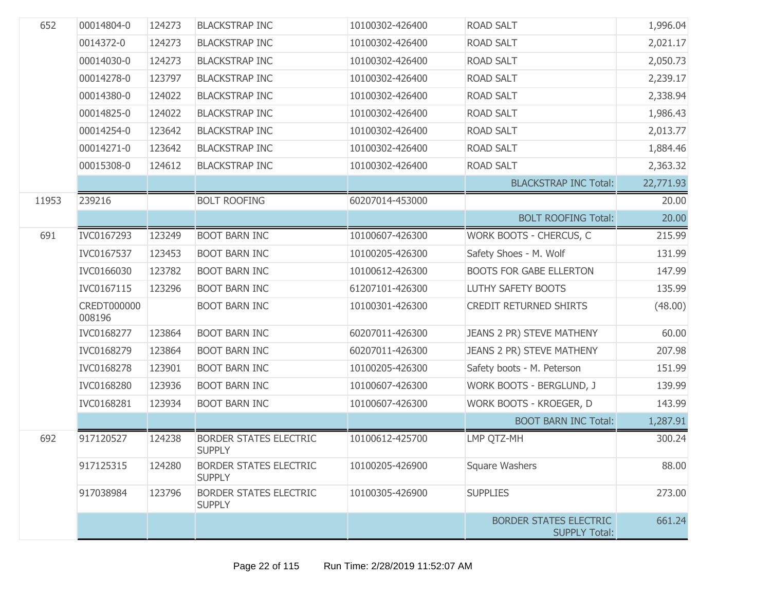| | | | | | | |
|---|---|---|---|---|---|---|
| 652 | 00014804-0 | 124273 | BLACKSTRAP INC | 10100302-426400 | ROAD SALT | 1,996.04 |
| | 0014372-0 | 124273 | BLACKSTRAP INC | 10100302-426400 | ROAD SALT | 2,021.17 |
| | 00014030-0 | 124273 | BLACKSTRAP INC | 10100302-426400 | ROAD SALT | 2,050.73 |
| | 00014278-0 | 123797 | BLACKSTRAP INC | 10100302-426400 | ROAD SALT | 2,239.17 |
| | 00014380-0 | 124022 | BLACKSTRAP INC | 10100302-426400 | ROAD SALT | 2,338.94 |
| | 00014825-0 | 124022 | BLACKSTRAP INC | 10100302-426400 | ROAD SALT | 1,986.43 |
| | 00014254-0 | 123642 | BLACKSTRAP INC | 10100302-426400 | ROAD SALT | 2,013.77 |
| | 00014271-0 | 123642 | BLACKSTRAP INC | 10100302-426400 | ROAD SALT | 1,884.46 |
| | 00015308-0 | 124612 | BLACKSTRAP INC | 10100302-426400 | ROAD SALT | 2,363.32 |
| | | | | | BLACKSTRAP INC Total: | 22,771.93 |
| 11953 | 239216 | | BOLT ROOFING | 60207014-453000 | | 20.00 |
| | | | | | BOLT ROOFING Total: | 20.00 |
| 691 | IVC0167293 | 123249 | BOOT BARN INC | 10100607-426300 | WORK BOOTS - CHERCUS, C | 215.99 |
| | IVC0167537 | 123453 | BOOT BARN INC | 10100205-426300 | Safety Shoes - M. Wolf | 131.99 |
| | IVC0166030 | 123782 | BOOT BARN INC | 10100612-426300 | BOOTS FOR GABE ELLERTON | 147.99 |
| | IVC0167115 | 123296 | BOOT BARN INC | 61207101-426300 | LUTHY SAFETY BOOTS | 135.99 |
| | CREDT000000 008196 | | BOOT BARN INC | 10100301-426300 | CREDIT RETURNED SHIRTS | (48.00) |
| | IVC0168277 | 123864 | BOOT BARN INC | 60207011-426300 | JEANS 2 PR) STEVE MATHENY | 60.00 |
| | IVC0168279 | 123864 | BOOT BARN INC | 60207011-426300 | JEANS 2 PR) STEVE MATHENY | 207.98 |
| | IVC0168278 | 123901 | BOOT BARN INC | 10100205-426300 | Safety boots - M. Peterson | 151.99 |
| | IVC0168280 | 123936 | BOOT BARN INC | 10100607-426300 | WORK BOOTS - BERGLUND, J | 139.99 |
| | IVC0168281 | 123934 | BOOT BARN INC | 10100607-426300 | WORK BOOTS - KROEGER, D | 143.99 |
| | | | | | BOOT BARN INC Total: | 1,287.91 |
| 692 | 917120527 | 124238 | BORDER STATES ELECTRIC SUPPLY | 10100612-425700 | LMP QTZ-MH | 300.24 |
| | 917125315 | 124280 | BORDER STATES ELECTRIC SUPPLY | 10100205-426900 | Square Washers | 88.00 |
| | 917038984 | 123796 | BORDER STATES ELECTRIC SUPPLY | 10100305-426900 | SUPPLIES | 273.00 |
| | | | | | BORDER STATES ELECTRIC SUPPLY Total: | 661.24 |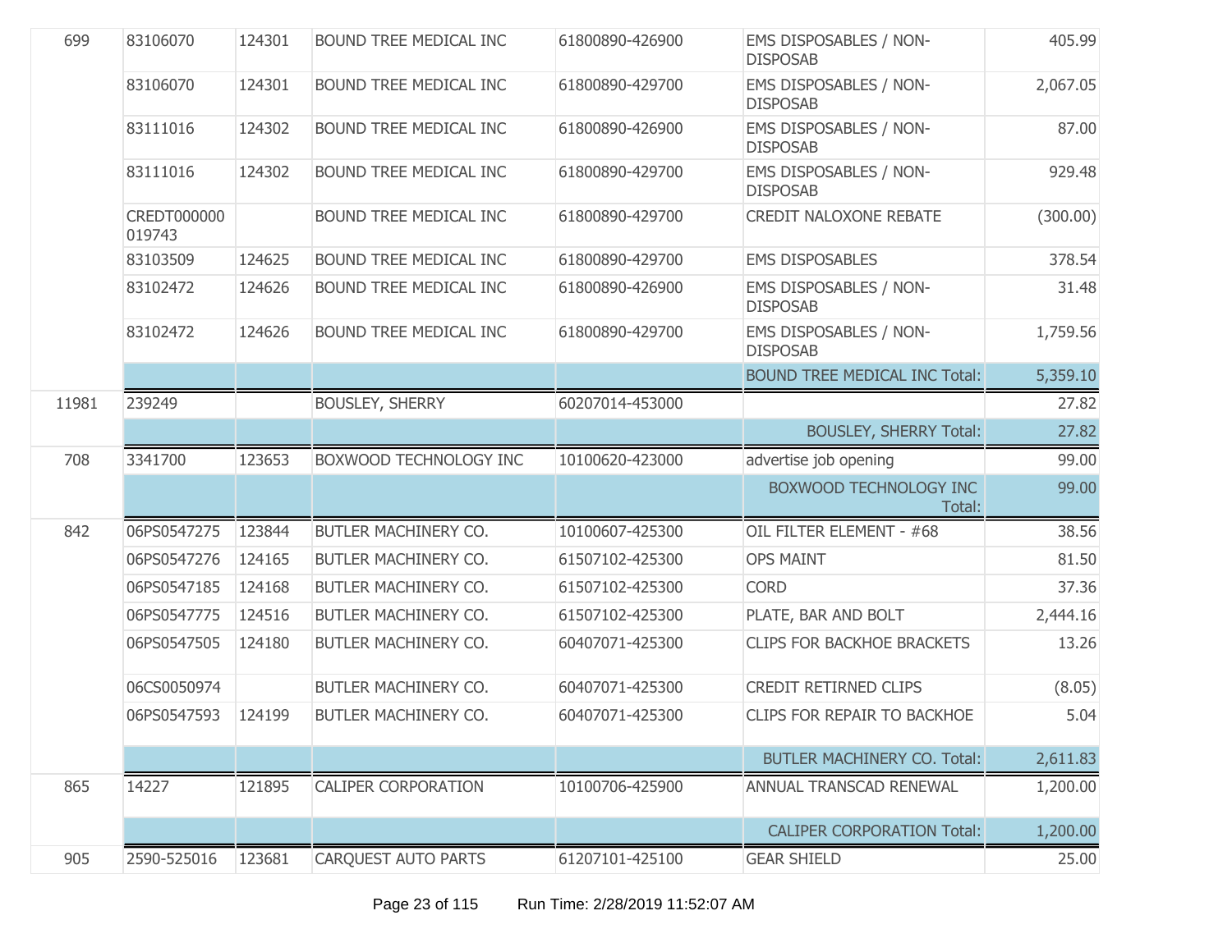| | | | | | | |
|---|---|---|---|---|---|---|
| 699 | 83106070 | 124301 | BOUND TREE MEDICAL INC | 61800890-426900 | EMS DISPOSABLES / NON-DISPOSAB | 405.99 |
| | 83106070 | 124301 | BOUND TREE MEDICAL INC | 61800890-429700 | EMS DISPOSABLES / NON-DISPOSAB | 2,067.05 |
| | 83111016 | 124302 | BOUND TREE MEDICAL INC | 61800890-426900 | EMS DISPOSABLES / NON-DISPOSAB | 87.00 |
| | 83111016 | 124302 | BOUND TREE MEDICAL INC | 61800890-429700 | EMS DISPOSABLES / NON-DISPOSAB | 929.48 |
| | CREDT000000019743 | | BOUND TREE MEDICAL INC | 61800890-429700 | CREDIT NALOXONE REBATE | (300.00) |
| | 83103509 | 124625 | BOUND TREE MEDICAL INC | 61800890-429700 | EMS DISPOSABLES | 378.54 |
| | 83102472 | 124626 | BOUND TREE MEDICAL INC | 61800890-426900 | EMS DISPOSABLES / NON-DISPOSAB | 31.48 |
| | 83102472 | 124626 | BOUND TREE MEDICAL INC | 61800890-429700 | EMS DISPOSABLES / NON-DISPOSAB | 1,759.56 |
| | | | | | BOUND TREE MEDICAL INC Total: | 5,359.10 |
| 11981 | 239249 | | BOUSLEY, SHERRY | 60207014-453000 | | 27.82 |
| | | | | | BOUSLEY, SHERRY Total: | 27.82 |
| 708 | 3341700 | 123653 | BOXWOOD TECHNOLOGY INC | 10100620-423000 | advertise job opening | 99.00 |
| | | | | | BOXWOOD TECHNOLOGY INC Total: | 99.00 |
| 842 | 06PS0547275 | 123844 | BUTLER MACHINERY CO. | 10100607-425300 | OIL FILTER ELEMENT - #68 | 38.56 |
| | 06PS0547276 | 124165 | BUTLER MACHINERY CO. | 61507102-425300 | OPS MAINT | 81.50 |
| | 06PS0547185 | 124168 | BUTLER MACHINERY CO. | 61507102-425300 | CORD | 37.36 |
| | 06PS0547775 | 124516 | BUTLER MACHINERY CO. | 61507102-425300 | PLATE, BAR AND BOLT | 2,444.16 |
| | 06PS0547505 | 124180 | BUTLER MACHINERY CO. | 60407071-425300 | CLIPS FOR BACKHOE BRACKETS | 13.26 |
| | 06CS0050974 | | BUTLER MACHINERY CO. | 60407071-425300 | CREDIT RETIRNED CLIPS | (8.05) |
| | 06PS0547593 | 124199 | BUTLER MACHINERY CO. | 60407071-425300 | CLIPS FOR REPAIR TO BACKHOE | 5.04 |
| | | | | | BUTLER MACHINERY CO. Total: | 2,611.83 |
| 865 | 14227 | 121895 | CALIPER CORPORATION | 10100706-425900 | ANNUAL TRANSCAD RENEWAL | 1,200.00 |
| | | | | | CALIPER CORPORATION Total: | 1,200.00 |
| 905 | 2590-525016 | 123681 | CARQUEST AUTO PARTS | 61207101-425100 | GEAR SHIELD | 25.00 |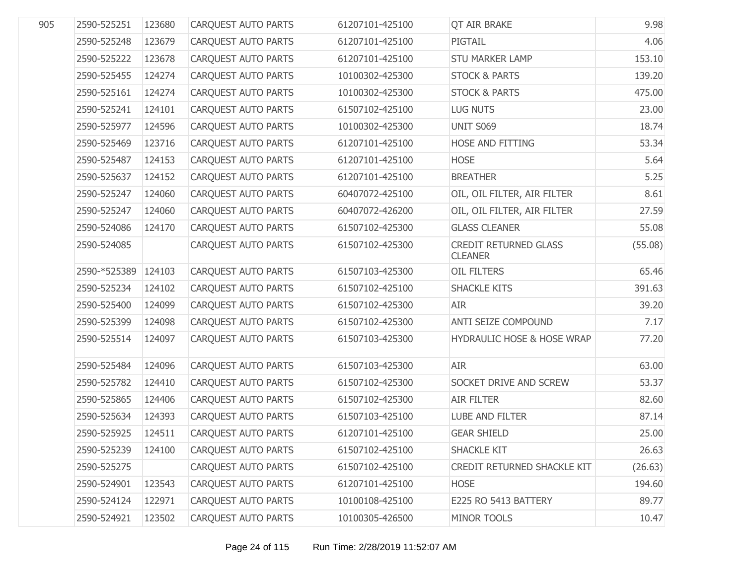| | | | | | | |
|---|---|---|---|---|---|---|
| 905 | 2590-525251 | 123680 | CARQUEST AUTO PARTS | 61207101-425100 | QT AIR BRAKE | 9.98 |
| | 2590-525248 | 123679 | CARQUEST AUTO PARTS | 61207101-425100 | PIGTAIL | 4.06 |
| | 2590-525222 | 123678 | CARQUEST AUTO PARTS | 61207101-425100 | STU MARKER LAMP | 153.10 |
| | 2590-525455 | 124274 | CARQUEST AUTO PARTS | 10100302-425300 | STOCK & PARTS | 139.20 |
| | 2590-525161 | 124274 | CARQUEST AUTO PARTS | 10100302-425300 | STOCK & PARTS | 475.00 |
| | 2590-525241 | 124101 | CARQUEST AUTO PARTS | 61507102-425100 | LUG NUTS | 23.00 |
| | 2590-525977 | 124596 | CARQUEST AUTO PARTS | 10100302-425300 | UNIT S069 | 18.74 |
| | 2590-525469 | 123716 | CARQUEST AUTO PARTS | 61207101-425100 | HOSE AND FITTING | 53.34 |
| | 2590-525487 | 124153 | CARQUEST AUTO PARTS | 61207101-425100 | HOSE | 5.64 |
| | 2590-525637 | 124152 | CARQUEST AUTO PARTS | 61207101-425100 | BREATHER | 5.25 |
| | 2590-525247 | 124060 | CARQUEST AUTO PARTS | 60407072-425100 | OIL, OIL FILTER, AIR FILTER | 8.61 |
| | 2590-525247 | 124060 | CARQUEST AUTO PARTS | 60407072-426200 | OIL, OIL FILTER, AIR FILTER | 27.59 |
| | 2590-524086 | 124170 | CARQUEST AUTO PARTS | 61507102-425300 | GLASS CLEANER | 55.08 |
| | 2590-524085 | | CARQUEST AUTO PARTS | 61507102-425300 | CREDIT RETURNED GLASS CLEANER | (55.08) |
| | 2590-*525389 | 124103 | CARQUEST AUTO PARTS | 61507103-425300 | OIL FILTERS | 65.46 |
| | 2590-525234 | 124102 | CARQUEST AUTO PARTS | 61507102-425100 | SHACKLE KITS | 391.63 |
| | 2590-525400 | 124099 | CARQUEST AUTO PARTS | 61507102-425300 | AIR | 39.20 |
| | 2590-525399 | 124098 | CARQUEST AUTO PARTS | 61507102-425300 | ANTI SEIZE COMPOUND | 7.17 |
| | 2590-525514 | 124097 | CARQUEST AUTO PARTS | 61507103-425300 | HYDRAULIC HOSE & HOSE WRAP | 77.20 |
| | 2590-525484 | 124096 | CARQUEST AUTO PARTS | 61507103-425300 | AIR | 63.00 |
| | 2590-525782 | 124410 | CARQUEST AUTO PARTS | 61507102-425300 | SOCKET DRIVE AND SCREW | 53.37 |
| | 2590-525865 | 124406 | CARQUEST AUTO PARTS | 61507102-425300 | AIR FILTER | 82.60 |
| | 2590-525634 | 124393 | CARQUEST AUTO PARTS | 61507103-425100 | LUBE AND FILTER | 87.14 |
| | 2590-525925 | 124511 | CARQUEST AUTO PARTS | 61207101-425100 | GEAR SHIELD | 25.00 |
| | 2590-525239 | 124100 | CARQUEST AUTO PARTS | 61507102-425100 | SHACKLE KIT | 26.63 |
| | 2590-525275 | | CARQUEST AUTO PARTS | 61507102-425100 | CREDIT RETURNED SHACKLE KIT | (26.63) |
| | 2590-524901 | 123543 | CARQUEST AUTO PARTS | 61207101-425100 | HOSE | 194.60 |
| | 2590-524124 | 122971 | CARQUEST AUTO PARTS | 10100108-425100 | E225 RO 5413 BATTERY | 89.77 |
| | 2590-524921 | 123502 | CARQUEST AUTO PARTS | 10100305-426500 | MINOR TOOLS | 10.47 |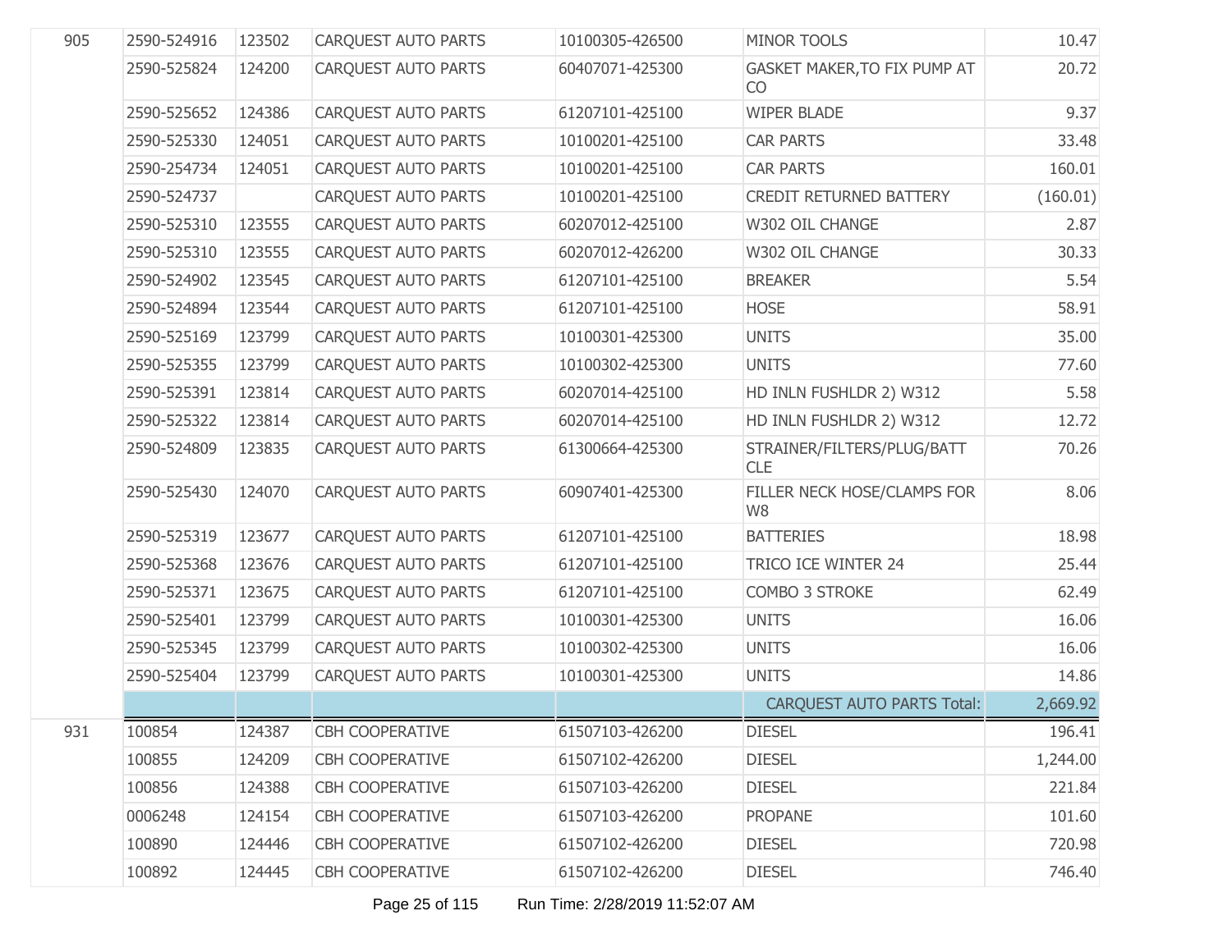| | | | | | | |
|---|---|---|---|---|---|---|
| 905 | 2590-524916 | 123502 | CARQUEST AUTO PARTS | 10100305-426500 | MINOR TOOLS | 10.47 |
| | 2590-525824 | 124200 | CARQUEST AUTO PARTS | 60407071-425300 | GASKET MAKER,TO FIX PUMP AT CO | 20.72 |
| | 2590-525652 | 124386 | CARQUEST AUTO PARTS | 61207101-425100 | WIPER BLADE | 9.37 |
| | 2590-525330 | 124051 | CARQUEST AUTO PARTS | 10100201-425100 | CAR PARTS | 33.48 |
| | 2590-254734 | 124051 | CARQUEST AUTO PARTS | 10100201-425100 | CAR PARTS | 160.01 |
| | 2590-524737 | | CARQUEST AUTO PARTS | 10100201-425100 | CREDIT RETURNED BATTERY | (160.01) |
| | 2590-525310 | 123555 | CARQUEST AUTO PARTS | 60207012-425100 | W302 OIL CHANGE | 2.87 |
| | 2590-525310 | 123555 | CARQUEST AUTO PARTS | 60207012-426200 | W302 OIL CHANGE | 30.33 |
| | 2590-524902 | 123545 | CARQUEST AUTO PARTS | 61207101-425100 | BREAKER | 5.54 |
| | 2590-524894 | 123544 | CARQUEST AUTO PARTS | 61207101-425100 | HOSE | 58.91 |
| | 2590-525169 | 123799 | CARQUEST AUTO PARTS | 10100301-425300 | UNITS | 35.00 |
| | 2590-525355 | 123799 | CARQUEST AUTO PARTS | 10100302-425300 | UNITS | 77.60 |
| | 2590-525391 | 123814 | CARQUEST AUTO PARTS | 60207014-425100 | HD INLN FUSHLDR 2) W312 | 5.58 |
| | 2590-525322 | 123814 | CARQUEST AUTO PARTS | 60207014-425100 | HD INLN FUSHLDR 2) W312 | 12.72 |
| | 2590-524809 | 123835 | CARQUEST AUTO PARTS | 61300664-425300 | STRAINER/FILTERS/PLUG/BATTCLE | 70.26 |
| | 2590-525430 | 124070 | CARQUEST AUTO PARTS | 60907401-425300 | FILLER NECK HOSE/CLAMPS FOR W8 | 8.06 |
| | 2590-525319 | 123677 | CARQUEST AUTO PARTS | 61207101-425100 | BATTERIES | 18.98 |
| | 2590-525368 | 123676 | CARQUEST AUTO PARTS | 61207101-425100 | TRICO ICE WINTER 24 | 25.44 |
| | 2590-525371 | 123675 | CARQUEST AUTO PARTS | 61207101-425100 | COMBO 3 STROKE | 62.49 |
| | 2590-525401 | 123799 | CARQUEST AUTO PARTS | 10100301-425300 | UNITS | 16.06 |
| | 2590-525345 | 123799 | CARQUEST AUTO PARTS | 10100302-425300 | UNITS | 16.06 |
| | 2590-525404 | 123799 | CARQUEST AUTO PARTS | 10100301-425300 | UNITS | 14.86 |
| | | | | | CARQUEST AUTO PARTS Total: | 2,669.92 |
| 931 | 100854 | 124387 | CBH COOPERATIVE | 61507103-426200 | DIESEL | 196.41 |
| | 100855 | 124209 | CBH COOPERATIVE | 61507102-426200 | DIESEL | 1,244.00 |
| | 100856 | 124388 | CBH COOPERATIVE | 61507103-426200 | DIESEL | 221.84 |
| | 0006248 | 124154 | CBH COOPERATIVE | 61507103-426200 | PROPANE | 101.60 |
| | 100890 | 124446 | CBH COOPERATIVE | 61507102-426200 | DIESEL | 720.98 |
| | 100892 | 124445 | CBH COOPERATIVE | 61507102-426200 | DIESEL | 746.40 |

Run Time: 2/28/2019 11:52:07 AM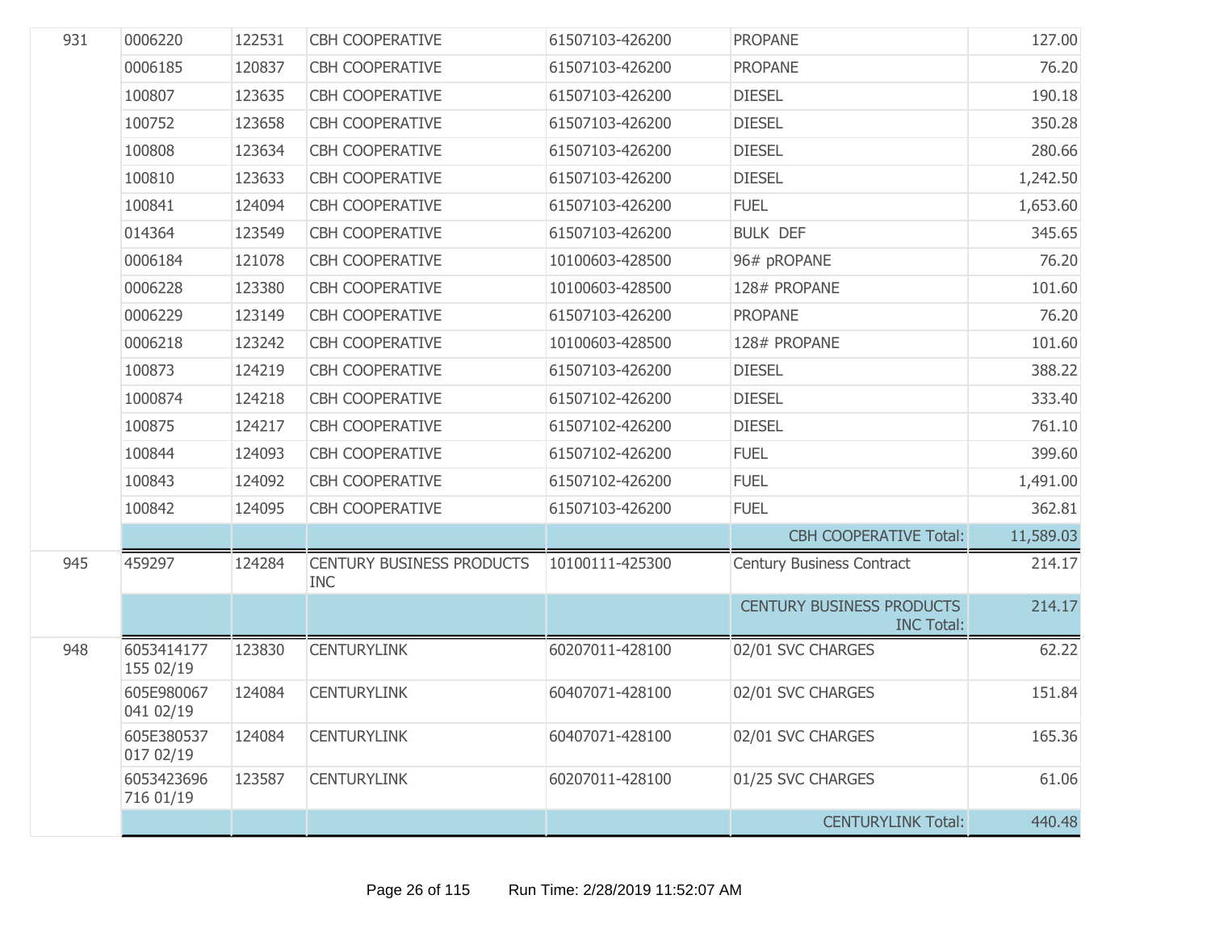| | | | | | | |
|---|---|---|---|---|---|---|
| 931 | 0006220 | 122531 | CBH COOPERATIVE | 61507103-426200 | PROPANE | 127.00 |
| | 0006185 | 120837 | CBH COOPERATIVE | 61507103-426200 | PROPANE | 76.20 |
| | 100807 | 123635 | CBH COOPERATIVE | 61507103-426200 | DIESEL | 190.18 |
| | 100752 | 123658 | CBH COOPERATIVE | 61507103-426200 | DIESEL | 350.28 |
| | 100808 | 123634 | CBH COOPERATIVE | 61507103-426200 | DIESEL | 280.66 |
| | 100810 | 123633 | CBH COOPERATIVE | 61507103-426200 | DIESEL | 1,242.50 |
| | 100841 | 124094 | CBH COOPERATIVE | 61507103-426200 | FUEL | 1,653.60 |
| | 014364 | 123549 | CBH COOPERATIVE | 61507103-426200 | BULK DEF | 345.65 |
| | 0006184 | 121078 | CBH COOPERATIVE | 10100603-428500 | 96# pROPANE | 76.20 |
| | 0006228 | 123380 | CBH COOPERATIVE | 10100603-428500 | 128# PROPANE | 101.60 |
| | 0006229 | 123149 | CBH COOPERATIVE | 61507103-426200 | PROPANE | 76.20 |
| | 0006218 | 123242 | CBH COOPERATIVE | 10100603-428500 | 128# PROPANE | 101.60 |
| | 100873 | 124219 | CBH COOPERATIVE | 61507103-426200 | DIESEL | 388.22 |
| | 1000874 | 124218 | CBH COOPERATIVE | 61507102-426200 | DIESEL | 333.40 |
| | 100875 | 124217 | CBH COOPERATIVE | 61507102-426200 | DIESEL | 761.10 |
| | 100844 | 124093 | CBH COOPERATIVE | 61507102-426200 | FUEL | 399.60 |
| | 100843 | 124092 | CBH COOPERATIVE | 61507102-426200 | FUEL | 1,491.00 |
| | 100842 | 124095 | CBH COOPERATIVE | 61507103-426200 | FUEL | 362.81 |
| | | | | | CBH COOPERATIVE Total: | 11,589.03 |
| 945 | 459297 | 124284 | CENTURY BUSINESS PRODUCTS INC | 10100111-425300 | Century Business Contract | 214.17 |
| | | | | | CENTURY BUSINESS PRODUCTS INC Total: | 214.17 |
| 948 | 6053414177 155 02/19 | 123830 | CENTURYLINK | 60207011-428100 | 02/01 SVC CHARGES | 62.22 |
| | 605E980067 041 02/19 | 124084 | CENTURYLINK | 60407071-428100 | 02/01 SVC CHARGES | 151.84 |
| | 605E380537 017 02/19 | 124084 | CENTURYLINK | 60407071-428100 | 02/01 SVC CHARGES | 165.36 |
| | 6053423696 716 01/19 | 123587 | CENTURYLINK | 60207011-428100 | 01/25 SVC CHARGES | 61.06 |
| | | | | | CENTURYLINK Total: | 440.48 |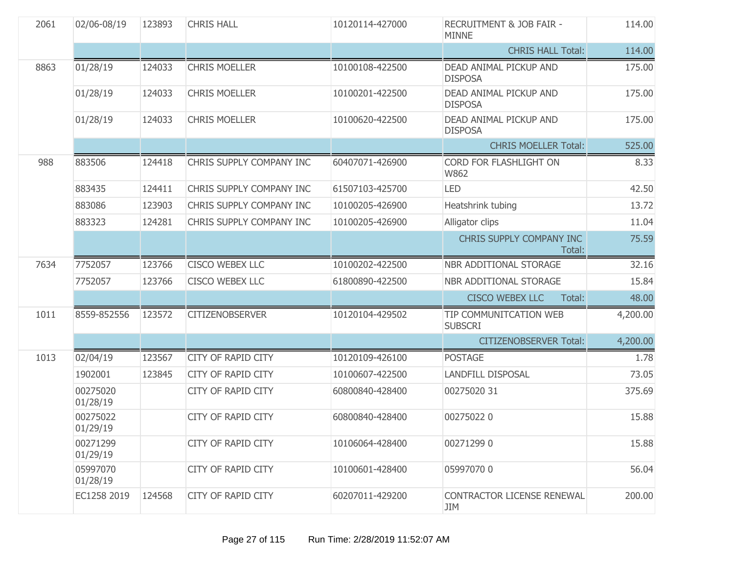| | | | | | | |
|---|---|---|---|---|---|---|
| 2061 | 02/06-08/19 | 123893 | CHRIS HALL | 10120114-427000 | RECRUITMENT & JOB FAIR - MINNE | 114.00 |
| | | | | | CHRIS HALL Total: | 114.00 |
| 8863 | 01/28/19 | 124033 | CHRIS MOELLER | 10100108-422500 | DEAD ANIMAL PICKUP AND DISPOSA | 175.00 |
| | 01/28/19 | 124033 | CHRIS MOELLER | 10100201-422500 | DEAD ANIMAL PICKUP AND DISPOSA | 175.00 |
| | 01/28/19 | 124033 | CHRIS MOELLER | 10100620-422500 | DEAD ANIMAL PICKUP AND DISPOSA | 175.00 |
| | | | | | CHRIS MOELLER Total: | 525.00 |
| 988 | 883506 | 124418 | CHRIS SUPPLY COMPANY INC | 60407071-426900 | CORD FOR FLASHLIGHT ON W862 | 8.33 |
| | 883435 | 124411 | CHRIS SUPPLY COMPANY INC | 61507103-425700 | LED | 42.50 |
| | 883086 | 123903 | CHRIS SUPPLY COMPANY INC | 10100205-426900 | Heatshrink tubing | 13.72 |
| | 883323 | 124281 | CHRIS SUPPLY COMPANY INC | 10100205-426900 | Alligator clips | 11.04 |
| | | | | | CHRIS SUPPLY COMPANY INC Total: | 75.59 |
| 7634 | 7752057 | 123766 | CISCO WEBEX LLC | 10100202-422500 | NBR ADDITIONAL STORAGE | 32.16 |
| | 7752057 | 123766 | CISCO WEBEX LLC | 61800890-422500 | NBR ADDITIONAL STORAGE | 15.84 |
| | | | | | CISCO WEBEX LLC Total: | 48.00 |
| 1011 | 8559-852556 | 123572 | CITIZENOBSERVER | 10120104-429502 | TIP COMMUNITCATION WEB SUBSCRI | 4,200.00 |
| | | | | | CITIZENOBSERVER Total: | 4,200.00 |
| 1013 | 02/04/19 | 123567 | CITY OF RAPID CITY | 10120109-426100 | POSTAGE | 1.78 |
| | 1902001 | 123845 | CITY OF RAPID CITY | 10100607-422500 | LANDFILL DISPOSAL | 73.05 |
| | 00275020 01/28/19 | | CITY OF RAPID CITY | 60800840-428400 | 00275020 31 | 375.69 |
| | 00275022 01/29/19 | | CITY OF RAPID CITY | 60800840-428400 | 00275022 0 | 15.88 |
| | 00271299 01/29/19 | | CITY OF RAPID CITY | 10106064-428400 | 00271299 0 | 15.88 |
| | 05997070 01/28/19 | | CITY OF RAPID CITY | 10100601-428400 | 05997070 0 | 56.04 |
| | EC1258 2019 | 124568 | CITY OF RAPID CITY | 60207011-429200 | CONTRACTOR LICENSE RENEWAL JIM | 200.00 |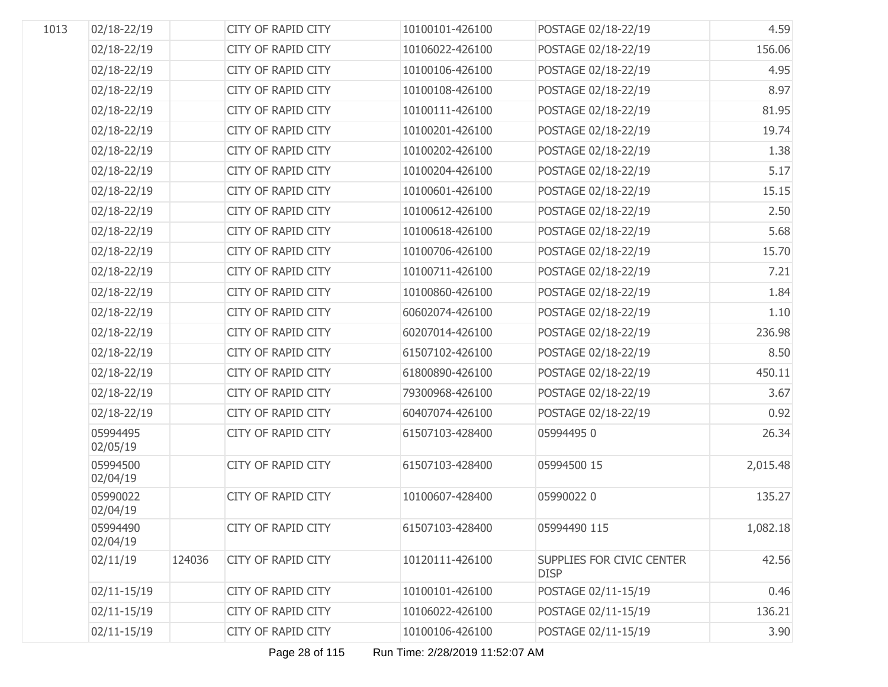| | | | | | | |
|---|---|---|---|---|---|---|
| 1013 | 02/18-22/19 | | CITY OF RAPID CITY | 10100101-426100 | POSTAGE 02/18-22/19 | 4.59 |
| | 02/18-22/19 | | CITY OF RAPID CITY | 10106022-426100 | POSTAGE 02/18-22/19 | 156.06 |
| | 02/18-22/19 | | CITY OF RAPID CITY | 10100106-426100 | POSTAGE 02/18-22/19 | 4.95 |
| | 02/18-22/19 | | CITY OF RAPID CITY | 10100108-426100 | POSTAGE 02/18-22/19 | 8.97 |
| | 02/18-22/19 | | CITY OF RAPID CITY | 10100111-426100 | POSTAGE 02/18-22/19 | 81.95 |
| | 02/18-22/19 | | CITY OF RAPID CITY | 10100201-426100 | POSTAGE 02/18-22/19 | 19.74 |
| | 02/18-22/19 | | CITY OF RAPID CITY | 10100202-426100 | POSTAGE 02/18-22/19 | 1.38 |
| | 02/18-22/19 | | CITY OF RAPID CITY | 10100204-426100 | POSTAGE 02/18-22/19 | 5.17 |
| | 02/18-22/19 | | CITY OF RAPID CITY | 10100601-426100 | POSTAGE 02/18-22/19 | 15.15 |
| | 02/18-22/19 | | CITY OF RAPID CITY | 10100612-426100 | POSTAGE 02/18-22/19 | 2.50 |
| | 02/18-22/19 | | CITY OF RAPID CITY | 10100618-426100 | POSTAGE 02/18-22/19 | 5.68 |
| | 02/18-22/19 | | CITY OF RAPID CITY | 10100706-426100 | POSTAGE 02/18-22/19 | 15.70 |
| | 02/18-22/19 | | CITY OF RAPID CITY | 10100711-426100 | POSTAGE 02/18-22/19 | 7.21 |
| | 02/18-22/19 | | CITY OF RAPID CITY | 10100860-426100 | POSTAGE 02/18-22/19 | 1.84 |
| | 02/18-22/19 | | CITY OF RAPID CITY | 60602074-426100 | POSTAGE 02/18-22/19 | 1.10 |
| | 02/18-22/19 | | CITY OF RAPID CITY | 60207014-426100 | POSTAGE 02/18-22/19 | 236.98 |
| | 02/18-22/19 | | CITY OF RAPID CITY | 61507102-426100 | POSTAGE 02/18-22/19 | 8.50 |
| | 02/18-22/19 | | CITY OF RAPID CITY | 61800890-426100 | POSTAGE 02/18-22/19 | 450.11 |
| | 02/18-22/19 | | CITY OF RAPID CITY | 79300968-426100 | POSTAGE 02/18-22/19 | 3.67 |
| | 02/18-22/19 | | CITY OF RAPID CITY | 60407074-426100 | POSTAGE 02/18-22/19 | 0.92 |
| | 05994495 02/05/19 | | CITY OF RAPID CITY | 61507103-428400 | 05994495 0 | 26.34 |
| | 05994500 02/04/19 | | CITY OF RAPID CITY | 61507103-428400 | 05994500 15 | 2,015.48 |
| | 05990022 02/04/19 | | CITY OF RAPID CITY | 10100607-428400 | 05990022 0 | 135.27 |
| | 05994490 02/04/19 | | CITY OF RAPID CITY | 61507103-428400 | 05994490 115 | 1,082.18 |
| | 02/11/19 | 124036 | CITY OF RAPID CITY | 10120111-426100 | SUPPLIES FOR CIVIC CENTER DISP | 42.56 |
| | 02/11-15/19 | | CITY OF RAPID CITY | 10100101-426100 | POSTAGE 02/11-15/19 | 0.46 |
| | 02/11-15/19 | | CITY OF RAPID CITY | 10106022-426100 | POSTAGE 02/11-15/19 | 136.21 |
| | 02/11-15/19 | | CITY OF RAPID CITY | 10100106-426100 | POSTAGE 02/11-15/19 | 3.90 |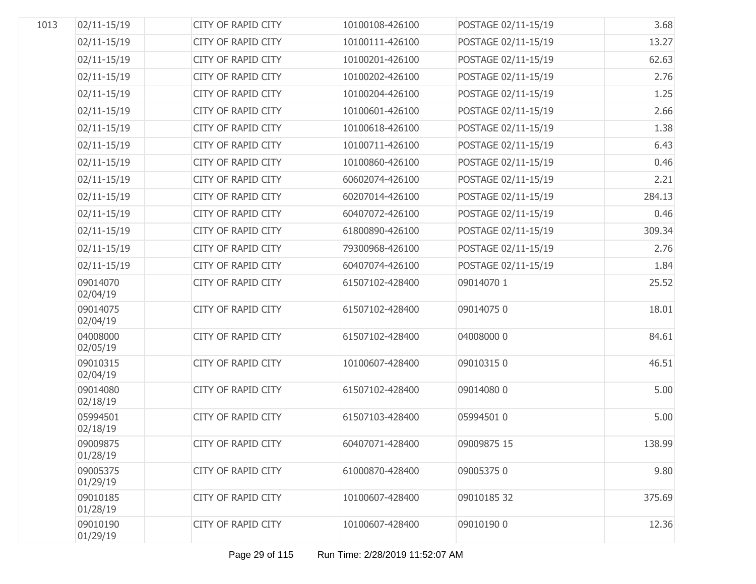| | | | | | | |
|---|---|---|---|---|---|---|
| 1013 | 02/11-15/19 | | CITY OF RAPID CITY | 10100108-426100 | POSTAGE 02/11-15/19 | 3.68 |
| | 02/11-15/19 | | CITY OF RAPID CITY | 10100111-426100 | POSTAGE 02/11-15/19 | 13.27 |
| | 02/11-15/19 | | CITY OF RAPID CITY | 10100201-426100 | POSTAGE 02/11-15/19 | 62.63 |
| | 02/11-15/19 | | CITY OF RAPID CITY | 10100202-426100 | POSTAGE 02/11-15/19 | 2.76 |
| | 02/11-15/19 | | CITY OF RAPID CITY | 10100204-426100 | POSTAGE 02/11-15/19 | 1.25 |
| | 02/11-15/19 | | CITY OF RAPID CITY | 10100601-426100 | POSTAGE 02/11-15/19 | 2.66 |
| | 02/11-15/19 | | CITY OF RAPID CITY | 10100618-426100 | POSTAGE 02/11-15/19 | 1.38 |
| | 02/11-15/19 | | CITY OF RAPID CITY | 10100711-426100 | POSTAGE 02/11-15/19 | 6.43 |
| | 02/11-15/19 | | CITY OF RAPID CITY | 10100860-426100 | POSTAGE 02/11-15/19 | 0.46 |
| | 02/11-15/19 | | CITY OF RAPID CITY | 60602074-426100 | POSTAGE 02/11-15/19 | 2.21 |
| | 02/11-15/19 | | CITY OF RAPID CITY | 60207014-426100 | POSTAGE 02/11-15/19 | 284.13 |
| | 02/11-15/19 | | CITY OF RAPID CITY | 60407072-426100 | POSTAGE 02/11-15/19 | 0.46 |
| | 02/11-15/19 | | CITY OF RAPID CITY | 61800890-426100 | POSTAGE 02/11-15/19 | 309.34 |
| | 02/11-15/19 | | CITY OF RAPID CITY | 79300968-426100 | POSTAGE 02/11-15/19 | 2.76 |
| | 02/11-15/19 | | CITY OF RAPID CITY | 60407074-426100 | POSTAGE 02/11-15/19 | 1.84 |
| | 09014070 02/04/19 | | CITY OF RAPID CITY | 61507102-428400 | 09014070 1 | 25.52 |
| | 09014075 02/04/19 | | CITY OF RAPID CITY | 61507102-428400 | 09014075 0 | 18.01 |
| | 04008000 02/05/19 | | CITY OF RAPID CITY | 61507102-428400 | 04008000 0 | 84.61 |
| | 09010315 02/04/19 | | CITY OF RAPID CITY | 10100607-428400 | 09010315 0 | 46.51 |
| | 09014080 02/18/19 | | CITY OF RAPID CITY | 61507102-428400 | 09014080 0 | 5.00 |
| | 05994501 02/18/19 | | CITY OF RAPID CITY | 61507103-428400 | 05994501 0 | 5.00 |
| | 09009875 01/28/19 | | CITY OF RAPID CITY | 60407071-428400 | 09009875 15 | 138.99 |
| | 09005375 01/29/19 | | CITY OF RAPID CITY | 61000870-428400 | 09005375 0 | 9.80 |
| | 09010185 01/28/19 | | CITY OF RAPID CITY | 10100607-428400 | 09010185 32 | 375.69 |
| | 09010190 01/29/19 | | CITY OF RAPID CITY | 10100607-428400 | 09010190 0 | 12.36 |

Run Time: 2/28/2019 11:52:07 AM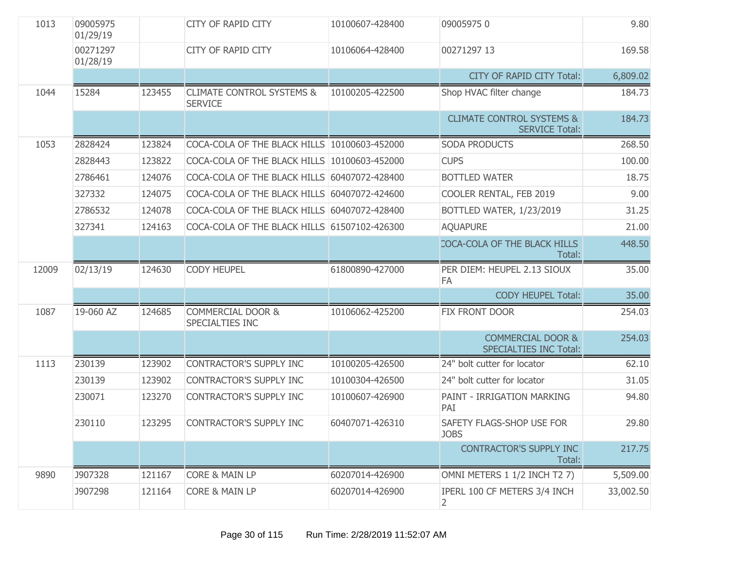| | | | | | | |
|---|---|---|---|---|---|---|
| 1013 | 09005975 01/29/19 | | CITY OF RAPID CITY | 10100607-428400 | 09005975 0 | 9.80 |
| | 00271297 01/28/19 | | CITY OF RAPID CITY | 10106064-428400 | 00271297 13 | 169.58 |
| | | | | | CITY OF RAPID CITY Total: | 6,809.02 |
| 1044 | 15284 | 123455 | CLIMATE CONTROL SYSTEMS & SERVICE | 10100205-422500 | Shop HVAC filter change | 184.73 |
| | | | | | CLIMATE CONTROL SYSTEMS & SERVICE Total: | 184.73 |
| 1053 | 2828424 | 123824 | COCA-COLA OF THE BLACK HILLS | 10100603-452000 | SODA PRODUCTS | 268.50 |
| | 2828443 | 123822 | COCA-COLA OF THE BLACK HILLS | 10100603-452000 | CUPS | 100.00 |
| | 2786461 | 124076 | COCA-COLA OF THE BLACK HILLS | 60407072-428400 | BOTTLED WATER | 18.75 |
| | 327332 | 124075 | COCA-COLA OF THE BLACK HILLS | 60407072-424600 | COOLER RENTAL, FEB 2019 | 9.00 |
| | 2786532 | 124078 | COCA-COLA OF THE BLACK HILLS | 60407072-428400 | BOTTLED WATER, 1/23/2019 | 31.25 |
| | 327341 | 124163 | COCA-COLA OF THE BLACK HILLS | 61507102-426300 | AQUAPURE | 21.00 |
| | | | | | COCA-COLA OF THE BLACK HILLS Total: | 448.50 |
| 12009 | 02/13/19 | 124630 | CODY HEUPEL | 61800890-427000 | PER DIEM: HEUPEL 2.13 SIOUX FA | 35.00 |
| | | | | | CODY HEUPEL Total: | 35.00 |
| 1087 | 19-060 AZ | 124685 | COMMERCIAL DOOR & SPECIALTIES INC | 10106062-425200 | FIX FRONT DOOR | 254.03 |
| | | | | | COMMERCIAL DOOR & SPECIALTIES INC Total: | 254.03 |
| 1113 | 230139 | 123902 | CONTRACTOR'S SUPPLY INC | 10100205-426500 | 24" bolt cutter for locator | 62.10 |
| | 230139 | 123902 | CONTRACTOR'S SUPPLY INC | 10100304-426500 | 24" bolt cutter for locator | 31.05 |
| | 230071 | 123270 | CONTRACTOR'S SUPPLY INC | 10100607-426900 | PAINT - IRRIGATION MARKING PAI | 94.80 |
| | 230110 | 123295 | CONTRACTOR'S SUPPLY INC | 60407071-426310 | SAFETY FLAGS-SHOP USE FOR JOBS | 29.80 |
| | | | | | CONTRACTOR'S SUPPLY INC Total: | 217.75 |
| 9890 | J907328 | 121167 | CORE & MAIN LP | 60207014-426900 | OMNI METERS 1 1/2 INCH T2 7) | 5,509.00 |
| | J907298 | 121164 | CORE & MAIN LP | 60207014-426900 | IPERL 100 CF METERS 3/4 INCH 2 | 33,002.50 |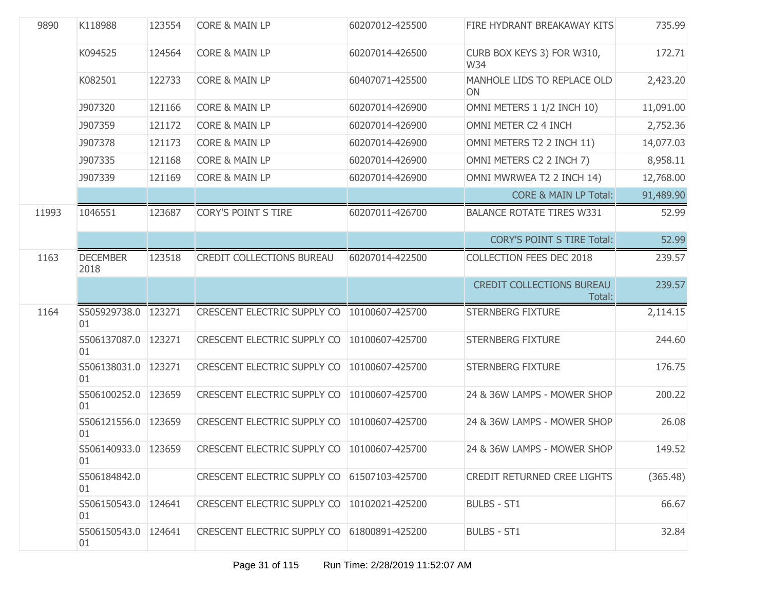| | | | | | | |
|---|---|---|---|---|---|---|
| 9890 | K118988 | 123554 | CORE & MAIN LP | 60207012-425500 | FIRE HYDRANT BREAKAWAY KITS | 735.99 |
| | K094525 | 124564 | CORE & MAIN LP | 60207014-426500 | CURB BOX KEYS 3) FOR W310, W34 | 172.71 |
| | K082501 | 122733 | CORE & MAIN LP | 60407071-425500 | MANHOLE LIDS TO REPLACE OLD ON | 2,423.20 |
| | J907320 | 121166 | CORE & MAIN LP | 60207014-426900 | OMNI METERS 1 1/2 INCH 10) | 11,091.00 |
| | J907359 | 121172 | CORE & MAIN LP | 60207014-426900 | OMNI METER C2 4 INCH | 2,752.36 |
| | J907378 | 121173 | CORE & MAIN LP | 60207014-426900 | OMNI METERS T2 2 INCH 11) | 14,077.03 |
| | J907335 | 121168 | CORE & MAIN LP | 60207014-426900 | OMNI METERS C2 2 INCH 7) | 8,958.11 |
| | J907339 | 121169 | CORE & MAIN LP | 60207014-426900 | OMNI MWRWEA T2 2 INCH 14) | 12,768.00 |
| | | | | | CORE & MAIN LP Total: | 91,489.90 |
| 11993 | 1046551 | 123687 | CORY'S POINT S TIRE | 60207011-426700 | BALANCE ROTATE TIRES W331 | 52.99 |
| | | | | | CORY'S POINT S TIRE Total: | 52.99 |
| 1163 | DECEMBER 2018 | 123518 | CREDIT COLLECTIONS BUREAU | 60207014-422500 | COLLECTION FEES DEC 2018 | 239.57 |
| | | | | | CREDIT COLLECTIONS BUREAU Total: | 239.57 |
| 1164 | S505929738.001 | 123271 | CRESCENT ELECTRIC SUPPLY CO | 10100607-425700 | STERNBERG FIXTURE | 2,114.15 |
| | S506137087.001 | 123271 | CRESCENT ELECTRIC SUPPLY CO | 10100607-425700 | STERNBERG FIXTURE | 244.60 |
| | S506138031.001 | 123271 | CRESCENT ELECTRIC SUPPLY CO | 10100607-425700 | STERNBERG FIXTURE | 176.75 |
| | S506100252.001 | 123659 | CRESCENT ELECTRIC SUPPLY CO | 10100607-425700 | 24 & 36W LAMPS - MOWER SHOP | 200.22 |
| | S506121556.001 | 123659 | CRESCENT ELECTRIC SUPPLY CO | 10100607-425700 | 24 & 36W LAMPS - MOWER SHOP | 26.08 |
| | S506140933.001 | 123659 | CRESCENT ELECTRIC SUPPLY CO | 10100607-425700 | 24 & 36W LAMPS - MOWER SHOP | 149.52 |
| | S506184842.001 | | CRESCENT ELECTRIC SUPPLY CO | 61507103-425700 | CREDIT RETURNED CREE LIGHTS | (365.48) |
| | S506150543.001 | 124641 | CRESCENT ELECTRIC SUPPLY CO | 10102021-425200 | BULBS - ST1 | 66.67 |
| | S506150543.001 | 124641 | CRESCENT ELECTRIC SUPPLY CO | 61800891-425200 | BULBS - ST1 | 32.84 |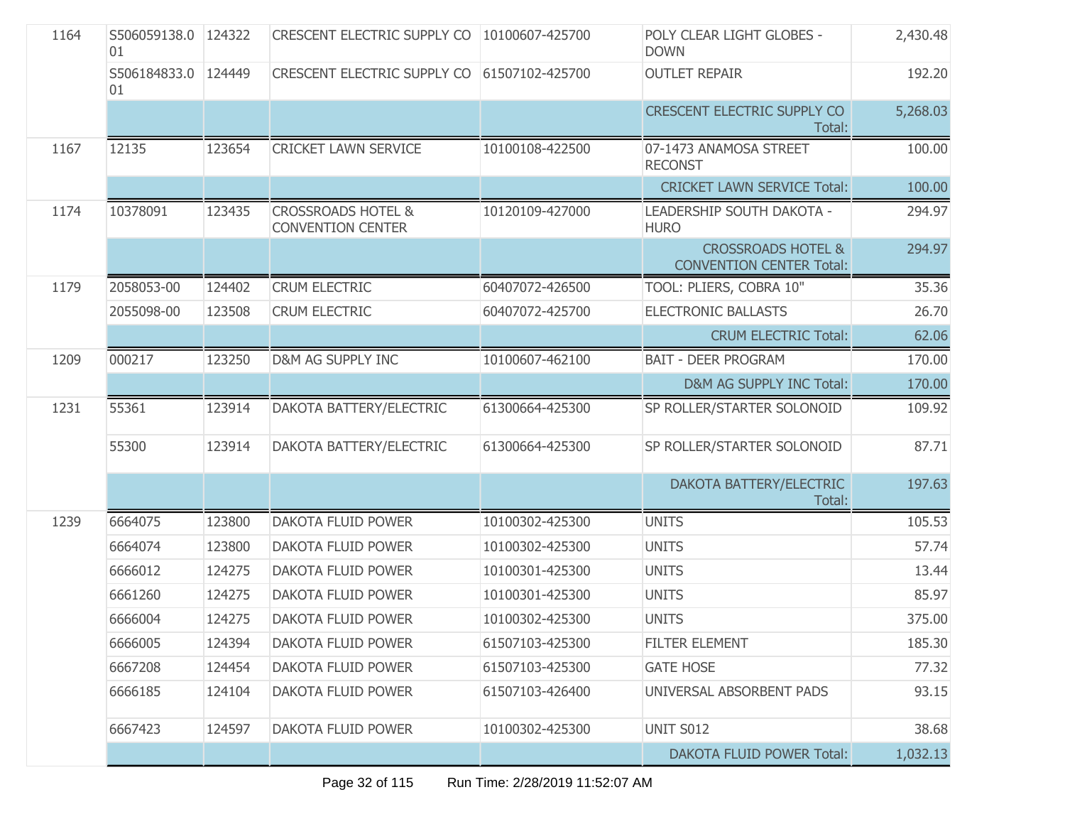| | | | | | | |
|---|---|---|---|---|---|---|
| 1164 | S506059138.001 | 124322 | CRESCENT ELECTRIC SUPPLY CO | 10100607-425700 | POLY CLEAR LIGHT GLOBES - DOWN | 2,430.48 |
| | S506184833.001 | 124449 | CRESCENT ELECTRIC SUPPLY CO | 61507102-425700 | OUTLET REPAIR | 192.20 |
| | | | | | CRESCENT ELECTRIC SUPPLY CO Total: | 5,268.03 |
| 1167 | 12135 | 123654 | CRICKET LAWN SERVICE | 10100108-422500 | 07-1473 ANAMOSA STREET RECONST | 100.00 |
| | | | | | CRICKET LAWN SERVICE Total: | 100.00 |
| 1174 | 10378091 | 123435 | CROSSROADS HOTEL & CONVENTION CENTER | 10120109-427000 | LEADERSHIP SOUTH DAKOTA - HURO | 294.97 |
| | | | | | CROSSROADS HOTEL & CONVENTION CENTER Total: | 294.97 |
| 1179 | 2058053-00 | 124402 | CRUM ELECTRIC | 60407072-426500 | TOOL: PLIERS, COBRA 10" | 35.36 |
| | 2055098-00 | 123508 | CRUM ELECTRIC | 60407072-425700 | ELECTRONIC BALLASTS | 26.70 |
| | | | | | CRUM ELECTRIC Total: | 62.06 |
| 1209 | 000217 | 123250 | D&M AG SUPPLY INC | 10100607-462100 | BAIT - DEER PROGRAM | 170.00 |
| | | | | | D&M AG SUPPLY INC Total: | 170.00 |
| 1231 | 55361 | 123914 | DAKOTA BATTERY/ELECTRIC | 61300664-425300 | SP ROLLER/STARTER SOLONOID | 109.92 |
| | 55300 | 123914 | DAKOTA BATTERY/ELECTRIC | 61300664-425300 | SP ROLLER/STARTER SOLONOID | 87.71 |
| | | | | | DAKOTA BATTERY/ELECTRIC Total: | 197.63 |
| 1239 | 6664075 | 123800 | DAKOTA FLUID POWER | 10100302-425300 | UNITS | 105.53 |
| | 6664074 | 123800 | DAKOTA FLUID POWER | 10100302-425300 | UNITS | 57.74 |
| | 6666012 | 124275 | DAKOTA FLUID POWER | 10100301-425300 | UNITS | 13.44 |
| | 6661260 | 124275 | DAKOTA FLUID POWER | 10100301-425300 | UNITS | 85.97 |
| | 6666004 | 124275 | DAKOTA FLUID POWER | 10100302-425300 | UNITS | 375.00 |
| | 6666005 | 124394 | DAKOTA FLUID POWER | 61507103-425300 | FILTER ELEMENT | 185.30 |
| | 6667208 | 124454 | DAKOTA FLUID POWER | 61507103-425300 | GATE HOSE | 77.32 |
| | 6666185 | 124104 | DAKOTA FLUID POWER | 61507103-426400 | UNIVERSAL ABSORBENT PADS | 93.15 |
| | 6667423 | 124597 | DAKOTA FLUID POWER | 10100302-425300 | UNIT S012 | 38.68 |
| | | | | | DAKOTA FLUID POWER Total: | 1,032.13 |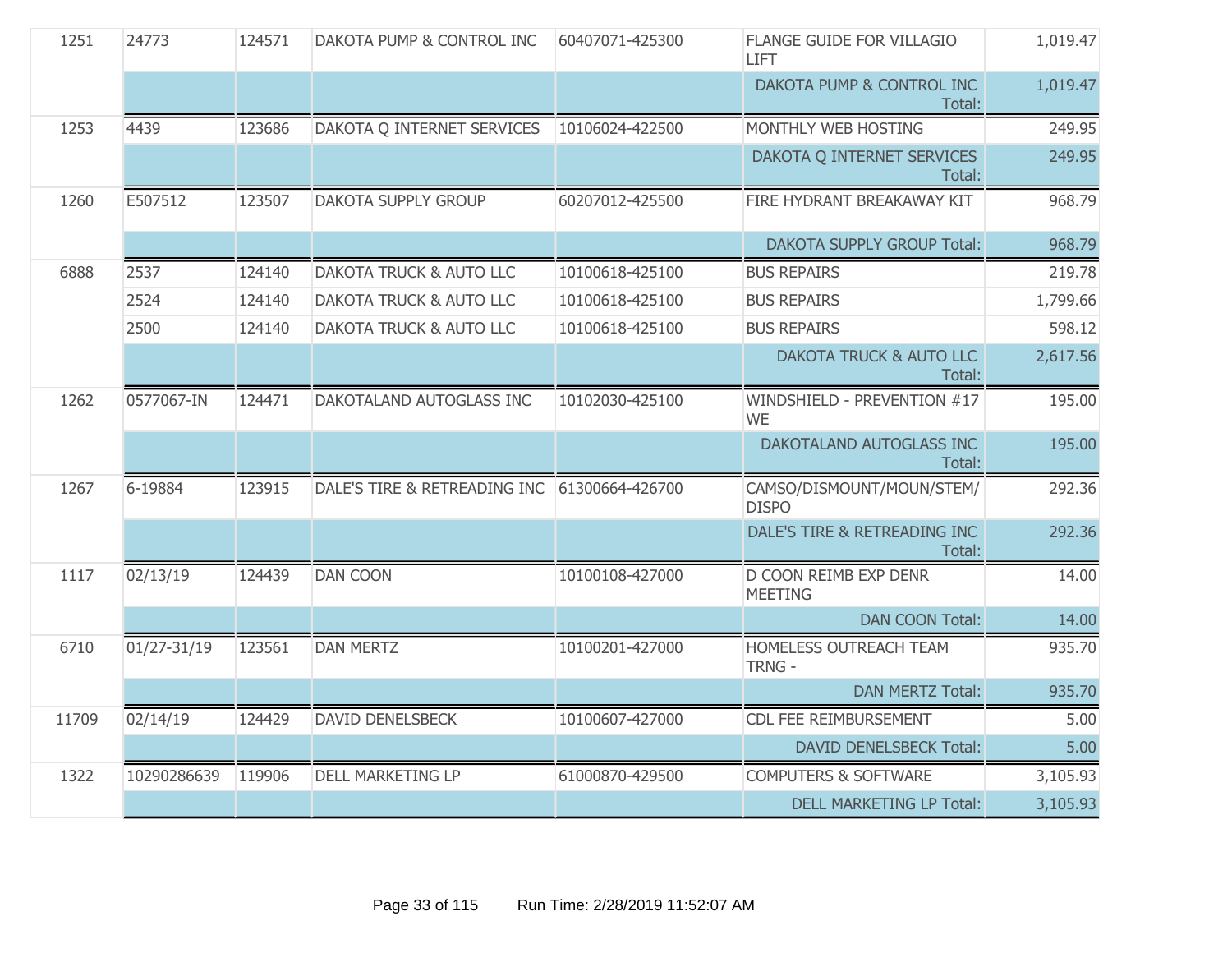| | | | | | | |
|---|---|---|---|---|---|---|
| 1251 | 24773 | 124571 | DAKOTA PUMP & CONTROL INC | 60407071-425300 | FLANGE GUIDE FOR VILLAGIO LIFT | 1,019.47 |
| | | | | | DAKOTA PUMP & CONTROL INC Total: | 1,019.47 |
| 1253 | 4439 | 123686 | DAKOTA Q INTERNET SERVICES | 10106024-422500 | MONTHLY WEB HOSTING | 249.95 |
| | | | | | DAKOTA Q INTERNET SERVICES Total: | 249.95 |
| 1260 | E507512 | 123507 | DAKOTA SUPPLY GROUP | 60207012-425500 | FIRE HYDRANT BREAKAWAY KIT | 968.79 |
| | | | | | DAKOTA SUPPLY GROUP Total: | 968.79 |
| 6888 | 2537 | 124140 | DAKOTA TRUCK & AUTO LLC | 10100618-425100 | BUS REPAIRS | 219.78 |
| | 2524 | 124140 | DAKOTA TRUCK & AUTO LLC | 10100618-425100 | BUS REPAIRS | 1,799.66 |
| | 2500 | 124140 | DAKOTA TRUCK & AUTO LLC | 10100618-425100 | BUS REPAIRS | 598.12 |
| | | | | | DAKOTA TRUCK & AUTO LLC Total: | 2,617.56 |
| 1262 | 0577067-IN | 124471 | DAKOTALAND AUTOGLASS INC | 10102030-425100 | WINDSHIELD - PREVENTION #17 WE | 195.00 |
| | | | | | DAKOTALAND AUTOGLASS INC Total: | 195.00 |
| 1267 | 6-19884 | 123915 | DALE'S TIRE & RETREADING INC | 61300664-426700 | CAMSO/DISMOUNT/MOUN/STEM/DISPO | 292.36 |
| | | | | | DALE'S TIRE & RETREADING INC Total: | 292.36 |
| 1117 | 02/13/19 | 124439 | DAN COON | 10100108-427000 | D COON REIMB EXP DENR MEETING | 14.00 |
| | | | | | DAN COON Total: | 14.00 |
| 6710 | 01/27-31/19 | 123561 | DAN MERTZ | 10100201-427000 | HOMELESS OUTREACH TEAM TRNG - | 935.70 |
| | | | | | DAN MERTZ Total: | 935.70 |
| 11709 | 02/14/19 | 124429 | DAVID DENELSBECK | 10100607-427000 | CDL FEE REIMBURSEMENT | 5.00 |
| | | | | | DAVID DENELSBECK Total: | 5.00 |
| 1322 | 10290286639 | 119906 | DELL MARKETING LP | 61000870-429500 | COMPUTERS & SOFTWARE | 3,105.93 |
| | | | | | DELL MARKETING LP Total: | 3,105.93 |

Run Time: 2/28/2019 11:52:07 AM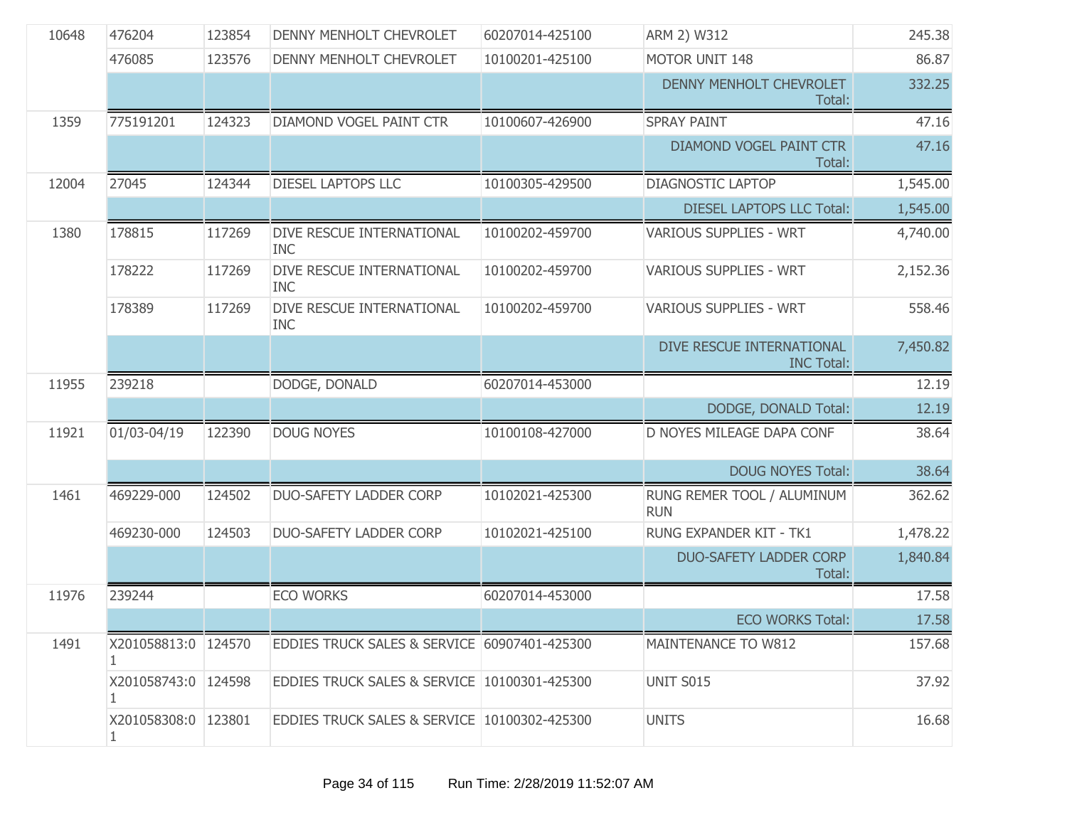| | | | | | | |
|---|---|---|---|---|---|---|
| 10648 | 476204 | 123854 | DENNY MENHOLT CHEVROLET | 60207014-425100 | ARM 2) W312 | 245.38 |
| | 476085 | 123576 | DENNY MENHOLT CHEVROLET | 10100201-425100 | MOTOR UNIT 148 | 86.87 |
| | | | | | DENNY MENHOLT CHEVROLET Total: | 332.25 |
| 1359 | 775191201 | 124323 | DIAMOND VOGEL PAINT CTR | 10100607-426900 | SPRAY PAINT | 47.16 |
| | | | | | DIAMOND VOGEL PAINT CTR Total: | 47.16 |
| 12004 | 27045 | 124344 | DIESEL LAPTOPS LLC | 10100305-429500 | DIAGNOSTIC LAPTOP | 1,545.00 |
| | | | | | DIESEL LAPTOPS LLC Total: | 1,545.00 |
| 1380 | 178815 | 117269 | DIVE RESCUE INTERNATIONAL INC | 10100202-459700 | VARIOUS SUPPLIES - WRT | 4,740.00 |
| | 178222 | 117269 | DIVE RESCUE INTERNATIONAL INC | 10100202-459700 | VARIOUS SUPPLIES - WRT | 2,152.36 |
| | 178389 | 117269 | DIVE RESCUE INTERNATIONAL INC | 10100202-459700 | VARIOUS SUPPLIES - WRT | 558.46 |
| | | | | | DIVE RESCUE INTERNATIONAL INC Total: | 7,450.82 |
| 11955 | 239218 | | DODGE, DONALD | 60207014-453000 | | 12.19 |
| | | | | | DODGE, DONALD Total: | 12.19 |
| 11921 | 01/03-04/19 | 122390 | DOUG NOYES | 10100108-427000 | D NOYES MILEAGE DAPA CONF | 38.64 |
| | | | | | DOUG NOYES Total: | 38.64 |
| 1461 | 469229-000 | 124502 | DUO-SAFETY LADDER CORP | 10102021-425300 | RUNG REMER TOOL / ALUMINUM RUN | 362.62 |
| | 469230-000 | 124503 | DUO-SAFETY LADDER CORP | 10102021-425100 | RUNG EXPANDER KIT - TK1 | 1,478.22 |
| | | | | | DUO-SAFETY LADDER CORP Total: | 1,840.84 |
| 11976 | 239244 | | ECO WORKS | 60207014-453000 | | 17.58 |
| | | | | | ECO WORKS Total: | 17.58 |
| 1491 | X201058813:01 | 124570 | EDDIES TRUCK SALES & SERVICE | 60907401-425300 | MAINTENANCE TO W812 | 157.68 |
| | X201058743:01 | 124598 | EDDIES TRUCK SALES & SERVICE | 10100301-425300 | UNIT S015 | 37.92 |
| | X201058308:01 | 123801 | EDDIES TRUCK SALES & SERVICE | 10100302-425300 | UNITS | 16.68 |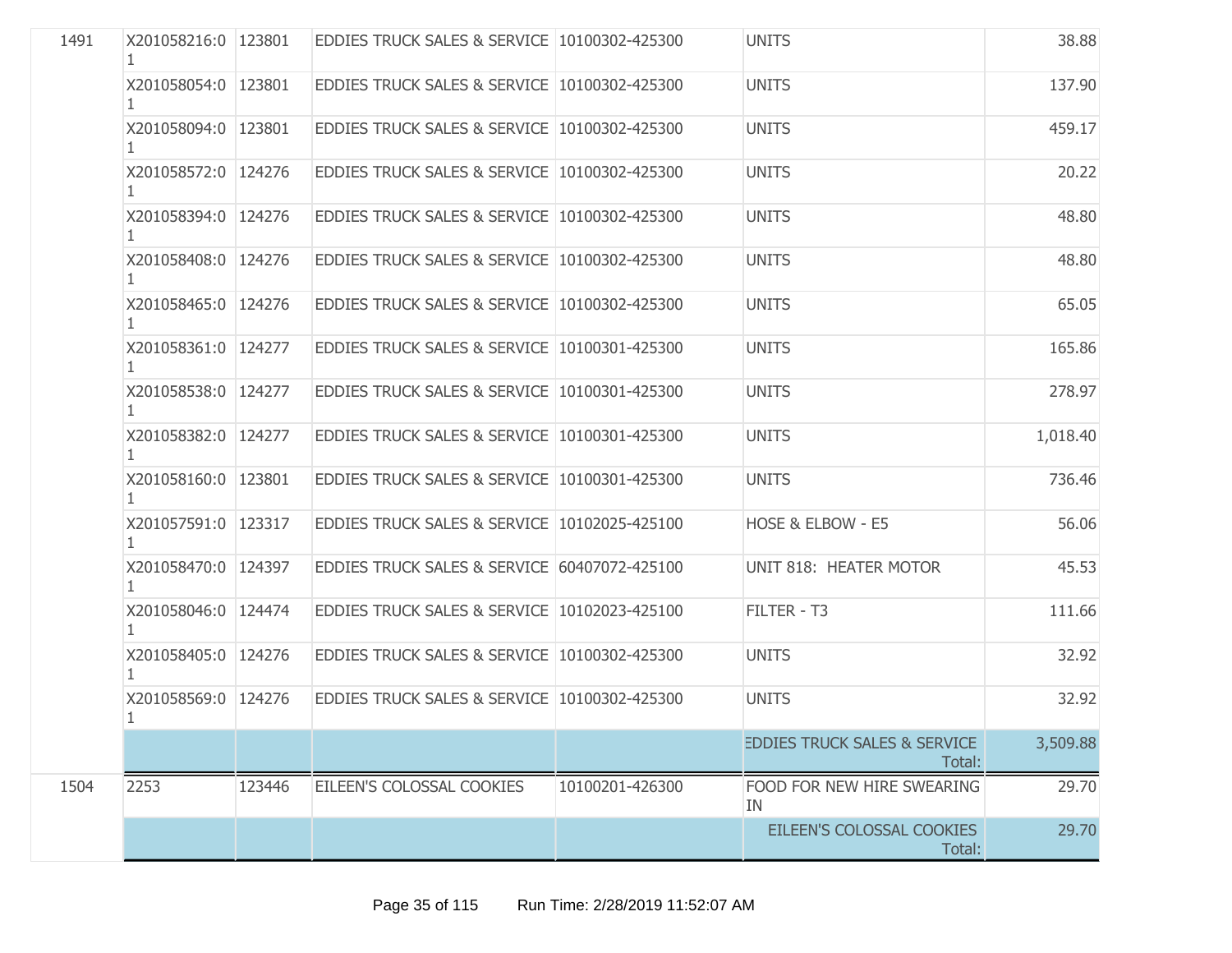| | | | | | | |
|---|---|---|---|---|---|---|
| 1491 | X201058216:01 | 123801 | EDDIES TRUCK SALES & SERVICE | 10100302-425300 | UNITS | 38.88 |
| | X201058054:01 | 123801 | EDDIES TRUCK SALES & SERVICE | 10100302-425300 | UNITS | 137.90 |
| | X201058094:01 | 123801 | EDDIES TRUCK SALES & SERVICE | 10100302-425300 | UNITS | 459.17 |
| | X201058572:01 | 124276 | EDDIES TRUCK SALES & SERVICE | 10100302-425300 | UNITS | 20.22 |
| | X201058394:01 | 124276 | EDDIES TRUCK SALES & SERVICE | 10100302-425300 | UNITS | 48.80 |
| | X201058408:01 | 124276 | EDDIES TRUCK SALES & SERVICE | 10100302-425300 | UNITS | 48.80 |
| | X201058465:01 | 124276 | EDDIES TRUCK SALES & SERVICE | 10100302-425300 | UNITS | 65.05 |
| | X201058361:01 | 124277 | EDDIES TRUCK SALES & SERVICE | 10100301-425300 | UNITS | 165.86 |
| | X201058538:01 | 124277 | EDDIES TRUCK SALES & SERVICE | 10100301-425300 | UNITS | 278.97 |
| | X201058382:01 | 124277 | EDDIES TRUCK SALES & SERVICE | 10100301-425300 | UNITS | 1,018.40 |
| | X201058160:01 | 123801 | EDDIES TRUCK SALES & SERVICE | 10100301-425300 | UNITS | 736.46 |
| | X201057591:01 | 123317 | EDDIES TRUCK SALES & SERVICE | 10102025-425100 | HOSE & ELBOW - E5 | 56.06 |
| | X201058470:01 | 124397 | EDDIES TRUCK SALES & SERVICE | 60407072-425100 | UNIT 818: HEATER MOTOR | 45.53 |
| | X201058046:01 | 124474 | EDDIES TRUCK SALES & SERVICE | 10102023-425100 | FILTER - T3 | 111.66 |
| | X201058405:01 | 124276 | EDDIES TRUCK SALES & SERVICE | 10100302-425300 | UNITS | 32.92 |
| | X201058569:01 | 124276 | EDDIES TRUCK SALES & SERVICE | 10100302-425300 | UNITS | 32.92 |
| | | | | | EDDIES TRUCK SALES & SERVICE Total: | 3,509.88 |
| 1504 | 2253 | 123446 | EILEEN'S COLOSSAL COOKIES | 10100201-426300 | FOOD FOR NEW HIRE SWEARING IN | 29.70 |
| | | | | | EILEEN'S COLOSSAL COOKIES Total: | 29.70 |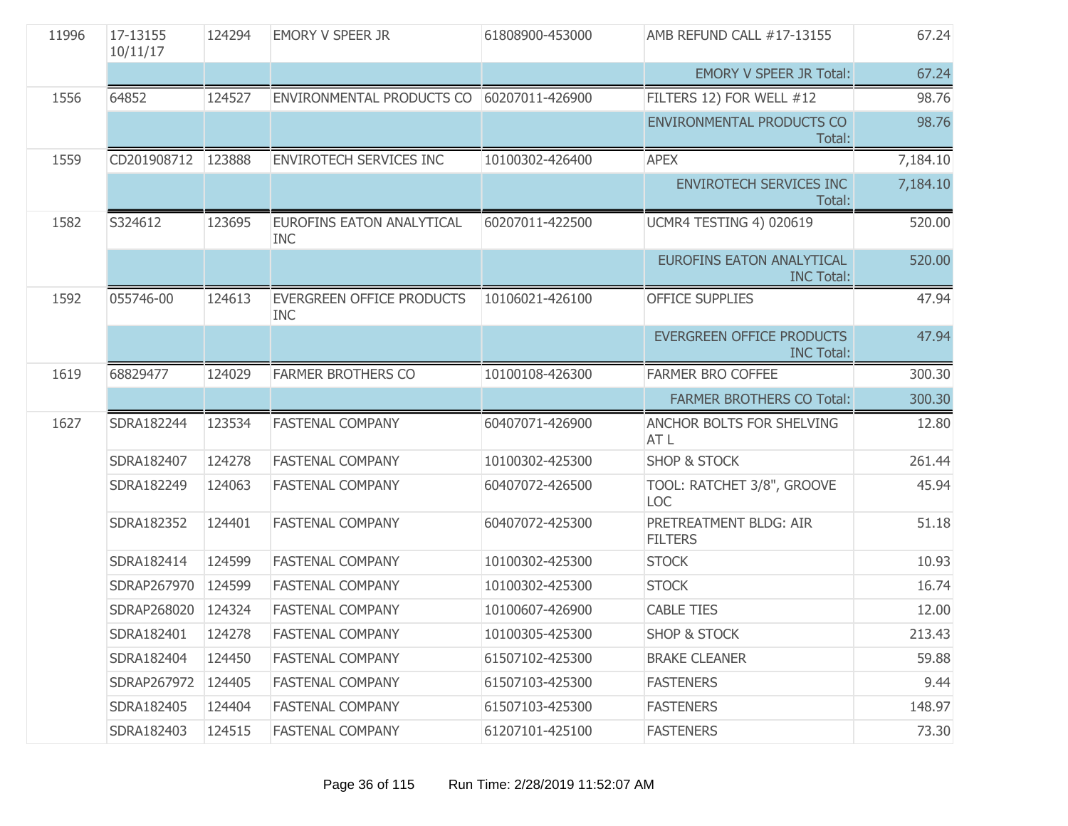| | | | | | | |
|---|---|---|---|---|---|---|
| 11996 | 17-13155 10/11/17 | 124294 | EMORY V SPEER JR | 61808900-453000 | AMB REFUND CALL #17-13155 | 67.24 |
| | | | | | EMORY V SPEER JR Total: | 67.24 |
| 1556 | 64852 | 124527 | ENVIRONMENTAL PRODUCTS CO | 60207011-426900 | FILTERS 12) FOR WELL #12 | 98.76 |
| | | | | | ENVIRONMENTAL PRODUCTS CO Total: | 98.76 |
| 1559 | CD201908712 | 123888 | ENVIROTECH SERVICES INC | 10100302-426400 | APEX | 7,184.10 |
| | | | | | ENVIROTECH SERVICES INC Total: | 7,184.10 |
| 1582 | S324612 | 123695 | EUROFINS EATON ANALYTICAL INC | 60207011-422500 | UCMR4 TESTING 4) 020619 | 520.00 |
| | | | | | EUROFINS EATON ANALYTICAL INC Total: | 520.00 |
| 1592 | 055746-00 | 124613 | EVERGREEN OFFICE PRODUCTS INC | 10106021-426100 | OFFICE SUPPLIES | 47.94 |
| | | | | | EVERGREEN OFFICE PRODUCTS INC Total: | 47.94 |
| 1619 | 68829477 | 124029 | FARMER BROTHERS CO | 10100108-426300 | FARMER BRO COFFEE | 300.30 |
| | | | | | FARMER BROTHERS CO Total: | 300.30 |
| 1627 | SDRA182244 | 123534 | FASTENAL COMPANY | 60407071-426900 | ANCHOR BOLTS FOR SHELVING AT L | 12.80 |
| | SDRA182407 | 124278 | FASTENAL COMPANY | 10100302-425300 | SHOP & STOCK | 261.44 |
| | SDRA182249 | 124063 | FASTENAL COMPANY | 60407072-426500 | TOOL: RATCHET 3/8", GROOVE LOC | 45.94 |
| | SDRA182352 | 124401 | FASTENAL COMPANY | 60407072-425300 | PRETREATMENT BLDG: AIR FILTERS | 51.18 |
| | SDRA182414 | 124599 | FASTENAL COMPANY | 10100302-425300 | STOCK | 10.93 |
| | SDRAP267970 | 124599 | FASTENAL COMPANY | 10100302-425300 | STOCK | 16.74 |
| | SDRAP268020 | 124324 | FASTENAL COMPANY | 10100607-426900 | CABLE TIES | 12.00 |
| | SDRA182401 | 124278 | FASTENAL COMPANY | 10100305-425300 | SHOP & STOCK | 213.43 |
| | SDRA182404 | 124450 | FASTENAL COMPANY | 61507102-425300 | BRAKE CLEANER | 59.88 |
| | SDRAP267972 | 124405 | FASTENAL COMPANY | 61507103-425300 | FASTENERS | 9.44 |
| | SDRA182405 | 124404 | FASTENAL COMPANY | 61507103-425300 | FASTENERS | 148.97 |
| | SDRA182403 | 124515 | FASTENAL COMPANY | 61207101-425100 | FASTENERS | 73.30 |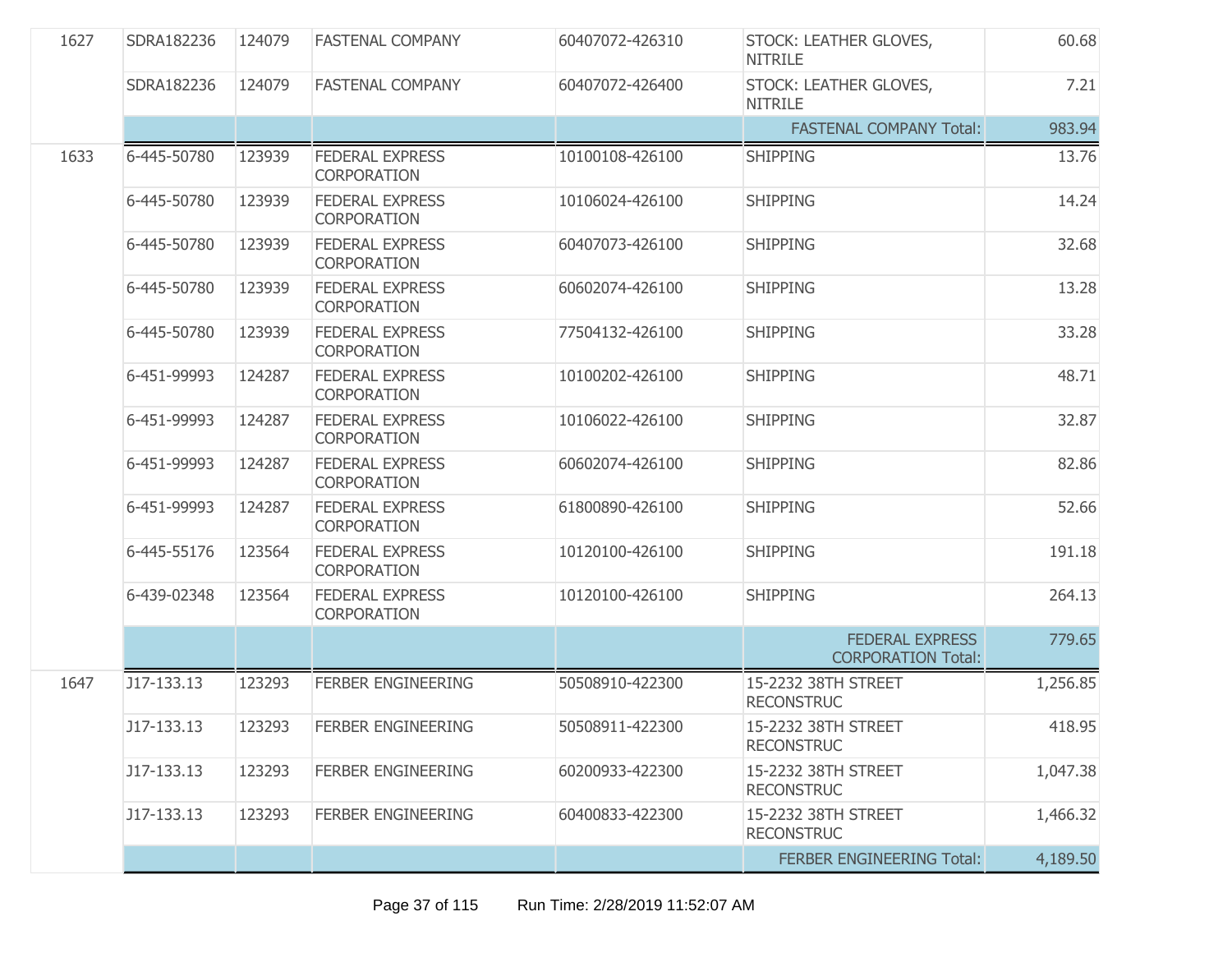| | | | | | | |
|---|---|---|---|---|---|---|
| 1627 | SDRA182236 | 124079 | FASTENAL COMPANY | 60407072-426310 | STOCK: LEATHER GLOVES, NITRILE | 60.68 |
| | SDRA182236 | 124079 | FASTENAL COMPANY | 60407072-426400 | STOCK: LEATHER GLOVES, NITRILE | 7.21 |
| | | | | | FASTENAL COMPANY Total: | 983.94 |
| 1633 | 6-445-50780 | 123939 | FEDERAL EXPRESS CORPORATION | 10100108-426100 | SHIPPING | 13.76 |
| | 6-445-50780 | 123939 | FEDERAL EXPRESS CORPORATION | 10106024-426100 | SHIPPING | 14.24 |
| | 6-445-50780 | 123939 | FEDERAL EXPRESS CORPORATION | 60407073-426100 | SHIPPING | 32.68 |
| | 6-445-50780 | 123939 | FEDERAL EXPRESS CORPORATION | 60602074-426100 | SHIPPING | 13.28 |
| | 6-445-50780 | 123939 | FEDERAL EXPRESS CORPORATION | 77504132-426100 | SHIPPING | 33.28 |
| | 6-451-99993 | 124287 | FEDERAL EXPRESS CORPORATION | 10100202-426100 | SHIPPING | 48.71 |
| | 6-451-99993 | 124287 | FEDERAL EXPRESS CORPORATION | 10106022-426100 | SHIPPING | 32.87 |
| | 6-451-99993 | 124287 | FEDERAL EXPRESS CORPORATION | 60602074-426100 | SHIPPING | 82.86 |
| | 6-451-99993 | 124287 | FEDERAL EXPRESS CORPORATION | 61800890-426100 | SHIPPING | 52.66 |
| | 6-445-55176 | 123564 | FEDERAL EXPRESS CORPORATION | 10120100-426100 | SHIPPING | 191.18 |
| | 6-439-02348 | 123564 | FEDERAL EXPRESS CORPORATION | 10120100-426100 | SHIPPING | 264.13 |
| | | | | | FEDERAL EXPRESS CORPORATION Total: | 779.65 |
| 1647 | J17-133.13 | 123293 | FERBER ENGINEERING | 50508910-422300 | 15-2232 38TH STREET RECONSTRUC | 1,256.85 |
| | J17-133.13 | 123293 | FERBER ENGINEERING | 50508911-422300 | 15-2232 38TH STREET RECONSTRUC | 418.95 |
| | J17-133.13 | 123293 | FERBER ENGINEERING | 60200933-422300 | 15-2232 38TH STREET RECONSTRUC | 1,047.38 |
| | J17-133.13 | 123293 | FERBER ENGINEERING | 60400833-422300 | 15-2232 38TH STREET RECONSTRUC | 1,466.32 |
| | | | | | FERBER ENGINEERING Total: | 4,189.50 |

Run Time: 2/28/2019 11:52:07 AM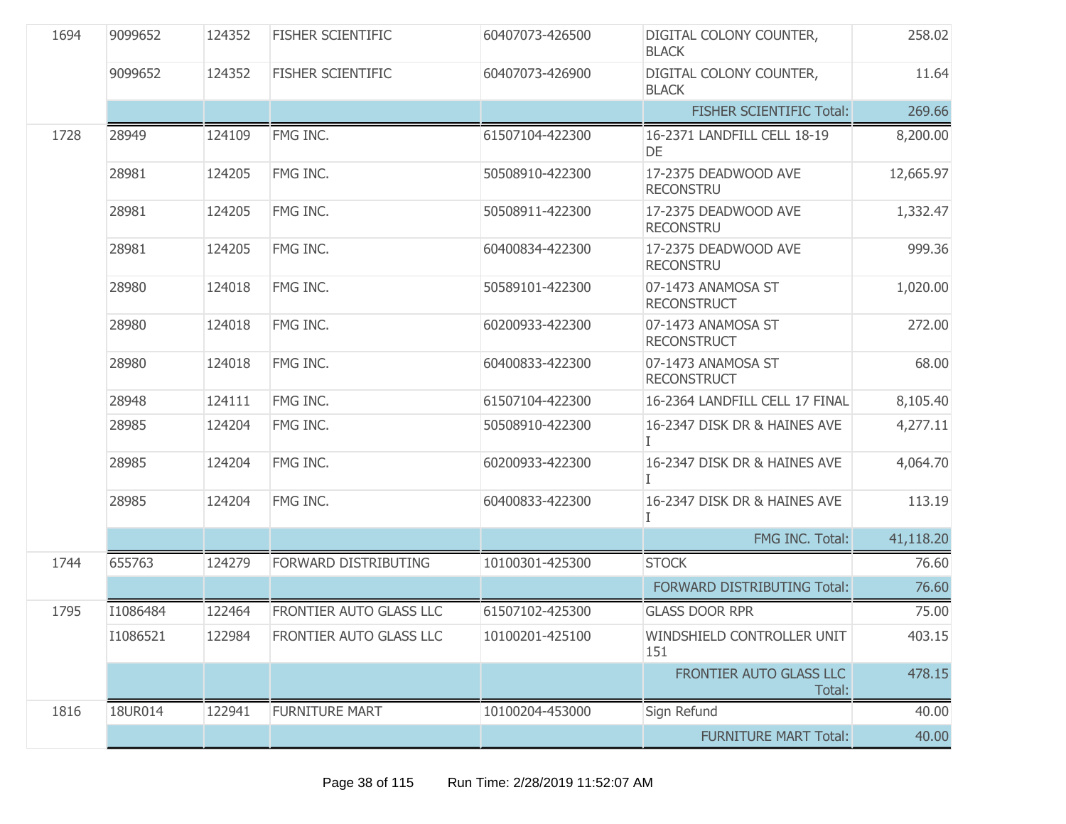| | | | | | | |
|---|---|---|---|---|---|---|
| 1694 | 9099652 | 124352 | FISHER SCIENTIFIC | 60407073-426500 | DIGITAL COLONY COUNTER, BLACK | 258.02 |
| | 9099652 | 124352 | FISHER SCIENTIFIC | 60407073-426900 | DIGITAL COLONY COUNTER, BLACK | 11.64 |
| | | | | | FISHER SCIENTIFIC Total: | 269.66 |
| 1728 | 28949 | 124109 | FMG INC. | 61507104-422300 | 16-2371 LANDFILL CELL 18-19 DE | 8,200.00 |
| | 28981 | 124205 | FMG INC. | 50508910-422300 | 17-2375 DEADWOOD AVE RECONSTRU | 12,665.97 |
| | 28981 | 124205 | FMG INC. | 50508911-422300 | 17-2375 DEADWOOD AVE RECONSTRU | 1,332.47 |
| | 28981 | 124205 | FMG INC. | 60400834-422300 | 17-2375 DEADWOOD AVE RECONSTRU | 999.36 |
| | 28980 | 124018 | FMG INC. | 50589101-422300 | 07-1473 ANAMOSA ST RECONSTRUCT | 1,020.00 |
| | 28980 | 124018 | FMG INC. | 60200933-422300 | 07-1473 ANAMOSA ST RECONSTRUCT | 272.00 |
| | 28980 | 124018 | FMG INC. | 60400833-422300 | 07-1473 ANAMOSA ST RECONSTRUCT | 68.00 |
| | 28948 | 124111 | FMG INC. | 61507104-422300 | 16-2364 LANDFILL CELL 17 FINAL | 8,105.40 |
| | 28985 | 124204 | FMG INC. | 50508910-422300 | 16-2347 DISK DR & HAINES AVE I | 4,277.11 |
| | 28985 | 124204 | FMG INC. | 60200933-422300 | 16-2347 DISK DR & HAINES AVE I | 4,064.70 |
| | 28985 | 124204 | FMG INC. | 60400833-422300 | 16-2347 DISK DR & HAINES AVE I | 113.19 |
| | | | | | FMG INC. Total: | 41,118.20 |
| 1744 | 655763 | 124279 | FORWARD DISTRIBUTING | 10100301-425300 | STOCK | 76.60 |
| | | | | | FORWARD DISTRIBUTING Total: | 76.60 |
| 1795 | I1086484 | 122464 | FRONTIER AUTO GLASS LLC | 61507102-425300 | GLASS DOOR RPR | 75.00 |
| | I1086521 | 122984 | FRONTIER AUTO GLASS LLC | 10100201-425100 | WINDSHIELD CONTROLLER UNIT 151 | 403.15 |
| | | | | | FRONTIER AUTO GLASS LLC Total: | 478.15 |
| 1816 | 18UR014 | 122941 | FURNITURE MART | 10100204-453000 | Sign Refund | 40.00 |
| | | | | | FURNITURE MART Total: | 40.00 |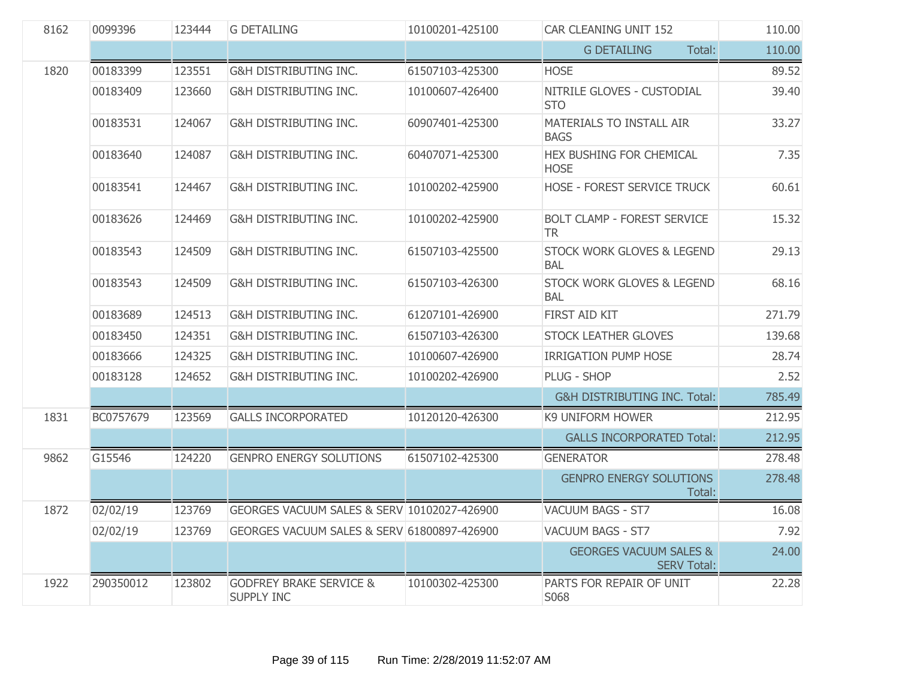| | | | | | | |
|---|---|---|---|---|---|---|
| 8162 | 0099396 | 123444 | G DETAILING | 10100201-425100 | CAR CLEANING UNIT 152 | 110.00 |
| | | | | | G DETAILING Total: | 110.00 |
| 1820 | 00183399 | 123551 | G&H DISTRIBUTING INC. | 61507103-425300 | HOSE | 89.52 |
| | 00183409 | 123660 | G&H DISTRIBUTING INC. | 10100607-426400 | NITRILE GLOVES - CUSTODIAL STO | 39.40 |
| | 00183531 | 124067 | G&H DISTRIBUTING INC. | 60907401-425300 | MATERIALS TO INSTALL AIR BAGS | 33.27 |
| | 00183640 | 124087 | G&H DISTRIBUTING INC. | 60407071-425300 | HEX BUSHING FOR CHEMICAL HOSE | 7.35 |
| | 00183541 | 124467 | G&H DISTRIBUTING INC. | 10100202-425900 | HOSE - FOREST SERVICE TRUCK | 60.61 |
| | 00183626 | 124469 | G&H DISTRIBUTING INC. | 10100202-425900 | BOLT CLAMP - FOREST SERVICE TR | 15.32 |
| | 00183543 | 124509 | G&H DISTRIBUTING INC. | 61507103-425500 | STOCK WORK GLOVES & LEGEND BAL | 29.13 |
| | 00183543 | 124509 | G&H DISTRIBUTING INC. | 61507103-426300 | STOCK WORK GLOVES & LEGEND BAL | 68.16 |
| | 00183689 | 124513 | G&H DISTRIBUTING INC. | 61207101-426900 | FIRST AID KIT | 271.79 |
| | 00183450 | 124351 | G&H DISTRIBUTING INC. | 61507103-426300 | STOCK LEATHER GLOVES | 139.68 |
| | 00183666 | 124325 | G&H DISTRIBUTING INC. | 10100607-426900 | IRRIGATION PUMP HOSE | 28.74 |
| | 00183128 | 124652 | G&H DISTRIBUTING INC. | 10100202-426900 | PLUG - SHOP | 2.52 |
| | | | | | G&H DISTRIBUTING INC. Total: | 785.49 |
| 1831 | BC0757679 | 123569 | GALLS INCORPORATED | 10120120-426300 | K9 UNIFORM HOWER | 212.95 |
| | | | | | GALLS INCORPORATED Total: | 212.95 |
| 9862 | G15546 | 124220 | GENPRO ENERGY SOLUTIONS | 61507102-425300 | GENERATOR | 278.48 |
| | | | | | GENPRO ENERGY SOLUTIONS Total: | 278.48 |
| 1872 | 02/02/19 | 123769 | GEORGES VACUUM SALES & SERV | 10102027-426900 | VACUUM BAGS - ST7 | 16.08 |
| | 02/02/19 | 123769 | GEORGES VACUUM SALES & SERV | 61800897-426900 | VACUUM BAGS - ST7 | 7.92 |
| | | | | | GEORGES VACUUM SALES & SERV Total: | 24.00 |
| 1922 | 290350012 | 123802 | GODFREY BRAKE SERVICE & SUPPLY INC | 10100302-425300 | PARTS FOR REPAIR OF UNIT S068 | 22.28 |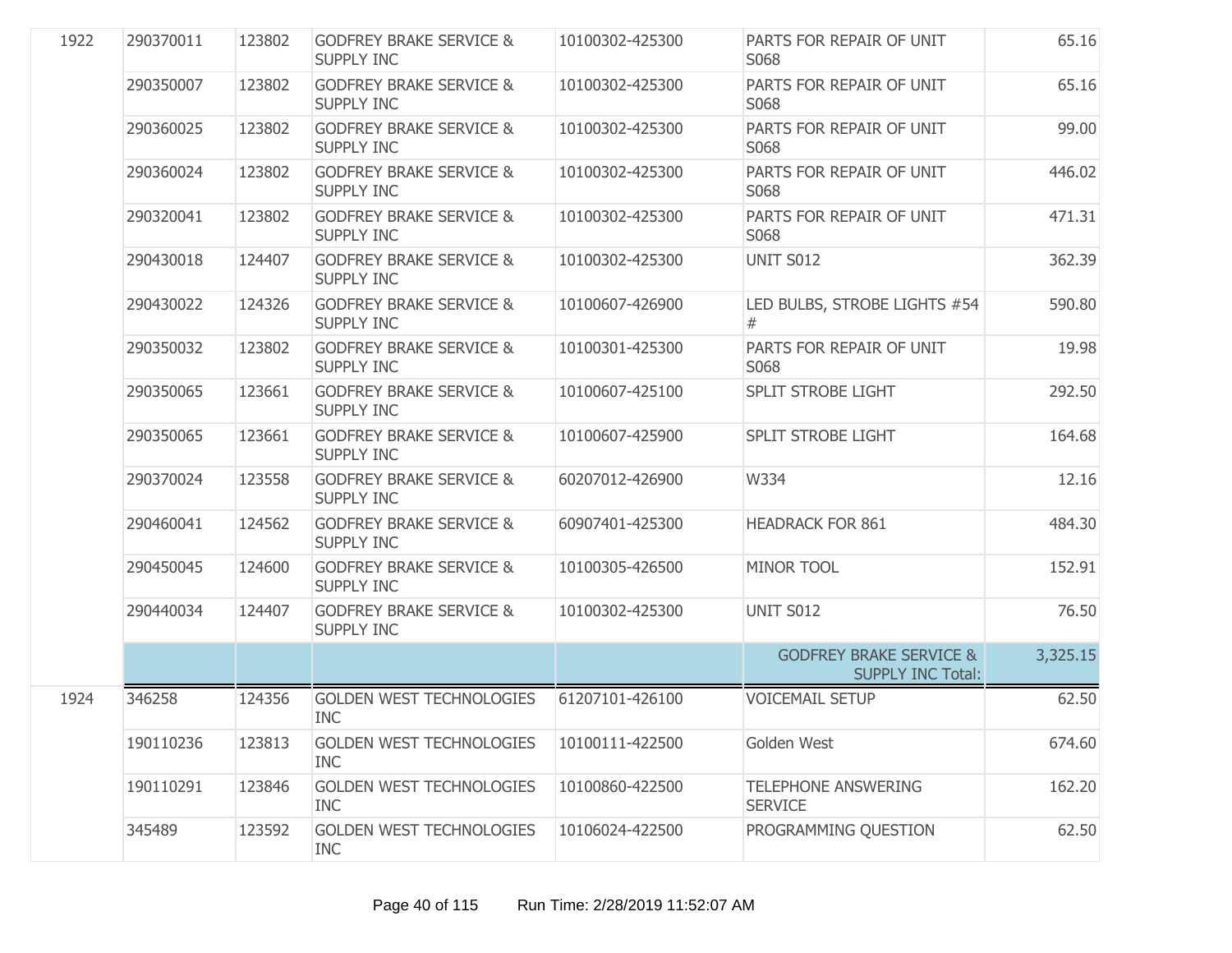| | | | | | | |
|---|---|---|---|---|---|---|
| 1922 | 290370011 | 123802 | GODFREY BRAKE SERVICE & SUPPLY INC | 10100302-425300 | PARTS FOR REPAIR OF UNIT S068 | 65.16 |
| | 290350007 | 123802 | GODFREY BRAKE SERVICE & SUPPLY INC | 10100302-425300 | PARTS FOR REPAIR OF UNIT S068 | 65.16 |
| | 290360025 | 123802 | GODFREY BRAKE SERVICE & SUPPLY INC | 10100302-425300 | PARTS FOR REPAIR OF UNIT S068 | 99.00 |
| | 290360024 | 123802 | GODFREY BRAKE SERVICE & SUPPLY INC | 10100302-425300 | PARTS FOR REPAIR OF UNIT S068 | 446.02 |
| | 290320041 | 123802 | GODFREY BRAKE SERVICE & SUPPLY INC | 10100302-425300 | PARTS FOR REPAIR OF UNIT S068 | 471.31 |
| | 290430018 | 124407 | GODFREY BRAKE SERVICE & SUPPLY INC | 10100302-425300 | UNIT S012 | 362.39 |
| | 290430022 | 124326 | GODFREY BRAKE SERVICE & SUPPLY INC | 10100607-426900 | LED BULBS, STROBE LIGHTS #54 # | 590.80 |
| | 290350032 | 123802 | GODFREY BRAKE SERVICE & SUPPLY INC | 10100301-425300 | PARTS FOR REPAIR OF UNIT S068 | 19.98 |
| | 290350065 | 123661 | GODFREY BRAKE SERVICE & SUPPLY INC | 10100607-425100 | SPLIT STROBE LIGHT | 292.50 |
| | 290350065 | 123661 | GODFREY BRAKE SERVICE & SUPPLY INC | 10100607-425900 | SPLIT STROBE LIGHT | 164.68 |
| | 290370024 | 123558 | GODFREY BRAKE SERVICE & SUPPLY INC | 60207012-426900 | W334 | 12.16 |
| | 290460041 | 124562 | GODFREY BRAKE SERVICE & SUPPLY INC | 60907401-425300 | HEADRACK FOR 861 | 484.30 |
| | 290450045 | 124600 | GODFREY BRAKE SERVICE & SUPPLY INC | 10100305-426500 | MINOR TOOL | 152.91 |
| | 290440034 | 124407 | GODFREY BRAKE SERVICE & SUPPLY INC | 10100302-425300 | UNIT S012 | 76.50 |
| | | | | | GODFREY BRAKE SERVICE & SUPPLY INC Total: | 3,325.15 |
| 1924 | 346258 | 124356 | GOLDEN WEST TECHNOLOGIES INC | 61207101-426100 | VOICEMAIL SETUP | 62.50 |
| | 190110236 | 123813 | GOLDEN WEST TECHNOLOGIES INC | 10100111-422500 | Golden West | 674.60 |
| | 190110291 | 123846 | GOLDEN WEST TECHNOLOGIES INC | 10100860-422500 | TELEPHONE ANSWERING SERVICE | 162.20 |
| | 345489 | 123592 | GOLDEN WEST TECHNOLOGIES INC | 10106024-422500 | PROGRAMMING QUESTION | 62.50 |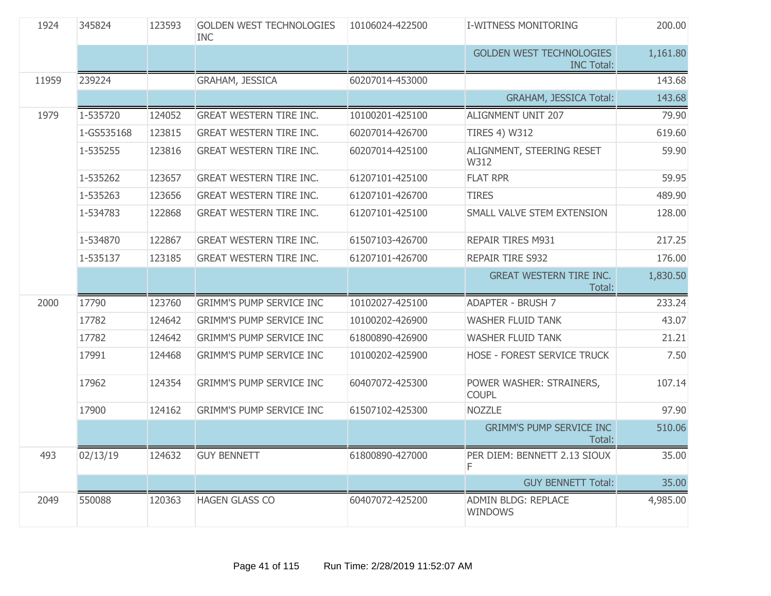| | | | | | | |
|---|---|---|---|---|---|---|
| 1924 | 345824 | 123593 | GOLDEN WEST TECHNOLOGIES INC | 10106024-422500 | I-WITNESS MONITORING | 200.00 |
| | | | | | GOLDEN WEST TECHNOLOGIES INC Total: | 1,161.80 |
| 11959 | 239224 | | GRAHAM, JESSICA | 60207014-453000 | | 143.68 |
| | | | | | GRAHAM, JESSICA Total: | 143.68 |
| 1979 | 1-535720 | 124052 | GREAT WESTERN TIRE INC. | 10100201-425100 | ALIGNMENT UNIT 207 | 79.90 |
| | 1-GS535168 | 123815 | GREAT WESTERN TIRE INC. | 60207014-426700 | TIRES 4) W312 | 619.60 |
| | 1-535255 | 123816 | GREAT WESTERN TIRE INC. | 60207014-425100 | ALIGNMENT, STEERING RESET W312 | 59.90 |
| | 1-535262 | 123657 | GREAT WESTERN TIRE INC. | 61207101-425100 | FLAT RPR | 59.95 |
| | 1-535263 | 123656 | GREAT WESTERN TIRE INC. | 61207101-426700 | TIRES | 489.90 |
| | 1-534783 | 122868 | GREAT WESTERN TIRE INC. | 61207101-425100 | SMALL VALVE STEM EXTENSION | 128.00 |
| | 1-534870 | 122867 | GREAT WESTERN TIRE INC. | 61507103-426700 | REPAIR TIRES M931 | 217.25 |
| | 1-535137 | 123185 | GREAT WESTERN TIRE INC. | 61207101-426700 | REPAIR TIRE S932 | 176.00 |
| | | | | | GREAT WESTERN TIRE INC. Total: | 1,830.50 |
| 2000 | 17790 | 123760 | GRIMM'S PUMP SERVICE INC | 10102027-425100 | ADAPTER - BRUSH 7 | 233.24 |
| | 17782 | 124642 | GRIMM'S PUMP SERVICE INC | 10100202-426900 | WASHER FLUID TANK | 43.07 |
| | 17782 | 124642 | GRIMM'S PUMP SERVICE INC | 61800890-426900 | WASHER FLUID TANK | 21.21 |
| | 17991 | 124468 | GRIMM'S PUMP SERVICE INC | 10100202-425900 | HOSE - FOREST SERVICE TRUCK | 7.50 |
| | 17962 | 124354 | GRIMM'S PUMP SERVICE INC | 60407072-425300 | POWER WASHER: STRAINERS, COUPL | 107.14 |
| | 17900 | 124162 | GRIMM'S PUMP SERVICE INC | 61507102-425300 | NOZZLE | 97.90 |
| | | | | | GRIMM'S PUMP SERVICE INC Total: | 510.06 |
| 493 | 02/13/19 | 124632 | GUY BENNETT | 61800890-427000 | PER DIEM: BENNETT 2.13 SIOUX F | 35.00 |
| | | | | | GUY BENNETT Total: | 35.00 |
| 2049 | 550088 | 120363 | HAGEN GLASS CO | 60407072-425200 | ADMIN BLDG: REPLACE WINDOWS | 4,985.00 |

Run Time: 2/28/2019 11:52:07 AM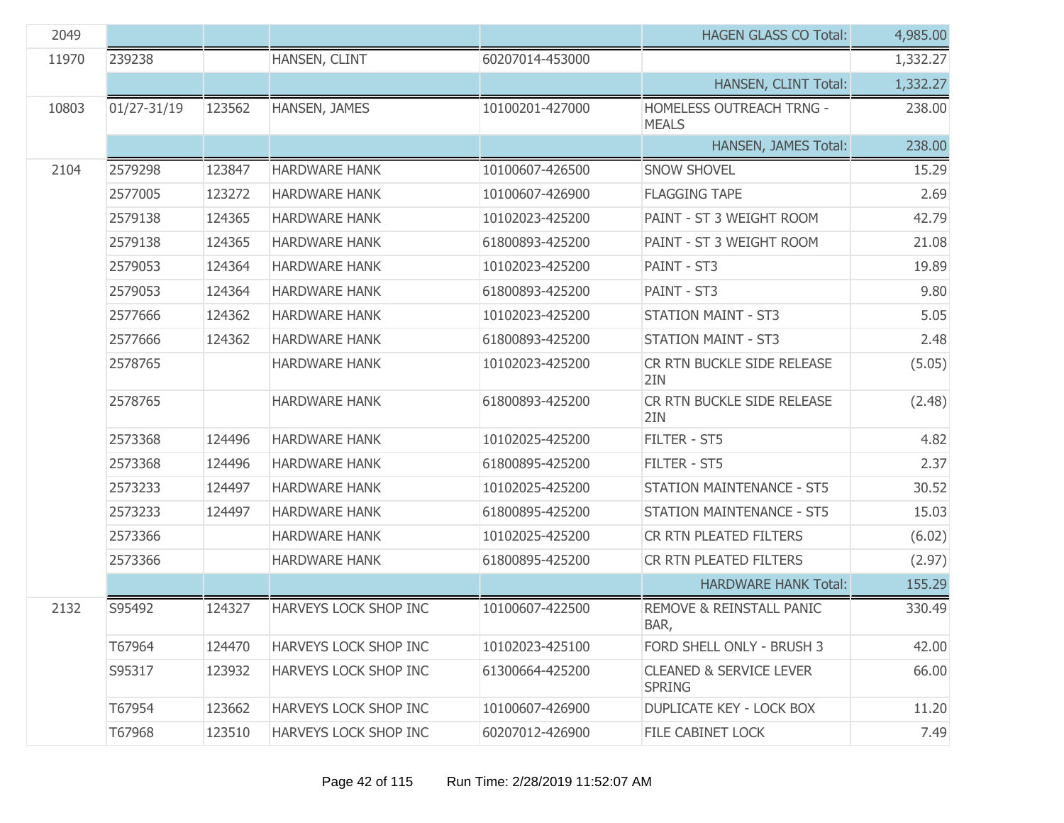| | | | | | | |
|---|---|---|---|---|---|---|
| 2049 | | | | | HAGEN GLASS CO Total: | 4,985.00 |
| 11970 | 239238 | | HANSEN, CLINT | 60207014-453000 | | 1,332.27 |
| | | | | | HANSEN, CLINT Total: | 1,332.27 |
| 10803 | 01/27-31/19 | 123562 | HANSEN, JAMES | 10100201-427000 | HOMELESS OUTREACH TRNG - MEALS | 238.00 |
| | | | | | HANSEN, JAMES Total: | 238.00 |
| 2104 | 2579298 | 123847 | HARDWARE HANK | 10100607-426500 | SNOW SHOVEL | 15.29 |
| | 2577005 | 123272 | HARDWARE HANK | 10100607-426900 | FLAGGING TAPE | 2.69 |
| | 2579138 | 124365 | HARDWARE HANK | 10102023-425200 | PAINT - ST 3 WEIGHT ROOM | 42.79 |
| | 2579138 | 124365 | HARDWARE HANK | 61800893-425200 | PAINT - ST 3 WEIGHT ROOM | 21.08 |
| | 2579053 | 124364 | HARDWARE HANK | 10102023-425200 | PAINT - ST3 | 19.89 |
| | 2579053 | 124364 | HARDWARE HANK | 61800893-425200 | PAINT - ST3 | 9.80 |
| | 2577666 | 124362 | HARDWARE HANK | 10102023-425200 | STATION MAINT - ST3 | 5.05 |
| | 2577666 | 124362 | HARDWARE HANK | 61800893-425200 | STATION MAINT - ST3 | 2.48 |
| | 2578765 | | HARDWARE HANK | 10102023-425200 | CR RTN BUCKLE SIDE RELEASE 2IN | (5.05) |
| | 2578765 | | HARDWARE HANK | 61800893-425200 | CR RTN BUCKLE SIDE RELEASE 2IN | (2.48) |
| | 2573368 | 124496 | HARDWARE HANK | 10102025-425200 | FILTER - ST5 | 4.82 |
| | 2573368 | 124496 | HARDWARE HANK | 61800895-425200 | FILTER - ST5 | 2.37 |
| | 2573233 | 124497 | HARDWARE HANK | 10102025-425200 | STATION MAINTENANCE - ST5 | 30.52 |
| | 2573233 | 124497 | HARDWARE HANK | 61800895-425200 | STATION MAINTENANCE - ST5 | 15.03 |
| | 2573366 | | HARDWARE HANK | 10102025-425200 | CR RTN PLEATED FILTERS | (6.02) |
| | 2573366 | | HARDWARE HANK | 61800895-425200 | CR RTN PLEATED FILTERS | (2.97) |
| | | | | | HARDWARE HANK Total: | 155.29 |
| 2132 | S95492 | 124327 | HARVEYS LOCK SHOP INC | 10100607-422500 | REMOVE & REINSTALL PANIC BAR, | 330.49 |
| | T67964 | 124470 | HARVEYS LOCK SHOP INC | 10102023-425100 | FORD SHELL ONLY - BRUSH 3 | 42.00 |
| | S95317 | 123932 | HARVEYS LOCK SHOP INC | 61300664-425200 | CLEANED & SERVICE LEVER SPRING | 66.00 |
| | T67954 | 123662 | HARVEYS LOCK SHOP INC | 10100607-426900 | DUPLICATE KEY - LOCK BOX | 11.20 |
| | T67968 | 123510 | HARVEYS LOCK SHOP INC | 60207012-426900 | FILE CABINET LOCK | 7.49 |

Run Time: 2/28/2019 11:52:07 AM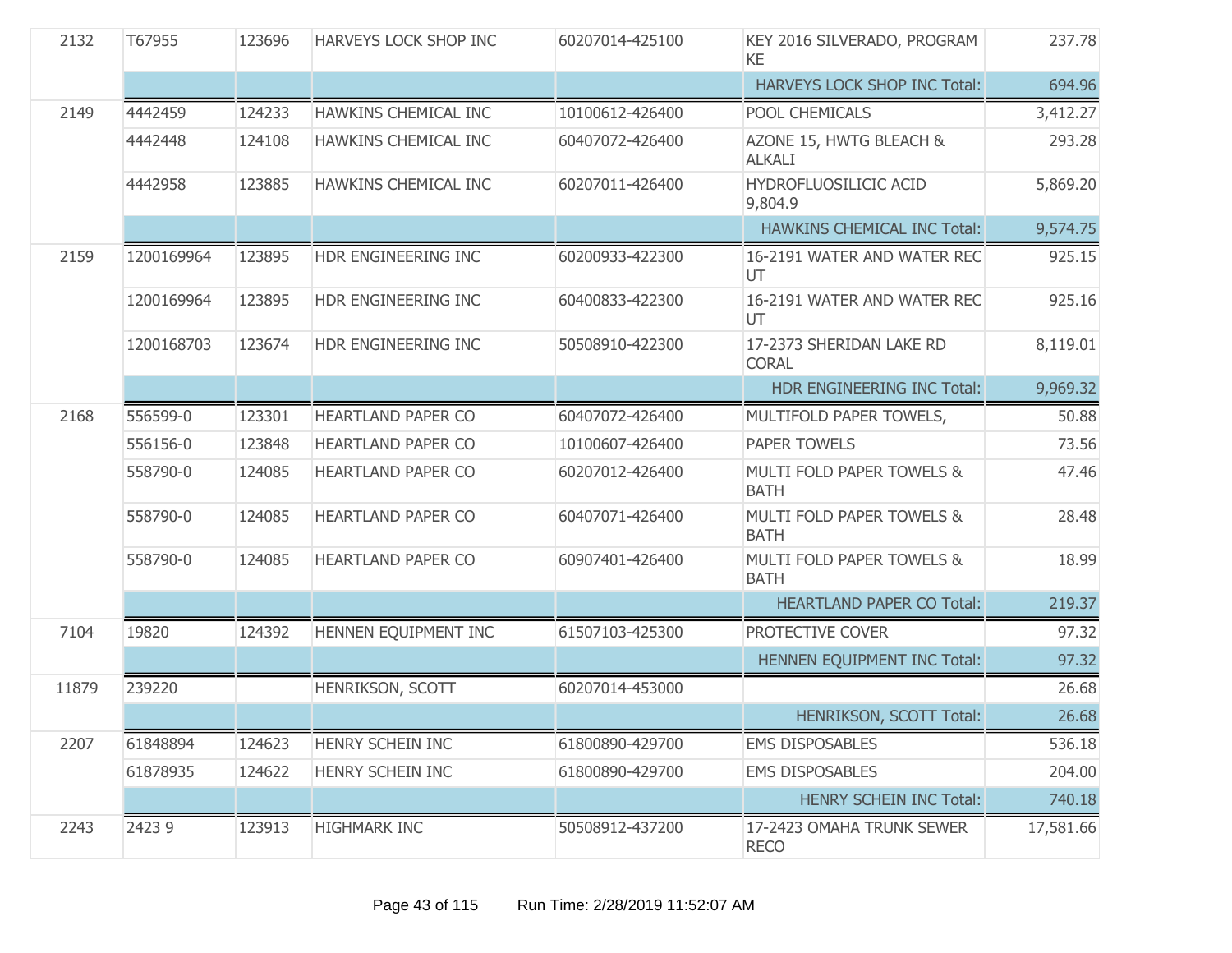| | | | | | | |
|---|---|---|---|---|---|---|
| 2132 | T67955 | 123696 | HARVEYS LOCK SHOP INC | 60207014-425100 | KEY 2016 SILVERADO, PROGRAM KE | 237.78 |
| | | | | | HARVEYS LOCK SHOP INC Total: | 694.96 |
| 2149 | 4442459 | 124233 | HAWKINS CHEMICAL INC | 10100612-426400 | POOL CHEMICALS | 3,412.27 |
| | 4442448 | 124108 | HAWKINS CHEMICAL INC | 60407072-426400 | AZONE 15, HWTG BLEACH & ALKALI | 293.28 |
| | 4442958 | 123885 | HAWKINS CHEMICAL INC | 60207011-426400 | HYDROFLUOSILICIC ACID 9,804.9 | 5,869.20 |
| | | | | | HAWKINS CHEMICAL INC Total: | 9,574.75 |
| 2159 | 1200169964 | 123895 | HDR ENGINEERING INC | 60200933-422300 | 16-2191 WATER AND WATER REC UT | 925.15 |
| | 1200169964 | 123895 | HDR ENGINEERING INC | 60400833-422300 | 16-2191 WATER AND WATER REC UT | 925.16 |
| | 1200168703 | 123674 | HDR ENGINEERING INC | 50508910-422300 | 17-2373 SHERIDAN LAKE RD CORAL | 8,119.01 |
| | | | | | HDR ENGINEERING INC Total: | 9,969.32 |
| 2168 | 556599-0 | 123301 | HEARTLAND PAPER CO | 60407072-426400 | MULTIFOLD PAPER TOWELS, | 50.88 |
| | 556156-0 | 123848 | HEARTLAND PAPER CO | 10100607-426400 | PAPER TOWELS | 73.56 |
| | 558790-0 | 124085 | HEARTLAND PAPER CO | 60207012-426400 | MULTI FOLD PAPER TOWELS & BATH | 47.46 |
| | 558790-0 | 124085 | HEARTLAND PAPER CO | 60407071-426400 | MULTI FOLD PAPER TOWELS & BATH | 28.48 |
| | 558790-0 | 124085 | HEARTLAND PAPER CO | 60907401-426400 | MULTI FOLD PAPER TOWELS & BATH | 18.99 |
| | | | | | HEARTLAND PAPER CO Total: | 219.37 |
| 7104 | 19820 | 124392 | HENNEN EQUIPMENT INC | 61507103-425300 | PROTECTIVE COVER | 97.32 |
| | | | | | HENNEN EQUIPMENT INC Total: | 97.32 |
| 11879 | 239220 | | HENRIKSON, SCOTT | 60207014-453000 | | 26.68 |
| | | | | | HENRIKSON, SCOTT Total: | 26.68 |
| 2207 | 61848894 | 124623 | HENRY SCHEIN INC | 61800890-429700 | EMS DISPOSABLES | 536.18 |
| | 61878935 | 124622 | HENRY SCHEIN INC | 61800890-429700 | EMS DISPOSABLES | 204.00 |
| | | | | | HENRY SCHEIN INC Total: | 740.18 |
| 2243 | 2423 9 | 123913 | HIGHMARK INC | 50508912-437200 | 17-2423 OMAHA TRUNK SEWER RECO | 17,581.66 |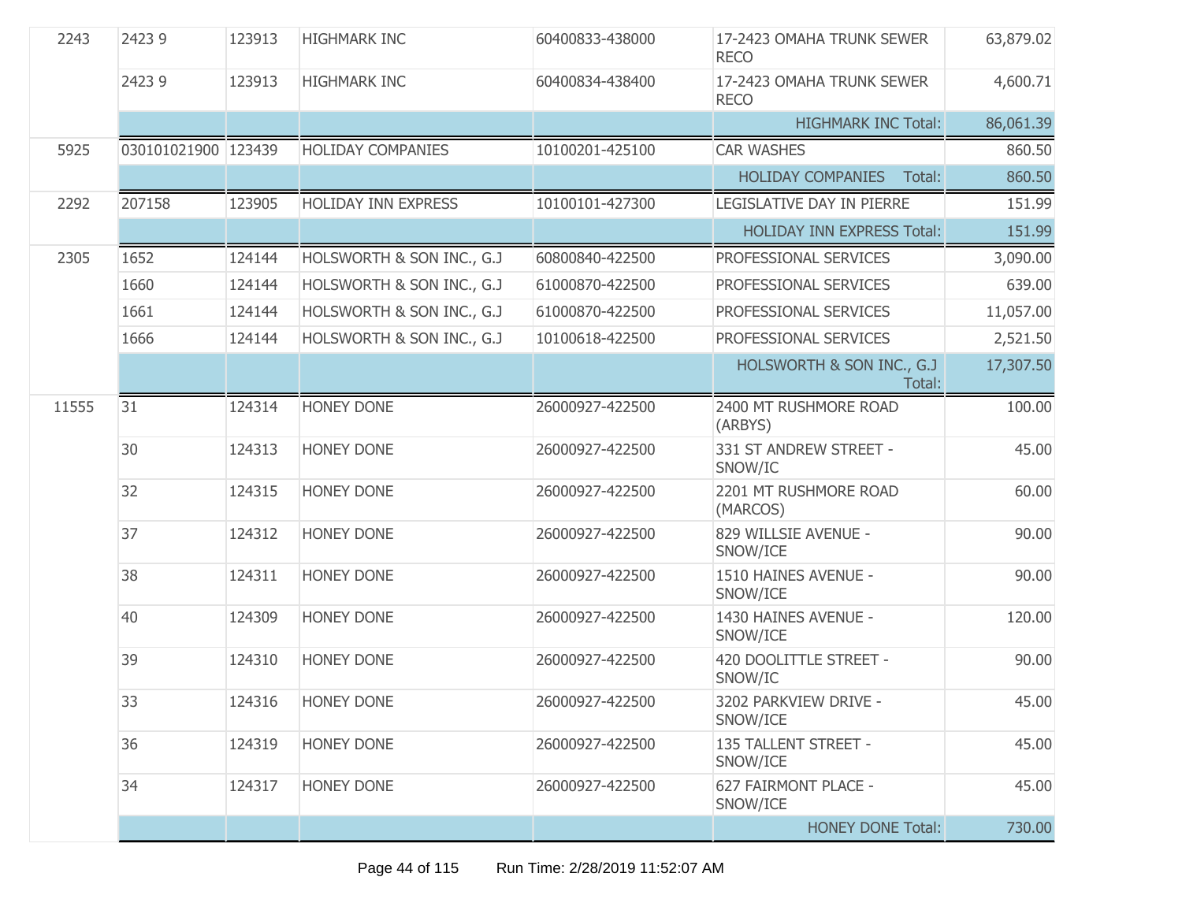| | | | | | | |
|---|---|---|---|---|---|---|
| 2243 | 2423 9 | 123913 | HIGHMARK INC | 60400833-438000 | 17-2423 OMAHA TRUNK SEWER RECO | 63,879.02 |
| | 2423 9 | 123913 | HIGHMARK INC | 60400834-438400 | 17-2423 OMAHA TRUNK SEWER RECO | 4,600.71 |
| | | | | | HIGHMARK INC Total: | 86,061.39 |
| 5925 | 030101021900 | 123439 | HOLIDAY COMPANIES | 10100201-425100 | CAR WASHES | 860.50 |
| | | | | | HOLIDAY COMPANIES Total: | 860.50 |
| 2292 | 207158 | 123905 | HOLIDAY INN EXPRESS | 10100101-427300 | LEGISLATIVE DAY IN PIERRE | 151.99 |
| | | | | | HOLIDAY INN EXPRESS Total: | 151.99 |
| 2305 | 1652 | 124144 | HOLSWORTH & SON INC., G.J | 60800840-422500 | PROFESSIONAL SERVICES | 3,090.00 |
| | 1660 | 124144 | HOLSWORTH & SON INC., G.J | 61000870-422500 | PROFESSIONAL SERVICES | 639.00 |
| | 1661 | 124144 | HOLSWORTH & SON INC., G.J | 61000870-422500 | PROFESSIONAL SERVICES | 11,057.00 |
| | 1666 | 124144 | HOLSWORTH & SON INC., G.J | 10100618-422500 | PROFESSIONAL SERVICES | 2,521.50 |
| | | | | | HOLSWORTH & SON INC., G.J Total: | 17,307.50 |
| 11555 | 31 | 124314 | HONEY DONE | 26000927-422500 | 2400 MT RUSHMORE ROAD (ARBYS) | 100.00 |
| | 30 | 124313 | HONEY DONE | 26000927-422500 | 331 ST ANDREW STREET - SNOW/IC | 45.00 |
| | 32 | 124315 | HONEY DONE | 26000927-422500 | 2201 MT RUSHMORE ROAD (MARCOS) | 60.00 |
| | 37 | 124312 | HONEY DONE | 26000927-422500 | 829 WILLSIE AVENUE - SNOW/ICE | 90.00 |
| | 38 | 124311 | HONEY DONE | 26000927-422500 | 1510 HAINES AVENUE - SNOW/ICE | 90.00 |
| | 40 | 124309 | HONEY DONE | 26000927-422500 | 1430 HAINES AVENUE - SNOW/ICE | 120.00 |
| | 39 | 124310 | HONEY DONE | 26000927-422500 | 420 DOOLITTLE STREET - SNOW/IC | 90.00 |
| | 33 | 124316 | HONEY DONE | 26000927-422500 | 3202 PARKVIEW DRIVE - SNOW/ICE | 45.00 |
| | 36 | 124319 | HONEY DONE | 26000927-422500 | 135 TALLENT STREET - SNOW/ICE | 45.00 |
| | 34 | 124317 | HONEY DONE | 26000927-422500 | 627 FAIRMONT PLACE - SNOW/ICE | 45.00 |
| | | | | | HONEY DONE Total: | 730.00 |

Run Time: 2/28/2019 11:52:07 AM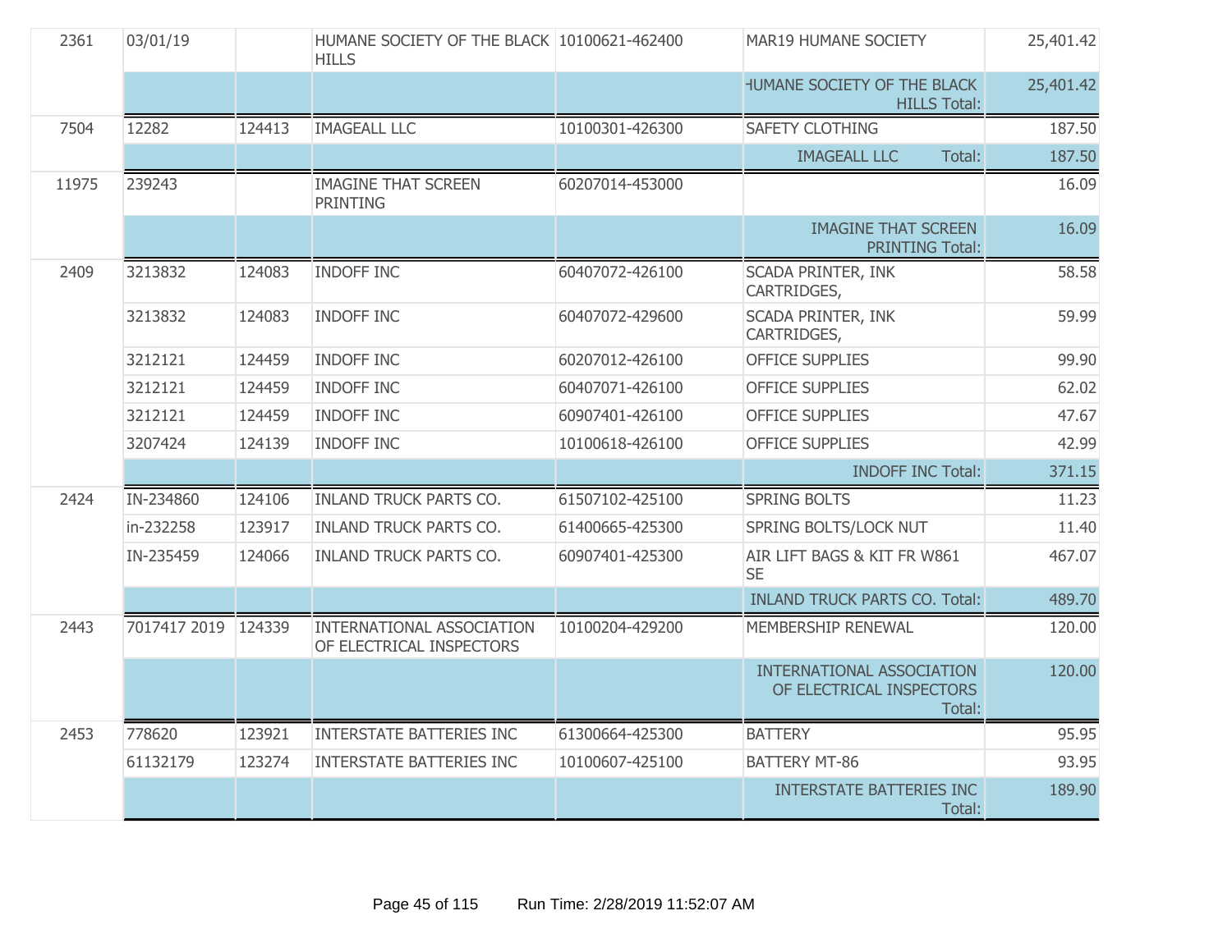| | | | | | | |
|---|---|---|---|---|---|---|
| 2361 | 03/01/19 | | HUMANE SOCIETY OF THE BLACK HILLS | 10100621-462400 | MAR19 HUMANE SOCIETY | 25,401.42 |
| | | | | | HUMANE SOCIETY OF THE BLACK HILLS Total: | 25,401.42 |
| 7504 | 12282 | 124413 | IMAGEALL LLC | 10100301-426300 | SAFETY CLOTHING | 187.50 |
| | | | | | IMAGEALL LLC Total: | 187.50 |
| 11975 | 239243 | | IMAGINE THAT SCREEN PRINTING | 60207014-453000 | | 16.09 |
| | | | | | IMAGINE THAT SCREEN PRINTING Total: | 16.09 |
| 2409 | 3213832 | 124083 | INDOFF INC | 60407072-426100 | SCADA PRINTER, INK CARTRIDGES, | 58.58 |
| | 3213832 | 124083 | INDOFF INC | 60407072-429600 | SCADA PRINTER, INK CARTRIDGES, | 59.99 |
| | 3212121 | 124459 | INDOFF INC | 60207012-426100 | OFFICE SUPPLIES | 99.90 |
| | 3212121 | 124459 | INDOFF INC | 60407071-426100 | OFFICE SUPPLIES | 62.02 |
| | 3212121 | 124459 | INDOFF INC | 60907401-426100 | OFFICE SUPPLIES | 47.67 |
| | 3207424 | 124139 | INDOFF INC | 10100618-426100 | OFFICE SUPPLIES | 42.99 |
| | | | | | INDOFF INC Total: | 371.15 |
| 2424 | IN-234860 | 124106 | INLAND TRUCK PARTS CO. | 61507102-425100 | SPRING BOLTS | 11.23 |
| | in-232258 | 123917 | INLAND TRUCK PARTS CO. | 61400665-425300 | SPRING BOLTS/LOCK NUT | 11.40 |
| | IN-235459 | 124066 | INLAND TRUCK PARTS CO. | 60907401-425300 | AIR LIFT BAGS & KIT FR W861 SE | 467.07 |
| | | | | | INLAND TRUCK PARTS CO. Total: | 489.70 |
| 2443 | 7017417 2019 | 124339 | INTERNATIONAL ASSOCIATION OF ELECTRICAL INSPECTORS | 10100204-429200 | MEMBERSHIP RENEWAL | 120.00 |
| | | | | | INTERNATIONAL ASSOCIATION OF ELECTRICAL INSPECTORS Total: | 120.00 |
| 2453 | 778620 | 123921 | INTERSTATE BATTERIES INC | 61300664-425300 | BATTERY | 95.95 |
| | 61132179 | 123274 | INTERSTATE BATTERIES INC | 10100607-425100 | BATTERY MT-86 | 93.95 |
| | | | | | INTERSTATE BATTERIES INC Total: | 189.90 |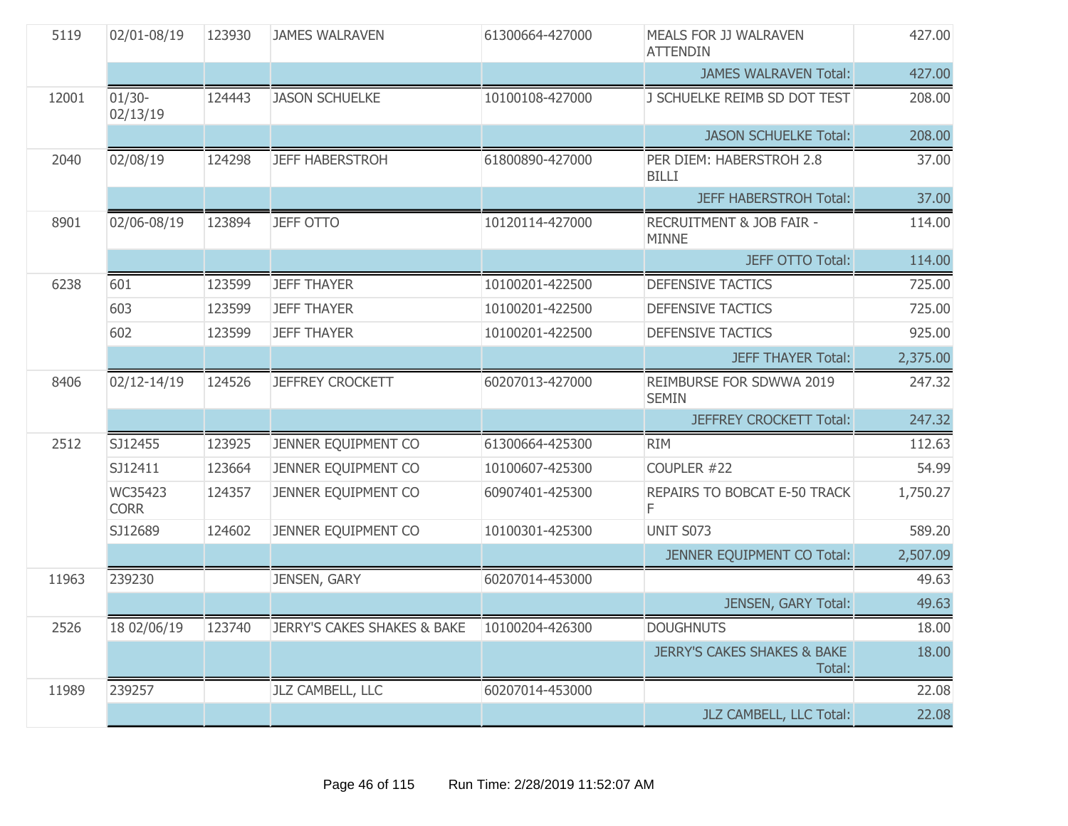| | | | | | | |
|---|---|---|---|---|---|---|
| 5119 | 02/01-08/19 | 123930 | JAMES WALRAVEN | 61300664-427000 | MEALS FOR JJ WALRAVEN ATTENDIN | 427.00 |
| | | | | | JAMES WALRAVEN Total: | 427.00 |
| 12001 | 01/30-02/13/19 | 124443 | JASON SCHUELKE | 10100108-427000 | J SCHUELKE REIMB SD DOT TEST | 208.00 |
| | | | | | JASON SCHUELKE Total: | 208.00 |
| 2040 | 02/08/19 | 124298 | JEFF HABERSTROH | 61800890-427000 | PER DIEM: HABERSTROH 2.8 BILLI | 37.00 |
| | | | | | JEFF HABERSTROH Total: | 37.00 |
| 8901 | 02/06-08/19 | 123894 | JEFF OTTO | 10120114-427000 | RECRUITMENT & JOB FAIR - MINNE | 114.00 |
| | | | | | JEFF OTTO Total: | 114.00 |
| 6238 | 601 | 123599 | JEFF THAYER | 10100201-422500 | DEFENSIVE TACTICS | 725.00 |
| | 603 | 123599 | JEFF THAYER | 10100201-422500 | DEFENSIVE TACTICS | 725.00 |
| | 602 | 123599 | JEFF THAYER | 10100201-422500 | DEFENSIVE TACTICS | 925.00 |
| | | | | | JEFF THAYER Total: | 2,375.00 |
| 8406 | 02/12-14/19 | 124526 | JEFFREY CROCKETT | 60207013-427000 | REIMBURSE FOR SDWWA 2019 SEMIN | 247.32 |
| | | | | | JEFFREY CROCKETT Total: | 247.32 |
| 2512 | SJ12455 | 123925 | JENNER EQUIPMENT CO | 61300664-425300 | RIM | 112.63 |
| | SJ12411 | 123664 | JENNER EQUIPMENT CO | 10100607-425300 | COUPLER #22 | 54.99 |
| | WC35423 CORR | 124357 | JENNER EQUIPMENT CO | 60907401-425300 | REPAIRS TO BOBCAT E-50 TRACK F | 1,750.27 |
| | SJ12689 | 124602 | JENNER EQUIPMENT CO | 10100301-425300 | UNIT S073 | 589.20 |
| | | | | | JENNER EQUIPMENT CO Total: | 2,507.09 |
| 11963 | 239230 | | JENSEN, GARY | 60207014-453000 | | 49.63 |
| | | | | | JENSEN, GARY Total: | 49.63 |
| 2526 | 18 02/06/19 | 123740 | JERRY'S CAKES SHAKES & BAKE | 10100204-426300 | DOUGHNUTS | 18.00 |
| | | | | | JERRY'S CAKES SHAKES & BAKE Total: | 18.00 |
| 11989 | 239257 | | JLZ CAMBELL, LLC | 60207014-453000 | | 22.08 |
| | | | | | JLZ CAMBELL, LLC Total: | 22.08 |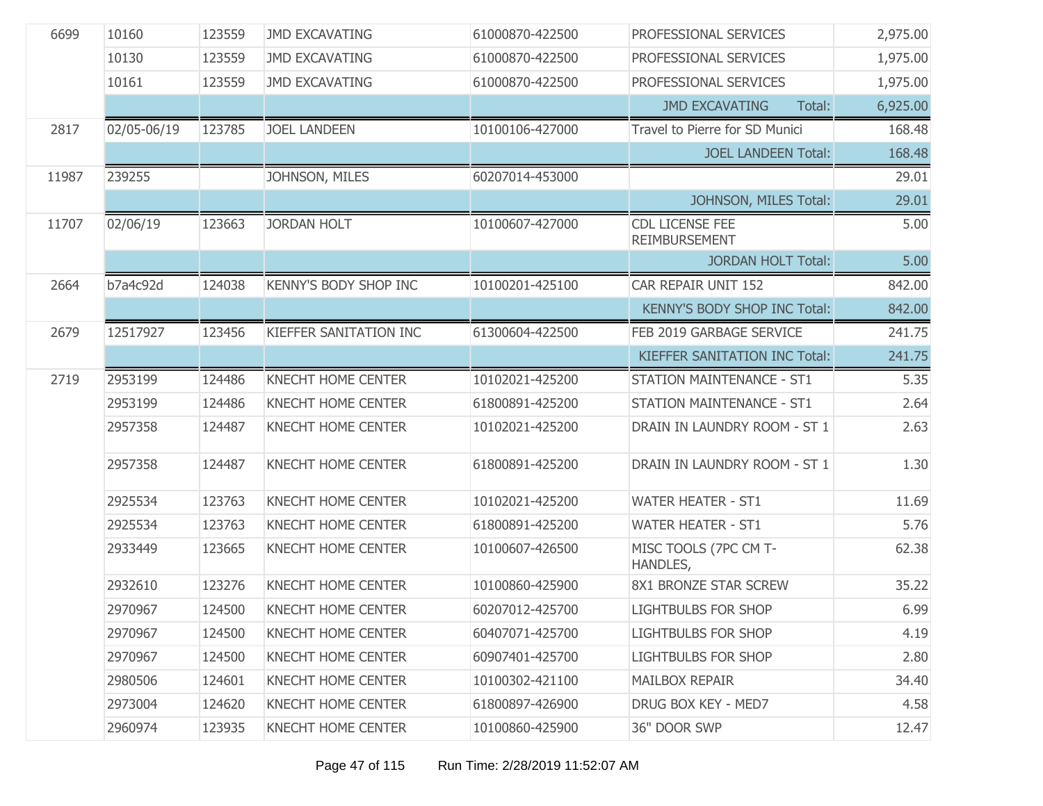| | | | | | | |
|---|---|---|---|---|---|---|
| 6699 | 10160 | 123559 | JMD EXCAVATING | 61000870-422500 | PROFESSIONAL SERVICES | 2,975.00 |
| | 10130 | 123559 | JMD EXCAVATING | 61000870-422500 | PROFESSIONAL SERVICES | 1,975.00 |
| | 10161 | 123559 | JMD EXCAVATING | 61000870-422500 | PROFESSIONAL SERVICES | 1,975.00 |
| | | | | | JMD EXCAVATING Total: | 6,925.00 |
| 2817 | 02/05-06/19 | 123785 | JOEL LANDEEN | 10100106-427000 | Travel to Pierre for SD Munici | 168.48 |
| | | | | | JOEL LANDEEN Total: | 168.48 |
| 11987 | 239255 | | JOHNSON, MILES | 60207014-453000 | | 29.01 |
| | | | | | JOHNSON, MILES Total: | 29.01 |
| 11707 | 02/06/19 | 123663 | JORDAN HOLT | 10100607-427000 | CDL LICENSE FEE REIMBURSEMENT | 5.00 |
| | | | | | JORDAN HOLT Total: | 5.00 |
| 2664 | b7a4c92d | 124038 | KENNY'S BODY SHOP INC | 10100201-425100 | CAR REPAIR UNIT 152 | 842.00 |
| | | | | | KENNY'S BODY SHOP INC Total: | 842.00 |
| 2679 | 12517927 | 123456 | KIEFFER SANITATION INC | 61300604-422500 | FEB 2019 GARBAGE SERVICE | 241.75 |
| | | | | | KIEFFER SANITATION INC Total: | 241.75 |
| 2719 | 2953199 | 124486 | KNECHT HOME CENTER | 10102021-425200 | STATION MAINTENANCE - ST1 | 5.35 |
| | 2953199 | 124486 | KNECHT HOME CENTER | 61800891-425200 | STATION MAINTENANCE - ST1 | 2.64 |
| | 2957358 | 124487 | KNECHT HOME CENTER | 10102021-425200 | DRAIN IN LAUNDRY ROOM - ST 1 | 2.63 |
| | 2957358 | 124487 | KNECHT HOME CENTER | 61800891-425200 | DRAIN IN LAUNDRY ROOM - ST 1 | 1.30 |
| | 2925534 | 123763 | KNECHT HOME CENTER | 10102021-425200 | WATER HEATER - ST1 | 11.69 |
| | 2925534 | 123763 | KNECHT HOME CENTER | 61800891-425200 | WATER HEATER - ST1 | 5.76 |
| | 2933449 | 123665 | KNECHT HOME CENTER | 10100607-426500 | MISC TOOLS (7PC CM T-HANDLES, | 62.38 |
| | 2932610 | 123276 | KNECHT HOME CENTER | 10100860-425900 | 8X1 BRONZE STAR SCREW | 35.22 |
| | 2970967 | 124500 | KNECHT HOME CENTER | 60207012-425700 | LIGHTBULBS FOR SHOP | 6.99 |
| | 2970967 | 124500 | KNECHT HOME CENTER | 60407071-425700 | LIGHTBULBS FOR SHOP | 4.19 |
| | 2970967 | 124500 | KNECHT HOME CENTER | 60907401-425700 | LIGHTBULBS FOR SHOP | 2.80 |
| | 2980506 | 124601 | KNECHT HOME CENTER | 10100302-421100 | MAILBOX REPAIR | 34.40 |
| | 2973004 | 124620 | KNECHT HOME CENTER | 61800897-426900 | DRUG BOX KEY - MED7 | 4.58 |
| | 2960974 | 123935 | KNECHT HOME CENTER | 10100860-425900 | 36" DOOR SWP | 12.47 |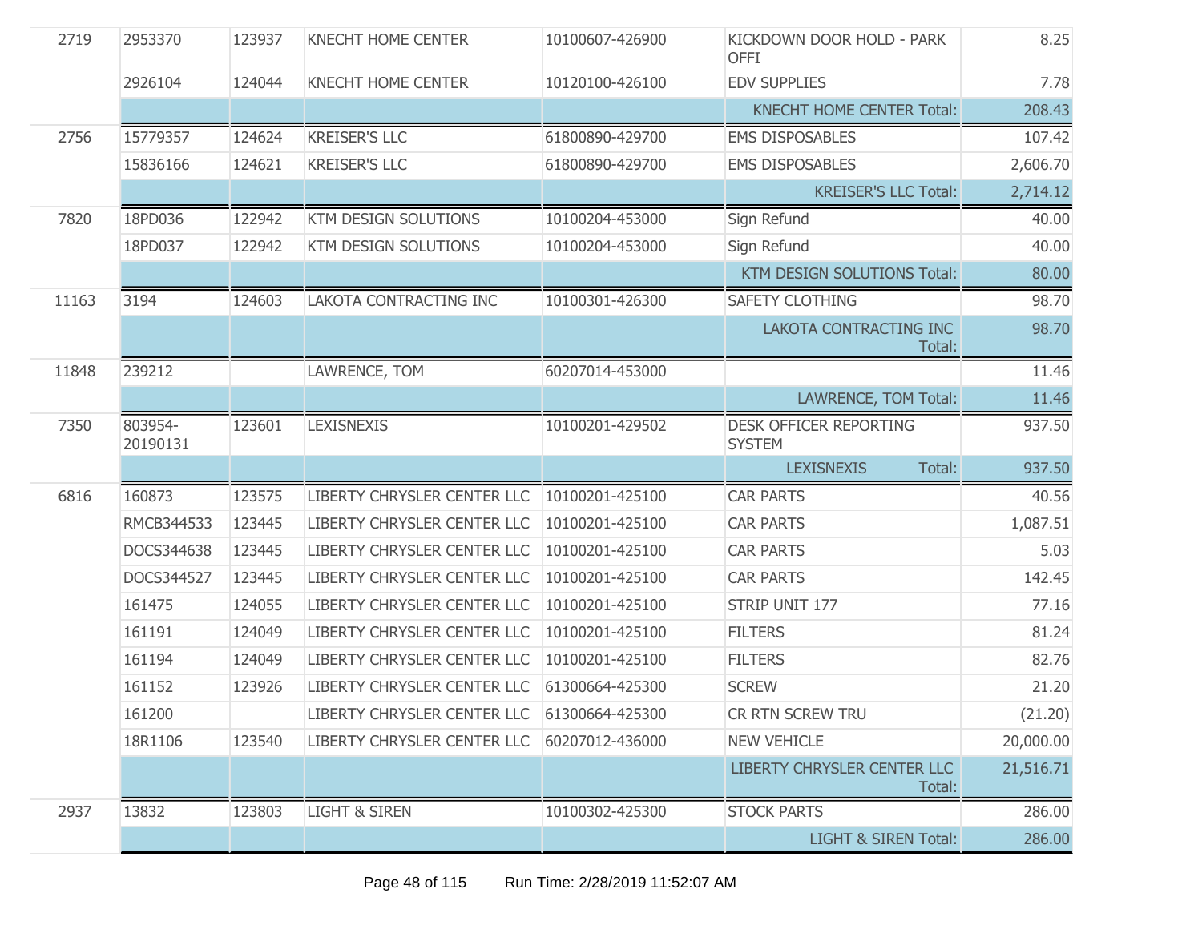| | | | | | | |
|---|---|---|---|---|---|---|
| 2719 | 2953370 | 123937 | KNECHT HOME CENTER | 10100607-426900 | KICKDOWN DOOR HOLD - PARK OFFI | 8.25 |
| | 2926104 | 124044 | KNECHT HOME CENTER | 10120100-426100 | EDV SUPPLIES | 7.78 |
| | | | | | KNECHT HOME CENTER Total: | 208.43 |
| 2756 | 15779357 | 124624 | KREISER'S LLC | 61800890-429700 | EMS DISPOSABLES | 107.42 |
| | 15836166 | 124621 | KREISER'S LLC | 61800890-429700 | EMS DISPOSABLES | 2,606.70 |
| | | | | | KREISER'S LLC Total: | 2,714.12 |
| 7820 | 18PD036 | 122942 | KTM DESIGN SOLUTIONS | 10100204-453000 | Sign Refund | 40.00 |
| | 18PD037 | 122942 | KTM DESIGN SOLUTIONS | 10100204-453000 | Sign Refund | 40.00 |
| | | | | | KTM DESIGN SOLUTIONS Total: | 80.00 |
| 11163 | 3194 | 124603 | LAKOTA CONTRACTING INC | 10100301-426300 | SAFETY CLOTHING | 98.70 |
| | | | | | LAKOTA CONTRACTING INC Total: | 98.70 |
| 11848 | 239212 | | LAWRENCE, TOM | 60207014-453000 | | 11.46 |
| | | | | | LAWRENCE, TOM Total: | 11.46 |
| 7350 | 803954-20190131 | 123601 | LEXISNEXIS | 10100201-429502 | DESK OFFICER REPORTING SYSTEM | 937.50 |
| | | | | | LEXISNEXIS Total: | 937.50 |
| 6816 | 160873 | 123575 | LIBERTY CHRYSLER CENTER LLC | 10100201-425100 | CAR PARTS | 40.56 |
| | RMCB344533 | 123445 | LIBERTY CHRYSLER CENTER LLC | 10100201-425100 | CAR PARTS | 1,087.51 |
| | DOCS344638 | 123445 | LIBERTY CHRYSLER CENTER LLC | 10100201-425100 | CAR PARTS | 5.03 |
| | DOCS344527 | 123445 | LIBERTY CHRYSLER CENTER LLC | 10100201-425100 | CAR PARTS | 142.45 |
| | 161475 | 124055 | LIBERTY CHRYSLER CENTER LLC | 10100201-425100 | STRIP UNIT 177 | 77.16 |
| | 161191 | 124049 | LIBERTY CHRYSLER CENTER LLC | 10100201-425100 | FILTERS | 81.24 |
| | 161194 | 124049 | LIBERTY CHRYSLER CENTER LLC | 10100201-425100 | FILTERS | 82.76 |
| | 161152 | 123926 | LIBERTY CHRYSLER CENTER LLC | 61300664-425300 | SCREW | 21.20 |
| | 161200 | | LIBERTY CHRYSLER CENTER LLC | 61300664-425300 | CR RTN SCREW TRU | (21.20) |
| | 18R1106 | 123540 | LIBERTY CHRYSLER CENTER LLC | 60207012-436000 | NEW VEHICLE | 20,000.00 |
| | | | | | LIBERTY CHRYSLER CENTER LLC Total: | 21,516.71 |
| 2937 | 13832 | 123803 | LIGHT & SIREN | 10100302-425300 | STOCK PARTS | 286.00 |
| | | | | | LIGHT & SIREN Total: | 286.00 |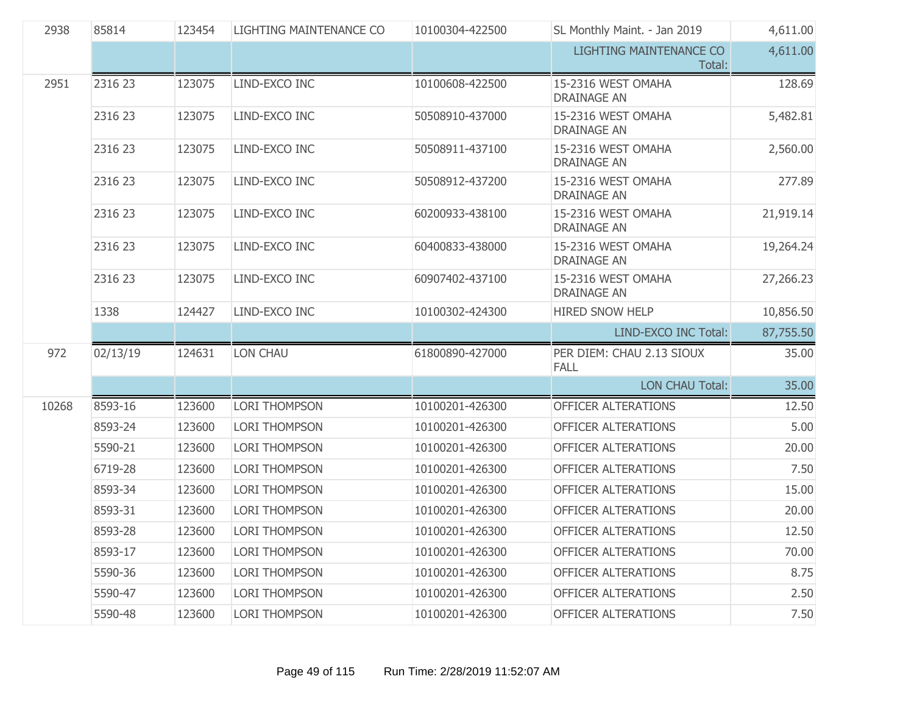| | | | | | | |
|---|---|---|---|---|---|---|
| 2938 | 85814 | 123454 | LIGHTING MAINTENANCE CO | 10100304-422500 | SL Monthly Maint. - Jan 2019 | 4,611.00 |
| | | | | | LIGHTING MAINTENANCE CO Total: | 4,611.00 |
| 2951 | 2316 23 | 123075 | LIND-EXCO INC | 10100608-422500 | 15-2316 WEST OMAHA DRAINAGE AN | 128.69 |
| | 2316 23 | 123075 | LIND-EXCO INC | 50508910-437000 | 15-2316 WEST OMAHA DRAINAGE AN | 5,482.81 |
| | 2316 23 | 123075 | LIND-EXCO INC | 50508911-437100 | 15-2316 WEST OMAHA DRAINAGE AN | 2,560.00 |
| | 2316 23 | 123075 | LIND-EXCO INC | 50508912-437200 | 15-2316 WEST OMAHA DRAINAGE AN | 277.89 |
| | 2316 23 | 123075 | LIND-EXCO INC | 60200933-438100 | 15-2316 WEST OMAHA DRAINAGE AN | 21,919.14 |
| | 2316 23 | 123075 | LIND-EXCO INC | 60400833-438000 | 15-2316 WEST OMAHA DRAINAGE AN | 19,264.24 |
| | 2316 23 | 123075 | LIND-EXCO INC | 60907402-437100 | 15-2316 WEST OMAHA DRAINAGE AN | 27,266.23 |
| | 1338 | 124427 | LIND-EXCO INC | 10100302-424300 | HIRED SNOW HELP | 10,856.50 |
| | | | | | LIND-EXCO INC Total: | 87,755.50 |
| 972 | 02/13/19 | 124631 | LON CHAU | 61800890-427000 | PER DIEM: CHAU 2.13 SIOUX FALL | 35.00 |
| | | | | | LON CHAU Total: | 35.00 |
| 10268 | 8593-16 | 123600 | LORI THOMPSON | 10100201-426300 | OFFICER ALTERATIONS | 12.50 |
| | 8593-24 | 123600 | LORI THOMPSON | 10100201-426300 | OFFICER ALTERATIONS | 5.00 |
| | 5590-21 | 123600 | LORI THOMPSON | 10100201-426300 | OFFICER ALTERATIONS | 20.00 |
| | 6719-28 | 123600 | LORI THOMPSON | 10100201-426300 | OFFICER ALTERATIONS | 7.50 |
| | 8593-34 | 123600 | LORI THOMPSON | 10100201-426300 | OFFICER ALTERATIONS | 15.00 |
| | 8593-31 | 123600 | LORI THOMPSON | 10100201-426300 | OFFICER ALTERATIONS | 20.00 |
| | 8593-28 | 123600 | LORI THOMPSON | 10100201-426300 | OFFICER ALTERATIONS | 12.50 |
| | 8593-17 | 123600 | LORI THOMPSON | 10100201-426300 | OFFICER ALTERATIONS | 70.00 |
| | 5590-36 | 123600 | LORI THOMPSON | 10100201-426300 | OFFICER ALTERATIONS | 8.75 |
| | 5590-47 | 123600 | LORI THOMPSON | 10100201-426300 | OFFICER ALTERATIONS | 2.50 |
| | 5590-48 | 123600 | LORI THOMPSON | 10100201-426300 | OFFICER ALTERATIONS | 7.50 |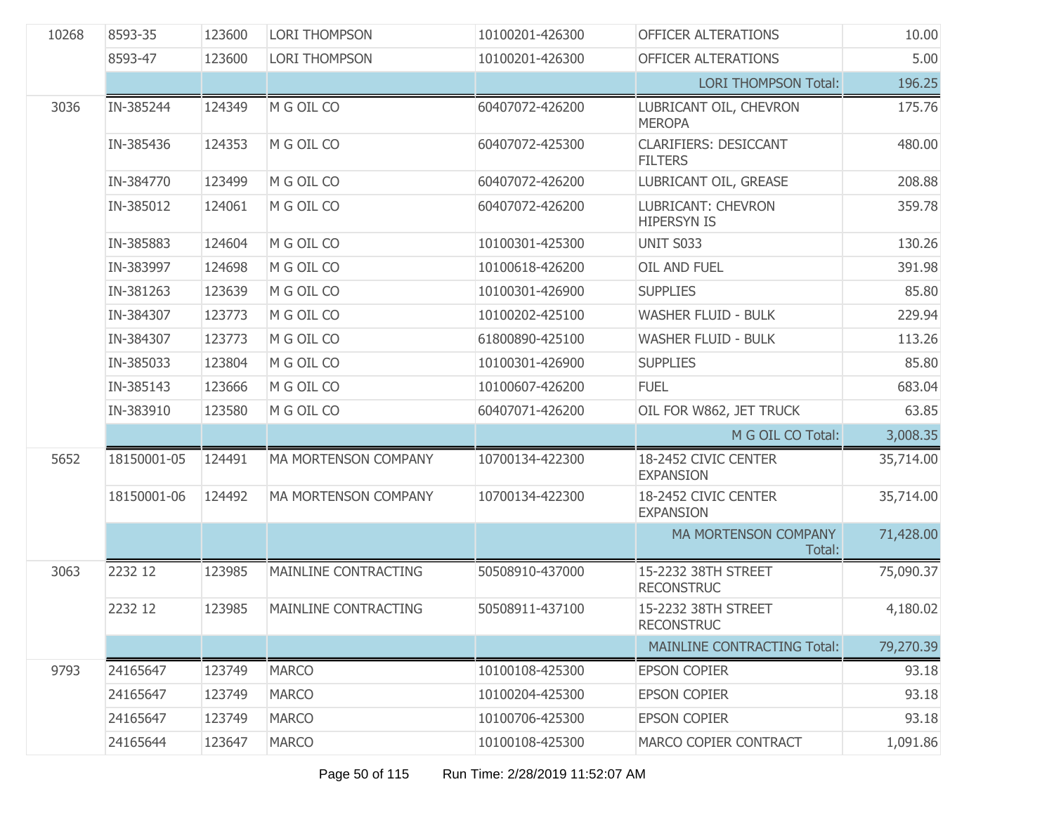| | | | | | | |
|---|---|---|---|---|---|---|
| 10268 | 8593-35 | 123600 | LORI THOMPSON | 10100201-426300 | OFFICER ALTERATIONS | 10.00 |
| | 8593-47 | 123600 | LORI THOMPSON | 10100201-426300 | OFFICER ALTERATIONS | 5.00 |
| | | | | | LORI THOMPSON Total: | 196.25 |
| 3036 | IN-385244 | 124349 | M G OIL CO | 60407072-426200 | LUBRICANT OIL, CHEVRON MEROPA | 175.76 |
| | IN-385436 | 124353 | M G OIL CO | 60407072-425300 | CLARIFIERS: DESICCANT FILTERS | 480.00 |
| | IN-384770 | 123499 | M G OIL CO | 60407072-426200 | LUBRICANT OIL, GREASE | 208.88 |
| | IN-385012 | 124061 | M G OIL CO | 60407072-426200 | LUBRICANT: CHEVRON HIPERSYN IS | 359.78 |
| | IN-385883 | 124604 | M G OIL CO | 10100301-425300 | UNIT S033 | 130.26 |
| | IN-383997 | 124698 | M G OIL CO | 10100618-426200 | OIL AND FUEL | 391.98 |
| | IN-381263 | 123639 | M G OIL CO | 10100301-426900 | SUPPLIES | 85.80 |
| | IN-384307 | 123773 | M G OIL CO | 10100202-425100 | WASHER FLUID - BULK | 229.94 |
| | IN-384307 | 123773 | M G OIL CO | 61800890-425100 | WASHER FLUID - BULK | 113.26 |
| | IN-385033 | 123804 | M G OIL CO | 10100301-426900 | SUPPLIES | 85.80 |
| | IN-385143 | 123666 | M G OIL CO | 10100607-426200 | FUEL | 683.04 |
| | IN-383910 | 123580 | M G OIL CO | 60407071-426200 | OIL FOR W862, JET TRUCK | 63.85 |
| | | | | | M G OIL CO Total: | 3,008.35 |
| 5652 | 18150001-05 | 124491 | MA MORTENSON COMPANY | 10700134-422300 | 18-2452 CIVIC CENTER EXPANSION | 35,714.00 |
| | 18150001-06 | 124492 | MA MORTENSON COMPANY | 10700134-422300 | 18-2452 CIVIC CENTER EXPANSION | 35,714.00 |
| | | | | | MA MORTENSON COMPANY Total: | 71,428.00 |
| 3063 | 2232 12 | 123985 | MAINLINE CONTRACTING | 50508910-437000 | 15-2232 38TH STREET RECONSTRUC | 75,090.37 |
| | 2232 12 | 123985 | MAINLINE CONTRACTING | 50508911-437100 | 15-2232 38TH STREET RECONSTRUC | 4,180.02 |
| | | | | | MAINLINE CONTRACTING Total: | 79,270.39 |
| 9793 | 24165647 | 123749 | MARCO | 10100108-425300 | EPSON COPIER | 93.18 |
| | 24165647 | 123749 | MARCO | 10100204-425300 | EPSON COPIER | 93.18 |
| | 24165647 | 123749 | MARCO | 10100706-425300 | EPSON COPIER | 93.18 |
| | 24165644 | 123647 | MARCO | 10100108-425300 | MARCO COPIER CONTRACT | 1,091.86 |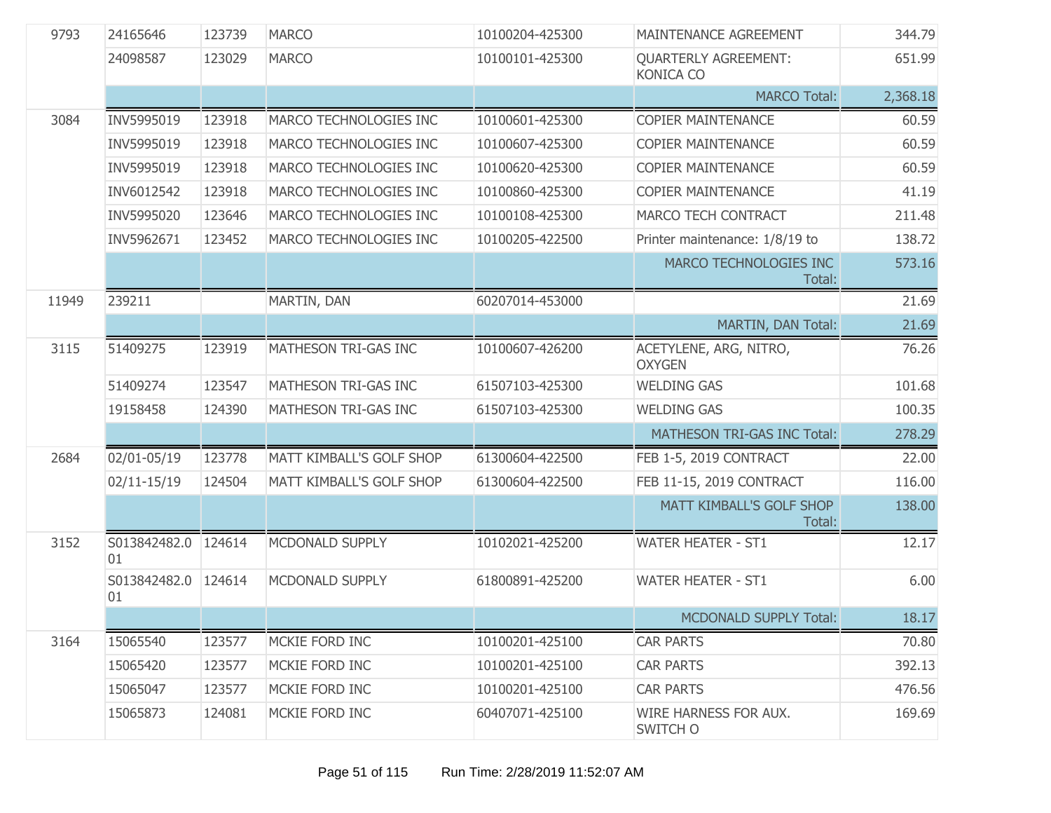| | | | | | | |
|---|---|---|---|---|---|---|
| 9793 | 24165646 | 123739 | MARCO | 10100204-425300 | MAINTENANCE AGREEMENT | 344.79 |
| | 24098587 | 123029 | MARCO | 10100101-425300 | QUARTERLY AGREEMENT: KONICA CO | 651.99 |
| | | | | | MARCO Total: | 2,368.18 |
| 3084 | INV5995019 | 123918 | MARCO TECHNOLOGIES INC | 10100601-425300 | COPIER MAINTENANCE | 60.59 |
| | INV5995019 | 123918 | MARCO TECHNOLOGIES INC | 10100607-425300 | COPIER MAINTENANCE | 60.59 |
| | INV5995019 | 123918 | MARCO TECHNOLOGIES INC | 10100620-425300 | COPIER MAINTENANCE | 60.59 |
| | INV6012542 | 123918 | MARCO TECHNOLOGIES INC | 10100860-425300 | COPIER MAINTENANCE | 41.19 |
| | INV5995020 | 123646 | MARCO TECHNOLOGIES INC | 10100108-425300 | MARCO TECH CONTRACT | 211.48 |
| | INV5962671 | 123452 | MARCO TECHNOLOGIES INC | 10100205-422500 | Printer maintenance: 1/8/19 to | 138.72 |
| | | | | | MARCO TECHNOLOGIES INC Total: | 573.16 |
| 11949 | 239211 | | MARTIN, DAN | 60207014-453000 | | 21.69 |
| | | | | | MARTIN, DAN Total: | 21.69 |
| 3115 | 51409275 | 123919 | MATHESON TRI-GAS INC | 10100607-426200 | ACETYLENE, ARG, NITRO, OXYGEN | 76.26 |
| | 51409274 | 123547 | MATHESON TRI-GAS INC | 61507103-425300 | WELDING GAS | 101.68 |
| | 19158458 | 124390 | MATHESON TRI-GAS INC | 61507103-425300 | WELDING GAS | 100.35 |
| | | | | | MATHESON TRI-GAS INC Total: | 278.29 |
| 2684 | 02/01-05/19 | 123778 | MATT KIMBALL'S GOLF SHOP | 61300604-422500 | FEB 1-5, 2019 CONTRACT | 22.00 |
| | 02/11-15/19 | 124504 | MATT KIMBALL'S GOLF SHOP | 61300604-422500 | FEB 11-15, 2019 CONTRACT | 116.00 |
| | | | | | MATT KIMBALL'S GOLF SHOP Total: | 138.00 |
| 3152 | S013842482.001 | 124614 | MCDONALD SUPPLY | 10102021-425200 | WATER HEATER - ST1 | 12.17 |
| | S013842482.001 | 124614 | MCDONALD SUPPLY | 61800891-425200 | WATER HEATER - ST1 | 6.00 |
| | | | | | MCDONALD SUPPLY Total: | 18.17 |
| 3164 | 15065540 | 123577 | MCKIE FORD INC | 10100201-425100 | CAR PARTS | 70.80 |
| | 15065420 | 123577 | MCKIE FORD INC | 10100201-425100 | CAR PARTS | 392.13 |
| | 15065047 | 123577 | MCKIE FORD INC | 10100201-425100 | CAR PARTS | 476.56 |
| | 15065873 | 124081 | MCKIE FORD INC | 60407071-425100 | WIRE HARNESS FOR AUX. SWITCH O | 169.69 |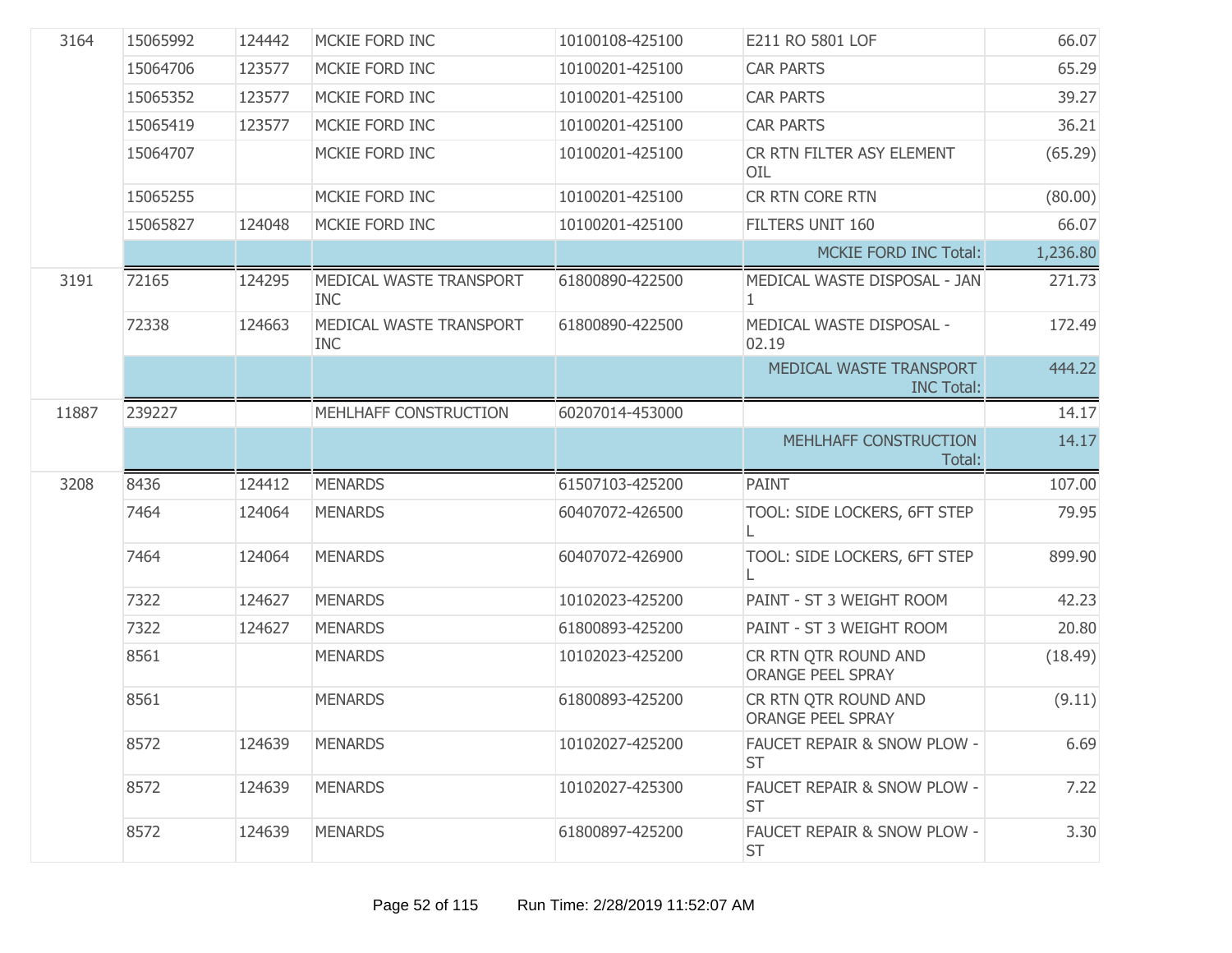| | | | | | | |
|---|---|---|---|---|---|---|
| 3164 | 15065992 | 124442 | MCKIE FORD INC | 10100108-425100 | E211 RO 5801 LOF | 66.07 |
| | 15064706 | 123577 | MCKIE FORD INC | 10100201-425100 | CAR PARTS | 65.29 |
| | 15065352 | 123577 | MCKIE FORD INC | 10100201-425100 | CAR PARTS | 39.27 |
| | 15065419 | 123577 | MCKIE FORD INC | 10100201-425100 | CAR PARTS | 36.21 |
| | 15064707 | | MCKIE FORD INC | 10100201-425100 | CR RTN FILTER ASY ELEMENT OIL | (65.29) |
| | 15065255 | | MCKIE FORD INC | 10100201-425100 | CR RTN CORE RTN | (80.00) |
| | 15065827 | 124048 | MCKIE FORD INC | 10100201-425100 | FILTERS UNIT 160 | 66.07 |
| | | | | | MCKIE FORD INC Total: | 1,236.80 |
| 3191 | 72165 | 124295 | MEDICAL WASTE TRANSPORT INC | 61800890-422500 | MEDICAL WASTE DISPOSAL - JAN 1 | 271.73 |
| | 72338 | 124663 | MEDICAL WASTE TRANSPORT INC | 61800890-422500 | MEDICAL WASTE DISPOSAL - 02.19 | 172.49 |
| | | | | | MEDICAL WASTE TRANSPORT INC Total: | 444.22 |
| 11887 | 239227 | | MEHLHAFF CONSTRUCTION | 60207014-453000 | | 14.17 |
| | | | | | MEHLHAFF CONSTRUCTION Total: | 14.17 |
| 3208 | 8436 | 124412 | MENARDS | 61507103-425200 | PAINT | 107.00 |
| | 7464 | 124064 | MENARDS | 60407072-426500 | TOOL: SIDE LOCKERS, 6FT STEP L | 79.95 |
| | 7464 | 124064 | MENARDS | 60407072-426900 | TOOL: SIDE LOCKERS, 6FT STEP L | 899.90 |
| | 7322 | 124627 | MENARDS | 10102023-425200 | PAINT - ST 3 WEIGHT ROOM | 42.23 |
| | 7322 | 124627 | MENARDS | 61800893-425200 | PAINT - ST 3 WEIGHT ROOM | 20.80 |
| | 8561 | | MENARDS | 10102023-425200 | CR RTN QTR ROUND AND ORANGE PEEL SPRAY | (18.49) |
| | 8561 | | MENARDS | 61800893-425200 | CR RTN QTR ROUND AND ORANGE PEEL SPRAY | (9.11) |
| | 8572 | 124639 | MENARDS | 10102027-425200 | FAUCET REPAIR & SNOW PLOW - ST | 6.69 |
| | 8572 | 124639 | MENARDS | 10102027-425300 | FAUCET REPAIR & SNOW PLOW - ST | 7.22 |
| | 8572 | 124639 | MENARDS | 61800897-425200 | FAUCET REPAIR & SNOW PLOW - ST | 3.30 |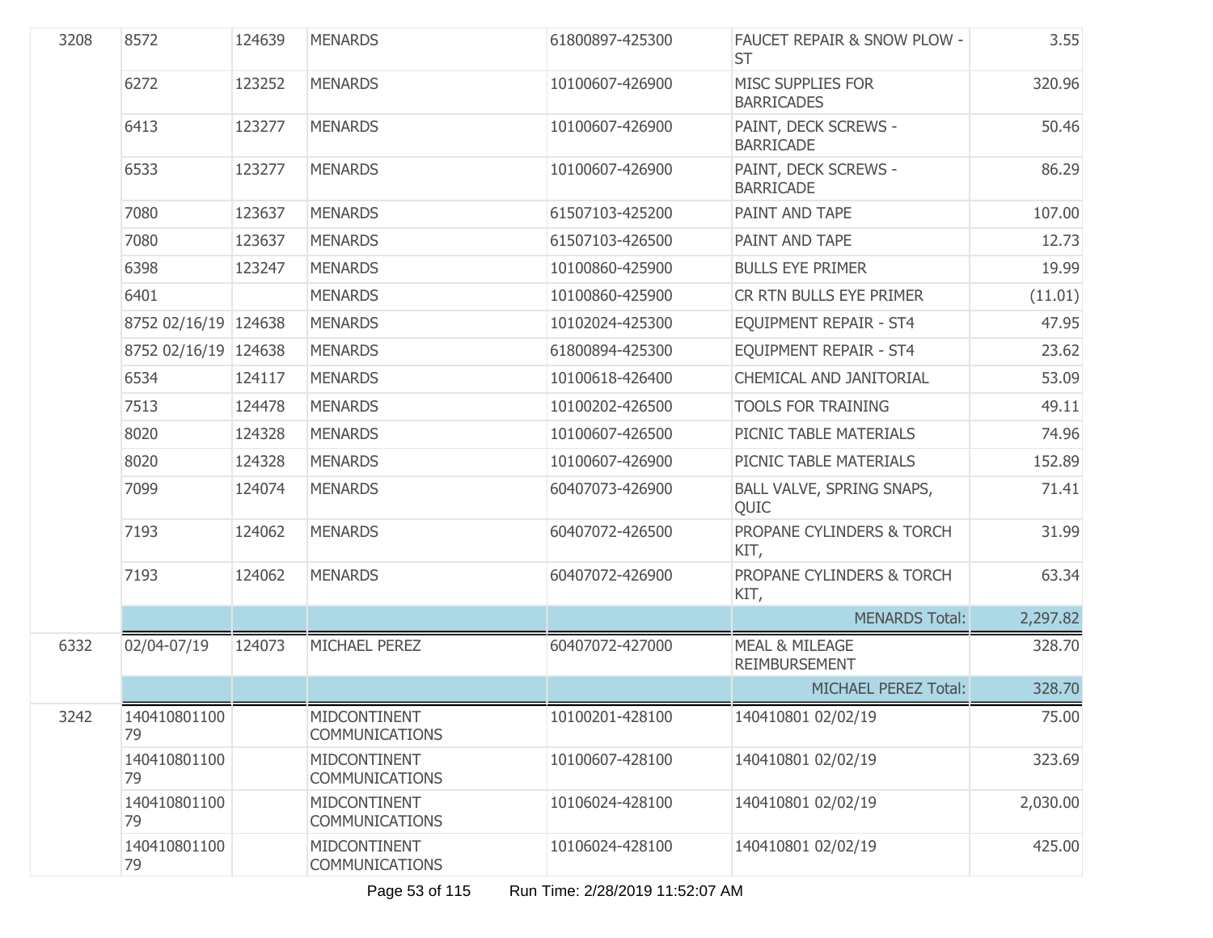| | | | | | | |
|---|---|---|---|---|---|---|
| 3208 | 8572 | 124639 | MENARDS | 61800897-425300 | FAUCET REPAIR & SNOW PLOW - ST | 3.55 |
| | 6272 | 123252 | MENARDS | 10100607-426900 | MISC SUPPLIES FOR BARRICADES | 320.96 |
| | 6413 | 123277 | MENARDS | 10100607-426900 | PAINT, DECK SCREWS - BARRICADE | 50.46 |
| | 6533 | 123277 | MENARDS | 10100607-426900 | PAINT, DECK SCREWS - BARRICADE | 86.29 |
| | 7080 | 123637 | MENARDS | 61507103-425200 | PAINT AND TAPE | 107.00 |
| | 7080 | 123637 | MENARDS | 61507103-426500 | PAINT AND TAPE | 12.73 |
| | 6398 | 123247 | MENARDS | 10100860-425900 | BULLS EYE PRIMER | 19.99 |
| | 6401 | | MENARDS | 10100860-425900 | CR RTN BULLS EYE PRIMER | (11.01) |
| | 8752 02/16/19 | 124638 | MENARDS | 10102024-425300 | EQUIPMENT REPAIR - ST4 | 47.95 |
| | 8752 02/16/19 | 124638 | MENARDS | 61800894-425300 | EQUIPMENT REPAIR - ST4 | 23.62 |
| | 6534 | 124117 | MENARDS | 10100618-426400 | CHEMICAL AND JANITORIAL | 53.09 |
| | 7513 | 124478 | MENARDS | 10100202-426500 | TOOLS FOR TRAINING | 49.11 |
| | 8020 | 124328 | MENARDS | 10100607-426500 | PICNIC TABLE MATERIALS | 74.96 |
| | 8020 | 124328 | MENARDS | 10100607-426900 | PICNIC TABLE MATERIALS | 152.89 |
| | 7099 | 124074 | MENARDS | 60407073-426900 | BALL VALVE, SPRING SNAPS, QUIC | 71.41 |
| | 7193 | 124062 | MENARDS | 60407072-426500 | PROPANE CYLINDERS & TORCH KIT, | 31.99 |
| | 7193 | 124062 | MENARDS | 60407072-426900 | PROPANE CYLINDERS & TORCH KIT, | 63.34 |
| | | | | | MENARDS Total: | 2,297.82 |
| 6332 | 02/04-07/19 | 124073 | MICHAEL PEREZ | 60407072-427000 | MEAL & MILEAGE REIMBURSEMENT | 328.70 |
| | | | | | MICHAEL PEREZ Total: | 328.70 |
| 3242 | 14041080110079 | | MIDCONTINENT COMMUNICATIONS | 10100201-428100 | 140410801 02/02/19 | 75.00 |
| | 14041080110079 | | MIDCONTINENT COMMUNICATIONS | 10100607-428100 | 140410801 02/02/19 | 323.69 |
| | 14041080110079 | | MIDCONTINENT COMMUNICATIONS | 10106024-428100 | 140410801 02/02/19 | 2,030.00 |
| | 14041080110079 | | MIDCONTINENT COMMUNICATIONS | 10106024-428100 | 140410801 02/02/19 | 425.00 |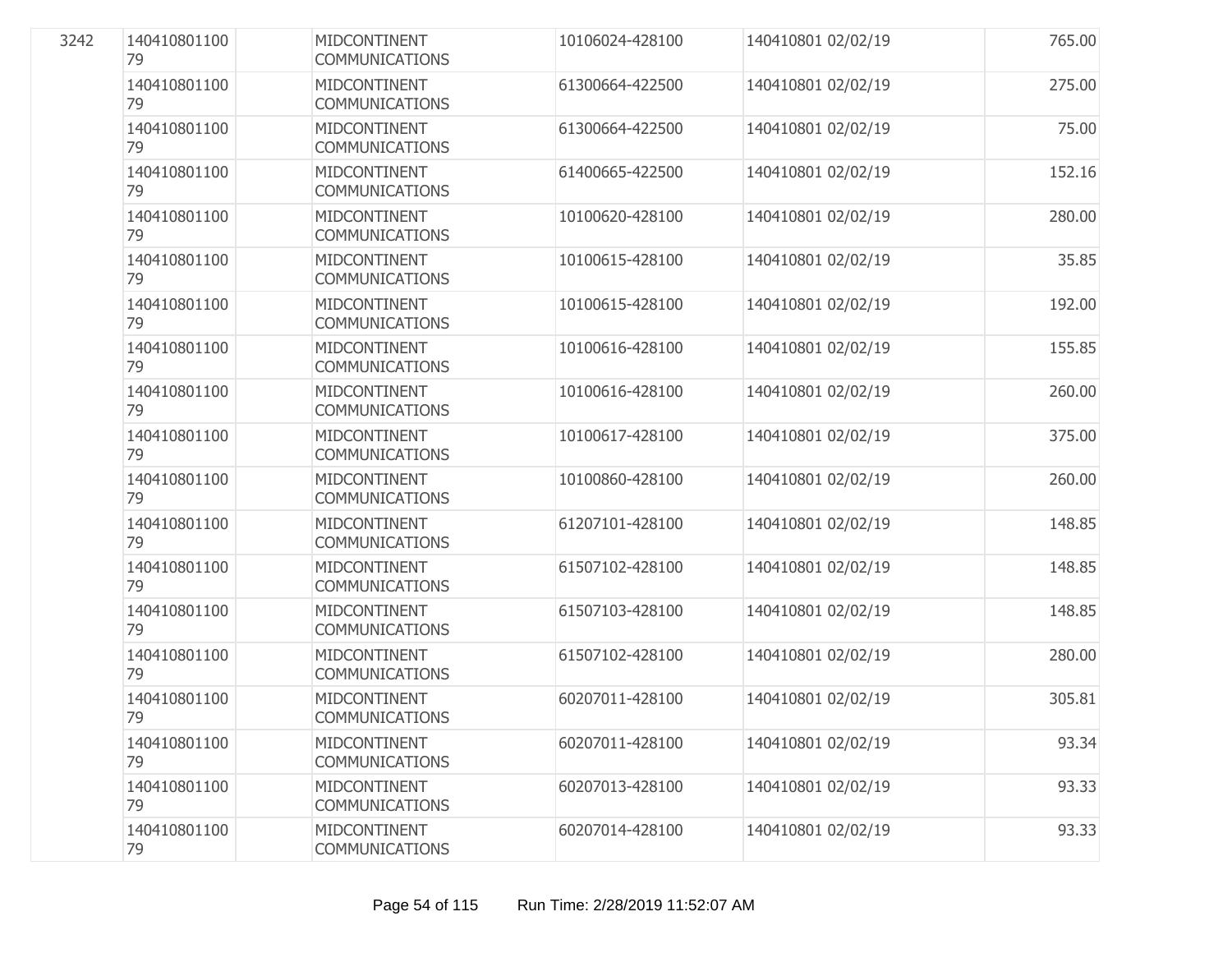| | | | | | | |
|---|---|---|---|---|---|---|
| 3242 | 14041080110079 | | MIDCONTINENT COMMUNICATIONS | 10106024-428100 | 140410801 02/02/19 | 765.00 |
| | 14041080110079 | | MIDCONTINENT COMMUNICATIONS | 61300664-422500 | 140410801 02/02/19 | 275.00 |
| | 14041080110079 | | MIDCONTINENT COMMUNICATIONS | 61300664-422500 | 140410801 02/02/19 | 75.00 |
| | 14041080110079 | | MIDCONTINENT COMMUNICATIONS | 61400665-422500 | 140410801 02/02/19 | 152.16 |
| | 14041080110079 | | MIDCONTINENT COMMUNICATIONS | 10100620-428100 | 140410801 02/02/19 | 280.00 |
| | 14041080110079 | | MIDCONTINENT COMMUNICATIONS | 10100615-428100 | 140410801 02/02/19 | 35.85 |
| | 14041080110079 | | MIDCONTINENT COMMUNICATIONS | 10100615-428100 | 140410801 02/02/19 | 192.00 |
| | 14041080110079 | | MIDCONTINENT COMMUNICATIONS | 10100616-428100 | 140410801 02/02/19 | 155.85 |
| | 14041080110079 | | MIDCONTINENT COMMUNICATIONS | 10100616-428100 | 140410801 02/02/19 | 260.00 |
| | 14041080110079 | | MIDCONTINENT COMMUNICATIONS | 10100617-428100 | 140410801 02/02/19 | 375.00 |
| | 14041080110079 | | MIDCONTINENT COMMUNICATIONS | 10100860-428100 | 140410801 02/02/19 | 260.00 |
| | 14041080110079 | | MIDCONTINENT COMMUNICATIONS | 61207101-428100 | 140410801 02/02/19 | 148.85 |
| | 14041080110079 | | MIDCONTINENT COMMUNICATIONS | 61507102-428100 | 140410801 02/02/19 | 148.85 |
| | 14041080110079 | | MIDCONTINENT COMMUNICATIONS | 61507103-428100 | 140410801 02/02/19 | 148.85 |
| | 14041080110079 | | MIDCONTINENT COMMUNICATIONS | 61507102-428100 | 140410801 02/02/19 | 280.00 |
| | 14041080110079 | | MIDCONTINENT COMMUNICATIONS | 60207011-428100 | 140410801 02/02/19 | 305.81 |
| | 14041080110079 | | MIDCONTINENT COMMUNICATIONS | 60207011-428100 | 140410801 02/02/19 | 93.34 |
| | 14041080110079 | | MIDCONTINENT COMMUNICATIONS | 60207013-428100 | 140410801 02/02/19 | 93.33 |
| | 14041080110079 | | MIDCONTINENT COMMUNICATIONS | 60207014-428100 | 140410801 02/02/19 | 93.33 |

Run Time: 2/28/2019 11:52:07 AM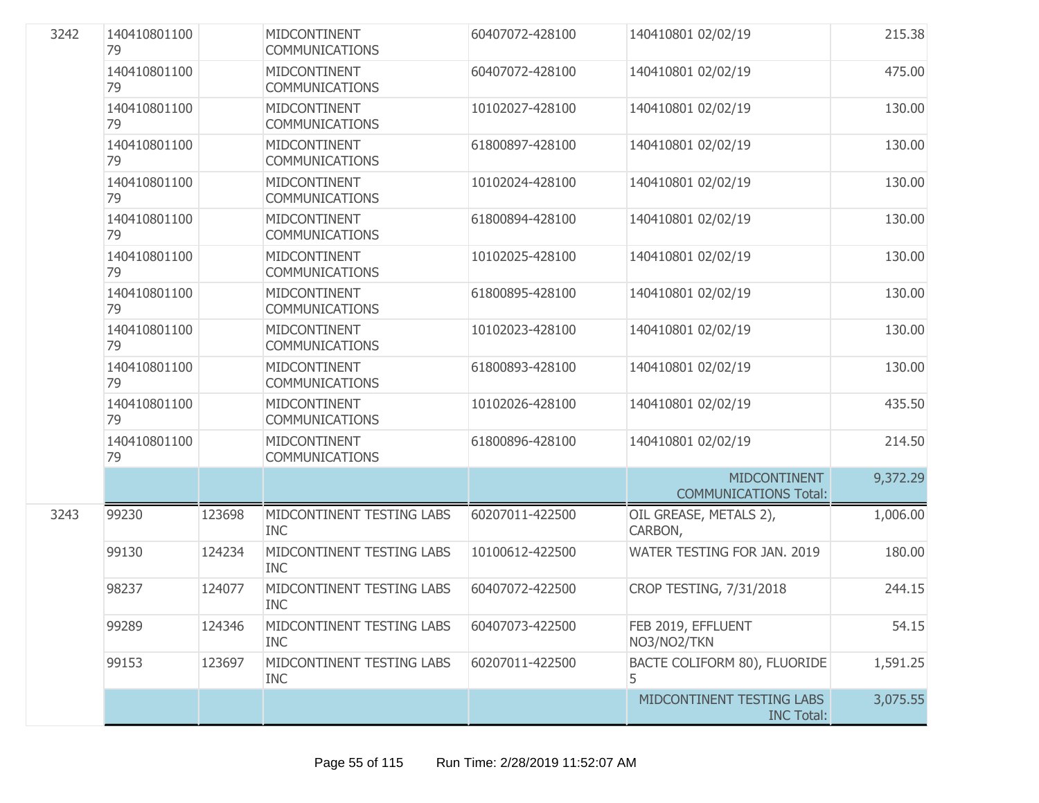| | | | | | | |
|---|---|---|---|---|---|---|
| 3242 | 14041080110079 | | MIDCONTINENT COMMUNICATIONS | 60407072-428100 | 140410801 02/02/19 | 215.38 |
| | 14041080110079 | | MIDCONTINENT COMMUNICATIONS | 60407072-428100 | 140410801 02/02/19 | 475.00 |
| | 14041080110079 | | MIDCONTINENT COMMUNICATIONS | 10102027-428100 | 140410801 02/02/19 | 130.00 |
| | 14041080110079 | | MIDCONTINENT COMMUNICATIONS | 61800897-428100 | 140410801 02/02/19 | 130.00 |
| | 14041080110079 | | MIDCONTINENT COMMUNICATIONS | 10102024-428100 | 140410801 02/02/19 | 130.00 |
| | 14041080110079 | | MIDCONTINENT COMMUNICATIONS | 61800894-428100 | 140410801 02/02/19 | 130.00 |
| | 14041080110079 | | MIDCONTINENT COMMUNICATIONS | 10102025-428100 | 140410801 02/02/19 | 130.00 |
| | 14041080110079 | | MIDCONTINENT COMMUNICATIONS | 61800895-428100 | 140410801 02/02/19 | 130.00 |
| | 14041080110079 | | MIDCONTINENT COMMUNICATIONS | 10102023-428100 | 140410801 02/02/19 | 130.00 |
| | 14041080110079 | | MIDCONTINENT COMMUNICATIONS | 61800893-428100 | 140410801 02/02/19 | 130.00 |
| | 14041080110079 | | MIDCONTINENT COMMUNICATIONS | 10102026-428100 | 140410801 02/02/19 | 435.50 |
| | 14041080110079 | | MIDCONTINENT COMMUNICATIONS | 61800896-428100 | 140410801 02/02/19 | 214.50 |
| | | | | | MIDCONTINENT COMMUNICATIONS Total: | 9,372.29 |
| 3243 | 99230 | 123698 | MIDCONTINENT TESTING LABS INC | 60207011-422500 | OIL GREASE, METALS 2), CARBON, | 1,006.00 |
| | 99130 | 124234 | MIDCONTINENT TESTING LABS INC | 10100612-422500 | WATER TESTING FOR JAN. 2019 | 180.00 |
| | 98237 | 124077 | MIDCONTINENT TESTING LABS INC | 60407072-422500 | CROP TESTING, 7/31/2018 | 244.15 |
| | 99289 | 124346 | MIDCONTINENT TESTING LABS INC | 60407073-422500 | FEB 2019, EFFLUENT NO3/NO2/TKN | 54.15 |
| | 99153 | 123697 | MIDCONTINENT TESTING LABS INC | 60207011-422500 | BACTE COLIFORM 80), FLUORIDE 5 | 1,591.25 |
| | | | | | MIDCONTINENT TESTING LABS INC Total: | 3,075.55 |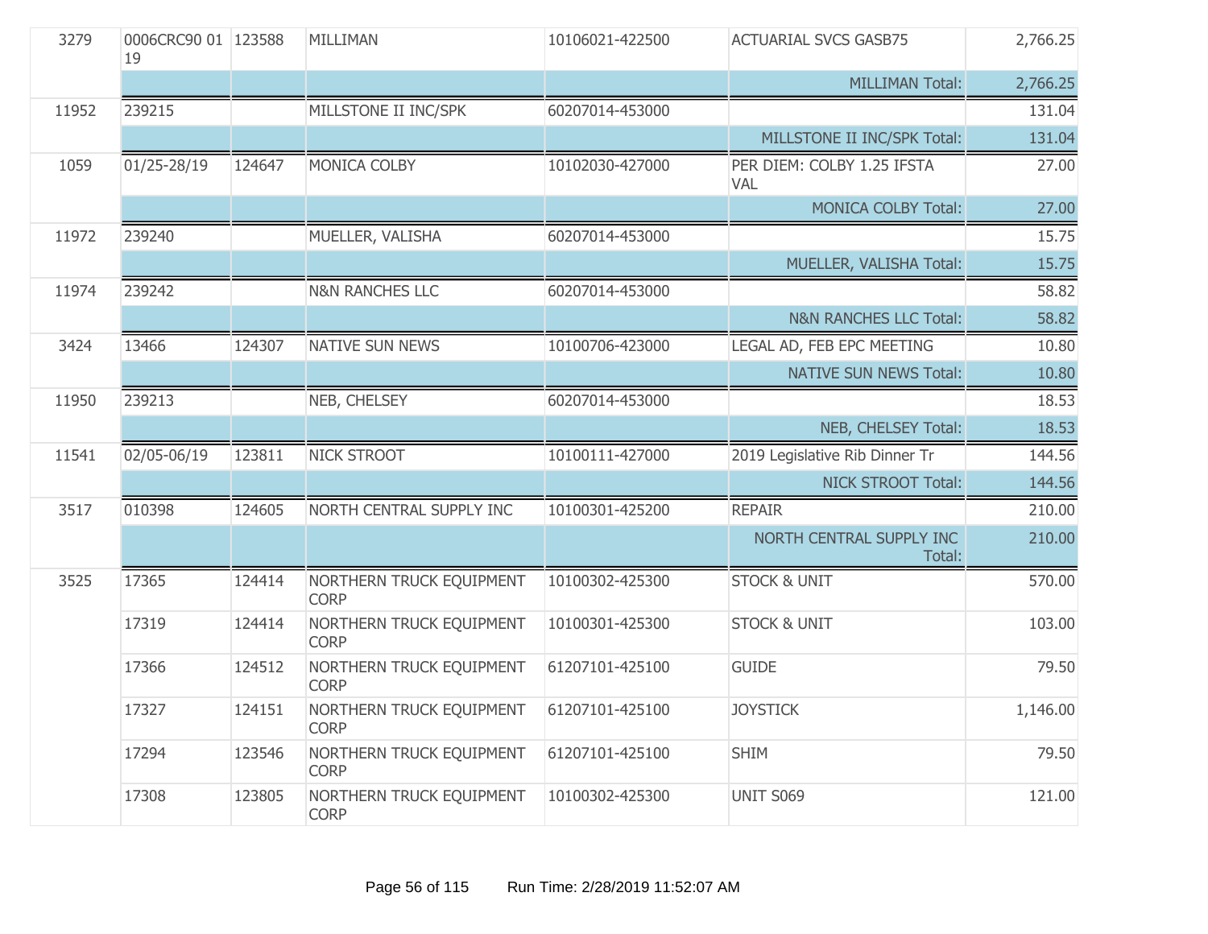| | | | | | | |
|---|---|---|---|---|---|---|
| 3279 | 0006CRC90 01 19 | 123588 | MILLIMAN | 10106021-422500 | ACTUARIAL SVCS GASB75 | 2,766.25 |
| | | | | | MILLIMAN Total: | 2,766.25 |
| 11952 | 239215 | | MILLSTONE II INC/SPK | 60207014-453000 | | 131.04 |
| | | | | | MILLSTONE II INC/SPK Total: | 131.04 |
| 1059 | 01/25-28/19 | 124647 | MONICA COLBY | 10102030-427000 | PER DIEM: COLBY 1.25 IFSTA VAL | 27.00 |
| | | | | | MONICA COLBY Total: | 27.00 |
| 11972 | 239240 | | MUELLER, VALISHA | 60207014-453000 | | 15.75 |
| | | | | | MUELLER, VALISHA Total: | 15.75 |
| 11974 | 239242 | | N&N RANCHES LLC | 60207014-453000 | | 58.82 |
| | | | | | N&N RANCHES LLC Total: | 58.82 |
| 3424 | 13466 | 124307 | NATIVE SUN NEWS | 10100706-423000 | LEGAL AD, FEB EPC MEETING | 10.80 |
| | | | | | NATIVE SUN NEWS Total: | 10.80 |
| 11950 | 239213 | | NEB, CHELSEY | 60207014-453000 | | 18.53 |
| | | | | | NEB, CHELSEY Total: | 18.53 |
| 11541 | 02/05-06/19 | 123811 | NICK STROOT | 10100111-427000 | 2019 Legislative Rib Dinner Tr | 144.56 |
| | | | | | NICK STROOT Total: | 144.56 |
| 3517 | 010398 | 124605 | NORTH CENTRAL SUPPLY INC | 10100301-425200 | REPAIR | 210.00 |
| | | | | | NORTH CENTRAL SUPPLY INC Total: | 210.00 |
| 3525 | 17365 | 124414 | NORTHERN TRUCK EQUIPMENT CORP | 10100302-425300 | STOCK & UNIT | 570.00 |
| | 17319 | 124414 | NORTHERN TRUCK EQUIPMENT CORP | 10100301-425300 | STOCK & UNIT | 103.00 |
| | 17366 | 124512 | NORTHERN TRUCK EQUIPMENT CORP | 61207101-425100 | GUIDE | 79.50 |
| | 17327 | 124151 | NORTHERN TRUCK EQUIPMENT CORP | 61207101-425100 | JOYSTICK | 1,146.00 |
| | 17294 | 123546 | NORTHERN TRUCK EQUIPMENT CORP | 61207101-425100 | SHIM | 79.50 |
| | 17308 | 123805 | NORTHERN TRUCK EQUIPMENT CORP | 10100302-425300 | UNIT S069 | 121.00 |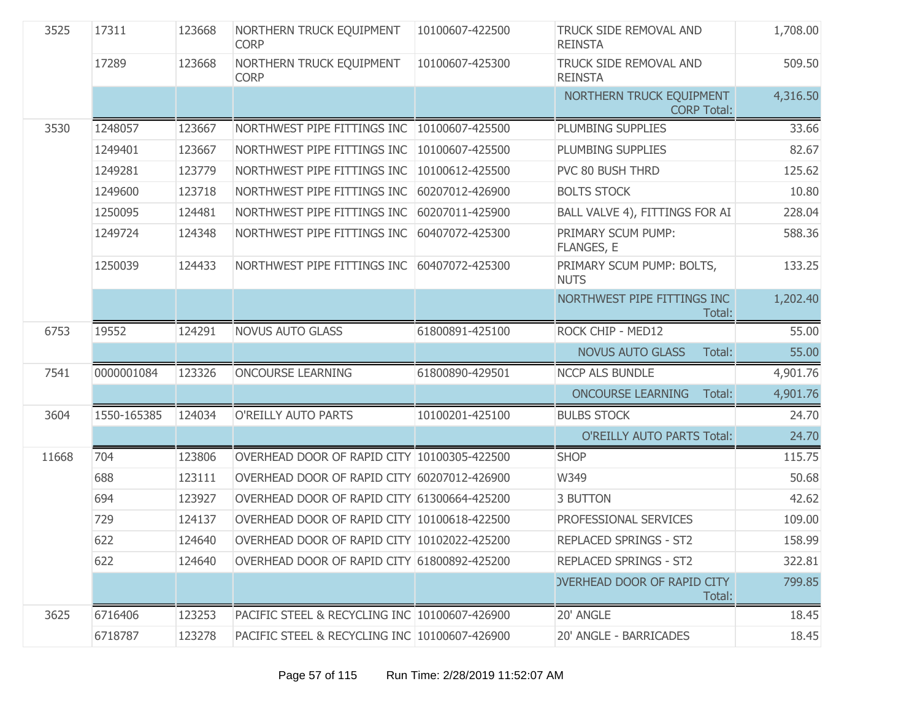| | | | | | | |
|---|---|---|---|---|---|---|
| 3525 | 17311 | 123668 | NORTHERN TRUCK EQUIPMENT CORP | 10100607-422500 | TRUCK SIDE REMOVAL AND REINSTA | 1,708.00 |
| | 17289 | 123668 | NORTHERN TRUCK EQUIPMENT CORP | 10100607-425300 | TRUCK SIDE REMOVAL AND REINSTA | 509.50 |
| | | | | | NORTHERN TRUCK EQUIPMENT CORP Total: | 4,316.50 |
| 3530 | 1248057 | 123667 | NORTHWEST PIPE FITTINGS INC | 10100607-425500 | PLUMBING SUPPLIES | 33.66 |
| | 1249401 | 123667 | NORTHWEST PIPE FITTINGS INC | 10100607-425500 | PLUMBING SUPPLIES | 82.67 |
| | 1249281 | 123779 | NORTHWEST PIPE FITTINGS INC | 10100612-425500 | PVC 80 BUSH THRD | 125.62 |
| | 1249600 | 123718 | NORTHWEST PIPE FITTINGS INC | 60207012-426900 | BOLTS STOCK | 10.80 |
| | 1250095 | 124481 | NORTHWEST PIPE FITTINGS INC | 60207011-425900 | BALL VALVE 4), FITTINGS FOR AI | 228.04 |
| | 1249724 | 124348 | NORTHWEST PIPE FITTINGS INC | 60407072-425300 | PRIMARY SCUM PUMP: FLANGES, E | 588.36 |
| | 1250039 | 124433 | NORTHWEST PIPE FITTINGS INC | 60407072-425300 | PRIMARY SCUM PUMP: BOLTS, NUTS | 133.25 |
| | | | | | NORTHWEST PIPE FITTINGS INC Total: | 1,202.40 |
| 6753 | 19552 | 124291 | NOVUS AUTO GLASS | 61800891-425100 | ROCK CHIP - MED12 | 55.00 |
| | | | | | NOVUS AUTO GLASS Total: | 55.00 |
| 7541 | 0000001084 | 123326 | ONCOURSE LEARNING | 61800890-429501 | NCCP ALS BUNDLE | 4,901.76 |
| | | | | | ONCOURSE LEARNING Total: | 4,901.76 |
| 3604 | 1550-165385 | 124034 | O'REILLY AUTO PARTS | 10100201-425100 | BULBS STOCK | 24.70 |
| | | | | | O'REILLY AUTO PARTS Total: | 24.70 |
| 11668 | 704 | 123806 | OVERHEAD DOOR OF RAPID CITY | 10100305-422500 | SHOP | 115.75 |
| | 688 | 123111 | OVERHEAD DOOR OF RAPID CITY | 60207012-426900 | W349 | 50.68 |
| | 694 | 123927 | OVERHEAD DOOR OF RAPID CITY | 61300664-425200 | 3 BUTTON | 42.62 |
| | 729 | 124137 | OVERHEAD DOOR OF RAPID CITY | 10100618-422500 | PROFESSIONAL SERVICES | 109.00 |
| | 622 | 124640 | OVERHEAD DOOR OF RAPID CITY | 10102022-425200 | REPLACED SPRINGS - ST2 | 158.99 |
| | 622 | 124640 | OVERHEAD DOOR OF RAPID CITY | 61800892-425200 | REPLACED SPRINGS - ST2 | 322.81 |
| | | | | | OVERHEAD DOOR OF RAPID CITY Total: | 799.85 |
| 3625 | 6716406 | 123253 | PACIFIC STEEL & RECYCLING INC | 10100607-426900 | 20' ANGLE | 18.45 |
| | 6718787 | 123278 | PACIFIC STEEL & RECYCLING INC | 10100607-426900 | 20' ANGLE - BARRICADES | 18.45 |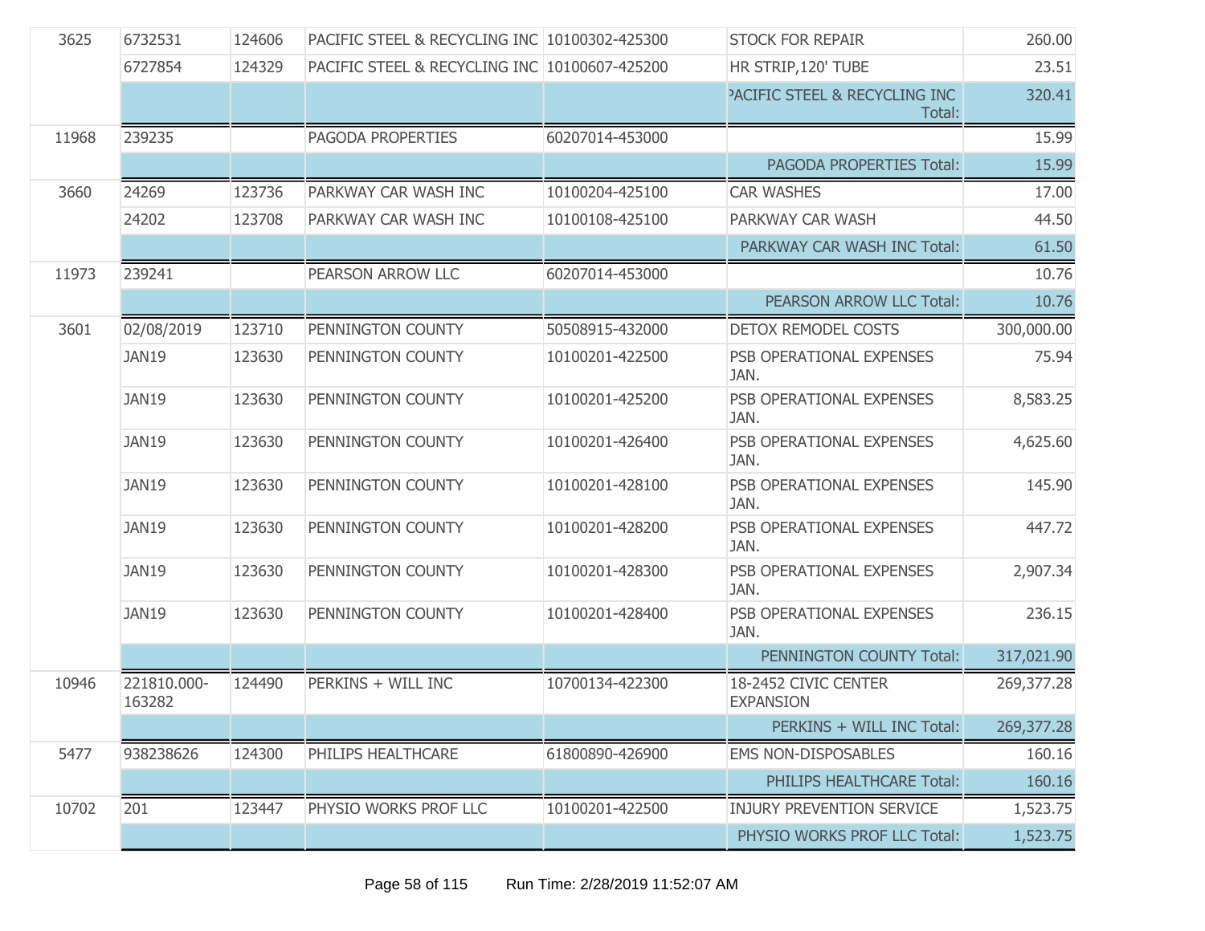| | | | | | | |
|---|---|---|---|---|---|---|
| 3625 | 6732531 | 124606 | PACIFIC STEEL & RECYCLING INC | 10100302-425300 | STOCK FOR REPAIR | 260.00 |
| | 6727854 | 124329 | PACIFIC STEEL & RECYCLING INC | 10100607-425200 | HR STRIP,120' TUBE | 23.51 |
| | | | | | PACIFIC STEEL & RECYCLING INC Total: | 320.41 |
| 11968 | 239235 | | PAGODA PROPERTIES | 60207014-453000 | | 15.99 |
| | | | | | PAGODA PROPERTIES Total: | 15.99 |
| 3660 | 24269 | 123736 | PARKWAY CAR WASH INC | 10100204-425100 | CAR WASHES | 17.00 |
| | 24202 | 123708 | PARKWAY CAR WASH INC | 10100108-425100 | PARKWAY CAR WASH | 44.50 |
| | | | | | PARKWAY CAR WASH INC Total: | 61.50 |
| 11973 | 239241 | | PEARSON ARROW LLC | 60207014-453000 | | 10.76 |
| | | | | | PEARSON ARROW LLC Total: | 10.76 |
| 3601 | 02/08/2019 | 123710 | PENNINGTON COUNTY | 50508915-432000 | DETOX REMODEL COSTS | 300,000.00 |
| | JAN19 | 123630 | PENNINGTON COUNTY | 10100201-422500 | PSB OPERATIONAL EXPENSES JAN. | 75.94 |
| | JAN19 | 123630 | PENNINGTON COUNTY | 10100201-425200 | PSB OPERATIONAL EXPENSES JAN. | 8,583.25 |
| | JAN19 | 123630 | PENNINGTON COUNTY | 10100201-426400 | PSB OPERATIONAL EXPENSES JAN. | 4,625.60 |
| | JAN19 | 123630 | PENNINGTON COUNTY | 10100201-428100 | PSB OPERATIONAL EXPENSES JAN. | 145.90 |
| | JAN19 | 123630 | PENNINGTON COUNTY | 10100201-428200 | PSB OPERATIONAL EXPENSES JAN. | 447.72 |
| | JAN19 | 123630 | PENNINGTON COUNTY | 10100201-428300 | PSB OPERATIONAL EXPENSES JAN. | 2,907.34 |
| | JAN19 | 123630 | PENNINGTON COUNTY | 10100201-428400 | PSB OPERATIONAL EXPENSES JAN. | 236.15 |
| | | | | | PENNINGTON COUNTY Total: | 317,021.90 |
| 10946 | 221810.000-163282 | 124490 | PERKINS + WILL INC | 10700134-422300 | 18-2452 CIVIC CENTER EXPANSION | 269,377.28 |
| | | | | | PERKINS + WILL INC Total: | 269,377.28 |
| 5477 | 938238626 | 124300 | PHILIPS HEALTHCARE | 61800890-426900 | EMS NON-DISPOSABLES | 160.16 |
| | | | | | PHILIPS HEALTHCARE Total: | 160.16 |
| 10702 | 201 | 123447 | PHYSIO WORKS PROF LLC | 10100201-422500 | INJURY PREVENTION SERVICE | 1,523.75 |
| | | | | | PHYSIO WORKS PROF LLC Total: | 1,523.75 |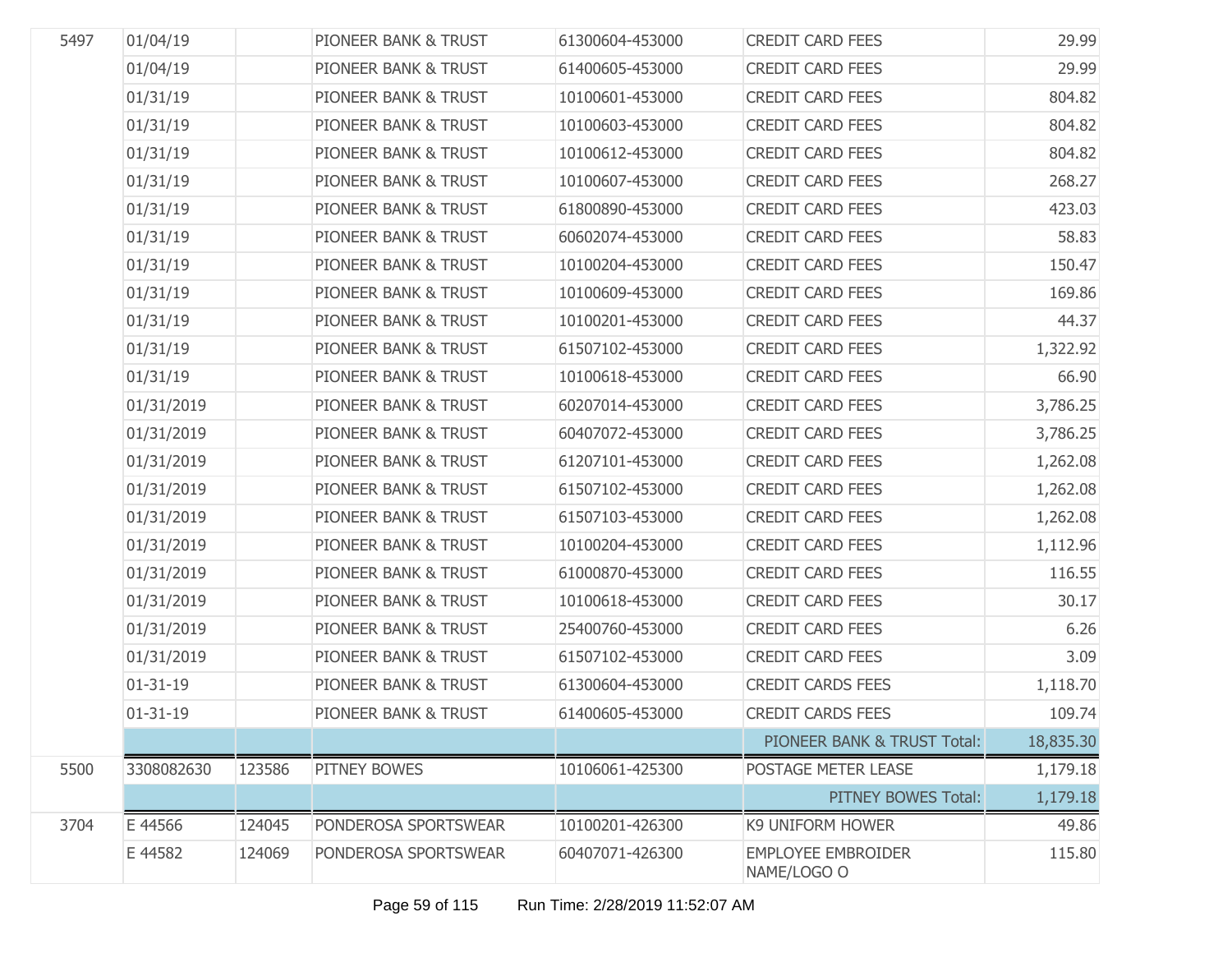| | | | | | | |
|---|---|---|---|---|---|---|
| 5497 | 01/04/19 | | PIONEER BANK & TRUST | 61300604-453000 | CREDIT CARD FEES | 29.99 |
| | 01/04/19 | | PIONEER BANK & TRUST | 61400605-453000 | CREDIT CARD FEES | 29.99 |
| | 01/31/19 | | PIONEER BANK & TRUST | 10100601-453000 | CREDIT CARD FEES | 804.82 |
| | 01/31/19 | | PIONEER BANK & TRUST | 10100603-453000 | CREDIT CARD FEES | 804.82 |
| | 01/31/19 | | PIONEER BANK & TRUST | 10100612-453000 | CREDIT CARD FEES | 804.82 |
| | 01/31/19 | | PIONEER BANK & TRUST | 10100607-453000 | CREDIT CARD FEES | 268.27 |
| | 01/31/19 | | PIONEER BANK & TRUST | 61800890-453000 | CREDIT CARD FEES | 423.03 |
| | 01/31/19 | | PIONEER BANK & TRUST | 60602074-453000 | CREDIT CARD FEES | 58.83 |
| | 01/31/19 | | PIONEER BANK & TRUST | 10100204-453000 | CREDIT CARD FEES | 150.47 |
| | 01/31/19 | | PIONEER BANK & TRUST | 10100609-453000 | CREDIT CARD FEES | 169.86 |
| | 01/31/19 | | PIONEER BANK & TRUST | 10100201-453000 | CREDIT CARD FEES | 44.37 |
| | 01/31/19 | | PIONEER BANK & TRUST | 61507102-453000 | CREDIT CARD FEES | 1,322.92 |
| | 01/31/19 | | PIONEER BANK & TRUST | 10100618-453000 | CREDIT CARD FEES | 66.90 |
| | 01/31/2019 | | PIONEER BANK & TRUST | 60207014-453000 | CREDIT CARD FEES | 3,786.25 |
| | 01/31/2019 | | PIONEER BANK & TRUST | 60407072-453000 | CREDIT CARD FEES | 3,786.25 |
| | 01/31/2019 | | PIONEER BANK & TRUST | 61207101-453000 | CREDIT CARD FEES | 1,262.08 |
| | 01/31/2019 | | PIONEER BANK & TRUST | 61507102-453000 | CREDIT CARD FEES | 1,262.08 |
| | 01/31/2019 | | PIONEER BANK & TRUST | 61507103-453000 | CREDIT CARD FEES | 1,262.08 |
| | 01/31/2019 | | PIONEER BANK & TRUST | 10100204-453000 | CREDIT CARD FEES | 1,112.96 |
| | 01/31/2019 | | PIONEER BANK & TRUST | 61000870-453000 | CREDIT CARD FEES | 116.55 |
| | 01/31/2019 | | PIONEER BANK & TRUST | 10100618-453000 | CREDIT CARD FEES | 30.17 |
| | 01/31/2019 | | PIONEER BANK & TRUST | 25400760-453000 | CREDIT CARD FEES | 6.26 |
| | 01/31/2019 | | PIONEER BANK & TRUST | 61507102-453000 | CREDIT CARD FEES | 3.09 |
| | 01-31-19 | | PIONEER BANK & TRUST | 61300604-453000 | CREDIT CARDS FEES | 1,118.70 |
| | 01-31-19 | | PIONEER BANK & TRUST | 61400605-453000 | CREDIT CARDS FEES | 109.74 |
| | | | | | PIONEER BANK & TRUST Total: | 18,835.30 |
| 5500 | 3308082630 | 123586 | PITNEY BOWES | 10106061-425300 | POSTAGE METER LEASE | 1,179.18 |
| | | | | | PITNEY BOWES Total: | 1,179.18 |
| 3704 | E 44566 | 124045 | PONDEROSA SPORTSWEAR | 10100201-426300 | K9 UNIFORM HOWER | 49.86 |
| | E 44582 | 124069 | PONDEROSA SPORTSWEAR | 60407071-426300 | EMPLOYEE EMBROIDER NAME/LOGO O | 115.80 |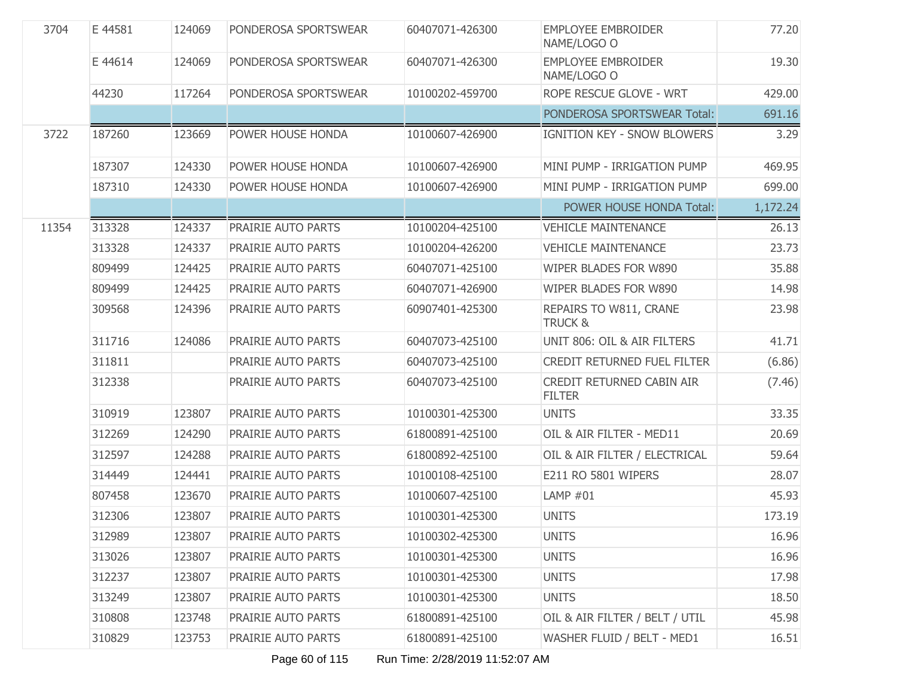| | | | | | | |
|---|---|---|---|---|---|---|
| 3704 | E 44581 | 124069 | PONDEROSA SPORTSWEAR | 60407071-426300 | EMPLOYEE EMBROIDER NAME/LOGO O | 77.20 |
| | E 44614 | 124069 | PONDEROSA SPORTSWEAR | 60407071-426300 | EMPLOYEE EMBROIDER NAME/LOGO O | 19.30 |
| | 44230 | 117264 | PONDEROSA SPORTSWEAR | 10100202-459700 | ROPE RESCUE GLOVE - WRT | 429.00 |
| | | | | | PONDEROSA SPORTSWEAR Total: | 691.16 |
| 3722 | 187260 | 123669 | POWER HOUSE HONDA | 10100607-426900 | IGNITION KEY - SNOW BLOWERS | 3.29 |
| | 187307 | 124330 | POWER HOUSE HONDA | 10100607-426900 | MINI PUMP - IRRIGATION PUMP | 469.95 |
| | 187310 | 124330 | POWER HOUSE HONDA | 10100607-426900 | MINI PUMP - IRRIGATION PUMP | 699.00 |
| | | | | | POWER HOUSE HONDA Total: | 1,172.24 |
| 11354 | 313328 | 124337 | PRAIRIE AUTO PARTS | 10100204-425100 | VEHICLE MAINTENANCE | 26.13 |
| | 313328 | 124337 | PRAIRIE AUTO PARTS | 10100204-426200 | VEHICLE MAINTENANCE | 23.73 |
| | 809499 | 124425 | PRAIRIE AUTO PARTS | 60407071-425100 | WIPER BLADES FOR W890 | 35.88 |
| | 809499 | 124425 | PRAIRIE AUTO PARTS | 60407071-426900 | WIPER BLADES FOR W890 | 14.98 |
| | 309568 | 124396 | PRAIRIE AUTO PARTS | 60907401-425300 | REPAIRS TO W811, CRANE TRUCK & | 23.98 |
| | 311716 | 124086 | PRAIRIE AUTO PARTS | 60407073-425100 | UNIT 806: OIL & AIR FILTERS | 41.71 |
| | 311811 | | PRAIRIE AUTO PARTS | 60407073-425100 | CREDIT RETURNED FUEL FILTER | (6.86) |
| | 312338 | | PRAIRIE AUTO PARTS | 60407073-425100 | CREDIT RETURNED CABIN AIR FILTER | (7.46) |
| | 310919 | 123807 | PRAIRIE AUTO PARTS | 10100301-425300 | UNITS | 33.35 |
| | 312269 | 124290 | PRAIRIE AUTO PARTS | 61800891-425100 | OIL & AIR FILTER - MED11 | 20.69 |
| | 312597 | 124288 | PRAIRIE AUTO PARTS | 61800892-425100 | OIL & AIR FILTER / ELECTRICAL | 59.64 |
| | 314449 | 124441 | PRAIRIE AUTO PARTS | 10100108-425100 | E211 RO 5801 WIPERS | 28.07 |
| | 807458 | 123670 | PRAIRIE AUTO PARTS | 10100607-425100 | LAMP #01 | 45.93 |
| | 312306 | 123807 | PRAIRIE AUTO PARTS | 10100301-425300 | UNITS | 173.19 |
| | 312989 | 123807 | PRAIRIE AUTO PARTS | 10100302-425300 | UNITS | 16.96 |
| | 313026 | 123807 | PRAIRIE AUTO PARTS | 10100301-425300 | UNITS | 16.96 |
| | 312237 | 123807 | PRAIRIE AUTO PARTS | 10100301-425300 | UNITS | 17.98 |
| | 313249 | 123807 | PRAIRIE AUTO PARTS | 10100301-425300 | UNITS | 18.50 |
| | 310808 | 123748 | PRAIRIE AUTO PARTS | 61800891-425100 | OIL & AIR FILTER / BELT / UTIL | 45.98 |
| | 310829 | 123753 | PRAIRIE AUTO PARTS | 61800891-425100 | WASHER FLUID / BELT - MED1 | 16.51 |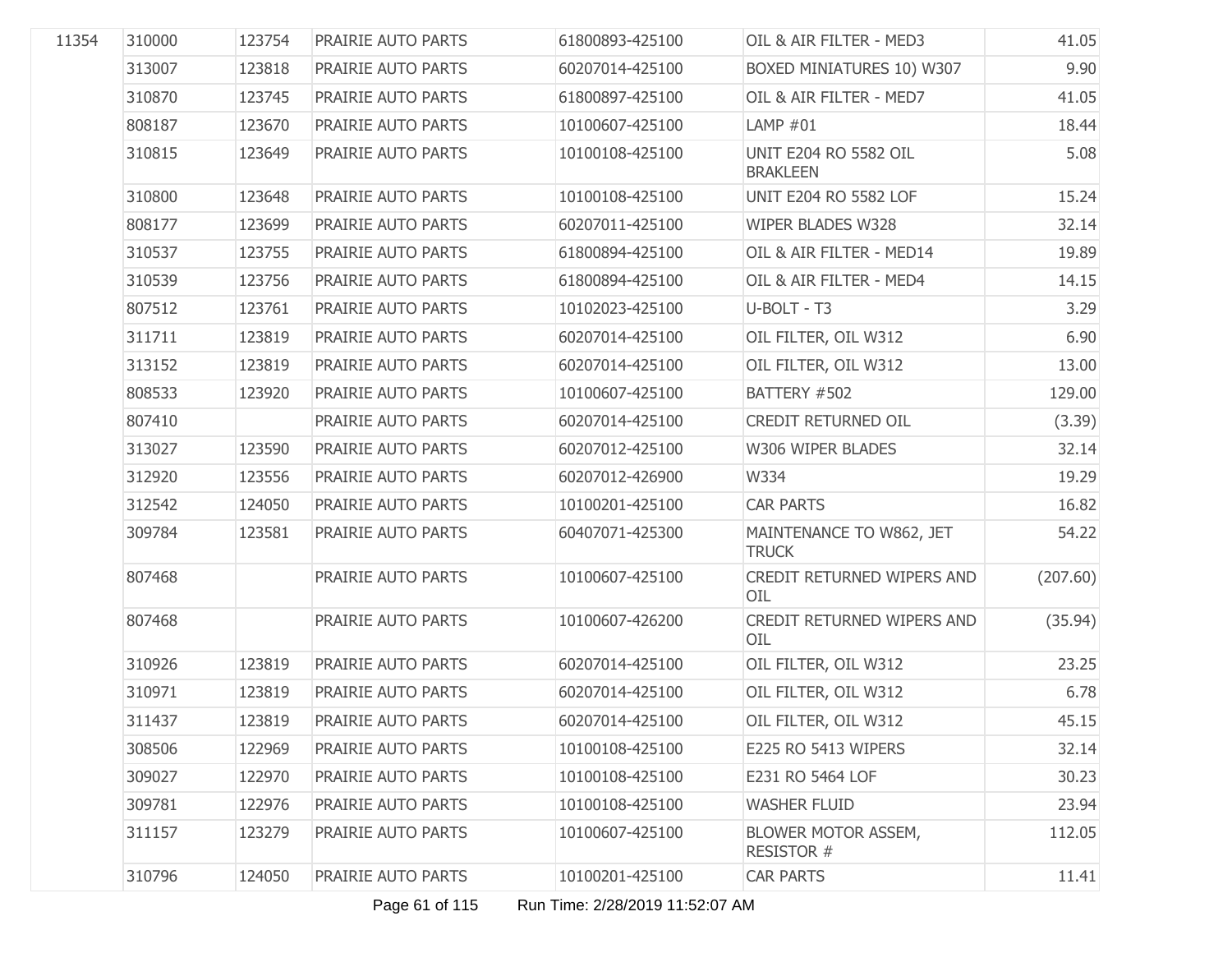| | | | | | | |
|---|---|---|---|---|---|---|
| 11354 | 310000 | 123754 | PRAIRIE AUTO PARTS | 61800893-425100 | OIL & AIR FILTER - MED3 | 41.05 |
| | 313007 | 123818 | PRAIRIE AUTO PARTS | 60207014-425100 | BOXED MINIATURES 10) W307 | 9.90 |
| | 310870 | 123745 | PRAIRIE AUTO PARTS | 61800897-425100 | OIL & AIR FILTER - MED7 | 41.05 |
| | 808187 | 123670 | PRAIRIE AUTO PARTS | 10100607-425100 | LAMP #01 | 18.44 |
| | 310815 | 123649 | PRAIRIE AUTO PARTS | 10100108-425100 | UNIT E204 RO 5582 OIL BRAKLEEN | 5.08 |
| | 310800 | 123648 | PRAIRIE AUTO PARTS | 10100108-425100 | UNIT E204 RO 5582 LOF | 15.24 |
| | 808177 | 123699 | PRAIRIE AUTO PARTS | 60207011-425100 | WIPER BLADES W328 | 32.14 |
| | 310537 | 123755 | PRAIRIE AUTO PARTS | 61800894-425100 | OIL & AIR FILTER - MED14 | 19.89 |
| | 310539 | 123756 | PRAIRIE AUTO PARTS | 61800894-425100 | OIL & AIR FILTER - MED4 | 14.15 |
| | 807512 | 123761 | PRAIRIE AUTO PARTS | 10102023-425100 | U-BOLT - T3 | 3.29 |
| | 311711 | 123819 | PRAIRIE AUTO PARTS | 60207014-425100 | OIL FILTER, OIL W312 | 6.90 |
| | 313152 | 123819 | PRAIRIE AUTO PARTS | 60207014-425100 | OIL FILTER, OIL W312 | 13.00 |
| | 808533 | 123920 | PRAIRIE AUTO PARTS | 10100607-425100 | BATTERY #502 | 129.00 |
| | 807410 | | PRAIRIE AUTO PARTS | 60207014-425100 | CREDIT RETURNED OIL | (3.39) |
| | 313027 | 123590 | PRAIRIE AUTO PARTS | 60207012-425100 | W306 WIPER BLADES | 32.14 |
| | 312920 | 123556 | PRAIRIE AUTO PARTS | 60207012-426900 | W334 | 19.29 |
| | 312542 | 124050 | PRAIRIE AUTO PARTS | 10100201-425100 | CAR PARTS | 16.82 |
| | 309784 | 123581 | PRAIRIE AUTO PARTS | 60407071-425300 | MAINTENANCE TO W862, JET TRUCK | 54.22 |
| | 807468 | | PRAIRIE AUTO PARTS | 10100607-425100 | CREDIT RETURNED WIPERS AND OIL | (207.60) |
| | 807468 | | PRAIRIE AUTO PARTS | 10100607-426200 | CREDIT RETURNED WIPERS AND OIL | (35.94) |
| | 310926 | 123819 | PRAIRIE AUTO PARTS | 60207014-425100 | OIL FILTER, OIL W312 | 23.25 |
| | 310971 | 123819 | PRAIRIE AUTO PARTS | 60207014-425100 | OIL FILTER, OIL W312 | 6.78 |
| | 311437 | 123819 | PRAIRIE AUTO PARTS | 60207014-425100 | OIL FILTER, OIL W312 | 45.15 |
| | 308506 | 122969 | PRAIRIE AUTO PARTS | 10100108-425100 | E225 RO 5413 WIPERS | 32.14 |
| | 309027 | 122970 | PRAIRIE AUTO PARTS | 10100108-425100 | E231 RO 5464 LOF | 30.23 |
| | 309781 | 122976 | PRAIRIE AUTO PARTS | 10100108-425100 | WASHER FLUID | 23.94 |
| | 311157 | 123279 | PRAIRIE AUTO PARTS | 10100607-425100 | BLOWER MOTOR ASSEM, RESISTOR # | 112.05 |
| | 310796 | 124050 | PRAIRIE AUTO PARTS | 10100201-425100 | CAR PARTS | 11.41 |

Run Time: 2/28/2019 11:52:07 AM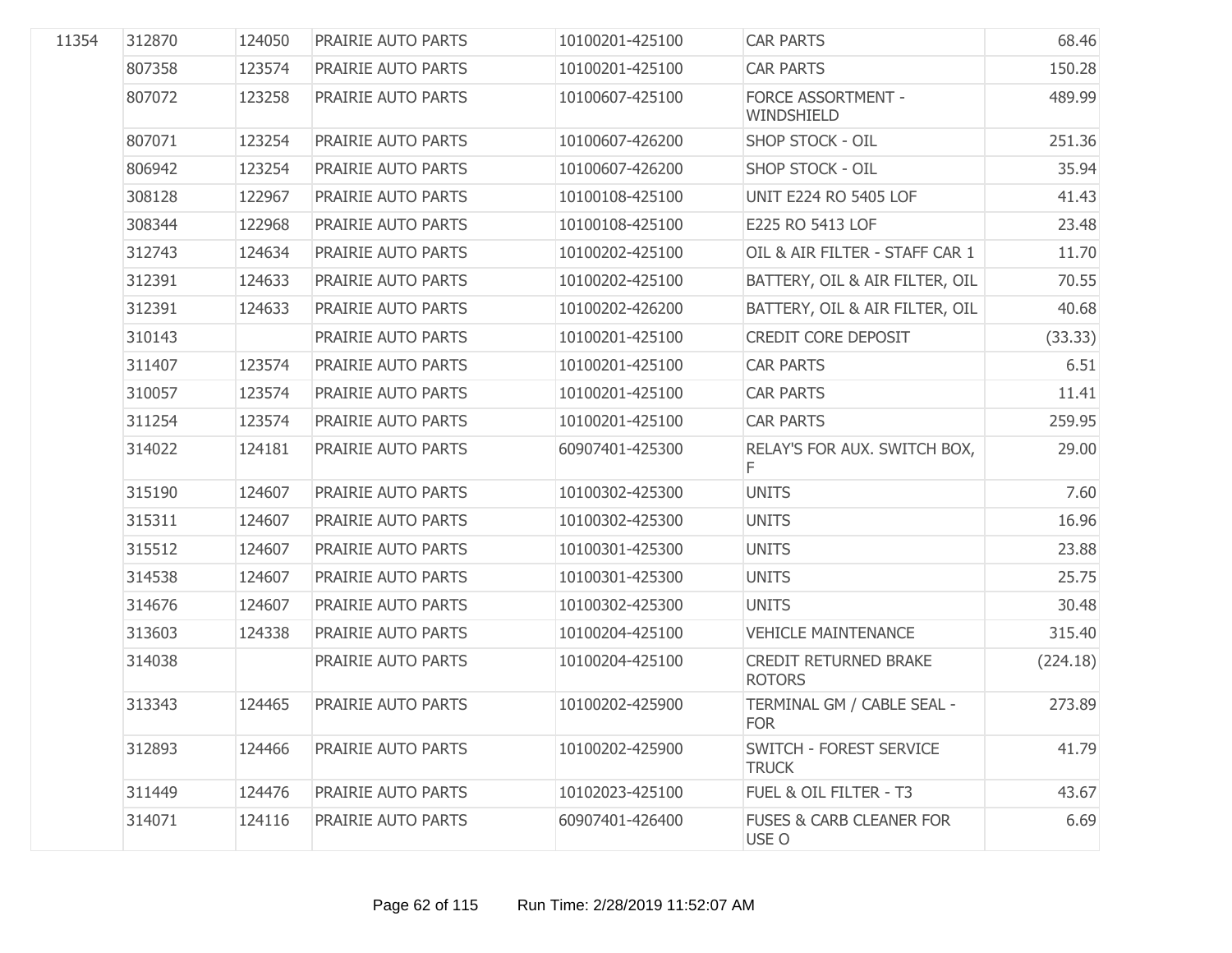| | | | | | | |
|---|---|---|---|---|---|---|
| 11354 | 312870 | 124050 | PRAIRIE AUTO PARTS | 10100201-425100 | CAR PARTS | 68.46 |
| | 807358 | 123574 | PRAIRIE AUTO PARTS | 10100201-425100 | CAR PARTS | 150.28 |
| | 807072 | 123258 | PRAIRIE AUTO PARTS | 10100607-425100 | FORCE ASSORTMENT - WINDSHIELD | 489.99 |
| | 807071 | 123254 | PRAIRIE AUTO PARTS | 10100607-426200 | SHOP STOCK - OIL | 251.36 |
| | 806942 | 123254 | PRAIRIE AUTO PARTS | 10100607-426200 | SHOP STOCK - OIL | 35.94 |
| | 308128 | 122967 | PRAIRIE AUTO PARTS | 10100108-425100 | UNIT E224 RO 5405 LOF | 41.43 |
| | 308344 | 122968 | PRAIRIE AUTO PARTS | 10100108-425100 | E225 RO 5413 LOF | 23.48 |
| | 312743 | 124634 | PRAIRIE AUTO PARTS | 10100202-425100 | OIL & AIR FILTER - STAFF CAR 1 | 11.70 |
| | 312391 | 124633 | PRAIRIE AUTO PARTS | 10100202-425100 | BATTERY, OIL & AIR FILTER, OIL | 70.55 |
| | 312391 | 124633 | PRAIRIE AUTO PARTS | 10100202-426200 | BATTERY, OIL & AIR FILTER, OIL | 40.68 |
| | 310143 | | PRAIRIE AUTO PARTS | 10100201-425100 | CREDIT CORE DEPOSIT | (33.33) |
| | 311407 | 123574 | PRAIRIE AUTO PARTS | 10100201-425100 | CAR PARTS | 6.51 |
| | 310057 | 123574 | PRAIRIE AUTO PARTS | 10100201-425100 | CAR PARTS | 11.41 |
| | 311254 | 123574 | PRAIRIE AUTO PARTS | 10100201-425100 | CAR PARTS | 259.95 |
| | 314022 | 124181 | PRAIRIE AUTO PARTS | 60907401-425300 | RELAY'S FOR AUX. SWITCH BOX, F | 29.00 |
| | 315190 | 124607 | PRAIRIE AUTO PARTS | 10100302-425300 | UNITS | 7.60 |
| | 315311 | 124607 | PRAIRIE AUTO PARTS | 10100302-425300 | UNITS | 16.96 |
| | 315512 | 124607 | PRAIRIE AUTO PARTS | 10100301-425300 | UNITS | 23.88 |
| | 314538 | 124607 | PRAIRIE AUTO PARTS | 10100301-425300 | UNITS | 25.75 |
| | 314676 | 124607 | PRAIRIE AUTO PARTS | 10100302-425300 | UNITS | 30.48 |
| | 313603 | 124338 | PRAIRIE AUTO PARTS | 10100204-425100 | VEHICLE MAINTENANCE | 315.40 |
| | 314038 | | PRAIRIE AUTO PARTS | 10100204-425100 | CREDIT RETURNED BRAKE ROTORS | (224.18) |
| | 313343 | 124465 | PRAIRIE AUTO PARTS | 10100202-425900 | TERMINAL GM / CABLE SEAL - FOR | 273.89 |
| | 312893 | 124466 | PRAIRIE AUTO PARTS | 10100202-425900 | SWITCH - FOREST SERVICE TRUCK | 41.79 |
| | 311449 | 124476 | PRAIRIE AUTO PARTS | 10102023-425100 | FUEL & OIL FILTER - T3 | 43.67 |
| | 314071 | 124116 | PRAIRIE AUTO PARTS | 60907401-426400 | FUSES & CARB CLEANER FOR USE O | 6.69 |

Run Time: 2/28/2019 11:52:07 AM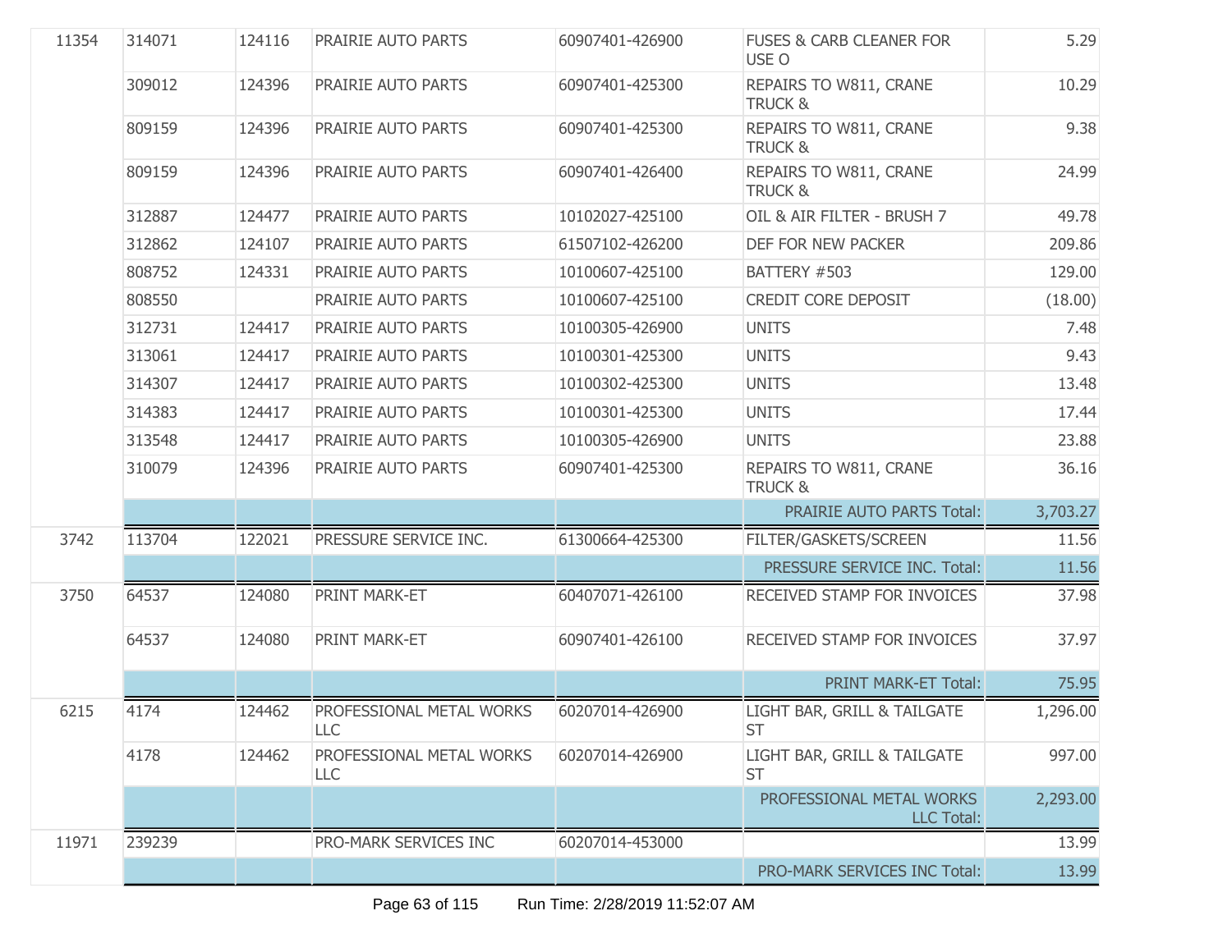| | | | | | | |
|---|---|---|---|---|---|---|
| 11354 | 314071 | 124116 | PRAIRIE AUTO PARTS | 60907401-426900 | FUSES & CARB CLEANER FOR USE O | 5.29 |
| | 309012 | 124396 | PRAIRIE AUTO PARTS | 60907401-425300 | REPAIRS TO W811, CRANE TRUCK & | 10.29 |
| | 809159 | 124396 | PRAIRIE AUTO PARTS | 60907401-425300 | REPAIRS TO W811, CRANE TRUCK & | 9.38 |
| | 809159 | 124396 | PRAIRIE AUTO PARTS | 60907401-426400 | REPAIRS TO W811, CRANE TRUCK & | 24.99 |
| | 312887 | 124477 | PRAIRIE AUTO PARTS | 10102027-425100 | OIL & AIR FILTER - BRUSH 7 | 49.78 |
| | 312862 | 124107 | PRAIRIE AUTO PARTS | 61507102-426200 | DEF FOR NEW PACKER | 209.86 |
| | 808752 | 124331 | PRAIRIE AUTO PARTS | 10100607-425100 | BATTERY #503 | 129.00 |
| | 808550 | | PRAIRIE AUTO PARTS | 10100607-425100 | CREDIT CORE DEPOSIT | (18.00) |
| | 312731 | 124417 | PRAIRIE AUTO PARTS | 10100305-426900 | UNITS | 7.48 |
| | 313061 | 124417 | PRAIRIE AUTO PARTS | 10100301-425300 | UNITS | 9.43 |
| | 314307 | 124417 | PRAIRIE AUTO PARTS | 10100302-425300 | UNITS | 13.48 |
| | 314383 | 124417 | PRAIRIE AUTO PARTS | 10100301-425300 | UNITS | 17.44 |
| | 313548 | 124417 | PRAIRIE AUTO PARTS | 10100305-426900 | UNITS | 23.88 |
| | 310079 | 124396 | PRAIRIE AUTO PARTS | 60907401-425300 | REPAIRS TO W811, CRANE TRUCK & | 36.16 |
| | | | | | PRAIRIE AUTO PARTS Total: | 3,703.27 |
| 3742 | 113704 | 122021 | PRESSURE SERVICE INC. | 61300664-425300 | FILTER/GASKETS/SCREEN | 11.56 |
| | | | | | PRESSURE SERVICE INC. Total: | 11.56 |
| 3750 | 64537 | 124080 | PRINT MARK-ET | 60407071-426100 | RECEIVED STAMP FOR INVOICES | 37.98 |
| | 64537 | 124080 | PRINT MARK-ET | 60907401-426100 | RECEIVED STAMP FOR INVOICES | 37.97 |
| | | | | | PRINT MARK-ET Total: | 75.95 |
| 6215 | 4174 | 124462 | PROFESSIONAL METAL WORKS LLC | 60207014-426900 | LIGHT BAR, GRILL & TAILGATE ST | 1,296.00 |
| | 4178 | 124462 | PROFESSIONAL METAL WORKS LLC | 60207014-426900 | LIGHT BAR, GRILL & TAILGATE ST | 997.00 |
| | | | | | PROFESSIONAL METAL WORKS LLC Total: | 2,293.00 |
| 11971 | 239239 | | PRO-MARK SERVICES INC | 60207014-453000 | | 13.99 |
| | | | | | PRO-MARK SERVICES INC Total: | 13.99 |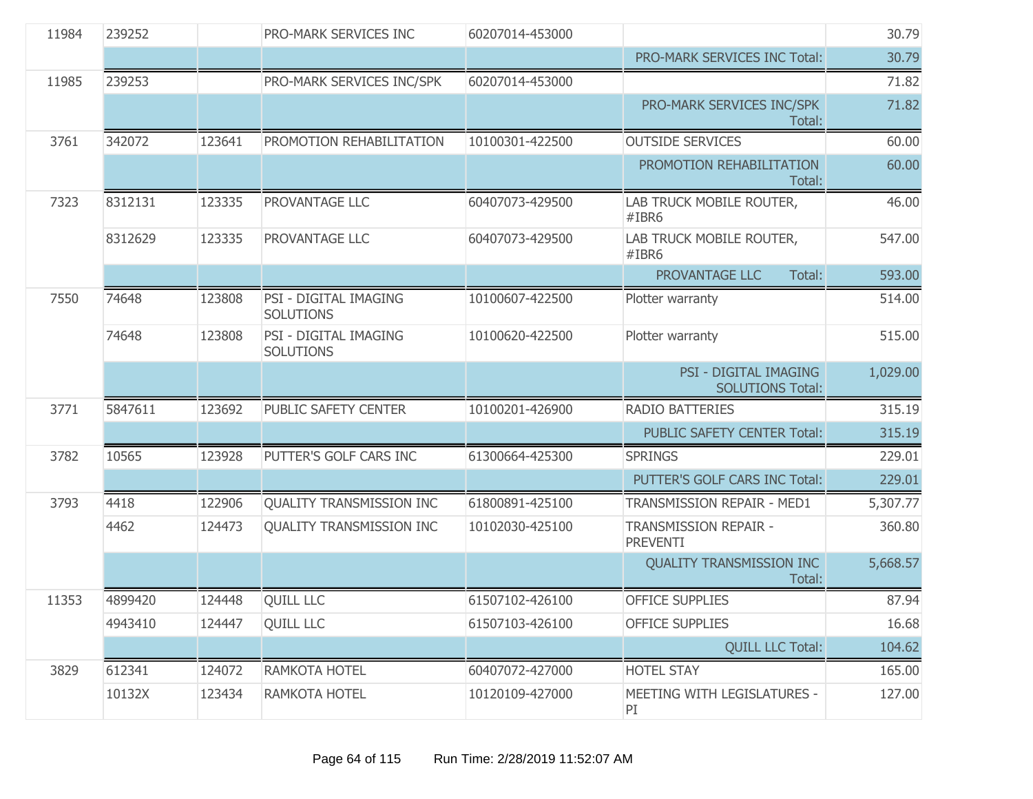| | | | | | | |
|---|---|---|---|---|---|---|
| 11984 | 239252 | | PRO-MARK SERVICES INC | 60207014-453000 | | 30.79 |
| | | | | | PRO-MARK SERVICES INC Total: | 30.79 |
| 11985 | 239253 | | PRO-MARK SERVICES INC/SPK | 60207014-453000 | | 71.82 |
| | | | | | PRO-MARK SERVICES INC/SPK Total: | 71.82 |
| 3761 | 342072 | 123641 | PROMOTION REHABILITATION | 10100301-422500 | OUTSIDE SERVICES | 60.00 |
| | | | | | PROMOTION REHABILITATION Total: | 60.00 |
| 7323 | 8312131 | 123335 | PROVANTAGE LLC | 60407073-429500 | LAB TRUCK MOBILE ROUTER, #IBR6 | 46.00 |
| | 8312629 | 123335 | PROVANTAGE LLC | 60407073-429500 | LAB TRUCK MOBILE ROUTER, #IBR6 | 547.00 |
| | | | | | PROVANTAGE LLC Total: | 593.00 |
| 7550 | 74648 | 123808 | PSI - DIGITAL IMAGING SOLUTIONS | 10100607-422500 | Plotter warranty | 514.00 |
| | 74648 | 123808 | PSI - DIGITAL IMAGING SOLUTIONS | 10100620-422500 | Plotter warranty | 515.00 |
| | | | | | PSI - DIGITAL IMAGING SOLUTIONS Total: | 1,029.00 |
| 3771 | 5847611 | 123692 | PUBLIC SAFETY CENTER | 10100201-426900 | RADIO BATTERIES | 315.19 |
| | | | | | PUBLIC SAFETY CENTER Total: | 315.19 |
| 3782 | 10565 | 123928 | PUTTER'S GOLF CARS INC | 61300664-425300 | SPRINGS | 229.01 |
| | | | | | PUTTER'S GOLF CARS INC Total: | 229.01 |
| 3793 | 4418 | 122906 | QUALITY TRANSMISSION INC | 61800891-425100 | TRANSMISSION REPAIR - MED1 | 5,307.77 |
| | 4462 | 124473 | QUALITY TRANSMISSION INC | 10102030-425100 | TRANSMISSION REPAIR - PREVENTI | 360.80 |
| | | | | | QUALITY TRANSMISSION INC Total: | 5,668.57 |
| 11353 | 4899420 | 124448 | QUILL LLC | 61507102-426100 | OFFICE SUPPLIES | 87.94 |
| | 4943410 | 124447 | QUILL LLC | 61507103-426100 | OFFICE SUPPLIES | 16.68 |
| | | | | | QUILL LLC Total: | 104.62 |
| 3829 | 612341 | 124072 | RAMKOTA HOTEL | 60407072-427000 | HOTEL STAY | 165.00 |
| | 10132X | 123434 | RAMKOTA HOTEL | 10120109-427000 | MEETING WITH LEGISLATURES - PI | 127.00 |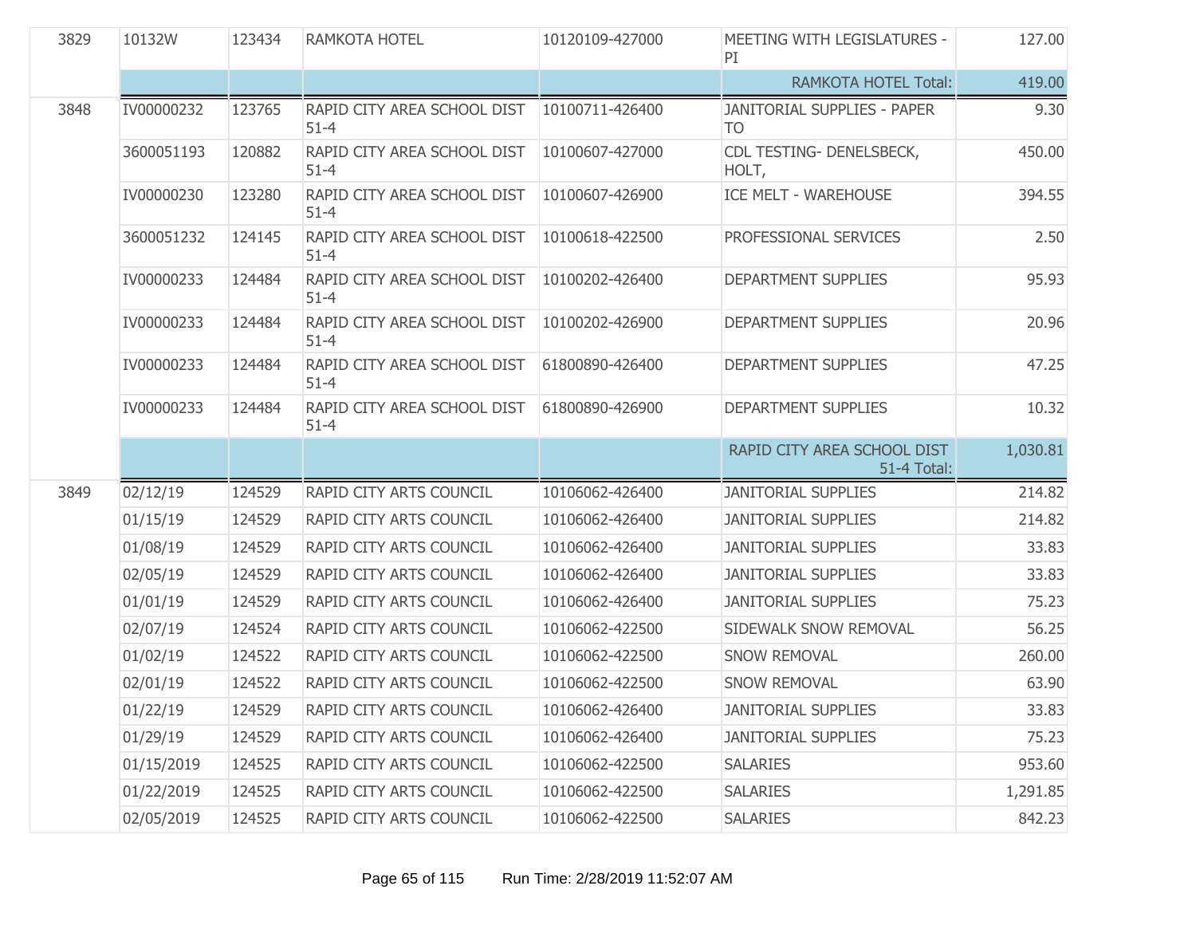| | | | | | | |
|---|---|---|---|---|---|---|
| 3829 | 10132W | 123434 | RAMKOTA HOTEL | 10120109-427000 | MEETING WITH LEGISLATURES - PI | 127.00 |
| | | | | | RAMKOTA HOTEL Total: | 419.00 |
| 3848 | IV00000232 | 123765 | RAPID CITY AREA SCHOOL DIST 51-4 | 10100711-426400 | JANITORIAL SUPPLIES - PAPER TO | 9.30 |
| | 3600051193 | 120882 | RAPID CITY AREA SCHOOL DIST 51-4 | 10100607-427000 | CDL TESTING- DENELSBECK, HOLT, | 450.00 |
| | IV00000230 | 123280 | RAPID CITY AREA SCHOOL DIST 51-4 | 10100607-426900 | ICE MELT - WAREHOUSE | 394.55 |
| | 3600051232 | 124145 | RAPID CITY AREA SCHOOL DIST 51-4 | 10100618-422500 | PROFESSIONAL SERVICES | 2.50 |
| | IV00000233 | 124484 | RAPID CITY AREA SCHOOL DIST 51-4 | 10100202-426400 | DEPARTMENT SUPPLIES | 95.93 |
| | IV00000233 | 124484 | RAPID CITY AREA SCHOOL DIST 51-4 | 10100202-426900 | DEPARTMENT SUPPLIES | 20.96 |
| | IV00000233 | 124484 | RAPID CITY AREA SCHOOL DIST 51-4 | 61800890-426400 | DEPARTMENT SUPPLIES | 47.25 |
| | IV00000233 | 124484 | RAPID CITY AREA SCHOOL DIST 51-4 | 61800890-426900 | DEPARTMENT SUPPLIES | 10.32 |
| | | | | | RAPID CITY AREA SCHOOL DIST 51-4 Total: | 1,030.81 |
| 3849 | 02/12/19 | 124529 | RAPID CITY ARTS COUNCIL | 10106062-426400 | JANITORIAL SUPPLIES | 214.82 |
| | 01/15/19 | 124529 | RAPID CITY ARTS COUNCIL | 10106062-426400 | JANITORIAL SUPPLIES | 214.82 |
| | 01/08/19 | 124529 | RAPID CITY ARTS COUNCIL | 10106062-426400 | JANITORIAL SUPPLIES | 33.83 |
| | 02/05/19 | 124529 | RAPID CITY ARTS COUNCIL | 10106062-426400 | JANITORIAL SUPPLIES | 33.83 |
| | 01/01/19 | 124529 | RAPID CITY ARTS COUNCIL | 10106062-426400 | JANITORIAL SUPPLIES | 75.23 |
| | 02/07/19 | 124524 | RAPID CITY ARTS COUNCIL | 10106062-422500 | SIDEWALK SNOW REMOVAL | 56.25 |
| | 01/02/19 | 124522 | RAPID CITY ARTS COUNCIL | 10106062-422500 | SNOW REMOVAL | 260.00 |
| | 02/01/19 | 124522 | RAPID CITY ARTS COUNCIL | 10106062-422500 | SNOW REMOVAL | 63.90 |
| | 01/22/19 | 124529 | RAPID CITY ARTS COUNCIL | 10106062-426400 | JANITORIAL SUPPLIES | 33.83 |
| | 01/29/19 | 124529 | RAPID CITY ARTS COUNCIL | 10106062-426400 | JANITORIAL SUPPLIES | 75.23 |
| | 01/15/2019 | 124525 | RAPID CITY ARTS COUNCIL | 10106062-422500 | SALARIES | 953.60 |
| | 01/22/2019 | 124525 | RAPID CITY ARTS COUNCIL | 10106062-422500 | SALARIES | 1,291.85 |
| | 02/05/2019 | 124525 | RAPID CITY ARTS COUNCIL | 10106062-422500 | SALARIES | 842.23 |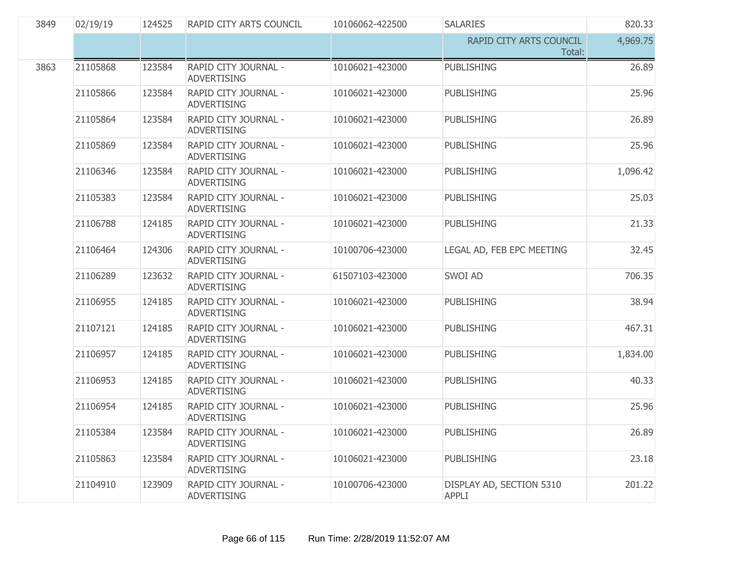| | | | | | | |
|---|---|---|---|---|---|---|
| 3849 | 02/19/19 | 124525 | RAPID CITY ARTS COUNCIL | 10106062-422500 | SALARIES | 820.33 |
| | | | | | RAPID CITY ARTS COUNCIL Total: | 4,969.75 |
| 3863 | 21105868 | 123584 | RAPID CITY JOURNAL - ADVERTISING | 10106021-423000 | PUBLISHING | 26.89 |
| | 21105866 | 123584 | RAPID CITY JOURNAL - ADVERTISING | 10106021-423000 | PUBLISHING | 25.96 |
| | 21105864 | 123584 | RAPID CITY JOURNAL - ADVERTISING | 10106021-423000 | PUBLISHING | 26.89 |
| | 21105869 | 123584 | RAPID CITY JOURNAL - ADVERTISING | 10106021-423000 | PUBLISHING | 25.96 |
| | 21106346 | 123584 | RAPID CITY JOURNAL - ADVERTISING | 10106021-423000 | PUBLISHING | 1,096.42 |
| | 21105383 | 123584 | RAPID CITY JOURNAL - ADVERTISING | 10106021-423000 | PUBLISHING | 25.03 |
| | 21106788 | 124185 | RAPID CITY JOURNAL - ADVERTISING | 10106021-423000 | PUBLISHING | 21.33 |
| | 21106464 | 124306 | RAPID CITY JOURNAL - ADVERTISING | 10100706-423000 | LEGAL AD, FEB EPC MEETING | 32.45 |
| | 21106289 | 123632 | RAPID CITY JOURNAL - ADVERTISING | 61507103-423000 | SWOI AD | 706.35 |
| | 21106955 | 124185 | RAPID CITY JOURNAL - ADVERTISING | 10106021-423000 | PUBLISHING | 38.94 |
| | 21107121 | 124185 | RAPID CITY JOURNAL - ADVERTISING | 10106021-423000 | PUBLISHING | 467.31 |
| | 21106957 | 124185 | RAPID CITY JOURNAL - ADVERTISING | 10106021-423000 | PUBLISHING | 1,834.00 |
| | 21106953 | 124185 | RAPID CITY JOURNAL - ADVERTISING | 10106021-423000 | PUBLISHING | 40.33 |
| | 21106954 | 124185 | RAPID CITY JOURNAL - ADVERTISING | 10106021-423000 | PUBLISHING | 25.96 |
| | 21105384 | 123584 | RAPID CITY JOURNAL - ADVERTISING | 10106021-423000 | PUBLISHING | 26.89 |
| | 21105863 | 123584 | RAPID CITY JOURNAL - ADVERTISING | 10106021-423000 | PUBLISHING | 23.18 |
| | 21104910 | 123909 | RAPID CITY JOURNAL - ADVERTISING | 10100706-423000 | DISPLAY AD, SECTION 5310 APPLI | 201.22 |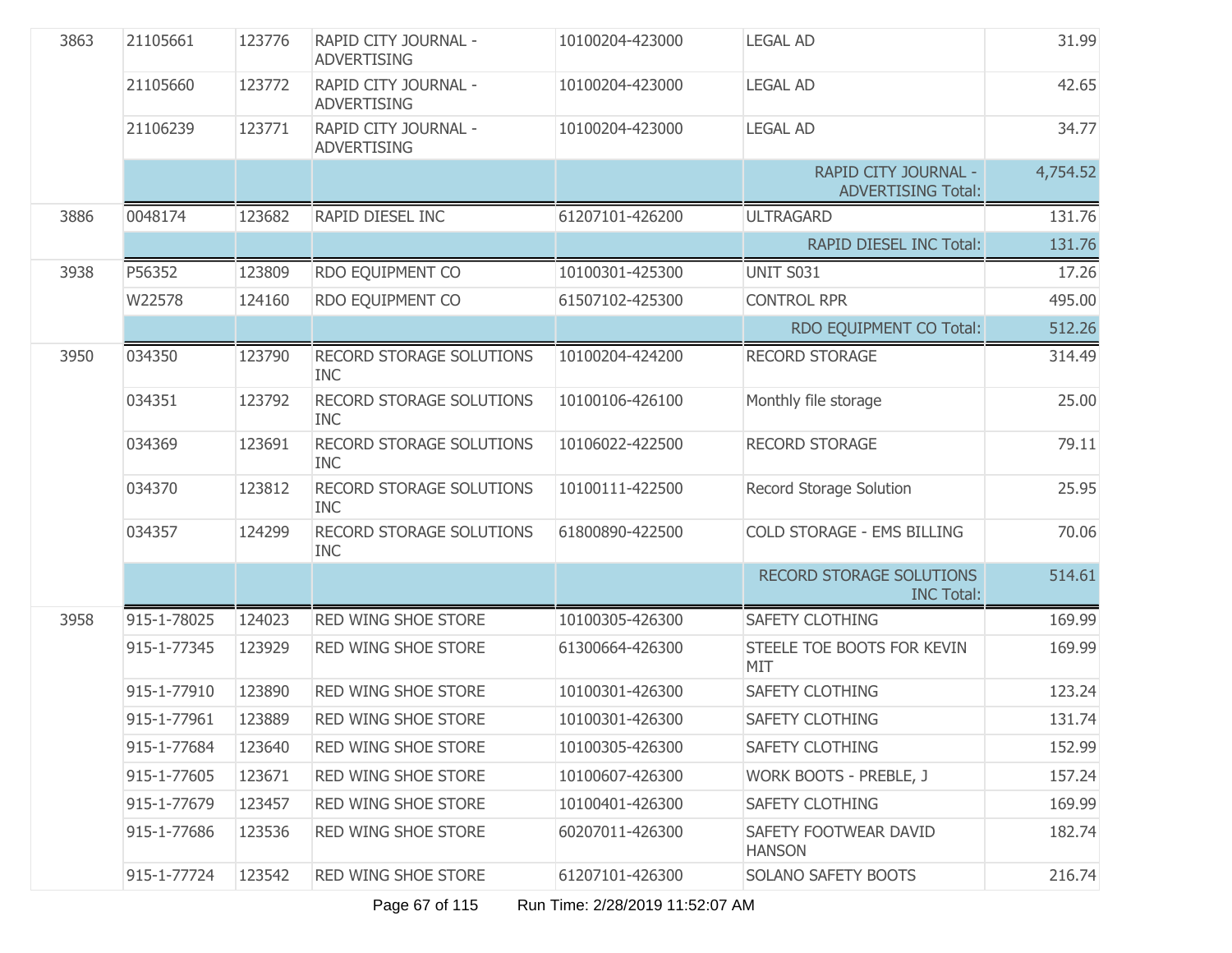| | | | | | | |
|---|---|---|---|---|---|---|
| 3863 | 21105661 | 123776 | RAPID CITY JOURNAL - ADVERTISING | 10100204-423000 | LEGAL AD | 31.99 |
| | 21105660 | 123772 | RAPID CITY JOURNAL - ADVERTISING | 10100204-423000 | LEGAL AD | 42.65 |
| | 21106239 | 123771 | RAPID CITY JOURNAL - ADVERTISING | 10100204-423000 | LEGAL AD | 34.77 |
| | | | | | RAPID CITY JOURNAL - ADVERTISING Total: | 4,754.52 |
| 3886 | 0048174 | 123682 | RAPID DIESEL INC | 61207101-426200 | ULTRAGARD | 131.76 |
| | | | | | RAPID DIESEL INC Total: | 131.76 |
| 3938 | P56352 | 123809 | RDO EQUIPMENT CO | 10100301-425300 | UNIT S031 | 17.26 |
| | W22578 | 124160 | RDO EQUIPMENT CO | 61507102-425300 | CONTROL RPR | 495.00 |
| | | | | | RDO EQUIPMENT CO Total: | 512.26 |
| 3950 | 034350 | 123790 | RECORD STORAGE SOLUTIONS INC | 10100204-424200 | RECORD STORAGE | 314.49 |
| | 034351 | 123792 | RECORD STORAGE SOLUTIONS INC | 10100106-426100 | Monthly file storage | 25.00 |
| | 034369 | 123691 | RECORD STORAGE SOLUTIONS INC | 10106022-422500 | RECORD STORAGE | 79.11 |
| | 034370 | 123812 | RECORD STORAGE SOLUTIONS INC | 10100111-422500 | Record Storage Solution | 25.95 |
| | 034357 | 124299 | RECORD STORAGE SOLUTIONS INC | 61800890-422500 | COLD STORAGE - EMS BILLING | 70.06 |
| | | | | | RECORD STORAGE SOLUTIONS INC Total: | 514.61 |
| 3958 | 915-1-78025 | 124023 | RED WING SHOE STORE | 10100305-426300 | SAFETY CLOTHING | 169.99 |
| | 915-1-77345 | 123929 | RED WING SHOE STORE | 61300664-426300 | STEELE TOE BOOTS FOR KEVIN MIT | 169.99 |
| | 915-1-77910 | 123890 | RED WING SHOE STORE | 10100301-426300 | SAFETY CLOTHING | 123.24 |
| | 915-1-77961 | 123889 | RED WING SHOE STORE | 10100301-426300 | SAFETY CLOTHING | 131.74 |
| | 915-1-77684 | 123640 | RED WING SHOE STORE | 10100305-426300 | SAFETY CLOTHING | 152.99 |
| | 915-1-77605 | 123671 | RED WING SHOE STORE | 10100607-426300 | WORK BOOTS - PREBLE, J | 157.24 |
| | 915-1-77679 | 123457 | RED WING SHOE STORE | 10100401-426300 | SAFETY CLOTHING | 169.99 |
| | 915-1-77686 | 123536 | RED WING SHOE STORE | 60207011-426300 | SAFETY FOOTWEAR DAVID HANSON | 182.74 |
| | 915-1-77724 | 123542 | RED WING SHOE STORE | 61207101-426300 | SOLANO SAFETY BOOTS | 216.74 |

Run Time: 2/28/2019 11:52:07 AM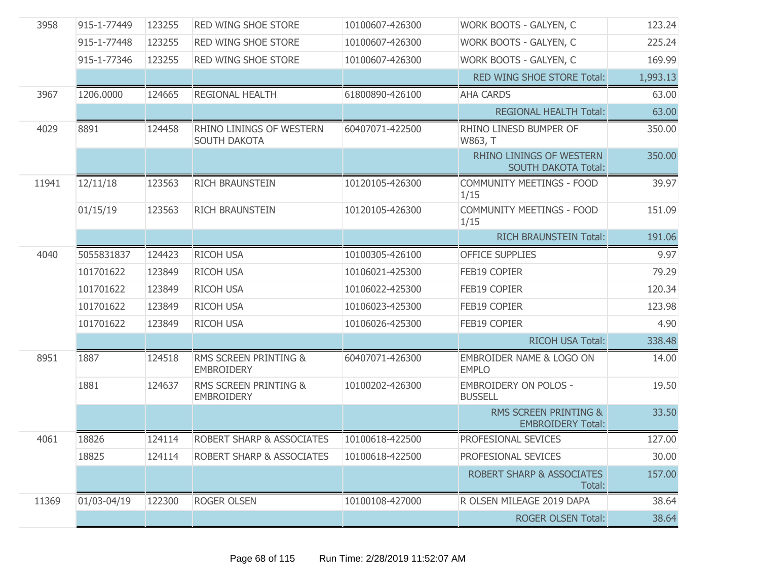| | | | | | | |
|---|---|---|---|---|---|---|
| 3958 | 915-1-77449 | 123255 | RED WING SHOE STORE | 10100607-426300 | WORK BOOTS - GALYEN, C | 123.24 |
| | 915-1-77448 | 123255 | RED WING SHOE STORE | 10100607-426300 | WORK BOOTS - GALYEN, C | 225.24 |
| | 915-1-77346 | 123255 | RED WING SHOE STORE | 10100607-426300 | WORK BOOTS - GALYEN, C | 169.99 |
| | | | | | RED WING SHOE STORE Total: | 1,993.13 |
| 3967 | 1206.0000 | 124665 | REGIONAL HEALTH | 61800890-426100 | AHA CARDS | 63.00 |
| | | | | | REGIONAL HEALTH Total: | 63.00 |
| 4029 | 8891 | 124458 | RHINO LININGS OF WESTERN SOUTH DAKOTA | 60407071-422500 | RHINO LINESD BUMPER OF W863, T | 350.00 |
| | | | | | RHINO LININGS OF WESTERN SOUTH DAKOTA Total: | 350.00 |
| 11941 | 12/11/18 | 123563 | RICH BRAUNSTEIN | 10120105-426300 | COMMUNITY MEETINGS - FOOD 1/15 | 39.97 |
| | 01/15/19 | 123563 | RICH BRAUNSTEIN | 10120105-426300 | COMMUNITY MEETINGS - FOOD 1/15 | 151.09 |
| | | | | | RICH BRAUNSTEIN Total: | 191.06 |
| 4040 | 5055831837 | 124423 | RICOH USA | 10100305-426100 | OFFICE SUPPLIES | 9.97 |
| | 101701622 | 123849 | RICOH USA | 10106021-425300 | FEB19 COPIER | 79.29 |
| | 101701622 | 123849 | RICOH USA | 10106022-425300 | FEB19 COPIER | 120.34 |
| | 101701622 | 123849 | RICOH USA | 10106023-425300 | FEB19 COPIER | 123.98 |
| | 101701622 | 123849 | RICOH USA | 10106026-425300 | FEB19 COPIER | 4.90 |
| | | | | | RICOH USA Total: | 338.48 |
| 8951 | 1887 | 124518 | RMS SCREEN PRINTING & EMBROIDERY | 60407071-426300 | EMBROIDER NAME & LOGO ON EMPLO | 14.00 |
| | 1881 | 124637 | RMS SCREEN PRINTING & EMBROIDERY | 10100202-426300 | EMBROIDERY ON POLOS - BUSSELL | 19.50 |
| | | | | | RMS SCREEN PRINTING & EMBROIDERY Total: | 33.50 |
| 4061 | 18826 | 124114 | ROBERT SHARP & ASSOCIATES | 10100618-422500 | PROFESIONAL SEVICES | 127.00 |
| | 18825 | 124114 | ROBERT SHARP & ASSOCIATES | 10100618-422500 | PROFESIONAL SEVICES | 30.00 |
| | | | | | ROBERT SHARP & ASSOCIATES Total: | 157.00 |
| 11369 | 01/03-04/19 | 122300 | ROGER OLSEN | 10100108-427000 | R OLSEN MILEAGE 2019 DAPA | 38.64 |
| | | | | | ROGER OLSEN Total: | 38.64 |

Run Time: 2/28/2019 11:52:07 AM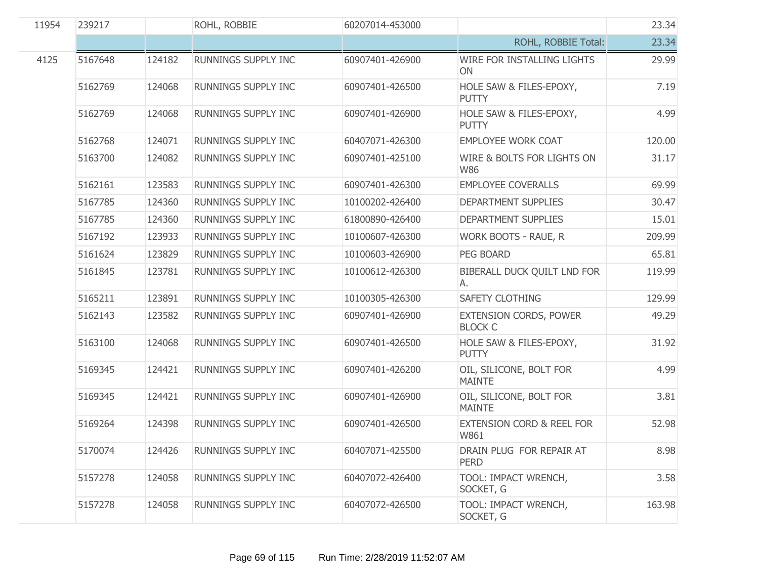| | | | | | | |
|---|---|---|---|---|---|---|
| 11954 | 239217 | | ROHL, ROBBIE | 60207014-453000 | | 23.34 |
| | | | | | ROHL, ROBBIE Total: | 23.34 |
| 4125 | 5167648 | 124182 | RUNNINGS SUPPLY INC | 60907401-426900 | WIRE FOR INSTALLING LIGHTS ON | 29.99 |
| | 5162769 | 124068 | RUNNINGS SUPPLY INC | 60907401-426500 | HOLE SAW & FILES-EPOXY, PUTTY | 7.19 |
| | 5162769 | 124068 | RUNNINGS SUPPLY INC | 60907401-426900 | HOLE SAW & FILES-EPOXY, PUTTY | 4.99 |
| | 5162768 | 124071 | RUNNINGS SUPPLY INC | 60407071-426300 | EMPLOYEE WORK COAT | 120.00 |
| | 5163700 | 124082 | RUNNINGS SUPPLY INC | 60907401-425100 | WIRE & BOLTS FOR LIGHTS ON W86 | 31.17 |
| | 5162161 | 123583 | RUNNINGS SUPPLY INC | 60907401-426300 | EMPLOYEE COVERALLS | 69.99 |
| | 5167785 | 124360 | RUNNINGS SUPPLY INC | 10100202-426400 | DEPARTMENT SUPPLIES | 30.47 |
| | 5167785 | 124360 | RUNNINGS SUPPLY INC | 61800890-426400 | DEPARTMENT SUPPLIES | 15.01 |
| | 5167192 | 123933 | RUNNINGS SUPPLY INC | 10100607-426300 | WORK BOOTS - RAUE, R | 209.99 |
| | 5161624 | 123829 | RUNNINGS SUPPLY INC | 10100603-426900 | PEG BOARD | 65.81 |
| | 5161845 | 123781 | RUNNINGS SUPPLY INC | 10100612-426300 | BIBERALL DUCK QUILT LND FOR A. | 119.99 |
| | 5165211 | 123891 | RUNNINGS SUPPLY INC | 10100305-426300 | SAFETY CLOTHING | 129.99 |
| | 5162143 | 123582 | RUNNINGS SUPPLY INC | 60907401-426900 | EXTENSION CORDS, POWER BLOCK C | 49.29 |
| | 5163100 | 124068 | RUNNINGS SUPPLY INC | 60907401-426500 | HOLE SAW & FILES-EPOXY, PUTTY | 31.92 |
| | 5169345 | 124421 | RUNNINGS SUPPLY INC | 60907401-426200 | OIL, SILICONE, BOLT FOR MAINTE | 4.99 |
| | 5169345 | 124421 | RUNNINGS SUPPLY INC | 60907401-426900 | OIL, SILICONE, BOLT FOR MAINTE | 3.81 |
| | 5169264 | 124398 | RUNNINGS SUPPLY INC | 60907401-426500 | EXTENSION CORD & REEL FOR W861 | 52.98 |
| | 5170074 | 124426 | RUNNINGS SUPPLY INC | 60407071-425500 | DRAIN PLUG FOR REPAIR AT PERD | 8.98 |
| | 5157278 | 124058 | RUNNINGS SUPPLY INC | 60407072-426400 | TOOL: IMPACT WRENCH, SOCKET, G | 3.58 |
| | 5157278 | 124058 | RUNNINGS SUPPLY INC | 60407072-426500 | TOOL: IMPACT WRENCH, SOCKET, G | 163.98 |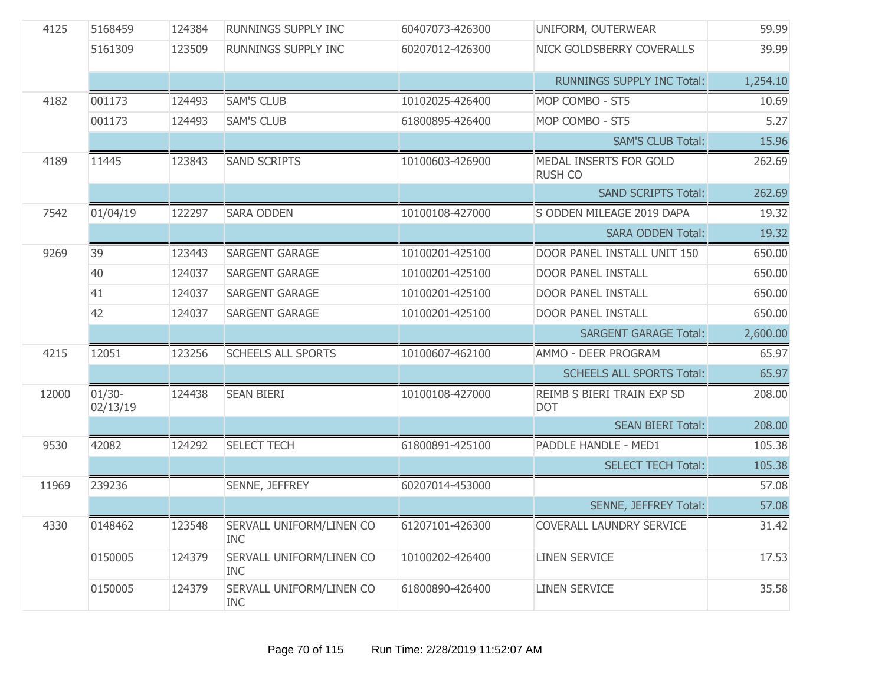| | | | | | | |
|---|---|---|---|---|---|---|
| 4125 | 5168459 | 124384 | RUNNINGS SUPPLY INC | 60407073-426300 | UNIFORM, OUTERWEAR | 59.99 |
| | 5161309 | 123509 | RUNNINGS SUPPLY INC | 60207012-426300 | NICK GOLDSBERRY COVERALLS | 39.99 |
| | | | | | RUNNINGS SUPPLY INC Total: | 1,254.10 |
| 4182 | 001173 | 124493 | SAM'S CLUB | 10102025-426400 | MOP COMBO - ST5 | 10.69 |
| | 001173 | 124493 | SAM'S CLUB | 61800895-426400 | MOP COMBO - ST5 | 5.27 |
| | | | | | SAM'S CLUB Total: | 15.96 |
| 4189 | 11445 | 123843 | SAND SCRIPTS | 10100603-426900 | MEDAL INSERTS FOR GOLD RUSH CO | 262.69 |
| | | | | | SAND SCRIPTS Total: | 262.69 |
| 7542 | 01/04/19 | 122297 | SARA ODDEN | 10100108-427000 | S ODDEN MILEAGE 2019 DAPA | 19.32 |
| | | | | | SARA ODDEN Total: | 19.32 |
| 9269 | 39 | 123443 | SARGENT GARAGE | 10100201-425100 | DOOR PANEL INSTALL UNIT 150 | 650.00 |
| | 40 | 124037 | SARGENT GARAGE | 10100201-425100 | DOOR PANEL INSTALL | 650.00 |
| | 41 | 124037 | SARGENT GARAGE | 10100201-425100 | DOOR PANEL INSTALL | 650.00 |
| | 42 | 124037 | SARGENT GARAGE | 10100201-425100 | DOOR PANEL INSTALL | 650.00 |
| | | | | | SARGENT GARAGE Total: | 2,600.00 |
| 4215 | 12051 | 123256 | SCHEELS ALL SPORTS | 10100607-462100 | AMMO - DEER PROGRAM | 65.97 |
| | | | | | SCHEELS ALL SPORTS Total: | 65.97 |
| 12000 | 01/30-02/13/19 | 124438 | SEAN BIERI | 10100108-427000 | REIMB S BIERI TRAIN EXP SD DOT | 208.00 |
| | | | | | SEAN BIERI Total: | 208.00 |
| 9530 | 42082 | 124292 | SELECT TECH | 61800891-425100 | PADDLE HANDLE - MED1 | 105.38 |
| | | | | | SELECT TECH Total: | 105.38 |
| 11969 | 239236 | | SENNE, JEFFREY | 60207014-453000 | | 57.08 |
| | | | | | SENNE, JEFFREY Total: | 57.08 |
| 4330 | 0148462 | 123548 | SERVALL UNIFORM/LINEN CO INC | 61207101-426300 | COVERALL LAUNDRY SERVICE | 31.42 |
| | 0150005 | 124379 | SERVALL UNIFORM/LINEN CO INC | 10100202-426400 | LINEN SERVICE | 17.53 |
| | 0150005 | 124379 | SERVALL UNIFORM/LINEN CO INC | 61800890-426400 | LINEN SERVICE | 35.58 |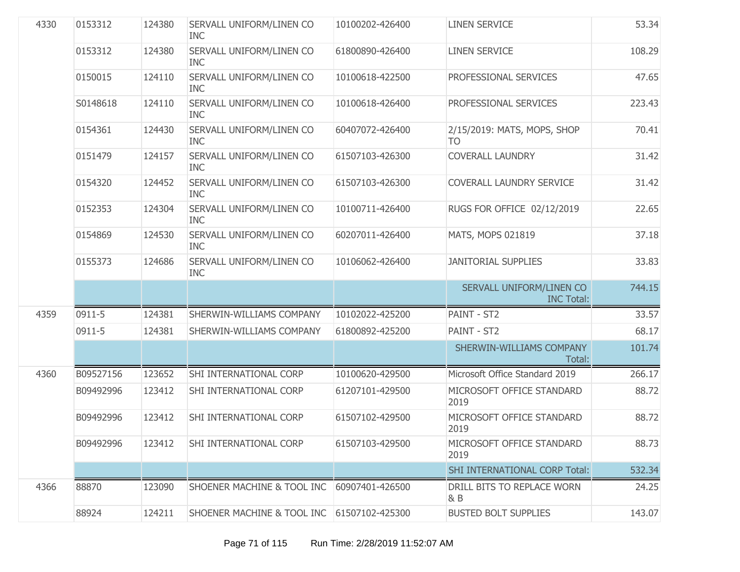| | | | | | | |
|---|---|---|---|---|---|---|
| 4330 | 0153312 | 124380 | SERVALL UNIFORM/LINEN CO INC | 10100202-426400 | LINEN SERVICE | 53.34 |
| | 0153312 | 124380 | SERVALL UNIFORM/LINEN CO INC | 61800890-426400 | LINEN SERVICE | 108.29 |
| | 0150015 | 124110 | SERVALL UNIFORM/LINEN CO INC | 10100618-422500 | PROFESSIONAL SERVICES | 47.65 |
| | S0148618 | 124110 | SERVALL UNIFORM/LINEN CO INC | 10100618-426400 | PROFESSIONAL SERVICES | 223.43 |
| | 0154361 | 124430 | SERVALL UNIFORM/LINEN CO INC | 60407072-426400 | 2/15/2019: MATS, MOPS, SHOP TO | 70.41 |
| | 0151479 | 124157 | SERVALL UNIFORM/LINEN CO INC | 61507103-426300 | COVERALL LAUNDRY | 31.42 |
| | 0154320 | 124452 | SERVALL UNIFORM/LINEN CO INC | 61507103-426300 | COVERALL LAUNDRY SERVICE | 31.42 |
| | 0152353 | 124304 | SERVALL UNIFORM/LINEN CO INC | 10100711-426400 | RUGS FOR OFFICE 02/12/2019 | 22.65 |
| | 0154869 | 124530 | SERVALL UNIFORM/LINEN CO INC | 60207011-426400 | MATS, MOPS 021819 | 37.18 |
| | 0155373 | 124686 | SERVALL UNIFORM/LINEN CO INC | 10106062-426400 | JANITORIAL SUPPLIES | 33.83 |
| | | | | | SERVALL UNIFORM/LINEN CO INC Total: | 744.15 |
| 4359 | 0911-5 | 124381 | SHERWIN-WILLIAMS COMPANY | 10102022-425200 | PAINT - ST2 | 33.57 |
| | 0911-5 | 124381 | SHERWIN-WILLIAMS COMPANY | 61800892-425200 | PAINT - ST2 | 68.17 |
| | | | | | SHERWIN-WILLIAMS COMPANY Total: | 101.74 |
| 4360 | B09527156 | 123652 | SHI INTERNATIONAL CORP | 10100620-429500 | Microsoft Office Standard 2019 | 266.17 |
| | B09492996 | 123412 | SHI INTERNATIONAL CORP | 61207101-429500 | MICROSOFT OFFICE STANDARD 2019 | 88.72 |
| | B09492996 | 123412 | SHI INTERNATIONAL CORP | 61507102-429500 | MICROSOFT OFFICE STANDARD 2019 | 88.72 |
| | B09492996 | 123412 | SHI INTERNATIONAL CORP | 61507103-429500 | MICROSOFT OFFICE STANDARD 2019 | 88.73 |
| | | | | | SHI INTERNATIONAL CORP Total: | 532.34 |
| 4366 | 88870 | 123090 | SHOENER MACHINE & TOOL INC | 60907401-426500 | DRILL BITS TO REPLACE WORN & B | 24.25 |
| | 88924 | 124211 | SHOENER MACHINE & TOOL INC | 61507102-425300 | BUSTED BOLT SUPPLIES | 143.07 |

Run Time: 2/28/2019 11:52:07 AM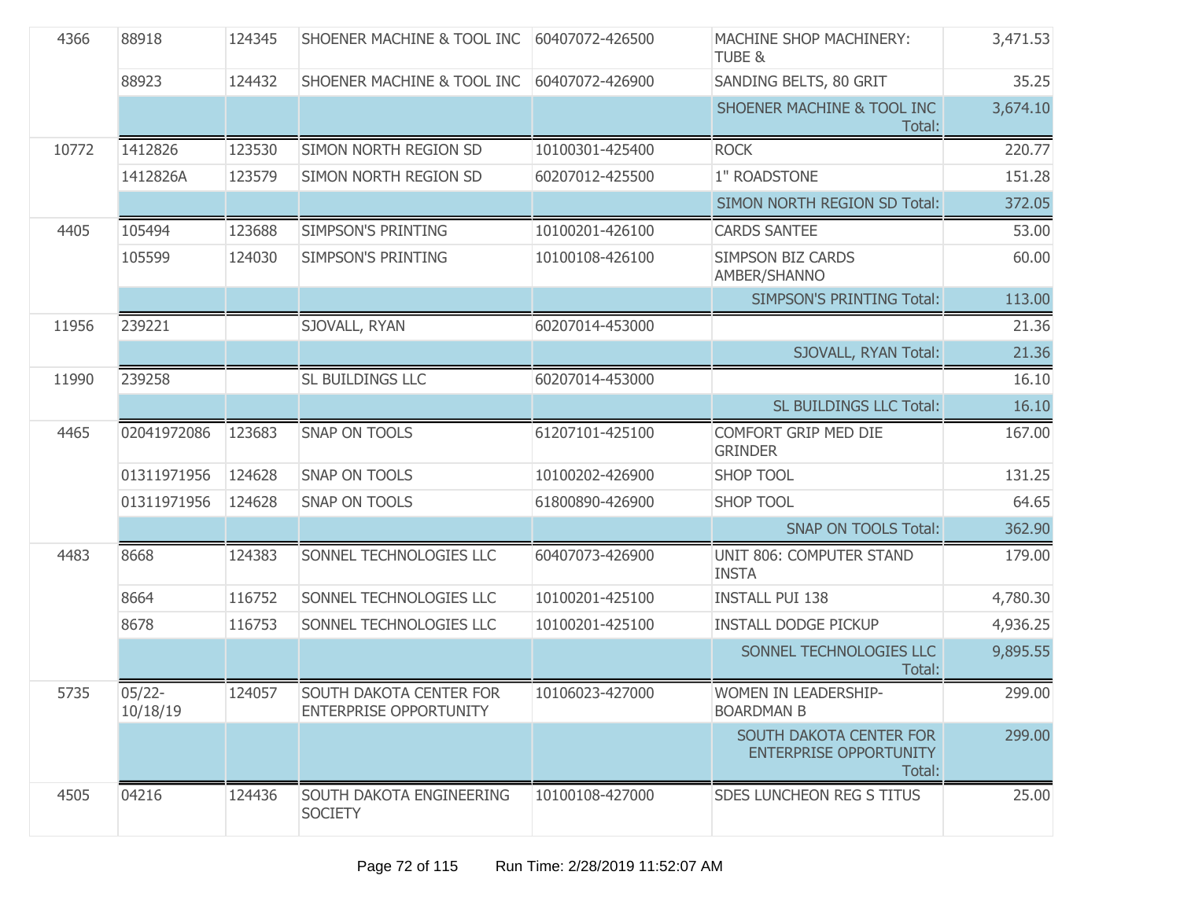| | | | | | | |
|---|---|---|---|---|---|---|
| 4366 | 88918 | 124345 | SHOENER MACHINE & TOOL INC | 60407072-426500 | MACHINE SHOP MACHINERY: TUBE & | 3,471.53 |
| | 88923 | 124432 | SHOENER MACHINE & TOOL INC | 60407072-426900 | SANDING BELTS, 80 GRIT | 35.25 |
| | | | | | SHOENER MACHINE & TOOL INC Total: | 3,674.10 |
| 10772 | 1412826 | 123530 | SIMON NORTH REGION SD | 10100301-425400 | ROCK | 220.77 |
| | 1412826A | 123579 | SIMON NORTH REGION SD | 60207012-425500 | 1" ROADSTONE | 151.28 |
| | | | | | SIMON NORTH REGION SD Total: | 372.05 |
| 4405 | 105494 | 123688 | SIMPSON'S PRINTING | 10100201-426100 | CARDS SANTEE | 53.00 |
| | 105599 | 124030 | SIMPSON'S PRINTING | 10100108-426100 | SIMPSON BIZ CARDS AMBER/SHANNO | 60.00 |
| | | | | | SIMPSON'S PRINTING Total: | 113.00 |
| 11956 | 239221 | | SJOVALL, RYAN | 60207014-453000 | | 21.36 |
| | | | | | SJOVALL, RYAN Total: | 21.36 |
| 11990 | 239258 | | SL BUILDINGS LLC | 60207014-453000 | | 16.10 |
| | | | | | SL BUILDINGS LLC Total: | 16.10 |
| 4465 | 02041972086 | 123683 | SNAP ON TOOLS | 61207101-425100 | COMFORT GRIP MED DIE GRINDER | 167.00 |
| | 01311971956 | 124628 | SNAP ON TOOLS | 10100202-426900 | SHOP TOOL | 131.25 |
| | 01311971956 | 124628 | SNAP ON TOOLS | 61800890-426900 | SHOP TOOL | 64.65 |
| | | | | | SNAP ON TOOLS Total: | 362.90 |
| 4483 | 8668 | 124383 | SONNEL TECHNOLOGIES LLC | 60407073-426900 | UNIT 806: COMPUTER STAND INSTA | 179.00 |
| | 8664 | 116752 | SONNEL TECHNOLOGIES LLC | 10100201-425100 | INSTALL PUI 138 | 4,780.30 |
| | 8678 | 116753 | SONNEL TECHNOLOGIES LLC | 10100201-425100 | INSTALL DODGE PICKUP | 4,936.25 |
| | | | | | SONNEL TECHNOLOGIES LLC Total: | 9,895.55 |
| 5735 | 05/22-10/18/19 | 124057 | SOUTH DAKOTA CENTER FOR ENTERPRISE OPPORTUNITY | 10106023-427000 | WOMEN IN LEADERSHIP-BOARDMAN B | 299.00 |
| | | | | | SOUTH DAKOTA CENTER FOR ENTERPRISE OPPORTUNITY Total: | 299.00 |
| 4505 | 04216 | 124436 | SOUTH DAKOTA ENGINEERING SOCIETY | 10100108-427000 | SDES LUNCHEON REG S TITUS | 25.00 |

Run Time: 2/28/2019 11:52:07 AM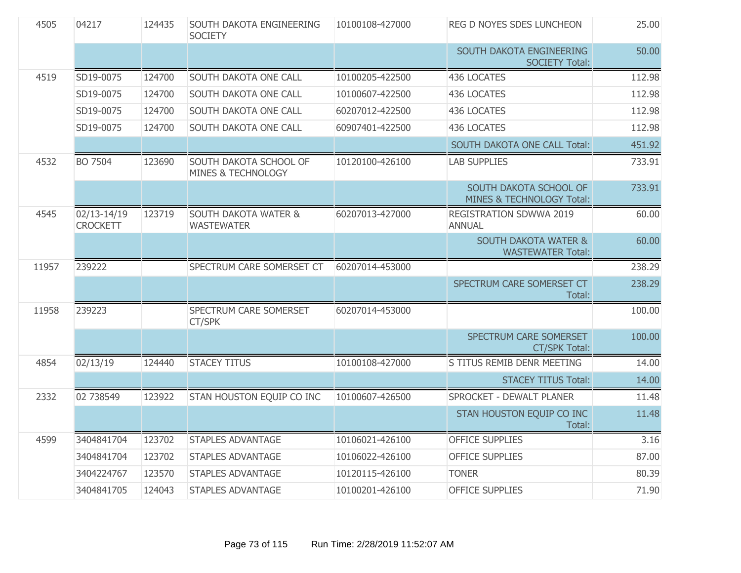| | | | | | | |
|---|---|---|---|---|---|---|
| 4505 | 04217 | 124435 | SOUTH DAKOTA ENGINEERING SOCIETY | 10100108-427000 | REG D NOYES SDES LUNCHEON | 25.00 |
| | | | | | SOUTH DAKOTA ENGINEERING SOCIETY Total: | 50.00 |
| 4519 | SD19-0075 | 124700 | SOUTH DAKOTA ONE CALL | 10100205-422500 | 436 LOCATES | 112.98 |
| | SD19-0075 | 124700 | SOUTH DAKOTA ONE CALL | 10100607-422500 | 436 LOCATES | 112.98 |
| | SD19-0075 | 124700 | SOUTH DAKOTA ONE CALL | 60207012-422500 | 436 LOCATES | 112.98 |
| | SD19-0075 | 124700 | SOUTH DAKOTA ONE CALL | 60907401-422500 | 436 LOCATES | 112.98 |
| | | | | | SOUTH DAKOTA ONE CALL Total: | 451.92 |
| 4532 | BO 7504 | 123690 | SOUTH DAKOTA SCHOOL OF MINES & TECHNOLOGY | 10120100-426100 | LAB SUPPLIES | 733.91 |
| | | | | | SOUTH DAKOTA SCHOOL OF MINES & TECHNOLOGY Total: | 733.91 |
| 4545 | 02/13-14/19 CROCKETT | 123719 | SOUTH DAKOTA WATER & WASTEWATER | 60207013-427000 | REGISTRATION SDWWA 2019 ANNUAL | 60.00 |
| | | | | | SOUTH DAKOTA WATER & WASTEWATER Total: | 60.00 |
| 11957 | 239222 | | SPECTRUM CARE SOMERSET CT | 60207014-453000 | | 238.29 |
| | | | | | SPECTRUM CARE SOMERSET CT Total: | 238.29 |
| 11958 | 239223 | | SPECTRUM CARE SOMERSET CT/SPK | 60207014-453000 | | 100.00 |
| | | | | | SPECTRUM CARE SOMERSET CT/SPK Total: | 100.00 |
| 4854 | 02/13/19 | 124440 | STACEY TITUS | 10100108-427000 | S TITUS REMIB DENR MEETING | 14.00 |
| | | | | | STACEY TITUS Total: | 14.00 |
| 2332 | 02 738549 | 123922 | STAN HOUSTON EQUIP CO INC | 10100607-426500 | SPROCKET - DEWALT PLANER | 11.48 |
| | | | | | STAN HOUSTON EQUIP CO INC Total: | 11.48 |
| 4599 | 3404841704 | 123702 | STAPLES ADVANTAGE | 10106021-426100 | OFFICE SUPPLIES | 3.16 |
| | 3404841704 | 123702 | STAPLES ADVANTAGE | 10106022-426100 | OFFICE SUPPLIES | 87.00 |
| | 3404224767 | 123570 | STAPLES ADVANTAGE | 10120115-426100 | TONER | 80.39 |
| | 3404841705 | 124043 | STAPLES ADVANTAGE | 10100201-426100 | OFFICE SUPPLIES | 71.90 |

Run Time: 2/28/2019 11:52:07 AM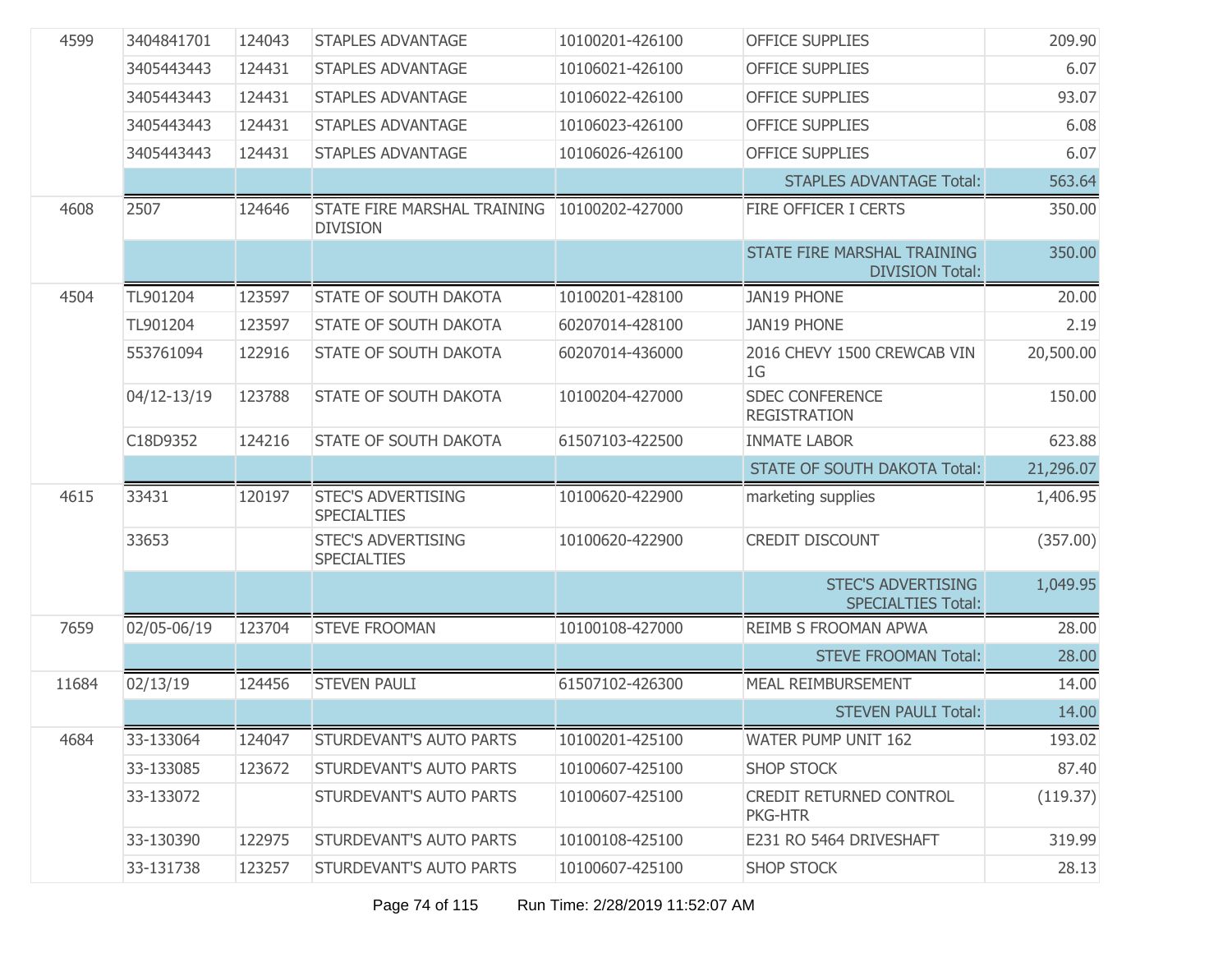| | | | | | | |
|---|---|---|---|---|---|---|
| 4599 | 3404841701 | 124043 | STAPLES ADVANTAGE | 10100201-426100 | OFFICE SUPPLIES | 209.90 |
| | 3405443443 | 124431 | STAPLES ADVANTAGE | 10106021-426100 | OFFICE SUPPLIES | 6.07 |
| | 3405443443 | 124431 | STAPLES ADVANTAGE | 10106022-426100 | OFFICE SUPPLIES | 93.07 |
| | 3405443443 | 124431 | STAPLES ADVANTAGE | 10106023-426100 | OFFICE SUPPLIES | 6.08 |
| | 3405443443 | 124431 | STAPLES ADVANTAGE | 10106026-426100 | OFFICE SUPPLIES | 6.07 |
| | | | | | STAPLES ADVANTAGE Total: | 563.64 |
| 4608 | 2507 | 124646 | STATE FIRE MARSHAL TRAINING DIVISION | 10100202-427000 | FIRE OFFICER I CERTS | 350.00 |
| | | | | | STATE FIRE MARSHAL TRAINING DIVISION Total: | 350.00 |
| 4504 | TL901204 | 123597 | STATE OF SOUTH DAKOTA | 10100201-428100 | JAN19 PHONE | 20.00 |
| | TL901204 | 123597 | STATE OF SOUTH DAKOTA | 60207014-428100 | JAN19 PHONE | 2.19 |
| | 553761094 | 122916 | STATE OF SOUTH DAKOTA | 60207014-436000 | 2016 CHEVY 1500 CREWCAB VIN 1G | 20,500.00 |
| | 04/12-13/19 | 123788 | STATE OF SOUTH DAKOTA | 10100204-427000 | SDEC CONFERENCE REGISTRATION | 150.00 |
| | C18D9352 | 124216 | STATE OF SOUTH DAKOTA | 61507103-422500 | INMATE LABOR | 623.88 |
| | | | | | STATE OF SOUTH DAKOTA Total: | 21,296.07 |
| 4615 | 33431 | 120197 | STEC'S ADVERTISING SPECIALTIES | 10100620-422900 | marketing supplies | 1,406.95 |
| | 33653 | | STEC'S ADVERTISING SPECIALTIES | 10100620-422900 | CREDIT DISCOUNT | (357.00) |
| | | | | | STEC'S ADVERTISING SPECIALTIES Total: | 1,049.95 |
| 7659 | 02/05-06/19 | 123704 | STEVE FROOMAN | 10100108-427000 | REIMB S FROOMAN APWA | 28.00 |
| | | | | | STEVE FROOMAN Total: | 28.00 |
| 11684 | 02/13/19 | 124456 | STEVEN PAULI | 61507102-426300 | MEAL REIMBURSEMENT | 14.00 |
| | | | | | STEVEN PAULI Total: | 14.00 |
| 4684 | 33-133064 | 124047 | STURDEVANT'S AUTO PARTS | 10100201-425100 | WATER PUMP UNIT 162 | 193.02 |
| | 33-133085 | 123672 | STURDEVANT'S AUTO PARTS | 10100607-425100 | SHOP STOCK | 87.40 |
| | 33-133072 | | STURDEVANT'S AUTO PARTS | 10100607-425100 | CREDIT RETURNED CONTROL PKG-HTR | (119.37) |
| | 33-130390 | 122975 | STURDEVANT'S AUTO PARTS | 10100108-425100 | E231 RO 5464 DRIVESHAFT | 319.99 |
| | 33-131738 | 123257 | STURDEVANT'S AUTO PARTS | 10100607-425100 | SHOP STOCK | 28.13 |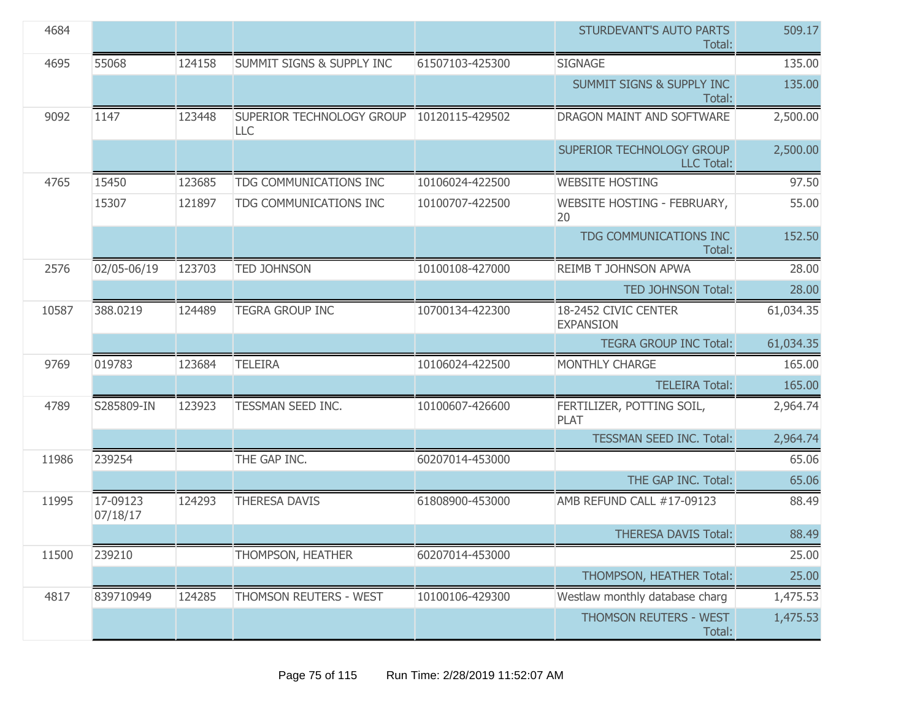| | | | | | | |
|---|---|---|---|---|---|---|
| 4684 | | | | | STURDEVANT'S AUTO PARTS Total: | 509.17 |
| 4695 | 55068 | 124158 | SUMMIT SIGNS & SUPPLY INC | 61507103-425300 | SIGNAGE | 135.00 |
| | | | | | SUMMIT SIGNS & SUPPLY INC Total: | 135.00 |
| 9092 | 1147 | 123448 | SUPERIOR TECHNOLOGY GROUP LLC | 10120115-429502 | DRAGON MAINT AND SOFTWARE | 2,500.00 |
| | | | | | SUPERIOR TECHNOLOGY GROUP LLC Total: | 2,500.00 |
| 4765 | 15450 | 123685 | TDG COMMUNICATIONS INC | 10106024-422500 | WEBSITE HOSTING | 97.50 |
| | 15307 | 121897 | TDG COMMUNICATIONS INC | 10100707-422500 | WEBSITE HOSTING - FEBRUARY, 20 | 55.00 |
| | | | | | TDG COMMUNICATIONS INC Total: | 152.50 |
| 2576 | 02/05-06/19 | 123703 | TED JOHNSON | 10100108-427000 | REIMB T JOHNSON APWA | 28.00 |
| | | | | | TED JOHNSON Total: | 28.00 |
| 10587 | 388.0219 | 124489 | TEGRA GROUP INC | 10700134-422300 | 18-2452 CIVIC CENTER EXPANSION | 61,034.35 |
| | | | | | TEGRA GROUP INC Total: | 61,034.35 |
| 9769 | 019783 | 123684 | TELEIRA | 10106024-422500 | MONTHLY CHARGE | 165.00 |
| | | | | | TELEIRA Total: | 165.00 |
| 4789 | S285809-IN | 123923 | TESSMAN SEED INC. | 10100607-426600 | FERTILIZER, POTTING SOIL, PLAT | 2,964.74 |
| | | | | | TESSMAN SEED INC. Total: | 2,964.74 |
| 11986 | 239254 | | THE GAP INC. | 60207014-453000 | | 65.06 |
| | | | | | THE GAP INC. Total: | 65.06 |
| 11995 | 17-09123 07/18/17 | 124293 | THERESA DAVIS | 61808900-453000 | AMB REFUND CALL #17-09123 | 88.49 |
| | | | | | THERESA DAVIS Total: | 88.49 |
| 11500 | 239210 | | THOMPSON, HEATHER | 60207014-453000 | | 25.00 |
| | | | | | THOMPSON, HEATHER Total: | 25.00 |
| 4817 | 839710949 | 124285 | THOMSON REUTERS - WEST | 10100106-429300 | Westlaw monthly database charg | 1,475.53 |
| | | | | | THOMSON REUTERS - WEST Total: | 1,475.53 |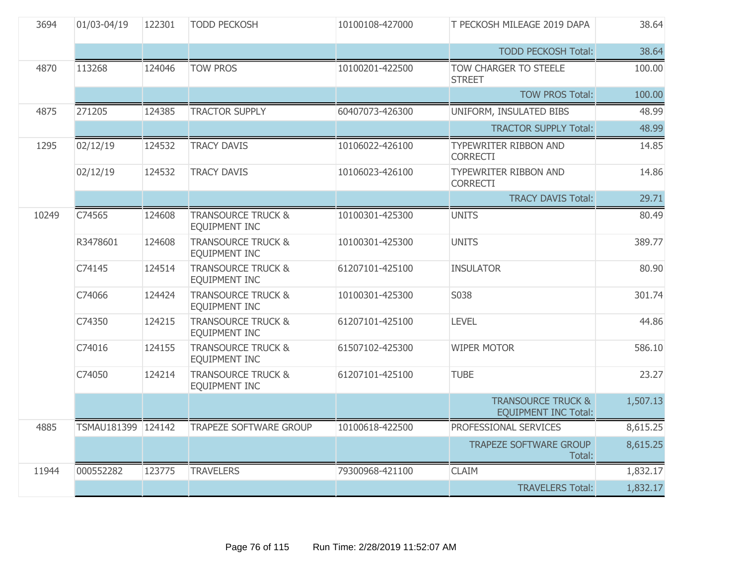| | | | | | | |
|---|---|---|---|---|---|---|
| 3694 | 01/03-04/19 | 122301 | TODD PECKOSH | 10100108-427000 | T PECKOSH MILEAGE 2019 DAPA | 38.64 |
| | | | | | TODD PECKOSH Total: | 38.64 |
| 4870 | 113268 | 124046 | TOW PROS | 10100201-422500 | TOW CHARGER TO STEELE STREET | 100.00 |
| | | | | | TOW PROS Total: | 100.00 |
| 4875 | 271205 | 124385 | TRACTOR SUPPLY | 60407073-426300 | UNIFORM, INSULATED BIBS | 48.99 |
| | | | | | TRACTOR SUPPLY Total: | 48.99 |
| 1295 | 02/12/19 | 124532 | TRACY DAVIS | 10106022-426100 | TYPEWRITER RIBBON AND CORRECTI | 14.85 |
| | 02/12/19 | 124532 | TRACY DAVIS | 10106023-426100 | TYPEWRITER RIBBON AND CORRECTI | 14.86 |
| | | | | | TRACY DAVIS Total: | 29.71 |
| 10249 | C74565 | 124608 | TRANSOURCE TRUCK & EQUIPMENT INC | 10100301-425300 | UNITS | 80.49 |
| | R3478601 | 124608 | TRANSOURCE TRUCK & EQUIPMENT INC | 10100301-425300 | UNITS | 389.77 |
| | C74145 | 124514 | TRANSOURCE TRUCK & EQUIPMENT INC | 61207101-425100 | INSULATOR | 80.90 |
| | C74066 | 124424 | TRANSOURCE TRUCK & EQUIPMENT INC | 10100301-425300 | S038 | 301.74 |
| | C74350 | 124215 | TRANSOURCE TRUCK & EQUIPMENT INC | 61207101-425100 | LEVEL | 44.86 |
| | C74016 | 124155 | TRANSOURCE TRUCK & EQUIPMENT INC | 61507102-425300 | WIPER MOTOR | 586.10 |
| | C74050 | 124214 | TRANSOURCE TRUCK & EQUIPMENT INC | 61207101-425100 | TUBE | 23.27 |
| | | | | | TRANSOURCE TRUCK & EQUIPMENT INC Total: | 1,507.13 |
| 4885 | TSMAU181399 | 124142 | TRAPEZE SOFTWARE GROUP | 10100618-422500 | PROFESSIONAL SERVICES | 8,615.25 |
| | | | | | TRAPEZE SOFTWARE GROUP Total: | 8,615.25 |
| 11944 | 000552282 | 123775 | TRAVELERS | 79300968-421100 | CLAIM | 1,832.17 |
| | | | | | TRAVELERS Total: | 1,832.17 |

Run Time: 2/28/2019 11:52:07 AM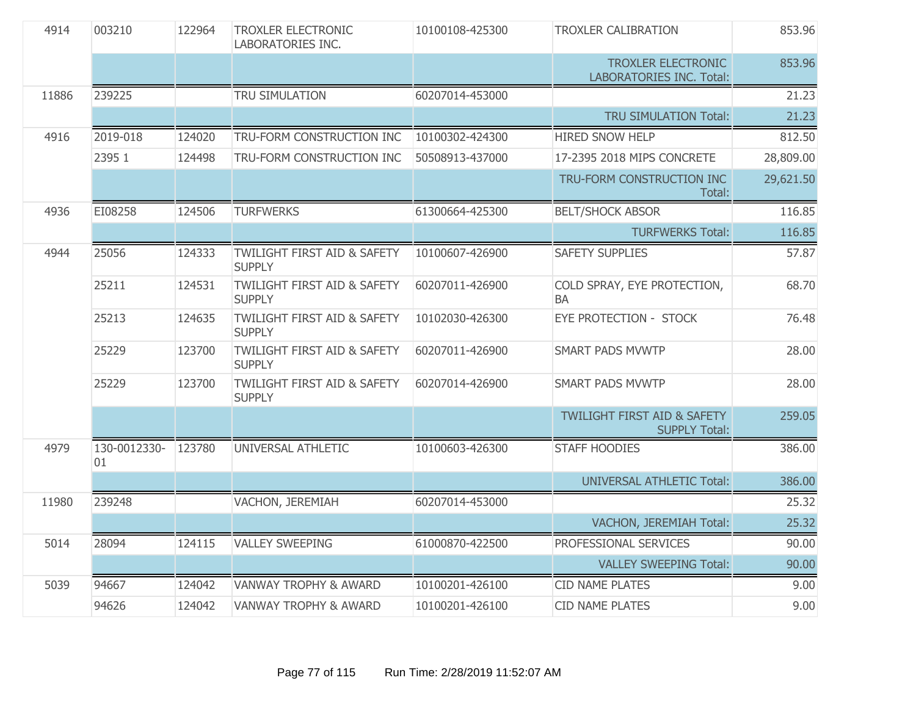| | | | | | | |
|---|---|---|---|---|---|---|
| 4914 | 003210 | 122964 | TROXLER ELECTRONIC LABORATORIES INC. | 10100108-425300 | TROXLER CALIBRATION | 853.96 |
| | | | | | TROXLER ELECTRONIC LABORATORIES INC. Total: | 853.96 |
| 11886 | 239225 | | TRU SIMULATION | 60207014-453000 | | 21.23 |
| | | | | | TRU SIMULATION Total: | 21.23 |
| 4916 | 2019-018 | 124020 | TRU-FORM CONSTRUCTION INC | 10100302-424300 | HIRED SNOW HELP | 812.50 |
| | 2395 1 | 124498 | TRU-FORM CONSTRUCTION INC | 50508913-437000 | 17-2395 2018 MIPS CONCRETE | 28,809.00 |
| | | | | | TRU-FORM CONSTRUCTION INC Total: | 29,621.50 |
| 4936 | EI08258 | 124506 | TURFWERKS | 61300664-425300 | BELT/SHOCK ABSOR | 116.85 |
| | | | | | TURFWERKS Total: | 116.85 |
| 4944 | 25056 | 124333 | TWILIGHT FIRST AID & SAFETY SUPPLY | 10100607-426900 | SAFETY SUPPLIES | 57.87 |
| | 25211 | 124531 | TWILIGHT FIRST AID & SAFETY SUPPLY | 60207011-426900 | COLD SPRAY, EYE PROTECTION, BA | 68.70 |
| | 25213 | 124635 | TWILIGHT FIRST AID & SAFETY SUPPLY | 10102030-426300 | EYE PROTECTION - STOCK | 76.48 |
| | 25229 | 123700 | TWILIGHT FIRST AID & SAFETY SUPPLY | 60207011-426900 | SMART PADS MVWTP | 28.00 |
| | 25229 | 123700 | TWILIGHT FIRST AID & SAFETY SUPPLY | 60207014-426900 | SMART PADS MVWTP | 28.00 |
| | | | | | TWILIGHT FIRST AID & SAFETY SUPPLY Total: | 259.05 |
| 4979 | 130-0012330-01 | 123780 | UNIVERSAL ATHLETIC | 10100603-426300 | STAFF HOODIES | 386.00 |
| | | | | | UNIVERSAL ATHLETIC Total: | 386.00 |
| 11980 | 239248 | | VACHON, JEREMIAH | 60207014-453000 | | 25.32 |
| | | | | | VACHON, JEREMIAH Total: | 25.32 |
| 5014 | 28094 | 124115 | VALLEY SWEEPING | 61000870-422500 | PROFESSIONAL SERVICES | 90.00 |
| | | | | | VALLEY SWEEPING Total: | 90.00 |
| 5039 | 94667 | 124042 | VANWAY TROPHY & AWARD | 10100201-426100 | CID NAME PLATES | 9.00 |
| | 94626 | 124042 | VANWAY TROPHY & AWARD | 10100201-426100 | CID NAME PLATES | 9.00 |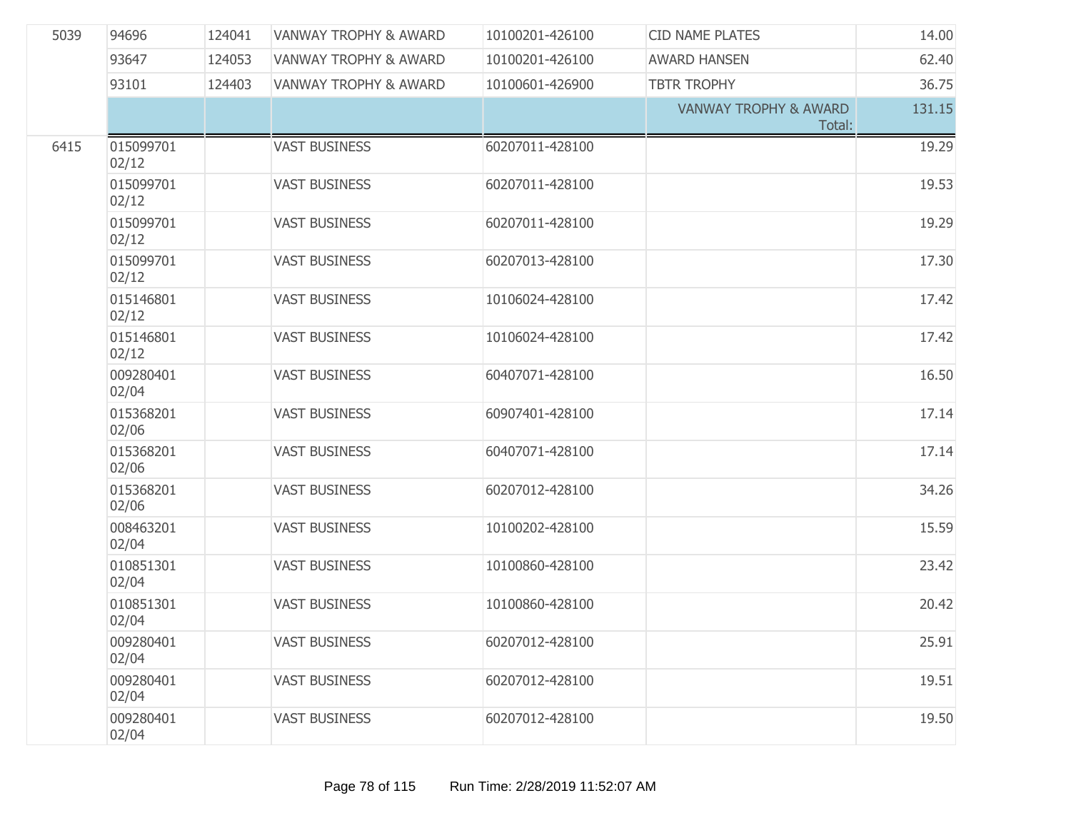| | | | | | | |
|---|---|---|---|---|---|---|
| 5039 | 94696 | 124041 | VANWAY TROPHY & AWARD | 10100201-426100 | CID NAME PLATES | 14.00 |
| | 93647 | 124053 | VANWAY TROPHY & AWARD | 10100201-426100 | AWARD HANSEN | 62.40 |
| | 93101 | 124403 | VANWAY TROPHY & AWARD | 10100601-426900 | TBTR TROPHY | 36.75 |
| | | | | | VANWAY TROPHY & AWARD Total: | 131.15 |
| 6415 | 015099701 02/12 | | VAST BUSINESS | 60207011-428100 | | 19.29 |
| | 015099701 02/12 | | VAST BUSINESS | 60207011-428100 | | 19.53 |
| | 015099701 02/12 | | VAST BUSINESS | 60207011-428100 | | 19.29 |
| | 015099701 02/12 | | VAST BUSINESS | 60207013-428100 | | 17.30 |
| | 015146801 02/12 | | VAST BUSINESS | 10106024-428100 | | 17.42 |
| | 015146801 02/12 | | VAST BUSINESS | 10106024-428100 | | 17.42 |
| | 009280401 02/04 | | VAST BUSINESS | 60407071-428100 | | 16.50 |
| | 015368201 02/06 | | VAST BUSINESS | 60907401-428100 | | 17.14 |
| | 015368201 02/06 | | VAST BUSINESS | 60407071-428100 | | 17.14 |
| | 015368201 02/06 | | VAST BUSINESS | 60207012-428100 | | 34.26 |
| | 008463201 02/04 | | VAST BUSINESS | 10100202-428100 | | 15.59 |
| | 010851301 02/04 | | VAST BUSINESS | 10100860-428100 | | 23.42 |
| | 010851301 02/04 | | VAST BUSINESS | 10100860-428100 | | 20.42 |
| | 009280401 02/04 | | VAST BUSINESS | 60207012-428100 | | 25.91 |
| | 009280401 02/04 | | VAST BUSINESS | 60207012-428100 | | 19.51 |
| | 009280401 02/04 | | VAST BUSINESS | 60207012-428100 | | 19.50 |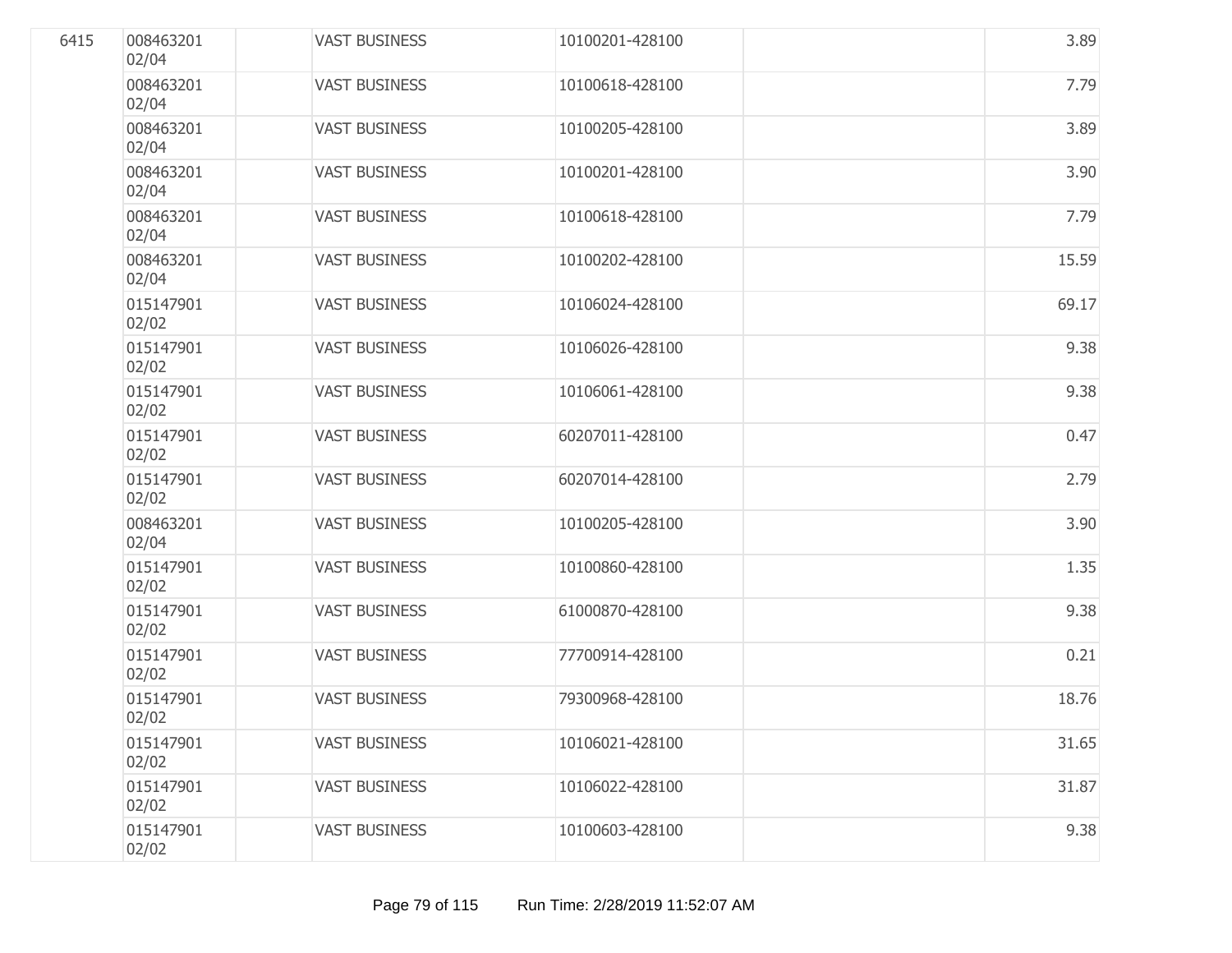| | | | | | | |
|---|---|---|---|---|---|---|
| 6415 | 008463201 02/04 | | VAST BUSINESS | 10100201-428100 | | 3.89 |
| | 008463201 02/04 | | VAST BUSINESS | 10100618-428100 | | 7.79 |
| | 008463201 02/04 | | VAST BUSINESS | 10100205-428100 | | 3.89 |
| | 008463201 02/04 | | VAST BUSINESS | 10100201-428100 | | 3.90 |
| | 008463201 02/04 | | VAST BUSINESS | 10100618-428100 | | 7.79 |
| | 008463201 02/04 | | VAST BUSINESS | 10100202-428100 | | 15.59 |
| | 015147901 02/02 | | VAST BUSINESS | 10106024-428100 | | 69.17 |
| | 015147901 02/02 | | VAST BUSINESS | 10106026-428100 | | 9.38 |
| | 015147901 02/02 | | VAST BUSINESS | 10106061-428100 | | 9.38 |
| | 015147901 02/02 | | VAST BUSINESS | 60207011-428100 | | 0.47 |
| | 015147901 02/02 | | VAST BUSINESS | 60207014-428100 | | 2.79 |
| | 008463201 02/04 | | VAST BUSINESS | 10100205-428100 | | 3.90 |
| | 015147901 02/02 | | VAST BUSINESS | 10100860-428100 | | 1.35 |
| | 015147901 02/02 | | VAST BUSINESS | 61000870-428100 | | 9.38 |
| | 015147901 02/02 | | VAST BUSINESS | 77700914-428100 | | 0.21 |
| | 015147901 02/02 | | VAST BUSINESS | 79300968-428100 | | 18.76 |
| | 015147901 02/02 | | VAST BUSINESS | 10106021-428100 | | 31.65 |
| | 015147901 02/02 | | VAST BUSINESS | 10106022-428100 | | 31.87 |
| | 015147901 02/02 | | VAST BUSINESS | 10100603-428100 | | 9.38 |

Run Time: 2/28/2019 11:52:07 AM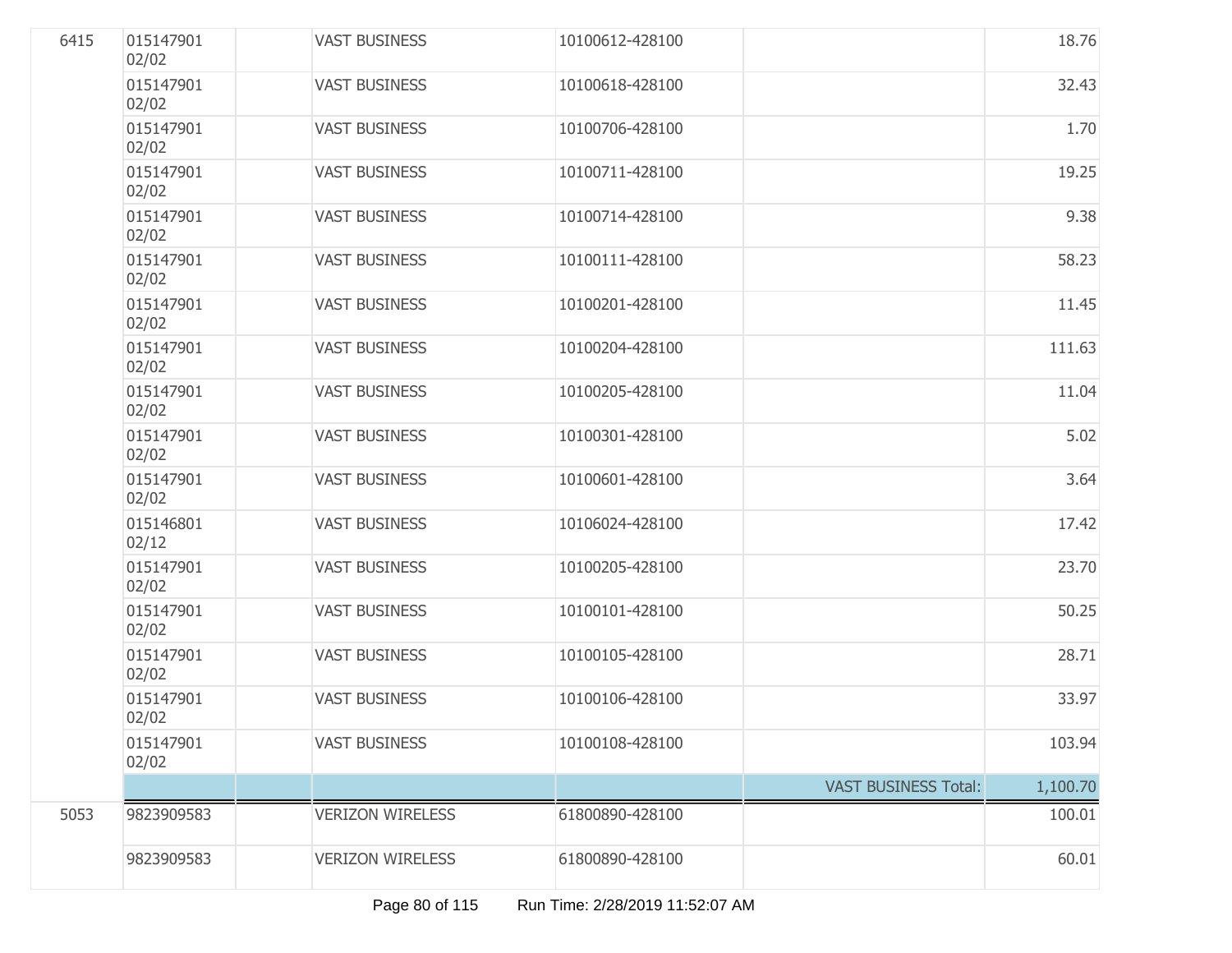| | | | | | | |
|---|---|---|---|---|---|---|
| 6415 | 015147901 02/02 | | VAST BUSINESS | 10100612-428100 | | 18.76 |
| | 015147901 02/02 | | VAST BUSINESS | 10100618-428100 | | 32.43 |
| | 015147901 02/02 | | VAST BUSINESS | 10100706-428100 | | 1.70 |
| | 015147901 02/02 | | VAST BUSINESS | 10100711-428100 | | 19.25 |
| | 015147901 02/02 | | VAST BUSINESS | 10100714-428100 | | 9.38 |
| | 015147901 02/02 | | VAST BUSINESS | 10100111-428100 | | 58.23 |
| | 015147901 02/02 | | VAST BUSINESS | 10100201-428100 | | 11.45 |
| | 015147901 02/02 | | VAST BUSINESS | 10100204-428100 | | 111.63 |
| | 015147901 02/02 | | VAST BUSINESS | 10100205-428100 | | 11.04 |
| | 015147901 02/02 | | VAST BUSINESS | 10100301-428100 | | 5.02 |
| | 015147901 02/02 | | VAST BUSINESS | 10100601-428100 | | 3.64 |
| | 015146801 02/12 | | VAST BUSINESS | 10106024-428100 | | 17.42 |
| | 015147901 02/02 | | VAST BUSINESS | 10100205-428100 | | 23.70 |
| | 015147901 02/02 | | VAST BUSINESS | 10100101-428100 | | 50.25 |
| | 015147901 02/02 | | VAST BUSINESS | 10100105-428100 | | 28.71 |
| | 015147901 02/02 | | VAST BUSINESS | 10100106-428100 | | 33.97 |
| | 015147901 02/02 | | VAST BUSINESS | 10100108-428100 | | 103.94 |
| | | | | | VAST BUSINESS Total: | 1,100.70 |
| 5053 | 9823909583 | | VERIZON WIRELESS | 61800890-428100 | | 100.01 |
| | 9823909583 | | VERIZON WIRELESS | 61800890-428100 | | 60.01 |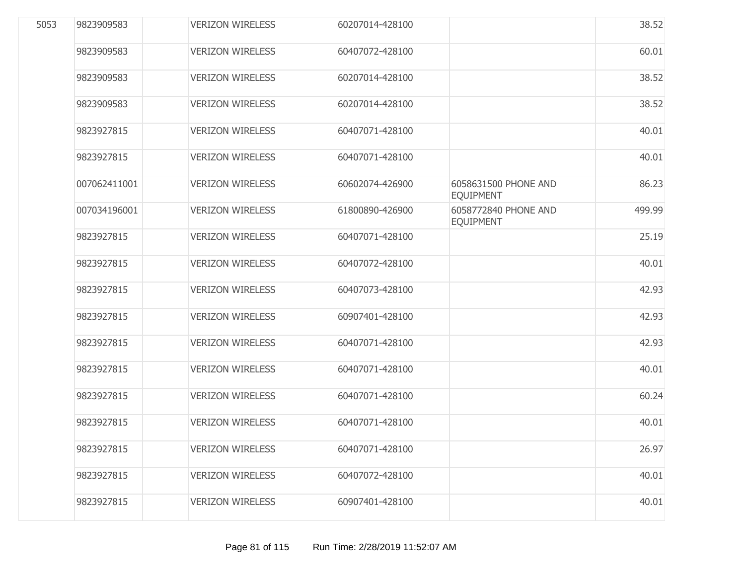| | | | | | | |
|---|---|---|---|---|---|---|
| 5053 | 9823909583 | | VERIZON WIRELESS | 60207014-428100 | | 38.52 |
| | 9823909583 | | VERIZON WIRELESS | 60407072-428100 | | 60.01 |
| | 9823909583 | | VERIZON WIRELESS | 60207014-428100 | | 38.52 |
| | 9823909583 | | VERIZON WIRELESS | 60207014-428100 | | 38.52 |
| | 9823927815 | | VERIZON WIRELESS | 60407071-428100 | | 40.01 |
| | 9823927815 | | VERIZON WIRELESS | 60407071-428100 | | 40.01 |
| | 007062411001 | | VERIZON WIRELESS | 60602074-426900 | 6058631500 PHONE AND EQUIPMENT | 86.23 |
| | 007034196001 | | VERIZON WIRELESS | 61800890-426900 | 6058772840 PHONE AND EQUIPMENT | 499.99 |
| | 9823927815 | | VERIZON WIRELESS | 60407071-428100 | | 25.19 |
| | 9823927815 | | VERIZON WIRELESS | 60407072-428100 | | 40.01 |
| | 9823927815 | | VERIZON WIRELESS | 60407073-428100 | | 42.93 |
| | 9823927815 | | VERIZON WIRELESS | 60907401-428100 | | 42.93 |
| | 9823927815 | | VERIZON WIRELESS | 60407071-428100 | | 42.93 |
| | 9823927815 | | VERIZON WIRELESS | 60407071-428100 | | 40.01 |
| | 9823927815 | | VERIZON WIRELESS | 60407071-428100 | | 60.24 |
| | 9823927815 | | VERIZON WIRELESS | 60407071-428100 | | 40.01 |
| | 9823927815 | | VERIZON WIRELESS | 60407071-428100 | | 26.97 |
| | 9823927815 | | VERIZON WIRELESS | 60407072-428100 | | 40.01 |
| | 9823927815 | | VERIZON WIRELESS | 60907401-428100 | | 40.01 |

Run Time: 2/28/2019 11:52:07 AM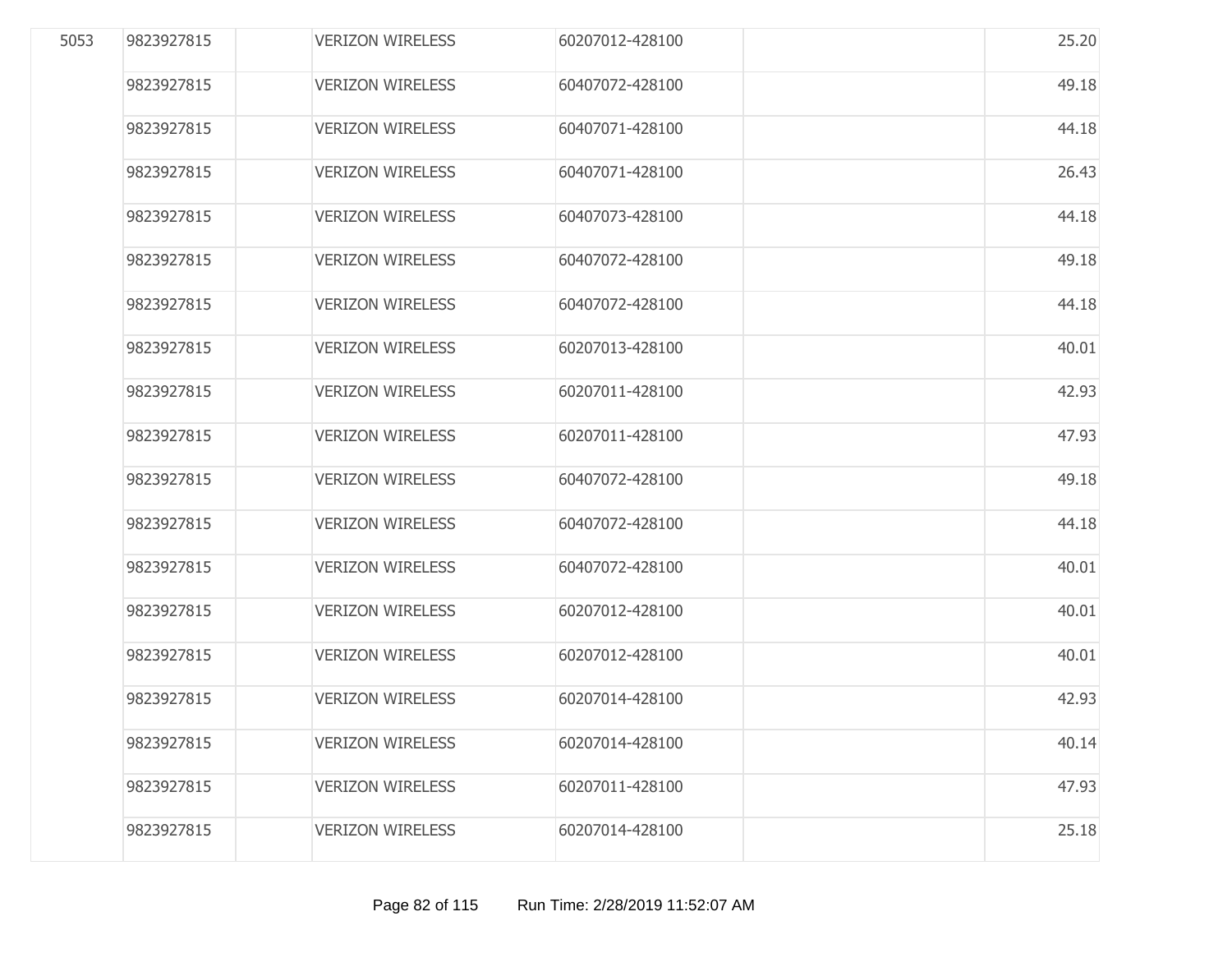| | | | | | | |
|---|---|---|---|---|---|---|
| 5053 | 9823927815 | | VERIZON WIRELESS | 60207012-428100 | | 25.20 |
| | 9823927815 | | VERIZON WIRELESS | 60407072-428100 | | 49.18 |
| | 9823927815 | | VERIZON WIRELESS | 60407071-428100 | | 44.18 |
| | 9823927815 | | VERIZON WIRELESS | 60407071-428100 | | 26.43 |
| | 9823927815 | | VERIZON WIRELESS | 60407073-428100 | | 44.18 |
| | 9823927815 | | VERIZON WIRELESS | 60407072-428100 | | 49.18 |
| | 9823927815 | | VERIZON WIRELESS | 60407072-428100 | | 44.18 |
| | 9823927815 | | VERIZON WIRELESS | 60207013-428100 | | 40.01 |
| | 9823927815 | | VERIZON WIRELESS | 60207011-428100 | | 42.93 |
| | 9823927815 | | VERIZON WIRELESS | 60207011-428100 | | 47.93 |
| | 9823927815 | | VERIZON WIRELESS | 60407072-428100 | | 49.18 |
| | 9823927815 | | VERIZON WIRELESS | 60407072-428100 | | 44.18 |
| | 9823927815 | | VERIZON WIRELESS | 60407072-428100 | | 40.01 |
| | 9823927815 | | VERIZON WIRELESS | 60207012-428100 | | 40.01 |
| | 9823927815 | | VERIZON WIRELESS | 60207012-428100 | | 40.01 |
| | 9823927815 | | VERIZON WIRELESS | 60207014-428100 | | 42.93 |
| | 9823927815 | | VERIZON WIRELESS | 60207014-428100 | | 40.14 |
| | 9823927815 | | VERIZON WIRELESS | 60207011-428100 | | 47.93 |
| | 9823927815 | | VERIZON WIRELESS | 60207014-428100 | | 25.18 |

Run Time: 2/28/2019 11:52:07 AM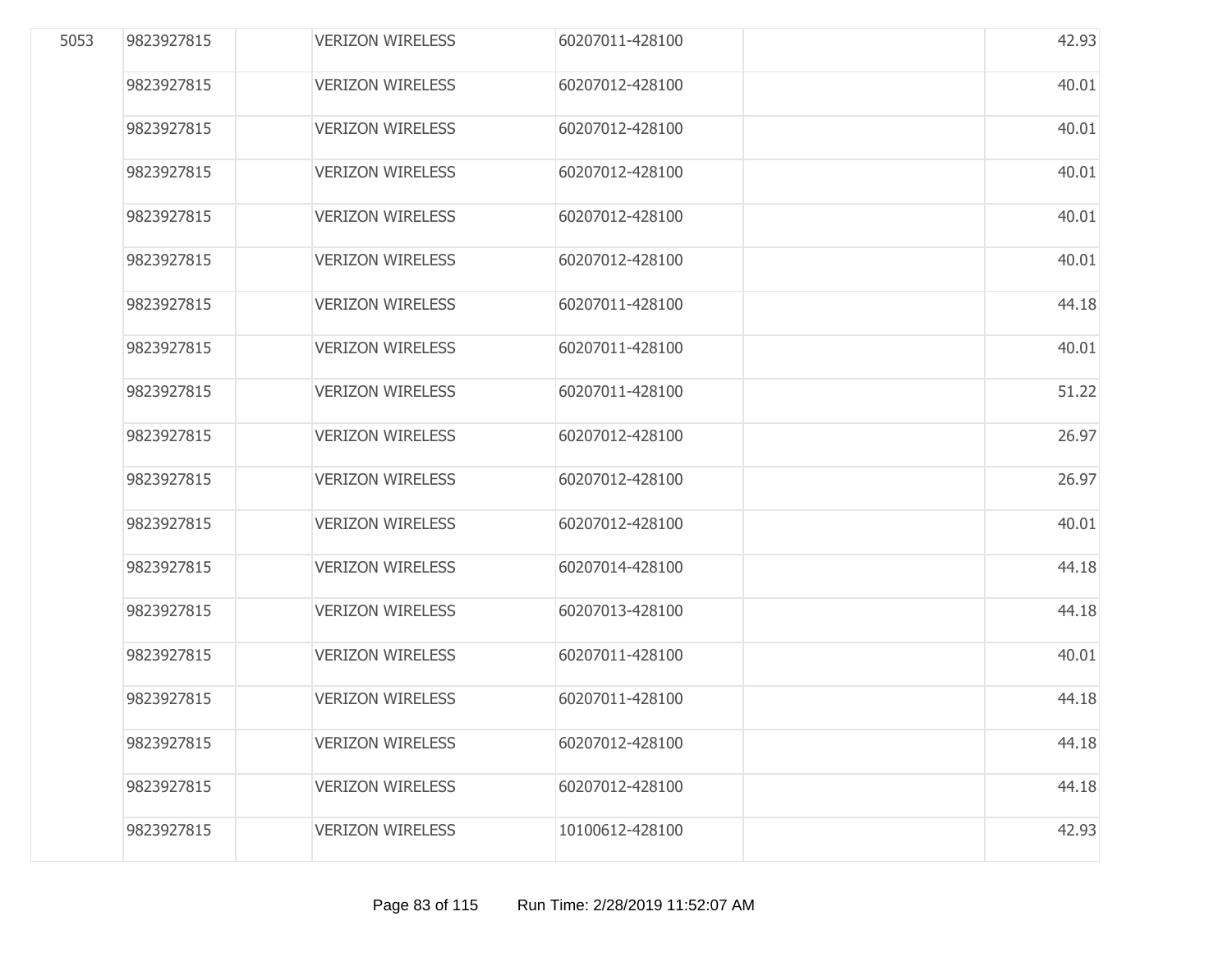| | | | | | | |
|---|---|---|---|---|---|---|
| 5053 | 9823927815 | | VERIZON WIRELESS | 60207011-428100 | | 42.93 |
| | 9823927815 | | VERIZON WIRELESS | 60207012-428100 | | 40.01 |
| | 9823927815 | | VERIZON WIRELESS | 60207012-428100 | | 40.01 |
| | 9823927815 | | VERIZON WIRELESS | 60207012-428100 | | 40.01 |
| | 9823927815 | | VERIZON WIRELESS | 60207012-428100 | | 40.01 |
| | 9823927815 | | VERIZON WIRELESS | 60207012-428100 | | 40.01 |
| | 9823927815 | | VERIZON WIRELESS | 60207011-428100 | | 44.18 |
| | 9823927815 | | VERIZON WIRELESS | 60207011-428100 | | 40.01 |
| | 9823927815 | | VERIZON WIRELESS | 60207011-428100 | | 51.22 |
| | 9823927815 | | VERIZON WIRELESS | 60207012-428100 | | 26.97 |
| | 9823927815 | | VERIZON WIRELESS | 60207012-428100 | | 26.97 |
| | 9823927815 | | VERIZON WIRELESS | 60207012-428100 | | 40.01 |
| | 9823927815 | | VERIZON WIRELESS | 60207014-428100 | | 44.18 |
| | 9823927815 | | VERIZON WIRELESS | 60207013-428100 | | 44.18 |
| | 9823927815 | | VERIZON WIRELESS | 60207011-428100 | | 40.01 |
| | 9823927815 | | VERIZON WIRELESS | 60207011-428100 | | 44.18 |
| | 9823927815 | | VERIZON WIRELESS | 60207012-428100 | | 44.18 |
| | 9823927815 | | VERIZON WIRELESS | 60207012-428100 | | 44.18 |
| | 9823927815 | | VERIZON WIRELESS | 10100612-428100 | | 42.93 |

Run Time: 2/28/2019 11:52:07 AM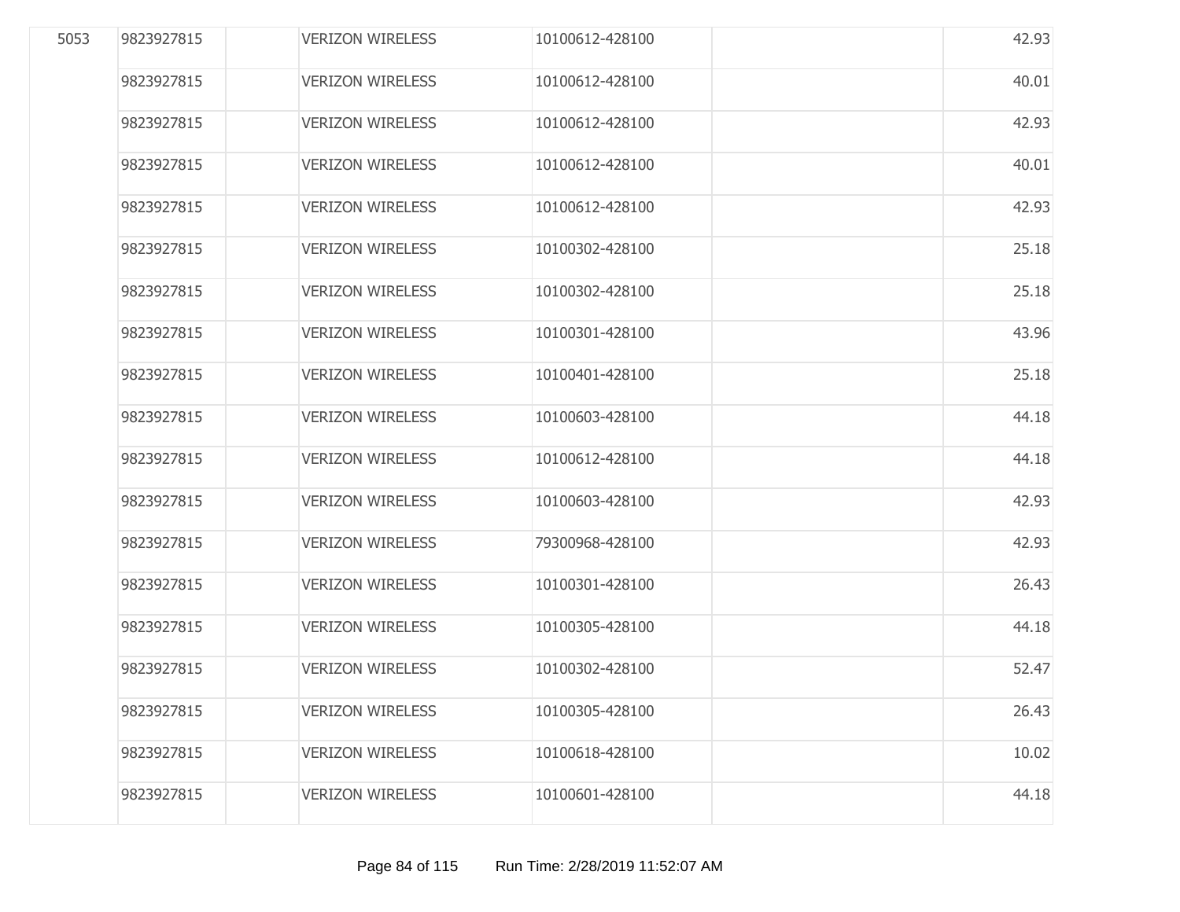| | | | | | | |
|---|---|---|---|---|---|---|
| 5053 | 9823927815 | | VERIZON WIRELESS | 10100612-428100 | | 42.93 |
| | 9823927815 | | VERIZON WIRELESS | 10100612-428100 | | 40.01 |
| | 9823927815 | | VERIZON WIRELESS | 10100612-428100 | | 42.93 |
| | 9823927815 | | VERIZON WIRELESS | 10100612-428100 | | 40.01 |
| | 9823927815 | | VERIZON WIRELESS | 10100612-428100 | | 42.93 |
| | 9823927815 | | VERIZON WIRELESS | 10100302-428100 | | 25.18 |
| | 9823927815 | | VERIZON WIRELESS | 10100302-428100 | | 25.18 |
| | 9823927815 | | VERIZON WIRELESS | 10100301-428100 | | 43.96 |
| | 9823927815 | | VERIZON WIRELESS | 10100401-428100 | | 25.18 |
| | 9823927815 | | VERIZON WIRELESS | 10100603-428100 | | 44.18 |
| | 9823927815 | | VERIZON WIRELESS | 10100612-428100 | | 44.18 |
| | 9823927815 | | VERIZON WIRELESS | 10100603-428100 | | 42.93 |
| | 9823927815 | | VERIZON WIRELESS | 79300968-428100 | | 42.93 |
| | 9823927815 | | VERIZON WIRELESS | 10100301-428100 | | 26.43 |
| | 9823927815 | | VERIZON WIRELESS | 10100305-428100 | | 44.18 |
| | 9823927815 | | VERIZON WIRELESS | 10100302-428100 | | 52.47 |
| | 9823927815 | | VERIZON WIRELESS | 10100305-428100 | | 26.43 |
| | 9823927815 | | VERIZON WIRELESS | 10100618-428100 | | 10.02 |
| | 9823927815 | | VERIZON WIRELESS | 10100601-428100 | | 44.18 |

Run Time: 2/28/2019 11:52:07 AM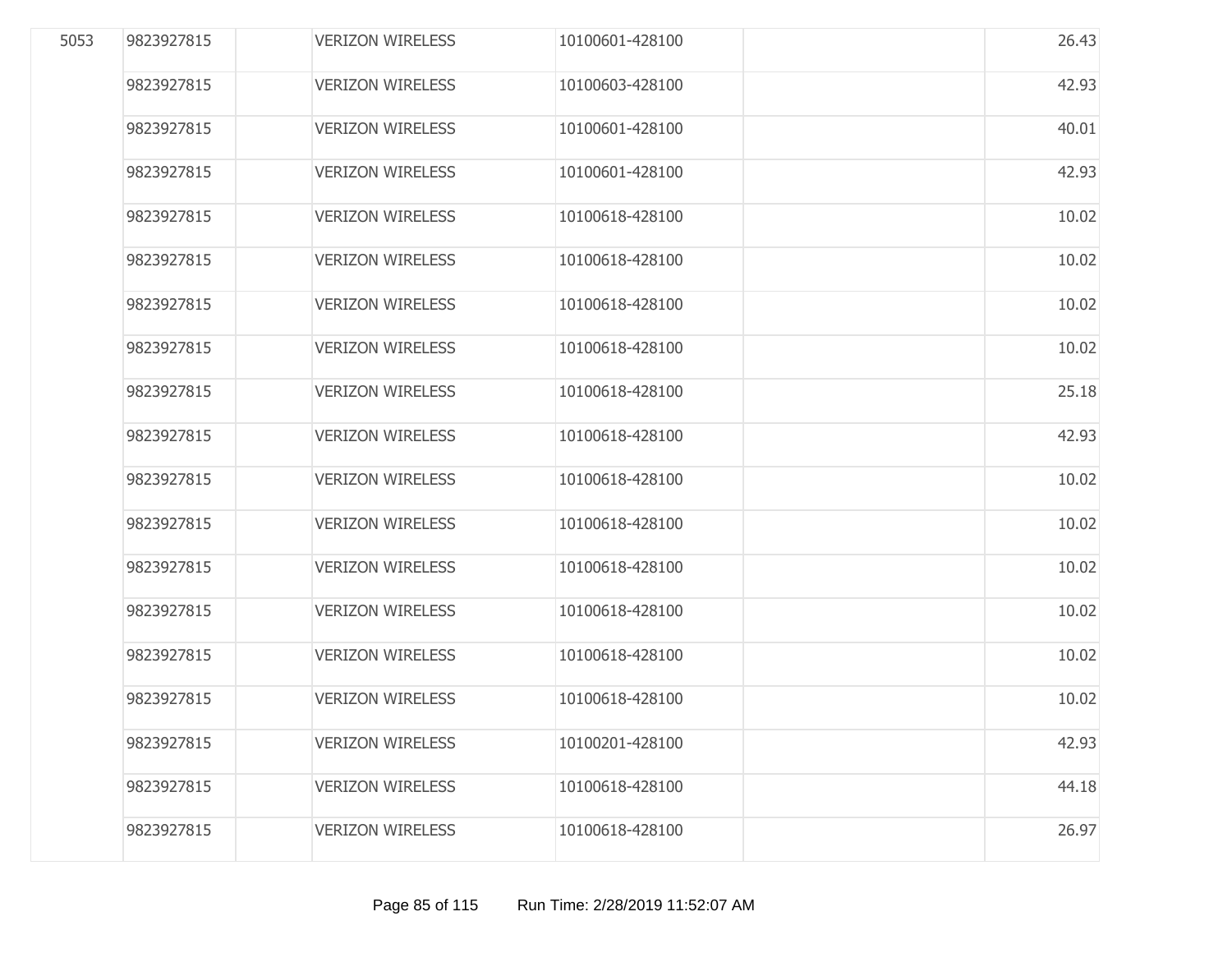| | | | | | | |
|---|---|---|---|---|---|---|
| 5053 | 9823927815 | | VERIZON WIRELESS | 10100601-428100 | | 26.43 |
| | 9823927815 | | VERIZON WIRELESS | 10100603-428100 | | 42.93 |
| | 9823927815 | | VERIZON WIRELESS | 10100601-428100 | | 40.01 |
| | 9823927815 | | VERIZON WIRELESS | 10100601-428100 | | 42.93 |
| | 9823927815 | | VERIZON WIRELESS | 10100618-428100 | | 10.02 |
| | 9823927815 | | VERIZON WIRELESS | 10100618-428100 | | 10.02 |
| | 9823927815 | | VERIZON WIRELESS | 10100618-428100 | | 10.02 |
| | 9823927815 | | VERIZON WIRELESS | 10100618-428100 | | 10.02 |
| | 9823927815 | | VERIZON WIRELESS | 10100618-428100 | | 25.18 |
| | 9823927815 | | VERIZON WIRELESS | 10100618-428100 | | 42.93 |
| | 9823927815 | | VERIZON WIRELESS | 10100618-428100 | | 10.02 |
| | 9823927815 | | VERIZON WIRELESS | 10100618-428100 | | 10.02 |
| | 9823927815 | | VERIZON WIRELESS | 10100618-428100 | | 10.02 |
| | 9823927815 | | VERIZON WIRELESS | 10100618-428100 | | 10.02 |
| | 9823927815 | | VERIZON WIRELESS | 10100618-428100 | | 10.02 |
| | 9823927815 | | VERIZON WIRELESS | 10100618-428100 | | 10.02 |
| | 9823927815 | | VERIZON WIRELESS | 10100201-428100 | | 42.93 |
| | 9823927815 | | VERIZON WIRELESS | 10100618-428100 | | 44.18 |
| | 9823927815 | | VERIZON WIRELESS | 10100618-428100 | | 26.97 |

Run Time: 2/28/2019 11:52:07 AM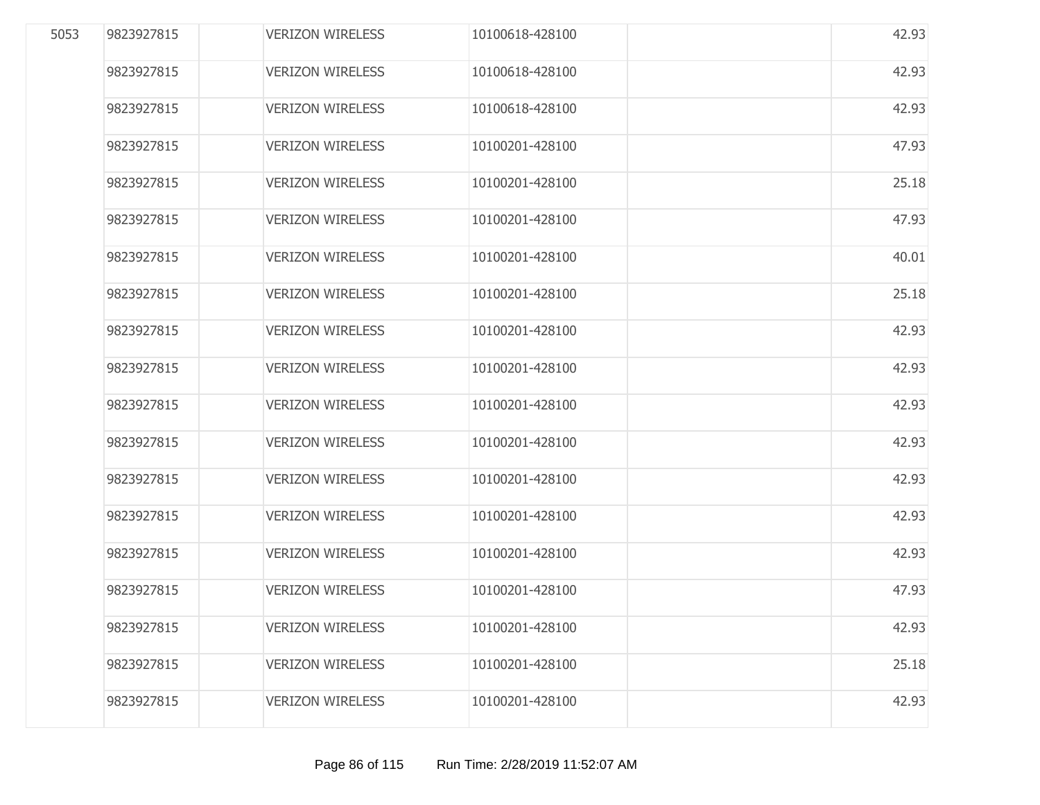| | | | | | | |
|---|---|---|---|---|---|---|
| 5053 | 9823927815 | | VERIZON WIRELESS | 10100618-428100 | | 42.93 |
| | 9823927815 | | VERIZON WIRELESS | 10100618-428100 | | 42.93 |
| | 9823927815 | | VERIZON WIRELESS | 10100618-428100 | | 42.93 |
| | 9823927815 | | VERIZON WIRELESS | 10100201-428100 | | 47.93 |
| | 9823927815 | | VERIZON WIRELESS | 10100201-428100 | | 25.18 |
| | 9823927815 | | VERIZON WIRELESS | 10100201-428100 | | 47.93 |
| | 9823927815 | | VERIZON WIRELESS | 10100201-428100 | | 40.01 |
| | 9823927815 | | VERIZON WIRELESS | 10100201-428100 | | 25.18 |
| | 9823927815 | | VERIZON WIRELESS | 10100201-428100 | | 42.93 |
| | 9823927815 | | VERIZON WIRELESS | 10100201-428100 | | 42.93 |
| | 9823927815 | | VERIZON WIRELESS | 10100201-428100 | | 42.93 |
| | 9823927815 | | VERIZON WIRELESS | 10100201-428100 | | 42.93 |
| | 9823927815 | | VERIZON WIRELESS | 10100201-428100 | | 42.93 |
| | 9823927815 | | VERIZON WIRELESS | 10100201-428100 | | 42.93 |
| | 9823927815 | | VERIZON WIRELESS | 10100201-428100 | | 42.93 |
| | 9823927815 | | VERIZON WIRELESS | 10100201-428100 | | 47.93 |
| | 9823927815 | | VERIZON WIRELESS | 10100201-428100 | | 42.93 |
| | 9823927815 | | VERIZON WIRELESS | 10100201-428100 | | 25.18 |
| | 9823927815 | | VERIZON WIRELESS | 10100201-428100 | | 42.93 |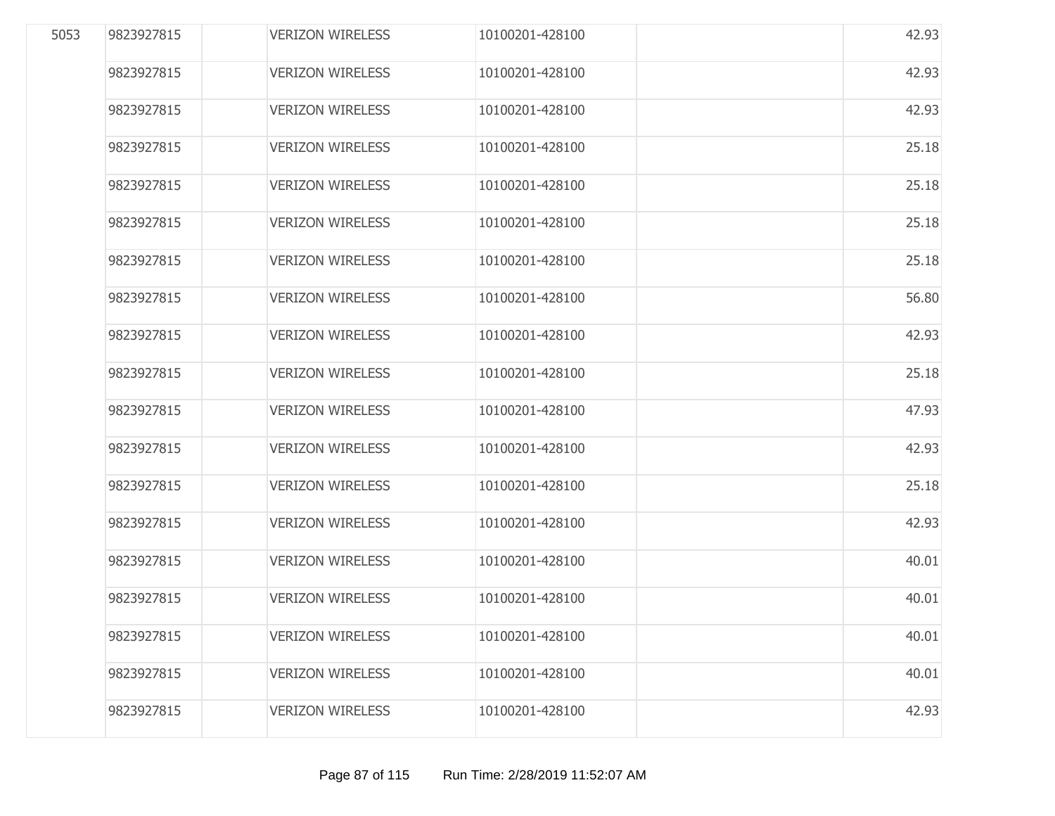| | | | | | | |
|---|---|---|---|---|---|---|
| 5053 | 9823927815 | | VERIZON WIRELESS | 10100201-428100 | | 42.93 |
| | 9823927815 | | VERIZON WIRELESS | 10100201-428100 | | 42.93 |
| | 9823927815 | | VERIZON WIRELESS | 10100201-428100 | | 42.93 |
| | 9823927815 | | VERIZON WIRELESS | 10100201-428100 | | 25.18 |
| | 9823927815 | | VERIZON WIRELESS | 10100201-428100 | | 25.18 |
| | 9823927815 | | VERIZON WIRELESS | 10100201-428100 | | 25.18 |
| | 9823927815 | | VERIZON WIRELESS | 10100201-428100 | | 25.18 |
| | 9823927815 | | VERIZON WIRELESS | 10100201-428100 | | 56.80 |
| | 9823927815 | | VERIZON WIRELESS | 10100201-428100 | | 42.93 |
| | 9823927815 | | VERIZON WIRELESS | 10100201-428100 | | 25.18 |
| | 9823927815 | | VERIZON WIRELESS | 10100201-428100 | | 47.93 |
| | 9823927815 | | VERIZON WIRELESS | 10100201-428100 | | 42.93 |
| | 9823927815 | | VERIZON WIRELESS | 10100201-428100 | | 25.18 |
| | 9823927815 | | VERIZON WIRELESS | 10100201-428100 | | 42.93 |
| | 9823927815 | | VERIZON WIRELESS | 10100201-428100 | | 40.01 |
| | 9823927815 | | VERIZON WIRELESS | 10100201-428100 | | 40.01 |
| | 9823927815 | | VERIZON WIRELESS | 10100201-428100 | | 40.01 |
| | 9823927815 | | VERIZON WIRELESS | 10100201-428100 | | 40.01 |
| | 9823927815 | | VERIZON WIRELESS | 10100201-428100 | | 42.93 |

Run Time: 2/28/2019 11:52:07 AM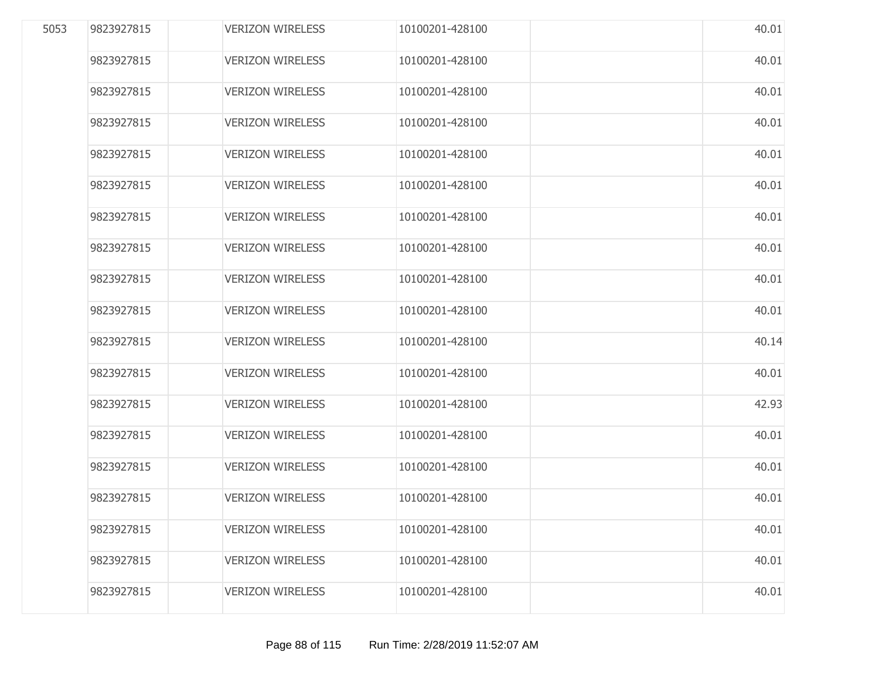| | | | | | | |
|---|---|---|---|---|---|---|
| 5053 | 9823927815 | | VERIZON WIRELESS | 10100201-428100 | | 40.01 |
| | 9823927815 | | VERIZON WIRELESS | 10100201-428100 | | 40.01 |
| | 9823927815 | | VERIZON WIRELESS | 10100201-428100 | | 40.01 |
| | 9823927815 | | VERIZON WIRELESS | 10100201-428100 | | 40.01 |
| | 9823927815 | | VERIZON WIRELESS | 10100201-428100 | | 40.01 |
| | 9823927815 | | VERIZON WIRELESS | 10100201-428100 | | 40.01 |
| | 9823927815 | | VERIZON WIRELESS | 10100201-428100 | | 40.01 |
| | 9823927815 | | VERIZON WIRELESS | 10100201-428100 | | 40.01 |
| | 9823927815 | | VERIZON WIRELESS | 10100201-428100 | | 40.01 |
| | 9823927815 | | VERIZON WIRELESS | 10100201-428100 | | 40.01 |
| | 9823927815 | | VERIZON WIRELESS | 10100201-428100 | | 40.14 |
| | 9823927815 | | VERIZON WIRELESS | 10100201-428100 | | 40.01 |
| | 9823927815 | | VERIZON WIRELESS | 10100201-428100 | | 42.93 |
| | 9823927815 | | VERIZON WIRELESS | 10100201-428100 | | 40.01 |
| | 9823927815 | | VERIZON WIRELESS | 10100201-428100 | | 40.01 |
| | 9823927815 | | VERIZON WIRELESS | 10100201-428100 | | 40.01 |
| | 9823927815 | | VERIZON WIRELESS | 10100201-428100 | | 40.01 |
| | 9823927815 | | VERIZON WIRELESS | 10100201-428100 | | 40.01 |
| | 9823927815 | | VERIZON WIRELESS | 10100201-428100 | | 40.01 |

Run Time: 2/28/2019 11:52:07 AM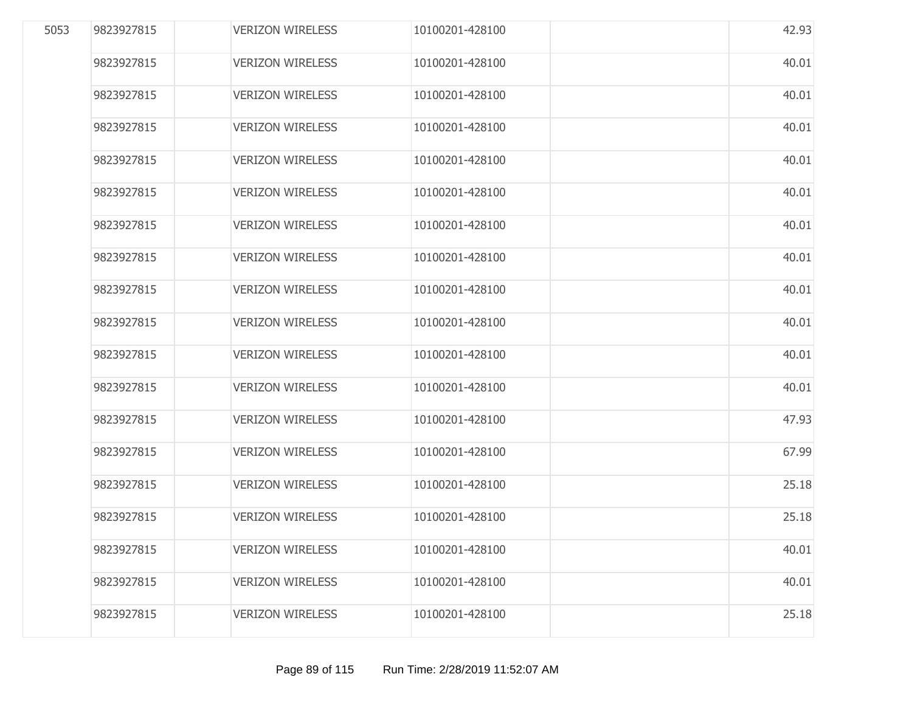| | | | | | | |
|---|---|---|---|---|---|---|
| 5053 | 9823927815 | | VERIZON WIRELESS | 10100201-428100 | | 42.93 |
| | 9823927815 | | VERIZON WIRELESS | 10100201-428100 | | 40.01 |
| | 9823927815 | | VERIZON WIRELESS | 10100201-428100 | | 40.01 |
| | 9823927815 | | VERIZON WIRELESS | 10100201-428100 | | 40.01 |
| | 9823927815 | | VERIZON WIRELESS | 10100201-428100 | | 40.01 |
| | 9823927815 | | VERIZON WIRELESS | 10100201-428100 | | 40.01 |
| | 9823927815 | | VERIZON WIRELESS | 10100201-428100 | | 40.01 |
| | 9823927815 | | VERIZON WIRELESS | 10100201-428100 | | 40.01 |
| | 9823927815 | | VERIZON WIRELESS | 10100201-428100 | | 40.01 |
| | 9823927815 | | VERIZON WIRELESS | 10100201-428100 | | 40.01 |
| | 9823927815 | | VERIZON WIRELESS | 10100201-428100 | | 40.01 |
| | 9823927815 | | VERIZON WIRELESS | 10100201-428100 | | 40.01 |
| | 9823927815 | | VERIZON WIRELESS | 10100201-428100 | | 47.93 |
| | 9823927815 | | VERIZON WIRELESS | 10100201-428100 | | 67.99 |
| | 9823927815 | | VERIZON WIRELESS | 10100201-428100 | | 25.18 |
| | 9823927815 | | VERIZON WIRELESS | 10100201-428100 | | 25.18 |
| | 9823927815 | | VERIZON WIRELESS | 10100201-428100 | | 40.01 |
| | 9823927815 | | VERIZON WIRELESS | 10100201-428100 | | 40.01 |
| | 9823927815 | | VERIZON WIRELESS | 10100201-428100 | | 25.18 |

Run Time: 2/28/2019 11:52:07 AM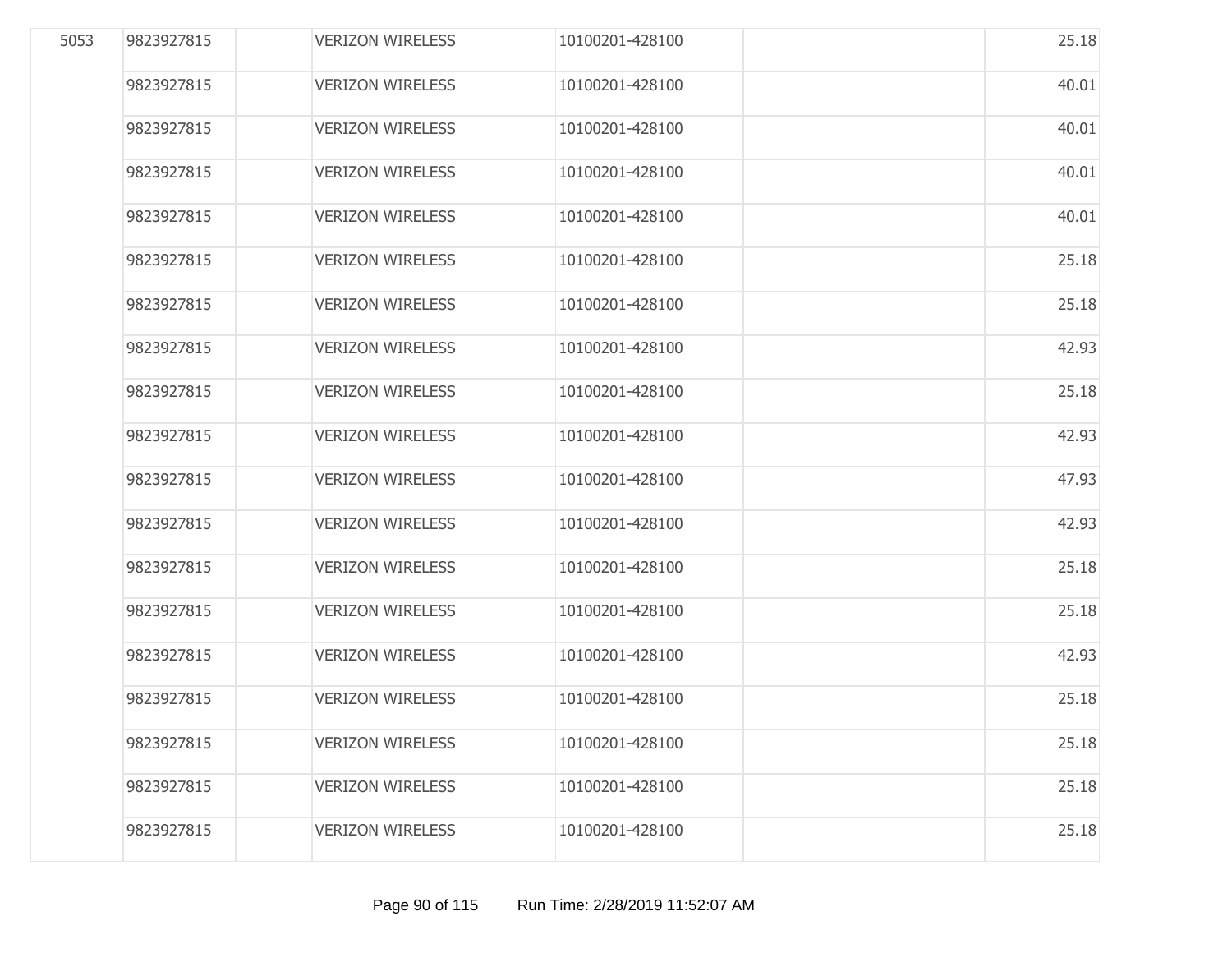| | | | | | | |
|---|---|---|---|---|---|---|
| 5053 | 9823927815 | | VERIZON WIRELESS | 10100201-428100 | | 25.18 |
| | 9823927815 | | VERIZON WIRELESS | 10100201-428100 | | 40.01 |
| | 9823927815 | | VERIZON WIRELESS | 10100201-428100 | | 40.01 |
| | 9823927815 | | VERIZON WIRELESS | 10100201-428100 | | 40.01 |
| | 9823927815 | | VERIZON WIRELESS | 10100201-428100 | | 40.01 |
| | 9823927815 | | VERIZON WIRELESS | 10100201-428100 | | 25.18 |
| | 9823927815 | | VERIZON WIRELESS | 10100201-428100 | | 25.18 |
| | 9823927815 | | VERIZON WIRELESS | 10100201-428100 | | 42.93 |
| | 9823927815 | | VERIZON WIRELESS | 10100201-428100 | | 25.18 |
| | 9823927815 | | VERIZON WIRELESS | 10100201-428100 | | 42.93 |
| | 9823927815 | | VERIZON WIRELESS | 10100201-428100 | | 47.93 |
| | 9823927815 | | VERIZON WIRELESS | 10100201-428100 | | 42.93 |
| | 9823927815 | | VERIZON WIRELESS | 10100201-428100 | | 25.18 |
| | 9823927815 | | VERIZON WIRELESS | 10100201-428100 | | 25.18 |
| | 9823927815 | | VERIZON WIRELESS | 10100201-428100 | | 42.93 |
| | 9823927815 | | VERIZON WIRELESS | 10100201-428100 | | 25.18 |
| | 9823927815 | | VERIZON WIRELESS | 10100201-428100 | | 25.18 |
| | 9823927815 | | VERIZON WIRELESS | 10100201-428100 | | 25.18 |
| | 9823927815 | | VERIZON WIRELESS | 10100201-428100 | | 25.18 |

Run Time: 2/28/2019 11:52:07 AM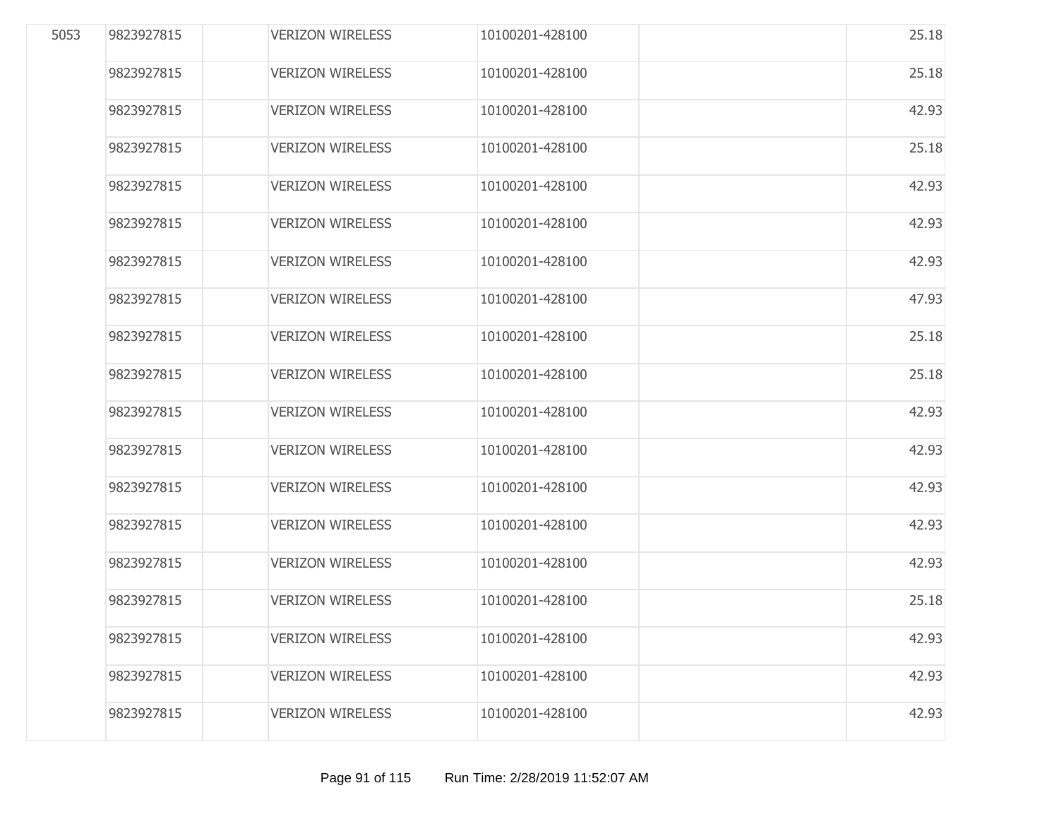| | | | | | | |
|---|---|---|---|---|---|---|
| 5053 | 9823927815 | | VERIZON WIRELESS | 10100201-428100 | | 25.18 |
| | 9823927815 | | VERIZON WIRELESS | 10100201-428100 | | 25.18 |
| | 9823927815 | | VERIZON WIRELESS | 10100201-428100 | | 42.93 |
| | 9823927815 | | VERIZON WIRELESS | 10100201-428100 | | 25.18 |
| | 9823927815 | | VERIZON WIRELESS | 10100201-428100 | | 42.93 |
| | 9823927815 | | VERIZON WIRELESS | 10100201-428100 | | 42.93 |
| | 9823927815 | | VERIZON WIRELESS | 10100201-428100 | | 42.93 |
| | 9823927815 | | VERIZON WIRELESS | 10100201-428100 | | 47.93 |
| | 9823927815 | | VERIZON WIRELESS | 10100201-428100 | | 25.18 |
| | 9823927815 | | VERIZON WIRELESS | 10100201-428100 | | 25.18 |
| | 9823927815 | | VERIZON WIRELESS | 10100201-428100 | | 42.93 |
| | 9823927815 | | VERIZON WIRELESS | 10100201-428100 | | 42.93 |
| | 9823927815 | | VERIZON WIRELESS | 10100201-428100 | | 42.93 |
| | 9823927815 | | VERIZON WIRELESS | 10100201-428100 | | 42.93 |
| | 9823927815 | | VERIZON WIRELESS | 10100201-428100 | | 42.93 |
| | 9823927815 | | VERIZON WIRELESS | 10100201-428100 | | 25.18 |
| | 9823927815 | | VERIZON WIRELESS | 10100201-428100 | | 42.93 |
| | 9823927815 | | VERIZON WIRELESS | 10100201-428100 | | 42.93 |
| | 9823927815 | | VERIZON WIRELESS | 10100201-428100 | | 42.93 |

Run Time: 2/28/2019 11:52:07 AM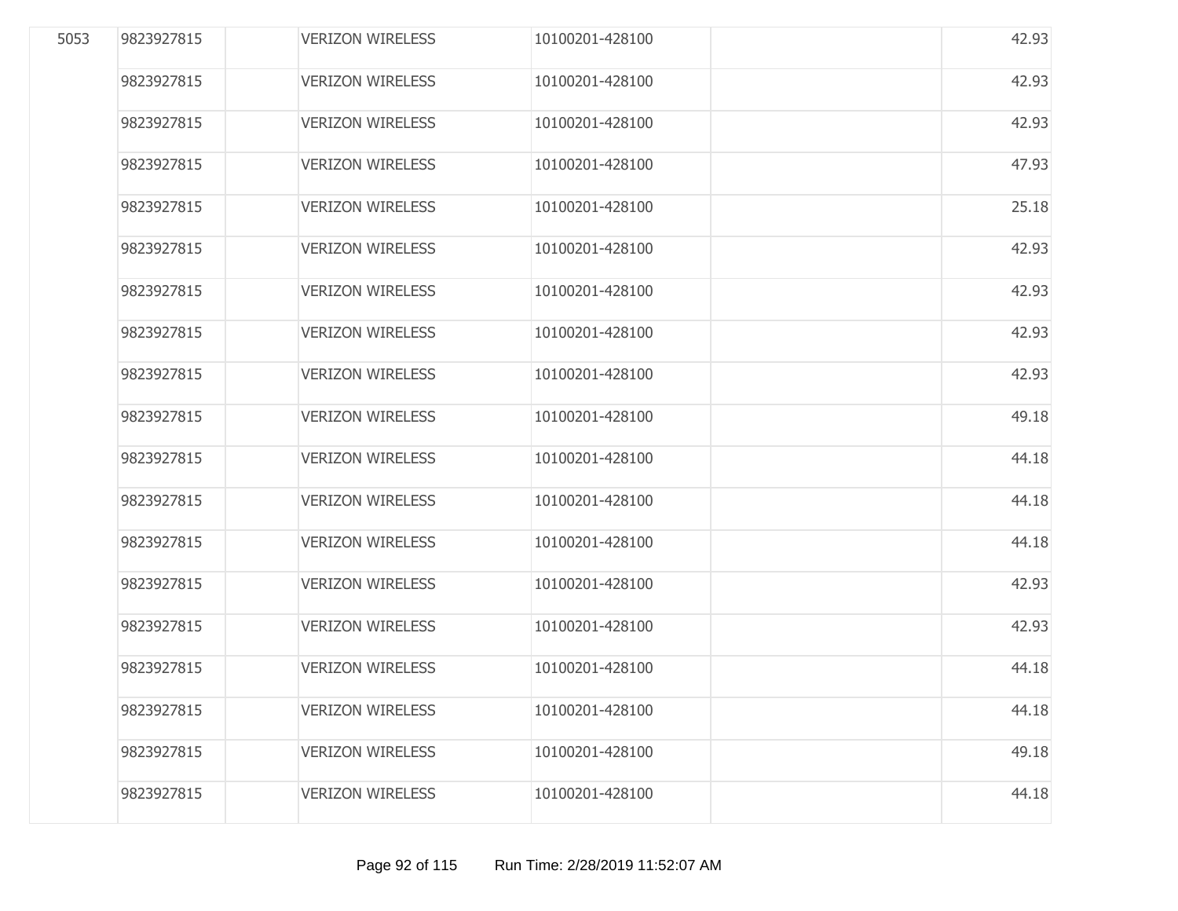| | | | | | | |
|---|---|---|---|---|---|---|
| 5053 | 9823927815 | | VERIZON WIRELESS | 10100201-428100 | | 42.93 |
| | 9823927815 | | VERIZON WIRELESS | 10100201-428100 | | 42.93 |
| | 9823927815 | | VERIZON WIRELESS | 10100201-428100 | | 42.93 |
| | 9823927815 | | VERIZON WIRELESS | 10100201-428100 | | 47.93 |
| | 9823927815 | | VERIZON WIRELESS | 10100201-428100 | | 25.18 |
| | 9823927815 | | VERIZON WIRELESS | 10100201-428100 | | 42.93 |
| | 9823927815 | | VERIZON WIRELESS | 10100201-428100 | | 42.93 |
| | 9823927815 | | VERIZON WIRELESS | 10100201-428100 | | 42.93 |
| | 9823927815 | | VERIZON WIRELESS | 10100201-428100 | | 42.93 |
| | 9823927815 | | VERIZON WIRELESS | 10100201-428100 | | 49.18 |
| | 9823927815 | | VERIZON WIRELESS | 10100201-428100 | | 44.18 |
| | 9823927815 | | VERIZON WIRELESS | 10100201-428100 | | 44.18 |
| | 9823927815 | | VERIZON WIRELESS | 10100201-428100 | | 44.18 |
| | 9823927815 | | VERIZON WIRELESS | 10100201-428100 | | 42.93 |
| | 9823927815 | | VERIZON WIRELESS | 10100201-428100 | | 42.93 |
| | 9823927815 | | VERIZON WIRELESS | 10100201-428100 | | 44.18 |
| | 9823927815 | | VERIZON WIRELESS | 10100201-428100 | | 44.18 |
| | 9823927815 | | VERIZON WIRELESS | 10100201-428100 | | 49.18 |
| | 9823927815 | | VERIZON WIRELESS | 10100201-428100 | | 44.18 |

Run Time: 2/28/2019 11:52:07 AM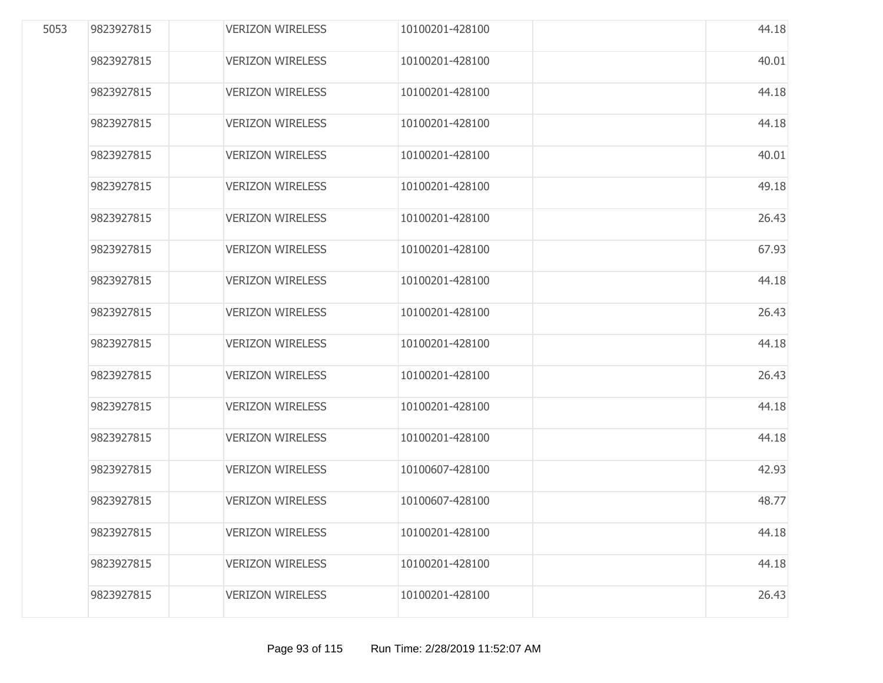| | | | | | | |
|---|---|---|---|---|---|---|
| 5053 | 9823927815 | | VERIZON WIRELESS | 10100201-428100 | | 44.18 |
| | 9823927815 | | VERIZON WIRELESS | 10100201-428100 | | 40.01 |
| | 9823927815 | | VERIZON WIRELESS | 10100201-428100 | | 44.18 |
| | 9823927815 | | VERIZON WIRELESS | 10100201-428100 | | 44.18 |
| | 9823927815 | | VERIZON WIRELESS | 10100201-428100 | | 40.01 |
| | 9823927815 | | VERIZON WIRELESS | 10100201-428100 | | 49.18 |
| | 9823927815 | | VERIZON WIRELESS | 10100201-428100 | | 26.43 |
| | 9823927815 | | VERIZON WIRELESS | 10100201-428100 | | 67.93 |
| | 9823927815 | | VERIZON WIRELESS | 10100201-428100 | | 44.18 |
| | 9823927815 | | VERIZON WIRELESS | 10100201-428100 | | 26.43 |
| | 9823927815 | | VERIZON WIRELESS | 10100201-428100 | | 44.18 |
| | 9823927815 | | VERIZON WIRELESS | 10100201-428100 | | 26.43 |
| | 9823927815 | | VERIZON WIRELESS | 10100201-428100 | | 44.18 |
| | 9823927815 | | VERIZON WIRELESS | 10100201-428100 | | 44.18 |
| | 9823927815 | | VERIZON WIRELESS | 10100607-428100 | | 42.93 |
| | 9823927815 | | VERIZON WIRELESS | 10100607-428100 | | 48.77 |
| | 9823927815 | | VERIZON WIRELESS | 10100201-428100 | | 44.18 |
| | 9823927815 | | VERIZON WIRELESS | 10100201-428100 | | 44.18 |
| | 9823927815 | | VERIZON WIRELESS | 10100201-428100 | | 26.43 |

Run Time: 2/28/2019 11:52:07 AM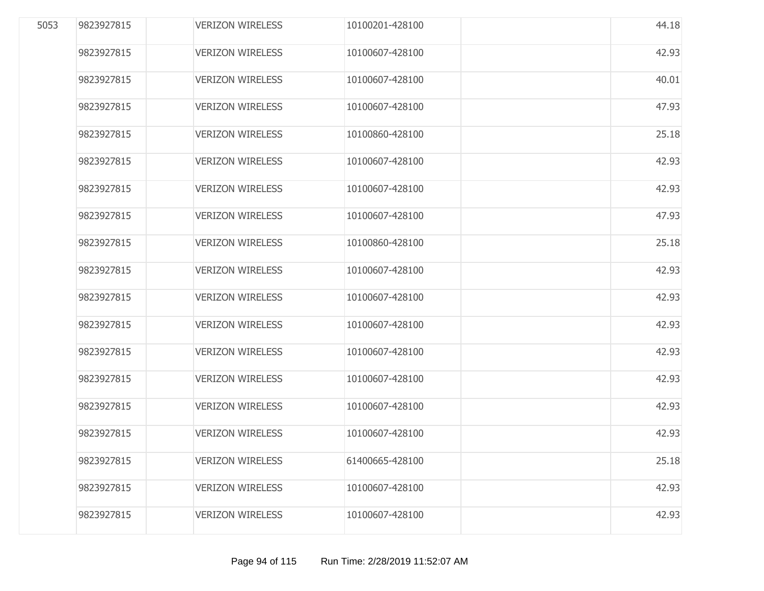| | | | | | | |
|---|---|---|---|---|---|---|
| 5053 | 9823927815 | | VERIZON WIRELESS | 10100201-428100 | | 44.18 |
| | 9823927815 | | VERIZON WIRELESS | 10100607-428100 | | 42.93 |
| | 9823927815 | | VERIZON WIRELESS | 10100607-428100 | | 40.01 |
| | 9823927815 | | VERIZON WIRELESS | 10100607-428100 | | 47.93 |
| | 9823927815 | | VERIZON WIRELESS | 10100860-428100 | | 25.18 |
| | 9823927815 | | VERIZON WIRELESS | 10100607-428100 | | 42.93 |
| | 9823927815 | | VERIZON WIRELESS | 10100607-428100 | | 42.93 |
| | 9823927815 | | VERIZON WIRELESS | 10100607-428100 | | 47.93 |
| | 9823927815 | | VERIZON WIRELESS | 10100860-428100 | | 25.18 |
| | 9823927815 | | VERIZON WIRELESS | 10100607-428100 | | 42.93 |
| | 9823927815 | | VERIZON WIRELESS | 10100607-428100 | | 42.93 |
| | 9823927815 | | VERIZON WIRELESS | 10100607-428100 | | 42.93 |
| | 9823927815 | | VERIZON WIRELESS | 10100607-428100 | | 42.93 |
| | 9823927815 | | VERIZON WIRELESS | 10100607-428100 | | 42.93 |
| | 9823927815 | | VERIZON WIRELESS | 10100607-428100 | | 42.93 |
| | 9823927815 | | VERIZON WIRELESS | 10100607-428100 | | 42.93 |
| | 9823927815 | | VERIZON WIRELESS | 61400665-428100 | | 25.18 |
| | 9823927815 | | VERIZON WIRELESS | 10100607-428100 | | 42.93 |
| | 9823927815 | | VERIZON WIRELESS | 10100607-428100 | | 42.93 |

Run Time: 2/28/2019 11:52:07 AM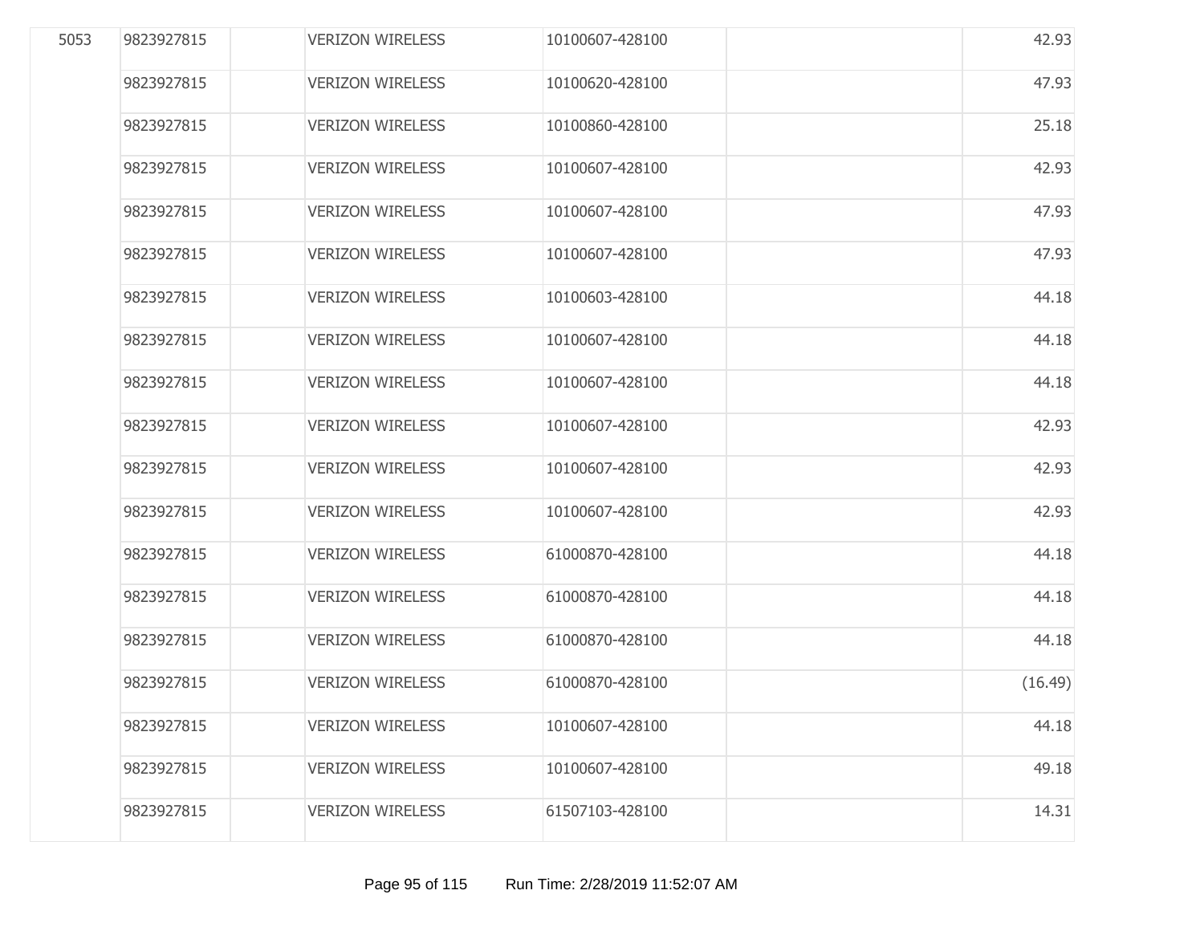| | | | | | | |
|---|---|---|---|---|---|---|
| 5053 | 9823927815 | | VERIZON WIRELESS | 10100607-428100 | | 42.93 |
| | 9823927815 | | VERIZON WIRELESS | 10100620-428100 | | 47.93 |
| | 9823927815 | | VERIZON WIRELESS | 10100860-428100 | | 25.18 |
| | 9823927815 | | VERIZON WIRELESS | 10100607-428100 | | 42.93 |
| | 9823927815 | | VERIZON WIRELESS | 10100607-428100 | | 47.93 |
| | 9823927815 | | VERIZON WIRELESS | 10100607-428100 | | 47.93 |
| | 9823927815 | | VERIZON WIRELESS | 10100603-428100 | | 44.18 |
| | 9823927815 | | VERIZON WIRELESS | 10100607-428100 | | 44.18 |
| | 9823927815 | | VERIZON WIRELESS | 10100607-428100 | | 44.18 |
| | 9823927815 | | VERIZON WIRELESS | 10100607-428100 | | 42.93 |
| | 9823927815 | | VERIZON WIRELESS | 10100607-428100 | | 42.93 |
| | 9823927815 | | VERIZON WIRELESS | 10100607-428100 | | 42.93 |
| | 9823927815 | | VERIZON WIRELESS | 61000870-428100 | | 44.18 |
| | 9823927815 | | VERIZON WIRELESS | 61000870-428100 | | 44.18 |
| | 9823927815 | | VERIZON WIRELESS | 61000870-428100 | | 44.18 |
| | 9823927815 | | VERIZON WIRELESS | 61000870-428100 | | (16.49) |
| | 9823927815 | | VERIZON WIRELESS | 10100607-428100 | | 44.18 |
| | 9823927815 | | VERIZON WIRELESS | 10100607-428100 | | 49.18 |
| | 9823927815 | | VERIZON WIRELESS | 61507103-428100 | | 14.31 |

Run Time: 2/28/2019 11:52:07 AM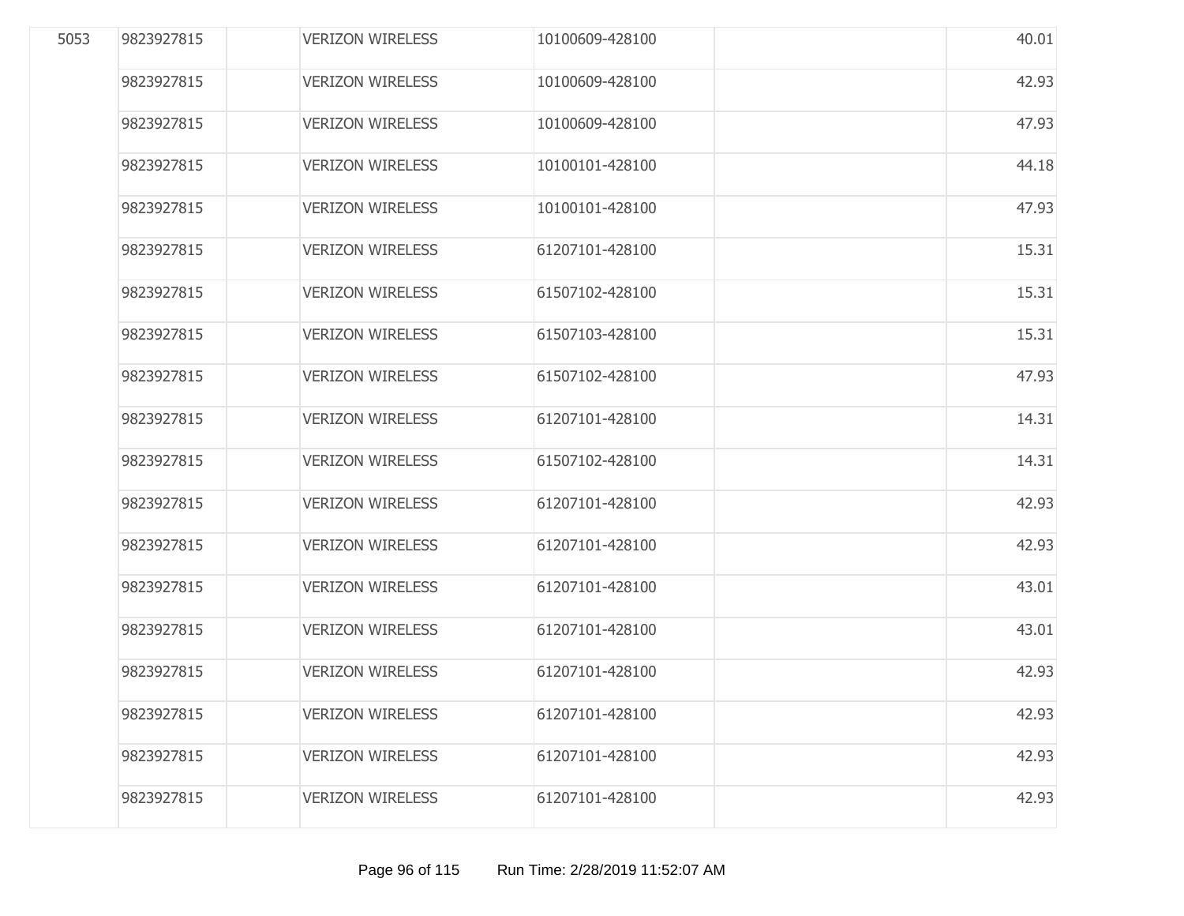| | | | | | | |
|---|---|---|---|---|---|---|
| 5053 | 9823927815 | | VERIZON WIRELESS | 10100609-428100 | | 40.01 |
| | 9823927815 | | VERIZON WIRELESS | 10100609-428100 | | 42.93 |
| | 9823927815 | | VERIZON WIRELESS | 10100609-428100 | | 47.93 |
| | 9823927815 | | VERIZON WIRELESS | 10100101-428100 | | 44.18 |
| | 9823927815 | | VERIZON WIRELESS | 10100101-428100 | | 47.93 |
| | 9823927815 | | VERIZON WIRELESS | 61207101-428100 | | 15.31 |
| | 9823927815 | | VERIZON WIRELESS | 61507102-428100 | | 15.31 |
| | 9823927815 | | VERIZON WIRELESS | 61507103-428100 | | 15.31 |
| | 9823927815 | | VERIZON WIRELESS | 61507102-428100 | | 47.93 |
| | 9823927815 | | VERIZON WIRELESS | 61207101-428100 | | 14.31 |
| | 9823927815 | | VERIZON WIRELESS | 61507102-428100 | | 14.31 |
| | 9823927815 | | VERIZON WIRELESS | 61207101-428100 | | 42.93 |
| | 9823927815 | | VERIZON WIRELESS | 61207101-428100 | | 42.93 |
| | 9823927815 | | VERIZON WIRELESS | 61207101-428100 | | 43.01 |
| | 9823927815 | | VERIZON WIRELESS | 61207101-428100 | | 43.01 |
| | 9823927815 | | VERIZON WIRELESS | 61207101-428100 | | 42.93 |
| | 9823927815 | | VERIZON WIRELESS | 61207101-428100 | | 42.93 |
| | 9823927815 | | VERIZON WIRELESS | 61207101-428100 | | 42.93 |
| | 9823927815 | | VERIZON WIRELESS | 61207101-428100 | | 42.93 |

Run Time: 2/28/2019 11:52:07 AM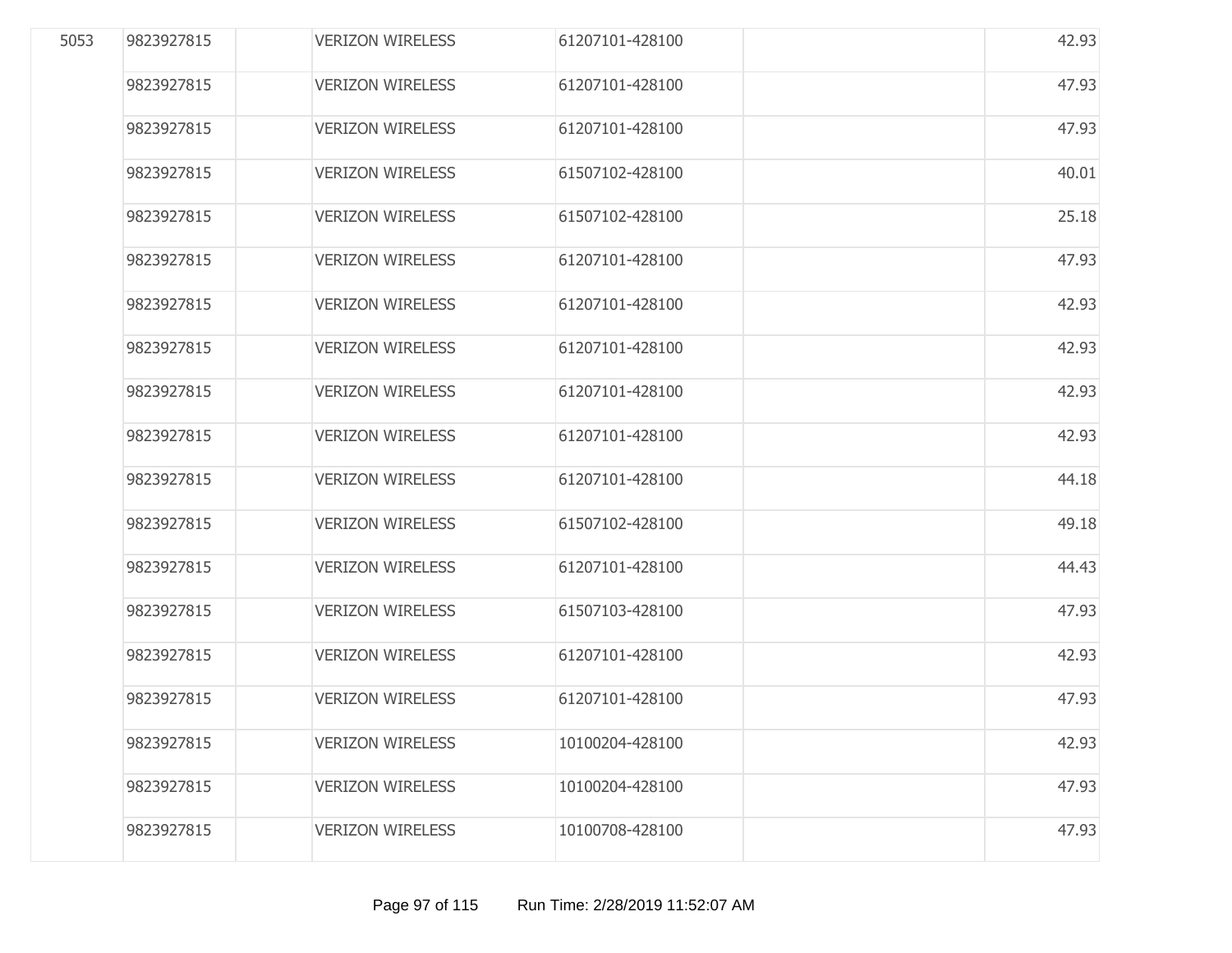| | | | | | | |
|---|---|---|---|---|---|---|
| 5053 | 9823927815 | | VERIZON WIRELESS | 61207101-428100 | | 42.93 |
| | 9823927815 | | VERIZON WIRELESS | 61207101-428100 | | 47.93 |
| | 9823927815 | | VERIZON WIRELESS | 61207101-428100 | | 47.93 |
| | 9823927815 | | VERIZON WIRELESS | 61507102-428100 | | 40.01 |
| | 9823927815 | | VERIZON WIRELESS | 61507102-428100 | | 25.18 |
| | 9823927815 | | VERIZON WIRELESS | 61207101-428100 | | 47.93 |
| | 9823927815 | | VERIZON WIRELESS | 61207101-428100 | | 42.93 |
| | 9823927815 | | VERIZON WIRELESS | 61207101-428100 | | 42.93 |
| | 9823927815 | | VERIZON WIRELESS | 61207101-428100 | | 42.93 |
| | 9823927815 | | VERIZON WIRELESS | 61207101-428100 | | 42.93 |
| | 9823927815 | | VERIZON WIRELESS | 61207101-428100 | | 44.18 |
| | 9823927815 | | VERIZON WIRELESS | 61507102-428100 | | 49.18 |
| | 9823927815 | | VERIZON WIRELESS | 61207101-428100 | | 44.43 |
| | 9823927815 | | VERIZON WIRELESS | 61507103-428100 | | 47.93 |
| | 9823927815 | | VERIZON WIRELESS | 61207101-428100 | | 42.93 |
| | 9823927815 | | VERIZON WIRELESS | 61207101-428100 | | 47.93 |
| | 9823927815 | | VERIZON WIRELESS | 10100204-428100 | | 42.93 |
| | 9823927815 | | VERIZON WIRELESS | 10100204-428100 | | 47.93 |
| | 9823927815 | | VERIZON WIRELESS | 10100708-428100 | | 47.93 |

Run Time: 2/28/2019 11:52:07 AM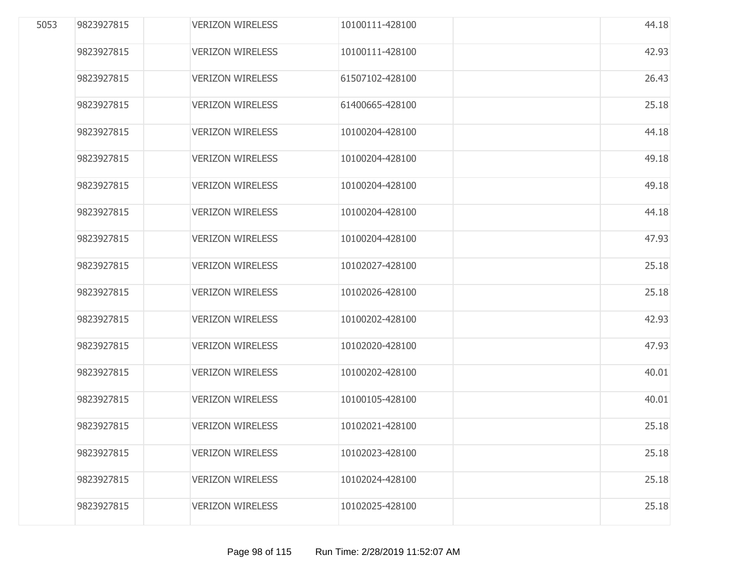| | | | | | | |
|---|---|---|---|---|---|---|
| 5053 | 9823927815 | | VERIZON WIRELESS | 10100111-428100 | | 44.18 |
| | 9823927815 | | VERIZON WIRELESS | 10100111-428100 | | 42.93 |
| | 9823927815 | | VERIZON WIRELESS | 61507102-428100 | | 26.43 |
| | 9823927815 | | VERIZON WIRELESS | 61400665-428100 | | 25.18 |
| | 9823927815 | | VERIZON WIRELESS | 10100204-428100 | | 44.18 |
| | 9823927815 | | VERIZON WIRELESS | 10100204-428100 | | 49.18 |
| | 9823927815 | | VERIZON WIRELESS | 10100204-428100 | | 49.18 |
| | 9823927815 | | VERIZON WIRELESS | 10100204-428100 | | 44.18 |
| | 9823927815 | | VERIZON WIRELESS | 10100204-428100 | | 47.93 |
| | 9823927815 | | VERIZON WIRELESS | 10102027-428100 | | 25.18 |
| | 9823927815 | | VERIZON WIRELESS | 10102026-428100 | | 25.18 |
| | 9823927815 | | VERIZON WIRELESS | 10100202-428100 | | 42.93 |
| | 9823927815 | | VERIZON WIRELESS | 10102020-428100 | | 47.93 |
| | 9823927815 | | VERIZON WIRELESS | 10100202-428100 | | 40.01 |
| | 9823927815 | | VERIZON WIRELESS | 10100105-428100 | | 40.01 |
| | 9823927815 | | VERIZON WIRELESS | 10102021-428100 | | 25.18 |
| | 9823927815 | | VERIZON WIRELESS | 10102023-428100 | | 25.18 |
| | 9823927815 | | VERIZON WIRELESS | 10102024-428100 | | 25.18 |
| | 9823927815 | | VERIZON WIRELESS | 10102025-428100 | | 25.18 |

Run Time: 2/28/2019 11:52:07 AM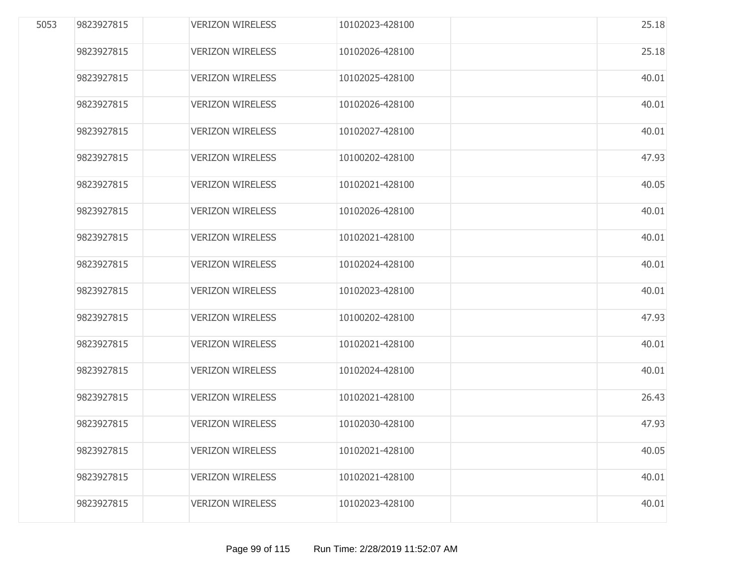| | | | | | | |
|---|---|---|---|---|---|---|
| 5053 | 9823927815 | | VERIZON WIRELESS | 10102023-428100 | | 25.18 |
| | 9823927815 | | VERIZON WIRELESS | 10102026-428100 | | 25.18 |
| | 9823927815 | | VERIZON WIRELESS | 10102025-428100 | | 40.01 |
| | 9823927815 | | VERIZON WIRELESS | 10102026-428100 | | 40.01 |
| | 9823927815 | | VERIZON WIRELESS | 10102027-428100 | | 40.01 |
| | 9823927815 | | VERIZON WIRELESS | 10100202-428100 | | 47.93 |
| | 9823927815 | | VERIZON WIRELESS | 10102021-428100 | | 40.05 |
| | 9823927815 | | VERIZON WIRELESS | 10102026-428100 | | 40.01 |
| | 9823927815 | | VERIZON WIRELESS | 10102021-428100 | | 40.01 |
| | 9823927815 | | VERIZON WIRELESS | 10102024-428100 | | 40.01 |
| | 9823927815 | | VERIZON WIRELESS | 10102023-428100 | | 40.01 |
| | 9823927815 | | VERIZON WIRELESS | 10100202-428100 | | 47.93 |
| | 9823927815 | | VERIZON WIRELESS | 10102021-428100 | | 40.01 |
| | 9823927815 | | VERIZON WIRELESS | 10102024-428100 | | 40.01 |
| | 9823927815 | | VERIZON WIRELESS | 10102021-428100 | | 26.43 |
| | 9823927815 | | VERIZON WIRELESS | 10102030-428100 | | 47.93 |
| | 9823927815 | | VERIZON WIRELESS | 10102021-428100 | | 40.05 |
| | 9823927815 | | VERIZON WIRELESS | 10102021-428100 | | 40.01 |
| | 9823927815 | | VERIZON WIRELESS | 10102023-428100 | | 40.01 |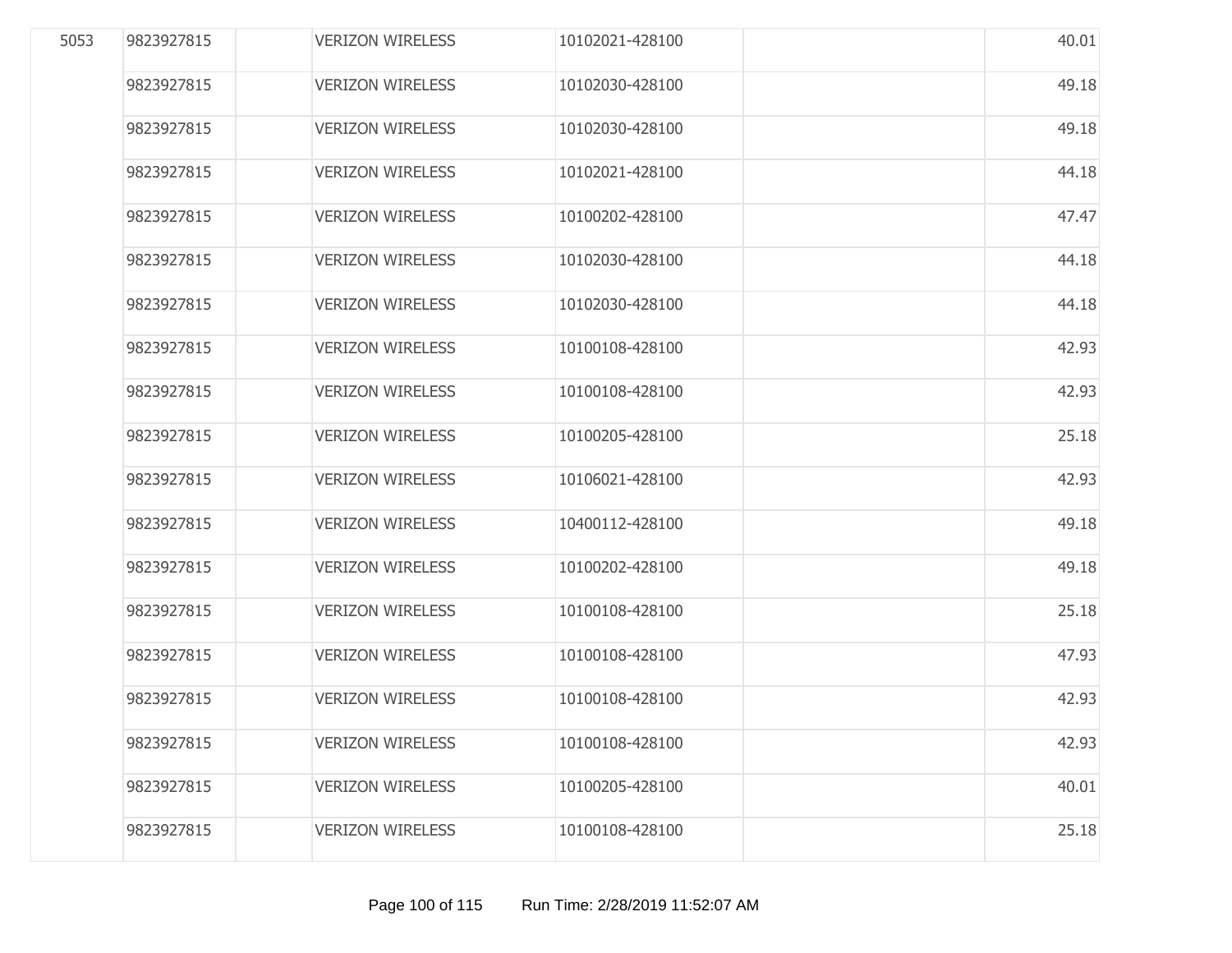| | | | | | | |
|---|---|---|---|---|---|---|
| 5053 | 9823927815 | | VERIZON WIRELESS | 10102021-428100 | | 40.01 |
| | 9823927815 | | VERIZON WIRELESS | 10102030-428100 | | 49.18 |
| | 9823927815 | | VERIZON WIRELESS | 10102030-428100 | | 49.18 |
| | 9823927815 | | VERIZON WIRELESS | 10102021-428100 | | 44.18 |
| | 9823927815 | | VERIZON WIRELESS | 10100202-428100 | | 47.47 |
| | 9823927815 | | VERIZON WIRELESS | 10102030-428100 | | 44.18 |
| | 9823927815 | | VERIZON WIRELESS | 10102030-428100 | | 44.18 |
| | 9823927815 | | VERIZON WIRELESS | 10100108-428100 | | 42.93 |
| | 9823927815 | | VERIZON WIRELESS | 10100108-428100 | | 42.93 |
| | 9823927815 | | VERIZON WIRELESS | 10100205-428100 | | 25.18 |
| | 9823927815 | | VERIZON WIRELESS | 10106021-428100 | | 42.93 |
| | 9823927815 | | VERIZON WIRELESS | 10400112-428100 | | 49.18 |
| | 9823927815 | | VERIZON WIRELESS | 10100202-428100 | | 49.18 |
| | 9823927815 | | VERIZON WIRELESS | 10100108-428100 | | 25.18 |
| | 9823927815 | | VERIZON WIRELESS | 10100108-428100 | | 47.93 |
| | 9823927815 | | VERIZON WIRELESS | 10100108-428100 | | 42.93 |
| | 9823927815 | | VERIZON WIRELESS | 10100108-428100 | | 42.93 |
| | 9823927815 | | VERIZON WIRELESS | 10100205-428100 | | 40.01 |
| | 9823927815 | | VERIZON WIRELESS | 10100108-428100 | | 25.18 |

Run Time: 2/28/2019 11:52:07 AM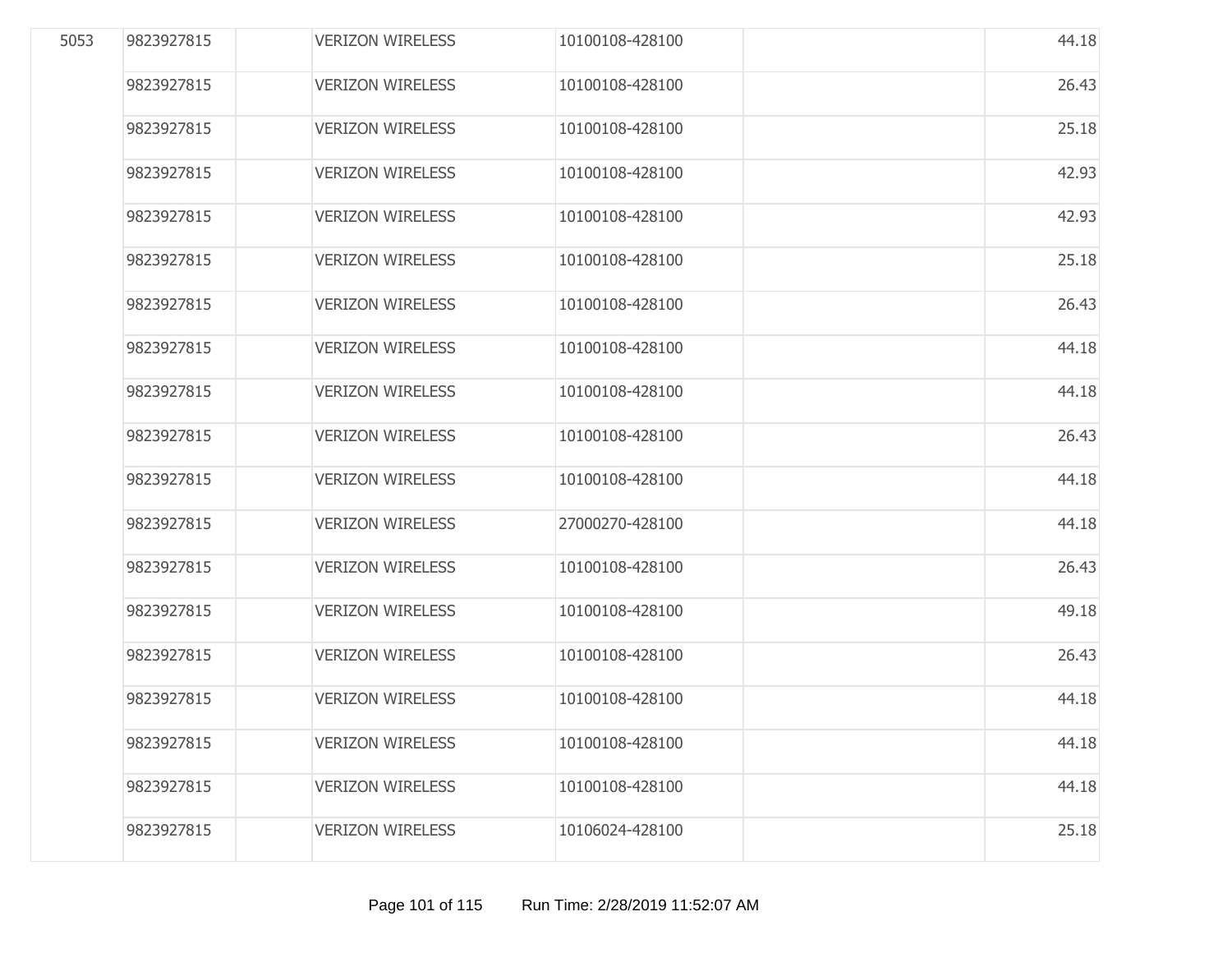| | | | | | | |
|---|---|---|---|---|---|---|
| 5053 | 9823927815 | | VERIZON WIRELESS | 10100108-428100 | | 44.18 |
| | 9823927815 | | VERIZON WIRELESS | 10100108-428100 | | 26.43 |
| | 9823927815 | | VERIZON WIRELESS | 10100108-428100 | | 25.18 |
| | 9823927815 | | VERIZON WIRELESS | 10100108-428100 | | 42.93 |
| | 9823927815 | | VERIZON WIRELESS | 10100108-428100 | | 42.93 |
| | 9823927815 | | VERIZON WIRELESS | 10100108-428100 | | 25.18 |
| | 9823927815 | | VERIZON WIRELESS | 10100108-428100 | | 26.43 |
| | 9823927815 | | VERIZON WIRELESS | 10100108-428100 | | 44.18 |
| | 9823927815 | | VERIZON WIRELESS | 10100108-428100 | | 44.18 |
| | 9823927815 | | VERIZON WIRELESS | 10100108-428100 | | 26.43 |
| | 9823927815 | | VERIZON WIRELESS | 10100108-428100 | | 44.18 |
| | 9823927815 | | VERIZON WIRELESS | 27000270-428100 | | 44.18 |
| | 9823927815 | | VERIZON WIRELESS | 10100108-428100 | | 26.43 |
| | 9823927815 | | VERIZON WIRELESS | 10100108-428100 | | 49.18 |
| | 9823927815 | | VERIZON WIRELESS | 10100108-428100 | | 26.43 |
| | 9823927815 | | VERIZON WIRELESS | 10100108-428100 | | 44.18 |
| | 9823927815 | | VERIZON WIRELESS | 10100108-428100 | | 44.18 |
| | 9823927815 | | VERIZON WIRELESS | 10100108-428100 | | 44.18 |
| | 9823927815 | | VERIZON WIRELESS | 10106024-428100 | | 25.18 |

Run Time: 2/28/2019 11:52:07 AM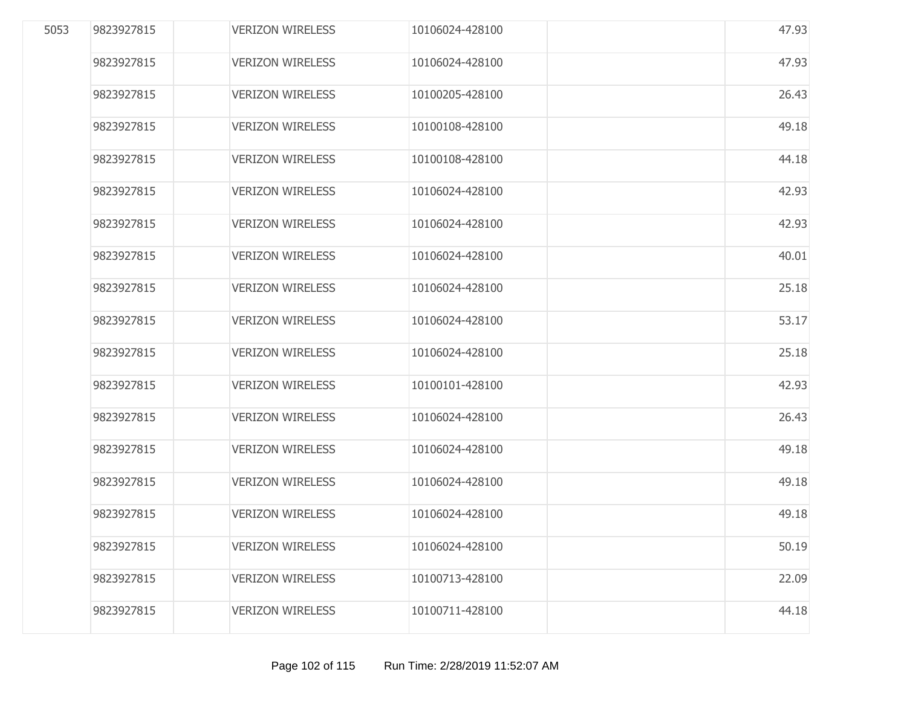| | | | | | | |
|---|---|---|---|---|---|---|
| 5053 | 9823927815 | | VERIZON WIRELESS | 10106024-428100 | | 47.93 |
| | 9823927815 | | VERIZON WIRELESS | 10106024-428100 | | 47.93 |
| | 9823927815 | | VERIZON WIRELESS | 10100205-428100 | | 26.43 |
| | 9823927815 | | VERIZON WIRELESS | 10100108-428100 | | 49.18 |
| | 9823927815 | | VERIZON WIRELESS | 10100108-428100 | | 44.18 |
| | 9823927815 | | VERIZON WIRELESS | 10106024-428100 | | 42.93 |
| | 9823927815 | | VERIZON WIRELESS | 10106024-428100 | | 42.93 |
| | 9823927815 | | VERIZON WIRELESS | 10106024-428100 | | 40.01 |
| | 9823927815 | | VERIZON WIRELESS | 10106024-428100 | | 25.18 |
| | 9823927815 | | VERIZON WIRELESS | 10106024-428100 | | 53.17 |
| | 9823927815 | | VERIZON WIRELESS | 10106024-428100 | | 25.18 |
| | 9823927815 | | VERIZON WIRELESS | 10100101-428100 | | 42.93 |
| | 9823927815 | | VERIZON WIRELESS | 10106024-428100 | | 26.43 |
| | 9823927815 | | VERIZON WIRELESS | 10106024-428100 | | 49.18 |
| | 9823927815 | | VERIZON WIRELESS | 10106024-428100 | | 49.18 |
| | 9823927815 | | VERIZON WIRELESS | 10106024-428100 | | 49.18 |
| | 9823927815 | | VERIZON WIRELESS | 10106024-428100 | | 50.19 |
| | 9823927815 | | VERIZON WIRELESS | 10100713-428100 | | 22.09 |
| | 9823927815 | | VERIZON WIRELESS | 10100711-428100 | | 44.18 |

Run Time: 2/28/2019 11:52:07 AM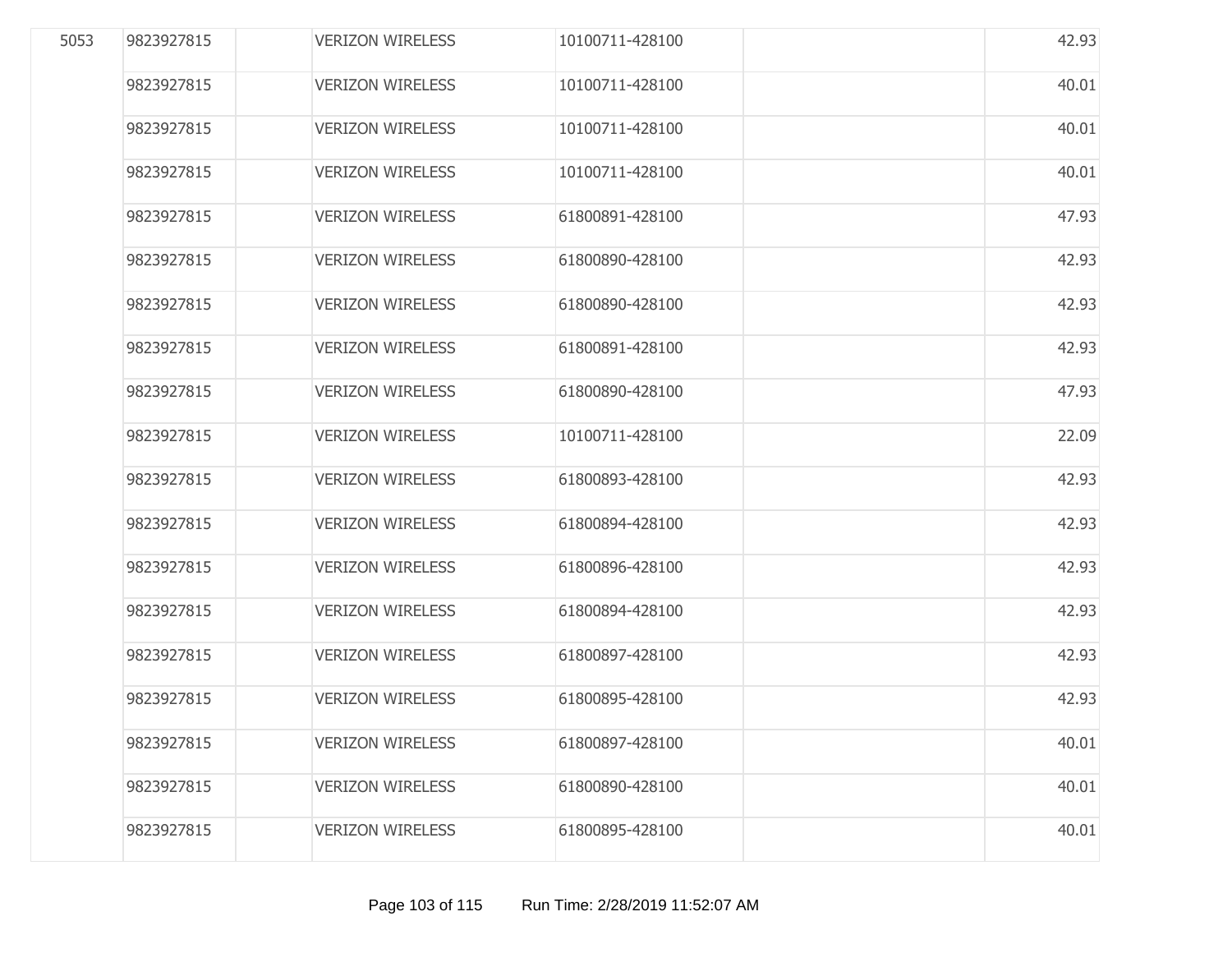| | | | | | | |
|---|---|---|---|---|---|---|
| 5053 | 9823927815 | | VERIZON WIRELESS | 10100711-428100 | | 42.93 |
| | 9823927815 | | VERIZON WIRELESS | 10100711-428100 | | 40.01 |
| | 9823927815 | | VERIZON WIRELESS | 10100711-428100 | | 40.01 |
| | 9823927815 | | VERIZON WIRELESS | 10100711-428100 | | 40.01 |
| | 9823927815 | | VERIZON WIRELESS | 61800891-428100 | | 47.93 |
| | 9823927815 | | VERIZON WIRELESS | 61800890-428100 | | 42.93 |
| | 9823927815 | | VERIZON WIRELESS | 61800890-428100 | | 42.93 |
| | 9823927815 | | VERIZON WIRELESS | 61800891-428100 | | 42.93 |
| | 9823927815 | | VERIZON WIRELESS | 61800890-428100 | | 47.93 |
| | 9823927815 | | VERIZON WIRELESS | 10100711-428100 | | 22.09 |
| | 9823927815 | | VERIZON WIRELESS | 61800893-428100 | | 42.93 |
| | 9823927815 | | VERIZON WIRELESS | 61800894-428100 | | 42.93 |
| | 9823927815 | | VERIZON WIRELESS | 61800896-428100 | | 42.93 |
| | 9823927815 | | VERIZON WIRELESS | 61800894-428100 | | 42.93 |
| | 9823927815 | | VERIZON WIRELESS | 61800897-428100 | | 42.93 |
| | 9823927815 | | VERIZON WIRELESS | 61800895-428100 | | 42.93 |
| | 9823927815 | | VERIZON WIRELESS | 61800897-428100 | | 40.01 |
| | 9823927815 | | VERIZON WIRELESS | 61800890-428100 | | 40.01 |
| | 9823927815 | | VERIZON WIRELESS | 61800895-428100 | | 40.01 |

Run Time: 2/28/2019 11:52:07 AM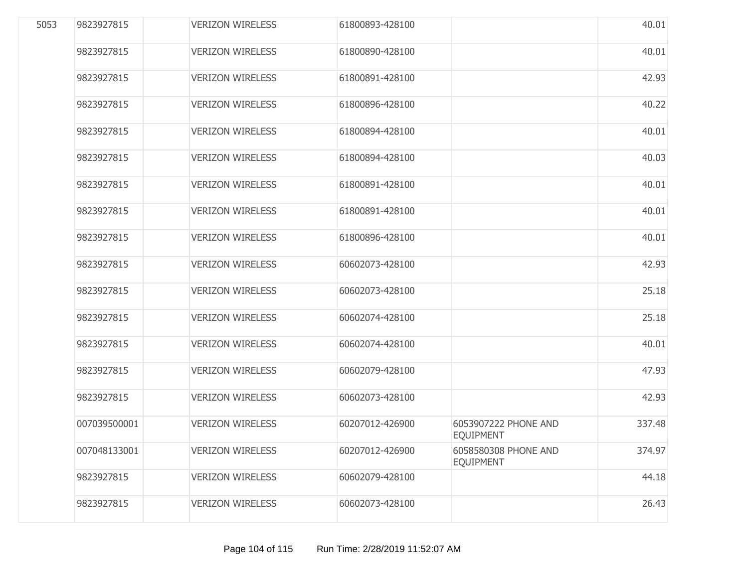| 5053 | 9823927815 | | VERIZON WIRELESS | 61800893-428100 | | 40.01 |
|---|---|---|---|---|---|---|
| | 9823927815 | | VERIZON WIRELESS | 61800890-428100 | | 40.01 |
| | 9823927815 | | VERIZON WIRELESS | 61800891-428100 | | 42.93 |
| | 9823927815 | | VERIZON WIRELESS | 61800896-428100 | | 40.22 |
| | 9823927815 | | VERIZON WIRELESS | 61800894-428100 | | 40.01 |
| | 9823927815 | | VERIZON WIRELESS | 61800894-428100 | | 40.03 |
| | 9823927815 | | VERIZON WIRELESS | 61800891-428100 | | 40.01 |
| | 9823927815 | | VERIZON WIRELESS | 61800891-428100 | | 40.01 |
| | 9823927815 | | VERIZON WIRELESS | 61800896-428100 | | 40.01 |
| | 9823927815 | | VERIZON WIRELESS | 60602073-428100 | | 42.93 |
| | 9823927815 | | VERIZON WIRELESS | 60602073-428100 | | 25.18 |
| | 9823927815 | | VERIZON WIRELESS | 60602074-428100 | | 25.18 |
| | 9823927815 | | VERIZON WIRELESS | 60602074-428100 | | 40.01 |
| | 9823927815 | | VERIZON WIRELESS | 60602079-428100 | | 47.93 |
| | 9823927815 | | VERIZON WIRELESS | 60602073-428100 | | 42.93 |
| | 007039500001 | | VERIZON WIRELESS | 60207012-426900 | 6053907222 PHONE AND EQUIPMENT | 337.48 |
| | 007048133001 | | VERIZON WIRELESS | 60207012-426900 | 6058580308 PHONE AND EQUIPMENT | 374.97 |
| | 9823927815 | | VERIZON WIRELESS | 60602079-428100 | | 44.18 |
| | 9823927815 | | VERIZON WIRELESS | 60602073-428100 | | 26.43 |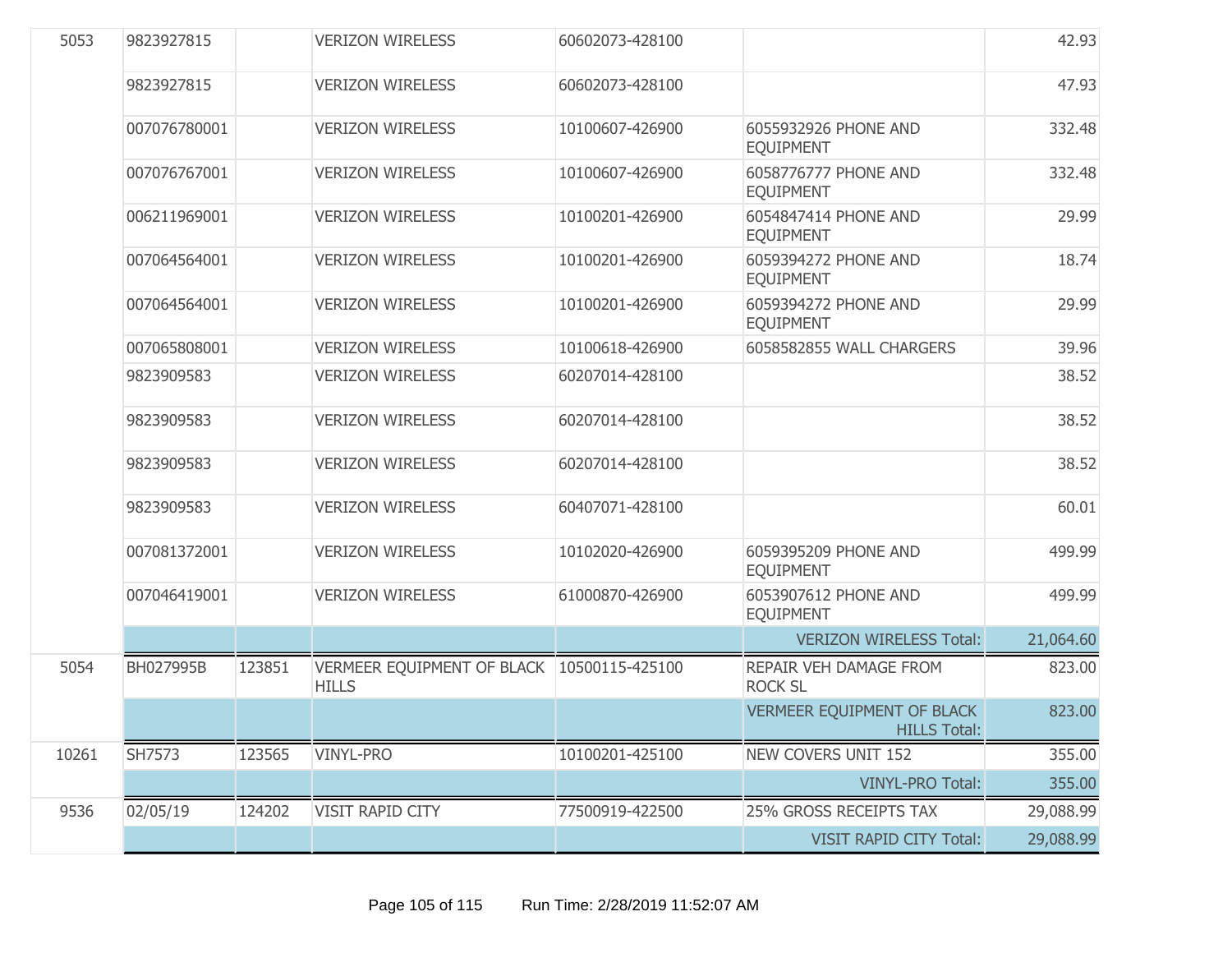| | | | | | | |
|---|---|---|---|---|---|---|
| 5053 | 9823927815 | | VERIZON WIRELESS | 60602073-428100 | | 42.93 |
| | 9823927815 | | VERIZON WIRELESS | 60602073-428100 | | 47.93 |
| | 007076780001 | | VERIZON WIRELESS | 10100607-426900 | 6055932926 PHONE AND EQUIPMENT | 332.48 |
| | 007076767001 | | VERIZON WIRELESS | 10100607-426900 | 6058776777 PHONE AND EQUIPMENT | 332.48 |
| | 006211969001 | | VERIZON WIRELESS | 10100201-426900 | 6054847414 PHONE AND EQUIPMENT | 29.99 |
| | 007064564001 | | VERIZON WIRELESS | 10100201-426900 | 6059394272 PHONE AND EQUIPMENT | 18.74 |
| | 007064564001 | | VERIZON WIRELESS | 10100201-426900 | 6059394272 PHONE AND EQUIPMENT | 29.99 |
| | 007065808001 | | VERIZON WIRELESS | 10100618-426900 | 6058582855 WALL CHARGERS | 39.96 |
| | 9823909583 | | VERIZON WIRELESS | 60207014-428100 | | 38.52 |
| | 9823909583 | | VERIZON WIRELESS | 60207014-428100 | | 38.52 |
| | 9823909583 | | VERIZON WIRELESS | 60207014-428100 | | 38.52 |
| | 9823909583 | | VERIZON WIRELESS | 60407071-428100 | | 60.01 |
| | 007081372001 | | VERIZON WIRELESS | 10102020-426900 | 6059395209 PHONE AND EQUIPMENT | 499.99 |
| | 007046419001 | | VERIZON WIRELESS | 61000870-426900 | 6053907612 PHONE AND EQUIPMENT | 499.99 |
| | | | | | VERIZON WIRELESS Total: | 21,064.60 |
| 5054 | BH027995B | 123851 | VERMEER EQUIPMENT OF BLACK HILLS | 10500115-425100 | REPAIR VEH DAMAGE FROM ROCK SL | 823.00 |
| | | | | | VERMEER EQUIPMENT OF BLACK HILLS Total: | 823.00 |
| 10261 | SH7573 | 123565 | VINYL-PRO | 10100201-425100 | NEW COVERS UNIT 152 | 355.00 |
| | | | | | VINYL-PRO Total: | 355.00 |
| 9536 | 02/05/19 | 124202 | VISIT RAPID CITY | 77500919-422500 | 25% GROSS RECEIPTS TAX | 29,088.99 |
| | | | | | VISIT RAPID CITY Total: | 29,088.99 |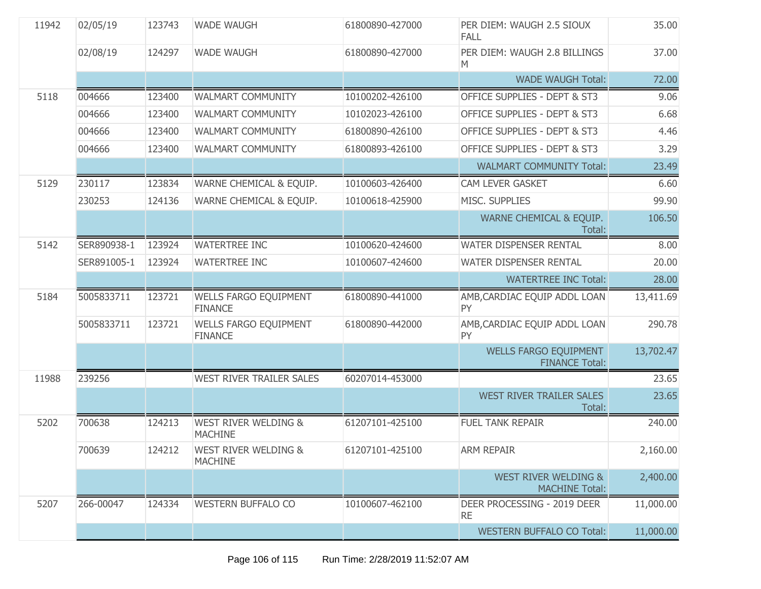| | | | | | | |
|---|---|---|---|---|---|---|
| 11942 | 02/05/19 | 123743 | WADE WAUGH | 61800890-427000 | PER DIEM: WAUGH 2.5 SIOUX FALL | 35.00 |
| | 02/08/19 | 124297 | WADE WAUGH | 61800890-427000 | PER DIEM: WAUGH 2.8 BILLINGS M | 37.00 |
| | | | | | WADE WAUGH Total: | 72.00 |
| 5118 | 004666 | 123400 | WALMART COMMUNITY | 10100202-426100 | OFFICE SUPPLIES - DEPT & ST3 | 9.06 |
| | 004666 | 123400 | WALMART COMMUNITY | 10102023-426100 | OFFICE SUPPLIES - DEPT & ST3 | 6.68 |
| | 004666 | 123400 | WALMART COMMUNITY | 61800890-426100 | OFFICE SUPPLIES - DEPT & ST3 | 4.46 |
| | 004666 | 123400 | WALMART COMMUNITY | 61800893-426100 | OFFICE SUPPLIES - DEPT & ST3 | 3.29 |
| | | | | | WALMART COMMUNITY Total: | 23.49 |
| 5129 | 230117 | 123834 | WARNE CHEMICAL & EQUIP. | 10100603-426400 | CAM LEVER GASKET | 6.60 |
| | 230253 | 124136 | WARNE CHEMICAL & EQUIP. | 10100618-425900 | MISC. SUPPLIES | 99.90 |
| | | | | | WARNE CHEMICAL & EQUIP. Total: | 106.50 |
| 5142 | SER890938-1 | 123924 | WATERTREE INC | 10100620-424600 | WATER DISPENSER RENTAL | 8.00 |
| | SER891005-1 | 123924 | WATERTREE INC | 10100607-424600 | WATER DISPENSER RENTAL | 20.00 |
| | | | | | WATERTREE INC Total: | 28.00 |
| 5184 | 5005833711 | 123721 | WELLS FARGO EQUIPMENT FINANCE | 61800890-441000 | AMB,CARDIAC EQUIP ADDL LOAN PY | 13,411.69 |
| | 5005833711 | 123721 | WELLS FARGO EQUIPMENT FINANCE | 61800890-442000 | AMB,CARDIAC EQUIP ADDL LOAN PY | 290.78 |
| | | | | | WELLS FARGO EQUIPMENT FINANCE Total: | 13,702.47 |
| 11988 | 239256 | | WEST RIVER TRAILER SALES | 60207014-453000 | | 23.65 |
| | | | | | WEST RIVER TRAILER SALES Total: | 23.65 |
| 5202 | 700638 | 124213 | WEST RIVER WELDING & MACHINE | 61207101-425100 | FUEL TANK REPAIR | 240.00 |
| | 700639 | 124212 | WEST RIVER WELDING & MACHINE | 61207101-425100 | ARM REPAIR | 2,160.00 |
| | | | | | WEST RIVER WELDING & MACHINE Total: | 2,400.00 |
| 5207 | 266-00047 | 124334 | WESTERN BUFFALO CO | 10100607-462100 | DEER PROCESSING - 2019 DEER RE | 11,000.00 |
| | | | | | WESTERN BUFFALO CO Total: | 11,000.00 |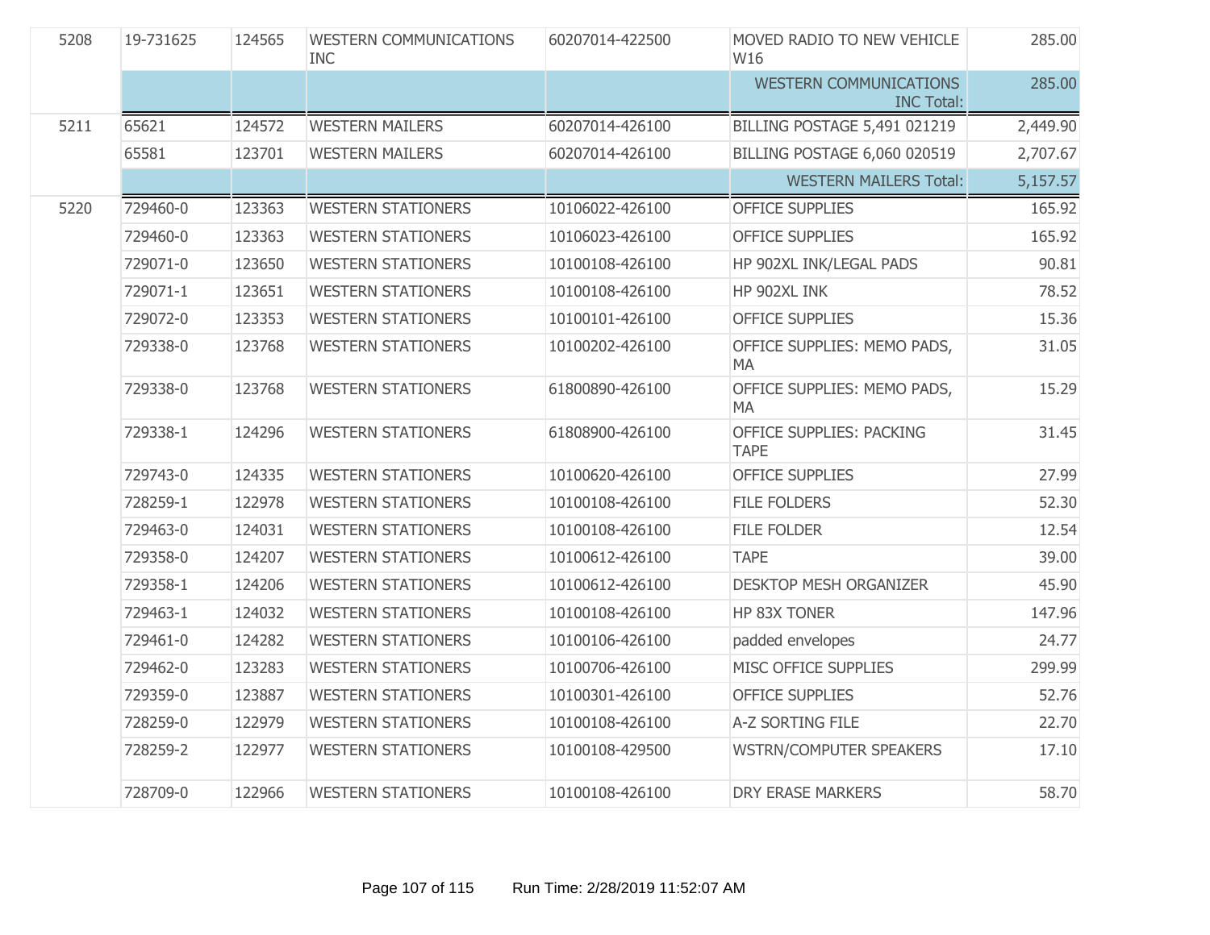| | | | | | | |
|---|---|---|---|---|---|---|
| 5208 | 19-731625 | 124565 | WESTERN COMMUNICATIONS INC | 60207014-422500 | MOVED RADIO TO NEW VEHICLE W16 | 285.00 |
| | | | | | WESTERN COMMUNICATIONS INC Total: | 285.00 |
| 5211 | 65621 | 124572 | WESTERN MAILERS | 60207014-426100 | BILLING POSTAGE 5,491 021219 | 2,449.90 |
| | 65581 | 123701 | WESTERN MAILERS | 60207014-426100 | BILLING POSTAGE 6,060 020519 | 2,707.67 |
| | | | | | WESTERN MAILERS Total: | 5,157.57 |
| 5220 | 729460-0 | 123363 | WESTERN STATIONERS | 10106022-426100 | OFFICE SUPPLIES | 165.92 |
| | 729460-0 | 123363 | WESTERN STATIONERS | 10106023-426100 | OFFICE SUPPLIES | 165.92 |
| | 729071-0 | 123650 | WESTERN STATIONERS | 10100108-426100 | HP 902XL INK/LEGAL PADS | 90.81 |
| | 729071-1 | 123651 | WESTERN STATIONERS | 10100108-426100 | HP 902XL INK | 78.52 |
| | 729072-0 | 123353 | WESTERN STATIONERS | 10100101-426100 | OFFICE SUPPLIES | 15.36 |
| | 729338-0 | 123768 | WESTERN STATIONERS | 10100202-426100 | OFFICE SUPPLIES: MEMO PADS, MA | 31.05 |
| | 729338-0 | 123768 | WESTERN STATIONERS | 61800890-426100 | OFFICE SUPPLIES: MEMO PADS, MA | 15.29 |
| | 729338-1 | 124296 | WESTERN STATIONERS | 61808900-426100 | OFFICE SUPPLIES: PACKING TAPE | 31.45 |
| | 729743-0 | 124335 | WESTERN STATIONERS | 10100620-426100 | OFFICE SUPPLIES | 27.99 |
| | 728259-1 | 122978 | WESTERN STATIONERS | 10100108-426100 | FILE FOLDERS | 52.30 |
| | 729463-0 | 124031 | WESTERN STATIONERS | 10100108-426100 | FILE FOLDER | 12.54 |
| | 729358-0 | 124207 | WESTERN STATIONERS | 10100612-426100 | TAPE | 39.00 |
| | 729358-1 | 124206 | WESTERN STATIONERS | 10100612-426100 | DESKTOP MESH ORGANIZER | 45.90 |
| | 729463-1 | 124032 | WESTERN STATIONERS | 10100108-426100 | HP 83X TONER | 147.96 |
| | 729461-0 | 124282 | WESTERN STATIONERS | 10100106-426100 | padded envelopes | 24.77 |
| | 729462-0 | 123283 | WESTERN STATIONERS | 10100706-426100 | MISC OFFICE SUPPLIES | 299.99 |
| | 729359-0 | 123887 | WESTERN STATIONERS | 10100301-426100 | OFFICE SUPPLIES | 52.76 |
| | 728259-0 | 122979 | WESTERN STATIONERS | 10100108-426100 | A-Z SORTING FILE | 22.70 |
| | 728259-2 | 122977 | WESTERN STATIONERS | 10100108-429500 | WSTRN/COMPUTER SPEAKERS | 17.10 |
| | 728709-0 | 122966 | WESTERN STATIONERS | 10100108-426100 | DRY ERASE MARKERS | 58.70 |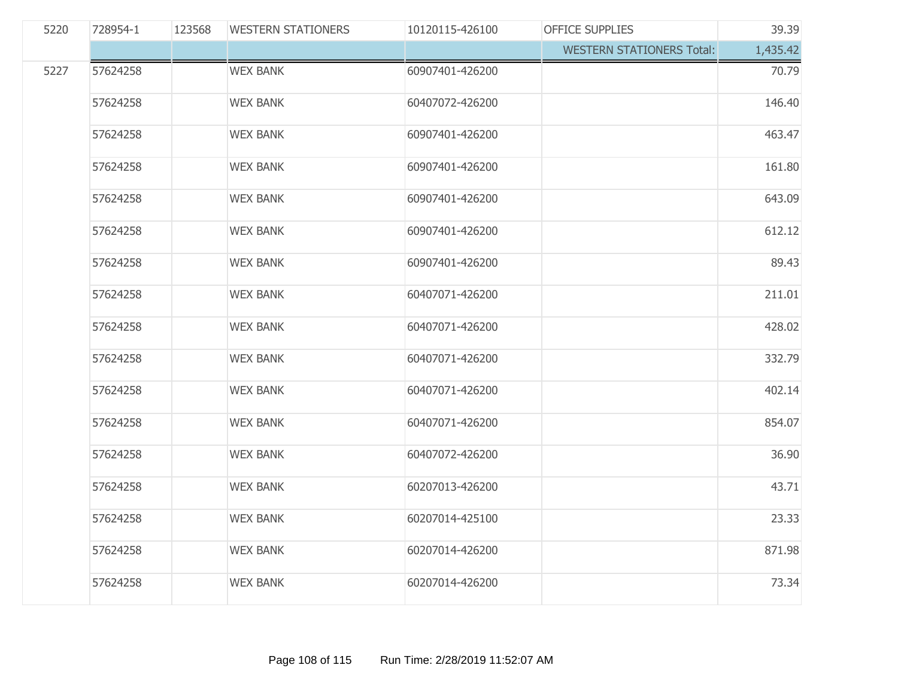| | | | | | | |
|---|---|---|---|---|---|---|
| 5220 | 728954-1 | 123568 | WESTERN STATIONERS | 10120115-426100 | OFFICE SUPPLIES | 39.39 |
| | | | | | WESTERN STATIONERS Total: | 1,435.42 |
| 5227 | 57624258 | | WEX BANK | 60907401-426200 | | 70.79 |
| | 57624258 | | WEX BANK | 60407072-426200 | | 146.40 |
| | 57624258 | | WEX BANK | 60907401-426200 | | 463.47 |
| | 57624258 | | WEX BANK | 60907401-426200 | | 161.80 |
| | 57624258 | | WEX BANK | 60907401-426200 | | 643.09 |
| | 57624258 | | WEX BANK | 60907401-426200 | | 612.12 |
| | 57624258 | | WEX BANK | 60907401-426200 | | 89.43 |
| | 57624258 | | WEX BANK | 60407071-426200 | | 211.01 |
| | 57624258 | | WEX BANK | 60407071-426200 | | 428.02 |
| | 57624258 | | WEX BANK | 60407071-426200 | | 332.79 |
| | 57624258 | | WEX BANK | 60407071-426200 | | 402.14 |
| | 57624258 | | WEX BANK | 60407071-426200 | | 854.07 |
| | 57624258 | | WEX BANK | 60407072-426200 | | 36.90 |
| | 57624258 | | WEX BANK | 60207013-426200 | | 43.71 |
| | 57624258 | | WEX BANK | 60207014-425100 | | 23.33 |
| | 57624258 | | WEX BANK | 60207014-426200 | | 871.98 |
| | 57624258 | | WEX BANK | 60207014-426200 | | 73.34 |

Run Time: 2/28/2019 11:52:07 AM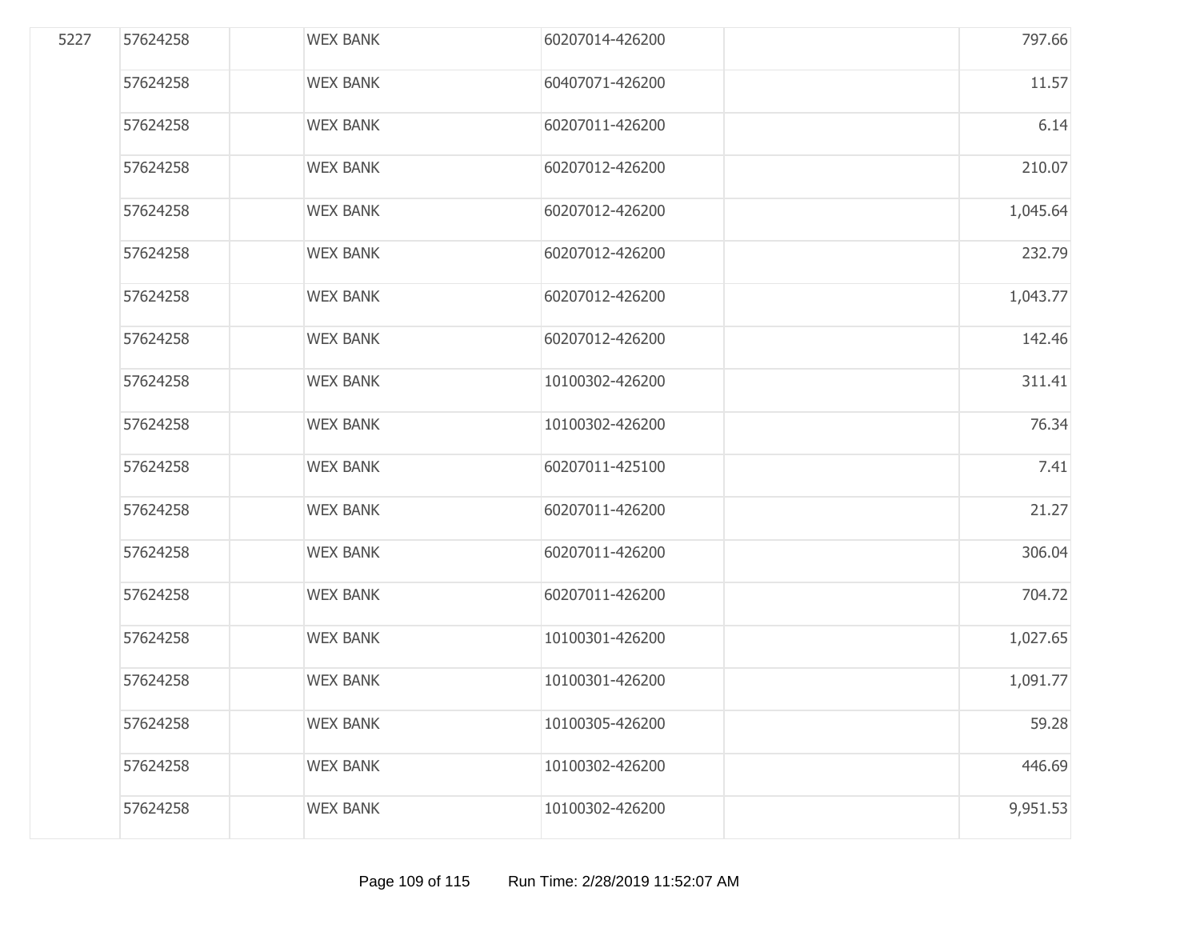| | | | | | | |
|---|---|---|---|---|---|---|
| 5227 | 57624258 | | WEX BANK | 60207014-426200 | | 797.66 |
| | 57624258 | | WEX BANK | 60407071-426200 | | 11.57 |
| | 57624258 | | WEX BANK | 60207011-426200 | | 6.14 |
| | 57624258 | | WEX BANK | 60207012-426200 | | 210.07 |
| | 57624258 | | WEX BANK | 60207012-426200 | | 1,045.64 |
| | 57624258 | | WEX BANK | 60207012-426200 | | 232.79 |
| | 57624258 | | WEX BANK | 60207012-426200 | | 1,043.77 |
| | 57624258 | | WEX BANK | 60207012-426200 | | 142.46 |
| | 57624258 | | WEX BANK | 10100302-426200 | | 311.41 |
| | 57624258 | | WEX BANK | 10100302-426200 | | 76.34 |
| | 57624258 | | WEX BANK | 60207011-425100 | | 7.41 |
| | 57624258 | | WEX BANK | 60207011-426200 | | 21.27 |
| | 57624258 | | WEX BANK | 60207011-426200 | | 306.04 |
| | 57624258 | | WEX BANK | 60207011-426200 | | 704.72 |
| | 57624258 | | WEX BANK | 10100301-426200 | | 1,027.65 |
| | 57624258 | | WEX BANK | 10100301-426200 | | 1,091.77 |
| | 57624258 | | WEX BANK | 10100305-426200 | | 59.28 |
| | 57624258 | | WEX BANK | 10100302-426200 | | 446.69 |
| | 57624258 | | WEX BANK | 10100302-426200 | | 9,951.53 |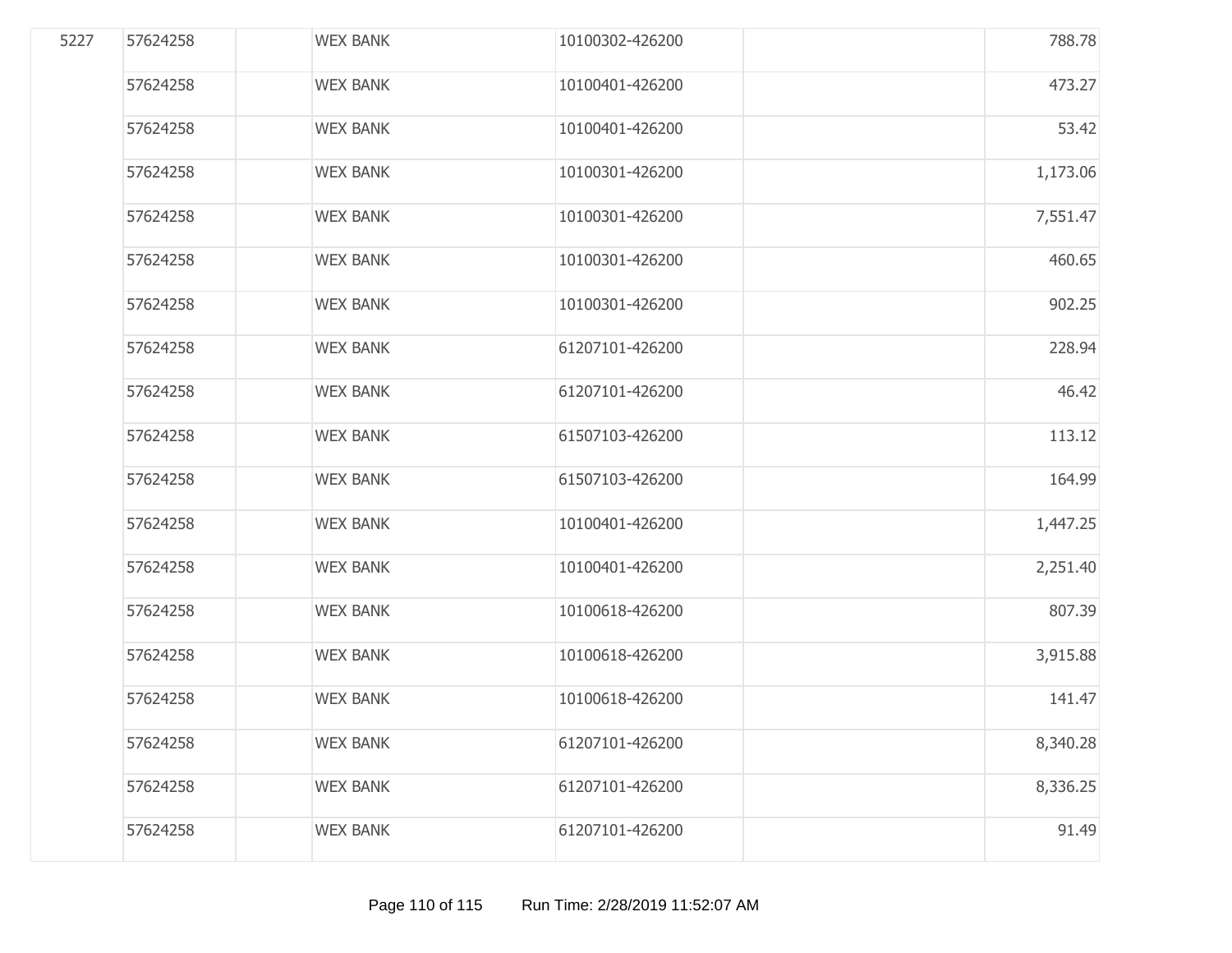| | | | | | | |
|---|---|---|---|---|---|---|
| 5227 | 57624258 | | WEX BANK | 10100302-426200 | | 788.78 |
| | 57624258 | | WEX BANK | 10100401-426200 | | 473.27 |
| | 57624258 | | WEX BANK | 10100401-426200 | | 53.42 |
| | 57624258 | | WEX BANK | 10100301-426200 | | 1,173.06 |
| | 57624258 | | WEX BANK | 10100301-426200 | | 7,551.47 |
| | 57624258 | | WEX BANK | 10100301-426200 | | 460.65 |
| | 57624258 | | WEX BANK | 10100301-426200 | | 902.25 |
| | 57624258 | | WEX BANK | 61207101-426200 | | 228.94 |
| | 57624258 | | WEX BANK | 61207101-426200 | | 46.42 |
| | 57624258 | | WEX BANK | 61507103-426200 | | 113.12 |
| | 57624258 | | WEX BANK | 61507103-426200 | | 164.99 |
| | 57624258 | | WEX BANK | 10100401-426200 | | 1,447.25 |
| | 57624258 | | WEX BANK | 10100401-426200 | | 2,251.40 |
| | 57624258 | | WEX BANK | 10100618-426200 | | 807.39 |
| | 57624258 | | WEX BANK | 10100618-426200 | | 3,915.88 |
| | 57624258 | | WEX BANK | 10100618-426200 | | 141.47 |
| | 57624258 | | WEX BANK | 61207101-426200 | | 8,340.28 |
| | 57624258 | | WEX BANK | 61207101-426200 | | 8,336.25 |
| | 57624258 | | WEX BANK | 61207101-426200 | | 91.49 |

Run Time: 2/28/2019 11:52:07 AM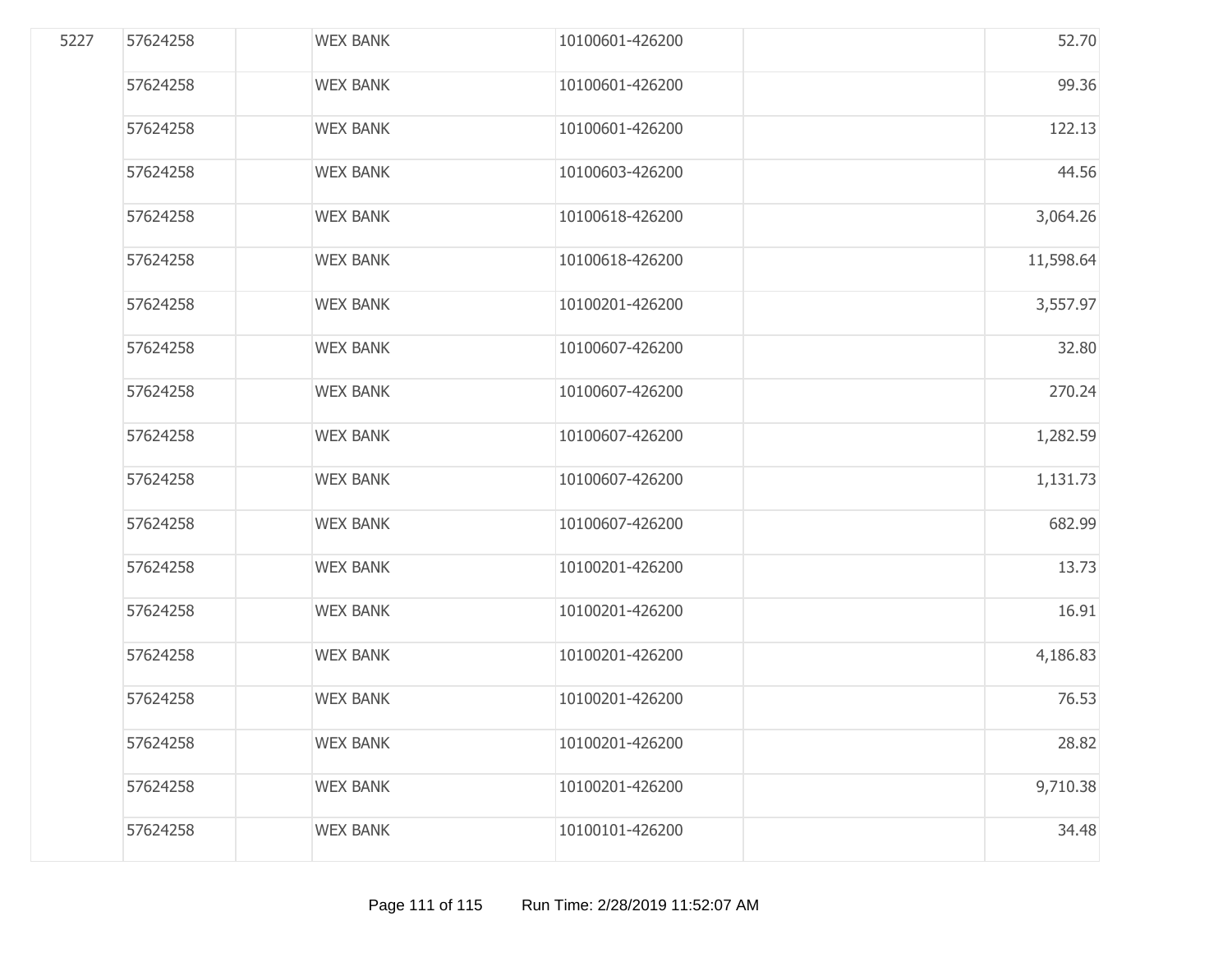| | | | | | | |
|---|---|---|---|---|---|---|
| 5227 | 57624258 | | WEX BANK | 10100601-426200 | | 52.70 |
| | 57624258 | | WEX BANK | 10100601-426200 | | 99.36 |
| | 57624258 | | WEX BANK | 10100601-426200 | | 122.13 |
| | 57624258 | | WEX BANK | 10100603-426200 | | 44.56 |
| | 57624258 | | WEX BANK | 10100618-426200 | | 3,064.26 |
| | 57624258 | | WEX BANK | 10100618-426200 | | 11,598.64 |
| | 57624258 | | WEX BANK | 10100201-426200 | | 3,557.97 |
| | 57624258 | | WEX BANK | 10100607-426200 | | 32.80 |
| | 57624258 | | WEX BANK | 10100607-426200 | | 270.24 |
| | 57624258 | | WEX BANK | 10100607-426200 | | 1,282.59 |
| | 57624258 | | WEX BANK | 10100607-426200 | | 1,131.73 |
| | 57624258 | | WEX BANK | 10100607-426200 | | 682.99 |
| | 57624258 | | WEX BANK | 10100201-426200 | | 13.73 |
| | 57624258 | | WEX BANK | 10100201-426200 | | 16.91 |
| | 57624258 | | WEX BANK | 10100201-426200 | | 4,186.83 |
| | 57624258 | | WEX BANK | 10100201-426200 | | 76.53 |
| | 57624258 | | WEX BANK | 10100201-426200 | | 28.82 |
| | 57624258 | | WEX BANK | 10100201-426200 | | 9,710.38 |
| | 57624258 | | WEX BANK | 10100101-426200 | | 34.48 |

Run Time: 2/28/2019 11:52:07 AM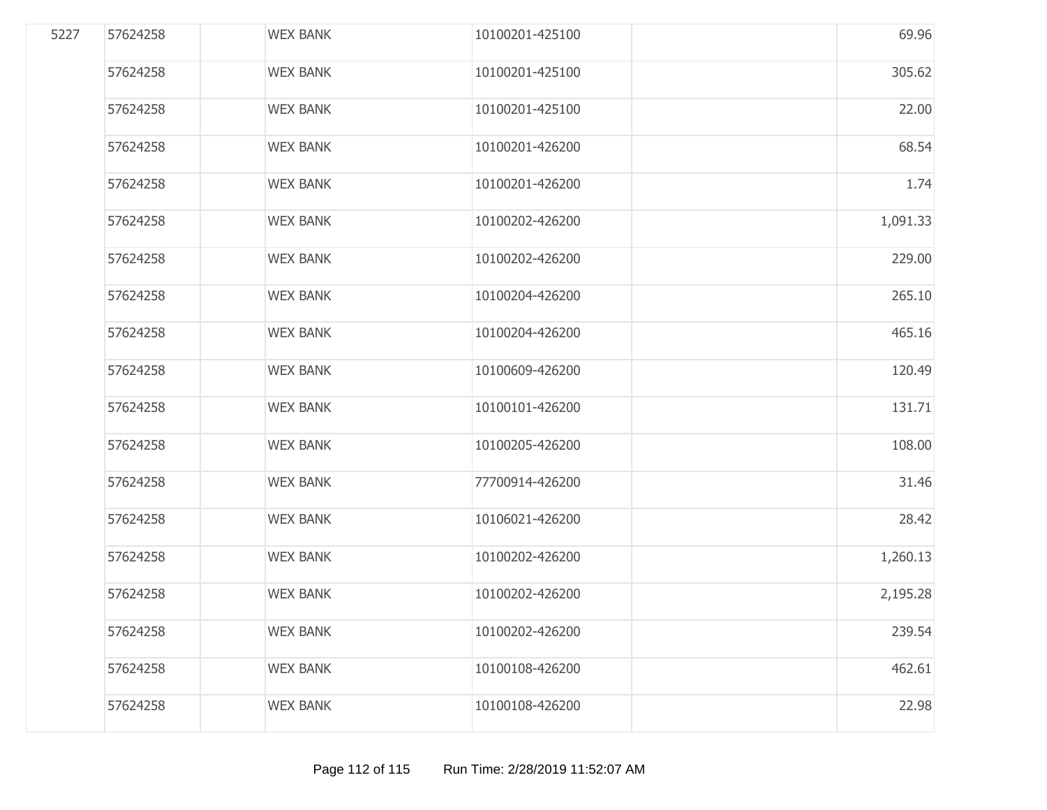| | | | | | | |
|---|---|---|---|---|---|---|
| 5227 | 57624258 | | WEX BANK | 10100201-425100 | | 69.96 |
| | 57624258 | | WEX BANK | 10100201-425100 | | 305.62 |
| | 57624258 | | WEX BANK | 10100201-425100 | | 22.00 |
| | 57624258 | | WEX BANK | 10100201-426200 | | 68.54 |
| | 57624258 | | WEX BANK | 10100201-426200 | | 1.74 |
| | 57624258 | | WEX BANK | 10100202-426200 | | 1,091.33 |
| | 57624258 | | WEX BANK | 10100202-426200 | | 229.00 |
| | 57624258 | | WEX BANK | 10100204-426200 | | 265.10 |
| | 57624258 | | WEX BANK | 10100204-426200 | | 465.16 |
| | 57624258 | | WEX BANK | 10100609-426200 | | 120.49 |
| | 57624258 | | WEX BANK | 10100101-426200 | | 131.71 |
| | 57624258 | | WEX BANK | 10100205-426200 | | 108.00 |
| | 57624258 | | WEX BANK | 77700914-426200 | | 31.46 |
| | 57624258 | | WEX BANK | 10106021-426200 | | 28.42 |
| | 57624258 | | WEX BANK | 10100202-426200 | | 1,260.13 |
| | 57624258 | | WEX BANK | 10100202-426200 | | 2,195.28 |
| | 57624258 | | WEX BANK | 10100202-426200 | | 239.54 |
| | 57624258 | | WEX BANK | 10100108-426200 | | 462.61 |
| | 57624258 | | WEX BANK | 10100108-426200 | | 22.98 |

Run Time: 2/28/2019 11:52:07 AM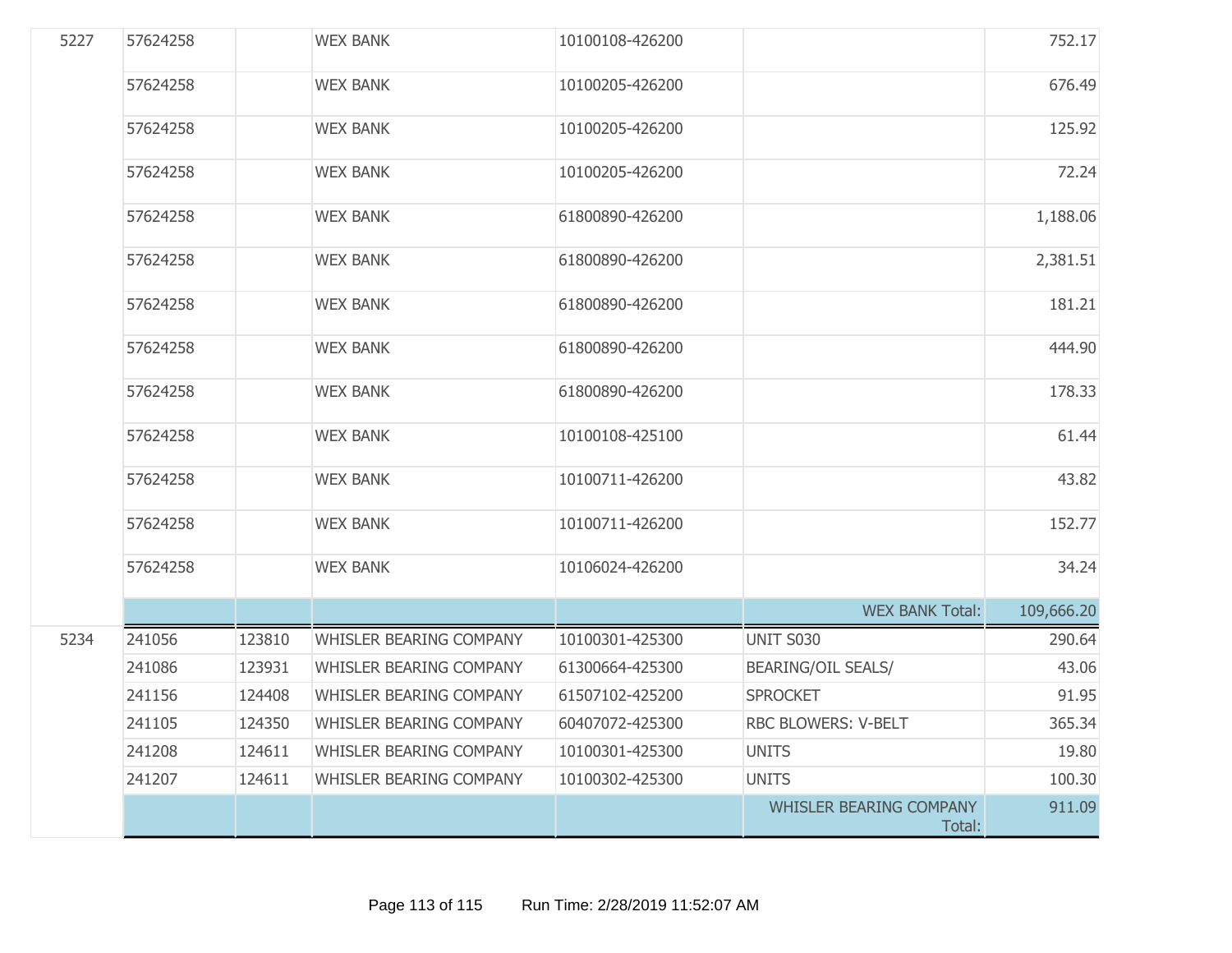| | | | | | | |
|---|---|---|---|---|---|---|
| 5227 | 57624258 | | WEX BANK | 10100108-426200 | | 752.17 |
| | 57624258 | | WEX BANK | 10100205-426200 | | 676.49 |
| | 57624258 | | WEX BANK | 10100205-426200 | | 125.92 |
| | 57624258 | | WEX BANK | 10100205-426200 | | 72.24 |
| | 57624258 | | WEX BANK | 61800890-426200 | | 1,188.06 |
| | 57624258 | | WEX BANK | 61800890-426200 | | 2,381.51 |
| | 57624258 | | WEX BANK | 61800890-426200 | | 181.21 |
| | 57624258 | | WEX BANK | 61800890-426200 | | 444.90 |
| | 57624258 | | WEX BANK | 61800890-426200 | | 178.33 |
| | 57624258 | | WEX BANK | 10100108-425100 | | 61.44 |
| | 57624258 | | WEX BANK | 10100711-426200 | | 43.82 |
| | 57624258 | | WEX BANK | 10100711-426200 | | 152.77 |
| | 57624258 | | WEX BANK | 10106024-426200 | | 34.24 |
| | | | | | WEX BANK Total: | 109,666.20 |
| 5234 | 241056 | 123810 | WHISLER BEARING COMPANY | 10100301-425300 | UNIT S030 | 290.64 |
| | 241086 | 123931 | WHISLER BEARING COMPANY | 61300664-425300 | BEARING/OIL SEALS/ | 43.06 |
| | 241156 | 124408 | WHISLER BEARING COMPANY | 61507102-425200 | SPROCKET | 91.95 |
| | 241105 | 124350 | WHISLER BEARING COMPANY | 60407072-425300 | RBC BLOWERS: V-BELT | 365.34 |
| | 241208 | 124611 | WHISLER BEARING COMPANY | 10100301-425300 | UNITS | 19.80 |
| | 241207 | 124611 | WHISLER BEARING COMPANY | 10100302-425300 | UNITS | 100.30 |
| | | | | | WHISLER BEARING COMPANY Total: | 911.09 |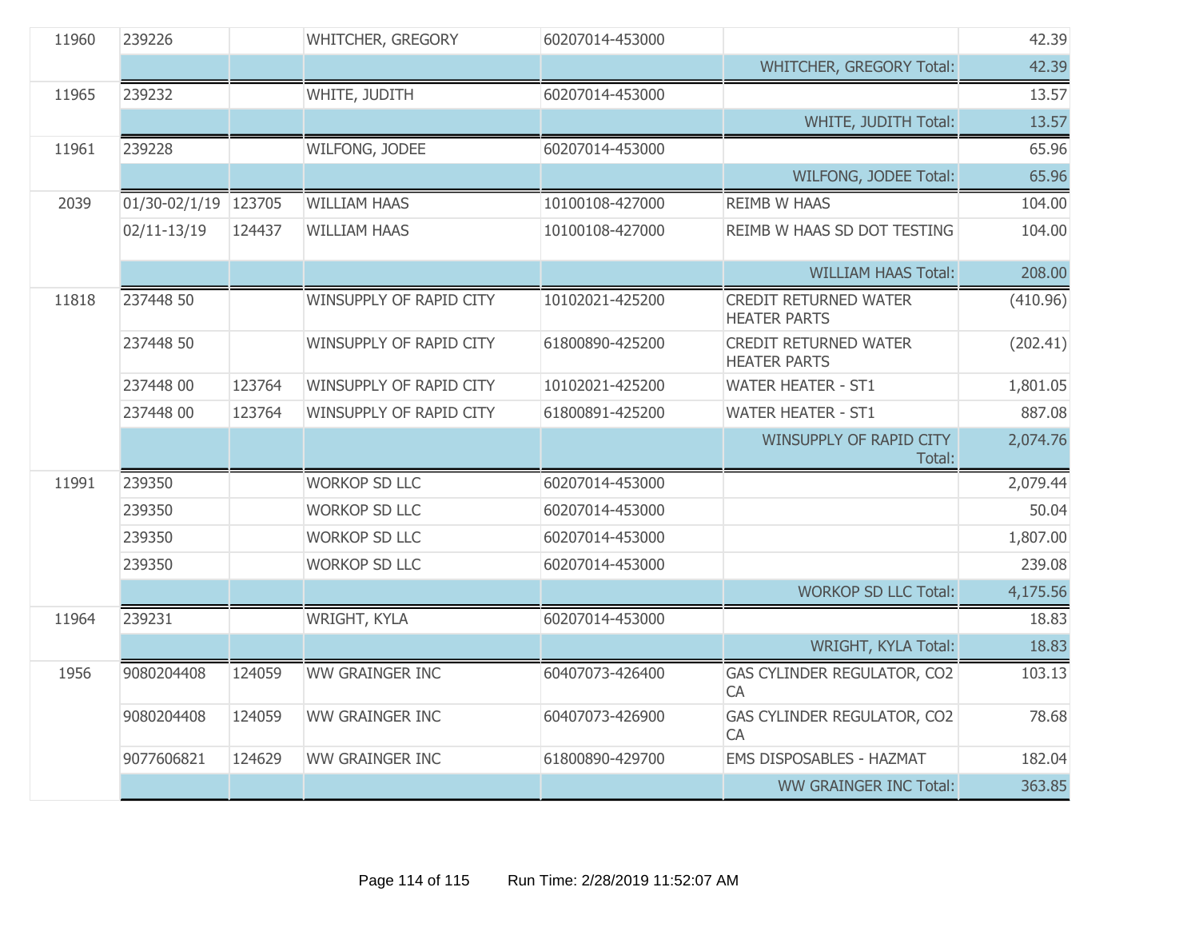| | | | | | | |
|---|---|---|---|---|---|---|
| 11960 | 239226 | | WHITCHER, GREGORY | 60207014-453000 | | 42.39 |
| | | | | | WHITCHER, GREGORY Total: | 42.39 |
| 11965 | 239232 | | WHITE, JUDITH | 60207014-453000 | | 13.57 |
| | | | | | WHITE, JUDITH Total: | 13.57 |
| 11961 | 239228 | | WILFONG, JODEE | 60207014-453000 | | 65.96 |
| | | | | | WILFONG, JODEE Total: | 65.96 |
| 2039 | 01/30-02/1/19 | 123705 | WILLIAM HAAS | 10100108-427000 | REIMB W HAAS | 104.00 |
| | 02/11-13/19 | 124437 | WILLIAM HAAS | 10100108-427000 | REIMB W HAAS SD DOT TESTING | 104.00 |
| | | | | | WILLIAM HAAS Total: | 208.00 |
| 11818 | 237448 50 | | WINSUPPLY OF RAPID CITY | 10102021-425200 | CREDIT RETURNED WATER HEATER PARTS | (410.96) |
| | 237448 50 | | WINSUPPLY OF RAPID CITY | 61800890-425200 | CREDIT RETURNED WATER HEATER PARTS | (202.41) |
| | 237448 00 | 123764 | WINSUPPLY OF RAPID CITY | 10102021-425200 | WATER HEATER - ST1 | 1,801.05 |
| | 237448 00 | 123764 | WINSUPPLY OF RAPID CITY | 61800891-425200 | WATER HEATER - ST1 | 887.08 |
| | | | | | WINSUPPLY OF RAPID CITY Total: | 2,074.76 |
| 11991 | 239350 | | WORKOP SD LLC | 60207014-453000 | | 2,079.44 |
| | 239350 | | WORKOP SD LLC | 60207014-453000 | | 50.04 |
| | 239350 | | WORKOP SD LLC | 60207014-453000 | | 1,807.00 |
| | 239350 | | WORKOP SD LLC | 60207014-453000 | | 239.08 |
| | | | | | WORKOP SD LLC Total: | 4,175.56 |
| 11964 | 239231 | | WRIGHT, KYLA | 60207014-453000 | | 18.83 |
| | | | | | WRIGHT, KYLA Total: | 18.83 |
| 1956 | 9080204408 | 124059 | WW GRAINGER INC | 60407073-426400 | GAS CYLINDER REGULATOR, CO2 CA | 103.13 |
| | 9080204408 | 124059 | WW GRAINGER INC | 60407073-426900 | GAS CYLINDER REGULATOR, CO2 CA | 78.68 |
| | 9077606821 | 124629 | WW GRAINGER INC | 61800890-429700 | EMS DISPOSABLES - HAZMAT | 182.04 |
| | | | | | WW GRAINGER INC Total: | 363.85 |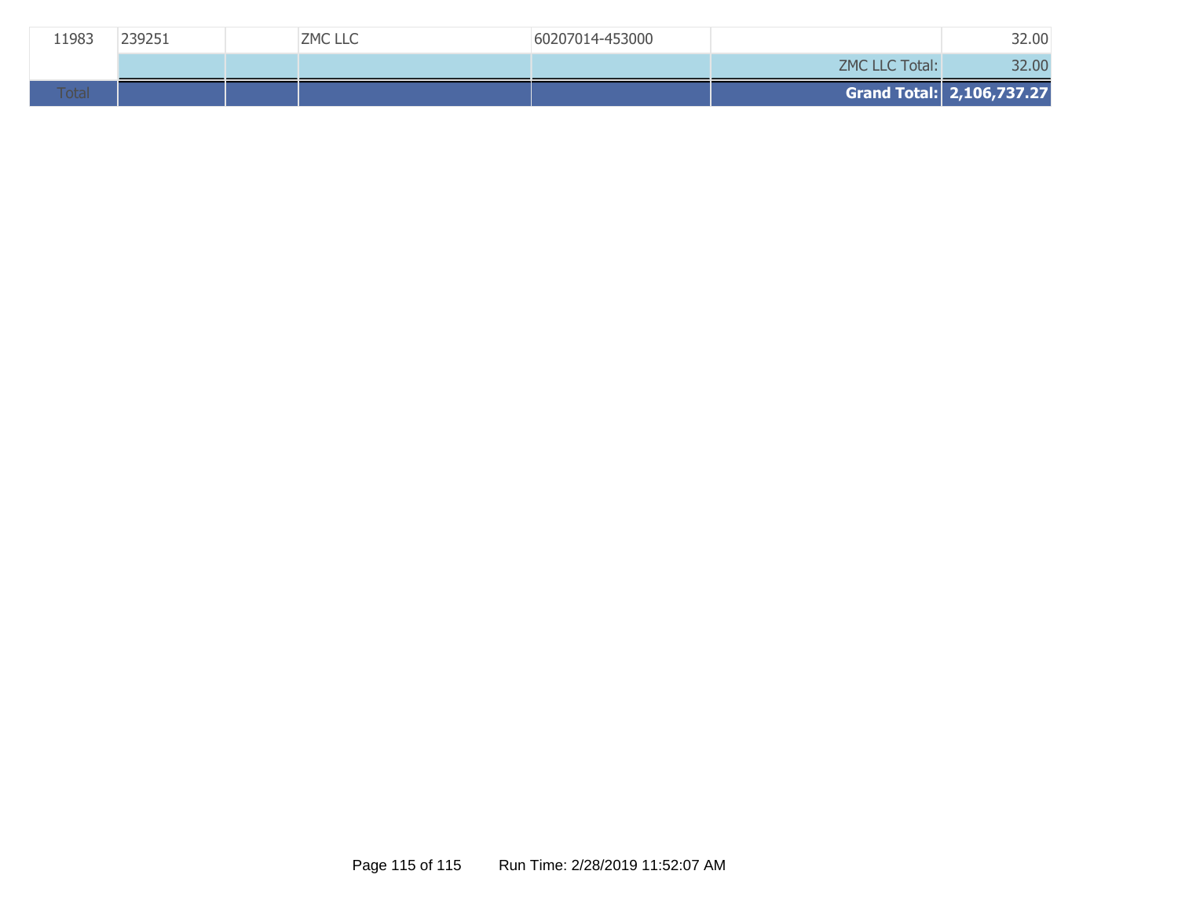| | | | | | | |
|---|---|---|---|---|---|---|
| 11983 | 239251 | | ZMC LLC | 60207014-453000 | | 32.00 |
| | | | | | ZMC LLC Total: | 32.00 |
| Total | | | | | **Grand Total:** | **2,106,737.27** |

Run Time: 2/28/2019 11:52:07 AM